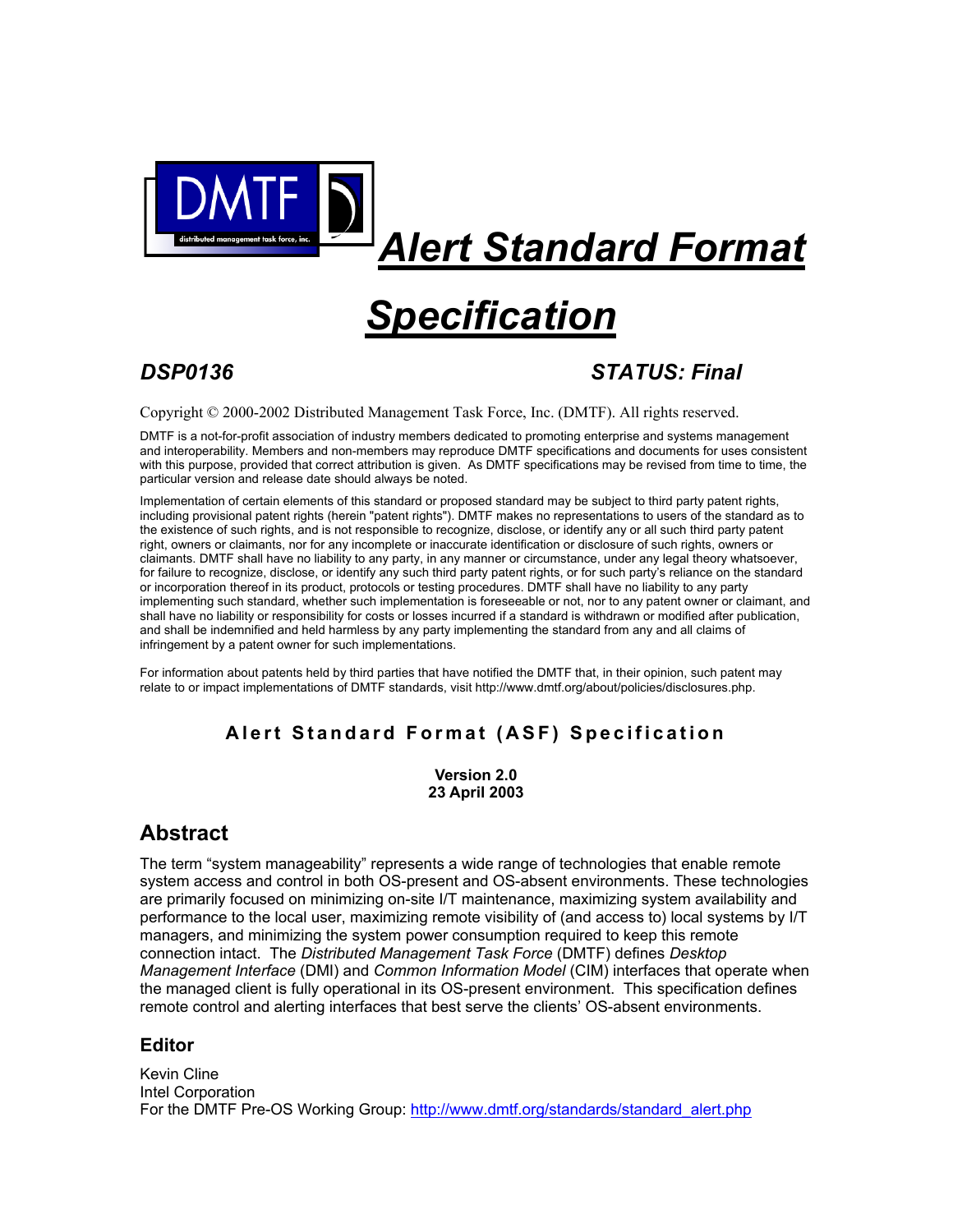# *Alert Standard Format Specification*

***DSP0136*** ***STATUS: Final***

Copyright © 2000-2002 Distributed Management Task Force, Inc. (DMTF). All rights reserved.

DMTF is a not-for-profit association of industry members dedicated to promoting enterprise and systems management and interoperability. Members and non-members may reproduce DMTF specifications and documents for uses consistent with this purpose, provided that correct attribution is given. As DMTF specifications may be revised from time to time, the particular version and release date should always be noted.

Implementation of certain elements of this standard or proposed standard may be subject to third party patent rights, including provisional patent rights (herein "patent rights"). DMTF makes no representations to users of the standard as to the existence of such rights, and is not responsible to recognize, disclose, or identify any or all such third party patent right, owners or claimants, nor for any incomplete or inaccurate identification or disclosure of such rights, owners or claimants. DMTF shall have no liability to any party, in any manner or circumstance, under any legal theory whatsoever, for failure to recognize, disclose, or identify any such third party patent rights, or for such party's reliance on the standard or incorporation thereof in its product, protocols or testing procedures. DMTF shall have no liability to any party implementing such standard, whether such implementation is foreseeable or not, nor to any patent owner or claimant, and shall have no liability or responsibility for costs or losses incurred if a standard is withdrawn or modified after publication, and shall be indemnified and held harmless by any party implementing the standard from any and all claims of infringement by a patent owner for such implementations.

For information about patents held by third parties that have notified the DMTF that, in their opinion, such patent may relate to or impact implementations of DMTF standards, visit http://www.dmtf.org/about/policies/disclosures.php.

## Alert Standard Format (ASF) Specification

**Version 2.0**
**23 April 2003**

## Abstract

The term "system manageability" represents a wide range of technologies that enable remote system access and control in both OS-present and OS-absent environments. These technologies are primarily focused on minimizing on-site I/T maintenance, maximizing system availability and performance to the local user, maximizing remote visibility of (and access to) local systems by I/T managers, and minimizing the system power consumption required to keep this remote connection intact. The *Distributed Management Task Force* (DMTF) defines *Desktop Management Interface* (DMI) and *Common Information Model* (CIM) interfaces that operate when the managed client is fully operational in its OS-present environment. This specification defines remote control and alerting interfaces that best serve the clients' OS-absent environments.

### Editor

Kevin Cline
Intel Corporation
For the DMTF Pre-OS Working Group: http://www.dmtf.org/standards/standard_alert.php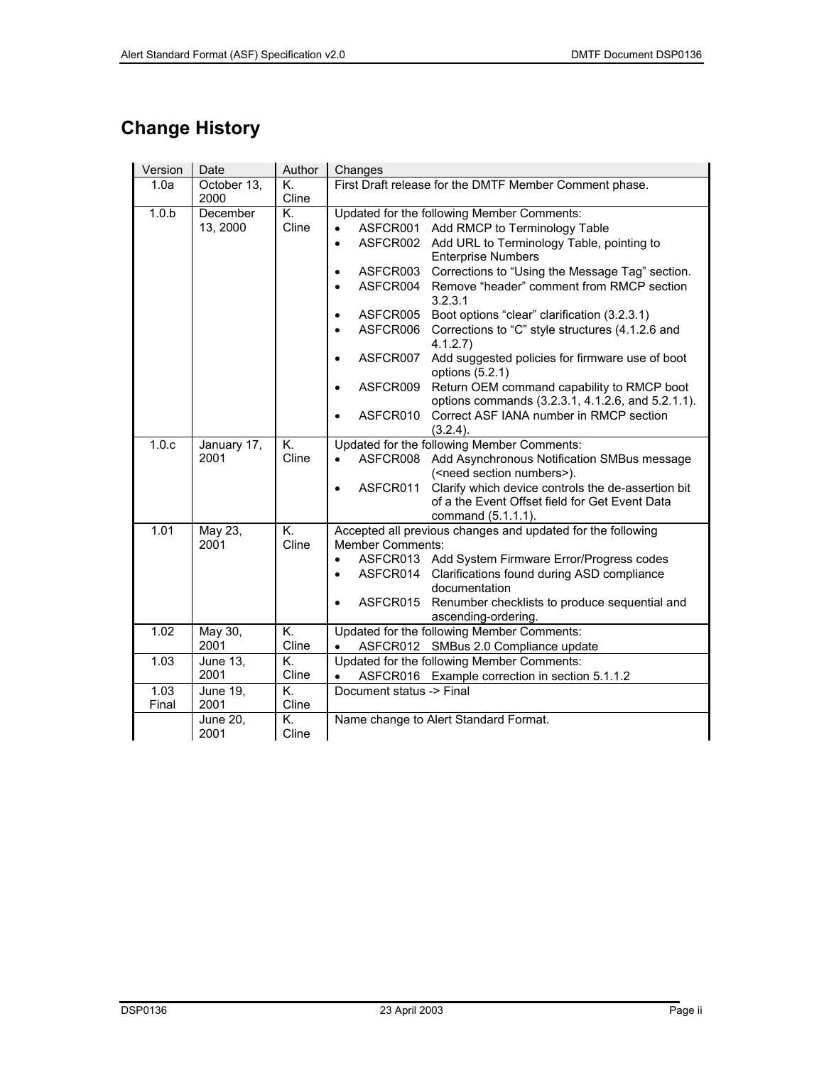# Change History

| Version | Date | Author | Changes |
|---|---|---|---|
| 1.0a | October 13, 2000 | K. Cline | First Draft release for the DMTF Member Comment phase. |
| 1.0.b | December 13, 2000 | K. Cline | Updated for the following Member Comments:<br>• ASFCR001 Add RMCP to Terminology Table<br>• ASFCR002 Add URL to Terminology Table, pointing to Enterprise Numbers<br>• ASFCR003 Corrections to “Using the Message Tag” section.<br>• ASFCR004 Remove “header” comment from RMCP section 3.2.3.1<br>• ASFCR005 Boot options “clear” clarification (3.2.3.1)<br>• ASFCR006 Corrections to “C” style structures (4.1.2.6 and 4.1.2.7)<br>• ASFCR007 Add suggested policies for firmware use of boot options (5.2.1)<br>• ASFCR009 Return OEM command capability to RMCP boot options commands (3.2.3.1, 4.1.2.6, and 5.2.1.1).<br>• ASFCR010 Correct ASF IANA number in RMCP section (3.2.4). |
| 1.0.c | January 17, 2001 | K. Cline | Updated for the following Member Comments:<br>• ASFCR008 Add Asynchronous Notification SMBus message (<need section numbers>).<br>• ASFCR011 Clarify which device controls the de-assertion bit of a the Event Offset field for Get Event Data command (5.1.1.1). |
| 1.01 | May 23, 2001 | K. Cline | Accepted all previous changes and updated for the following Member Comments:<br>• ASFCR013 Add System Firmware Error/Progress codes<br>• ASFCR014 Clarifications found during ASD compliance documentation<br>• ASFCR015 Renumber checklists to produce sequential and ascending-ordering. |
| 1.02 | May 30, 2001 | K. Cline | Updated for the following Member Comments:<br>• ASFCR012 SMBus 2.0 Compliance update |
| 1.03 | June 13, 2001 | K. Cline | Updated for the following Member Comments:<br>• ASFCR016 Example correction in section 5.1.1.2 |
| 1.03 Final | June 19, 2001 | K. Cline | Document status -> Final |
| | June 20, 2001 | K. Cline | Name change to Alert Standard Format. |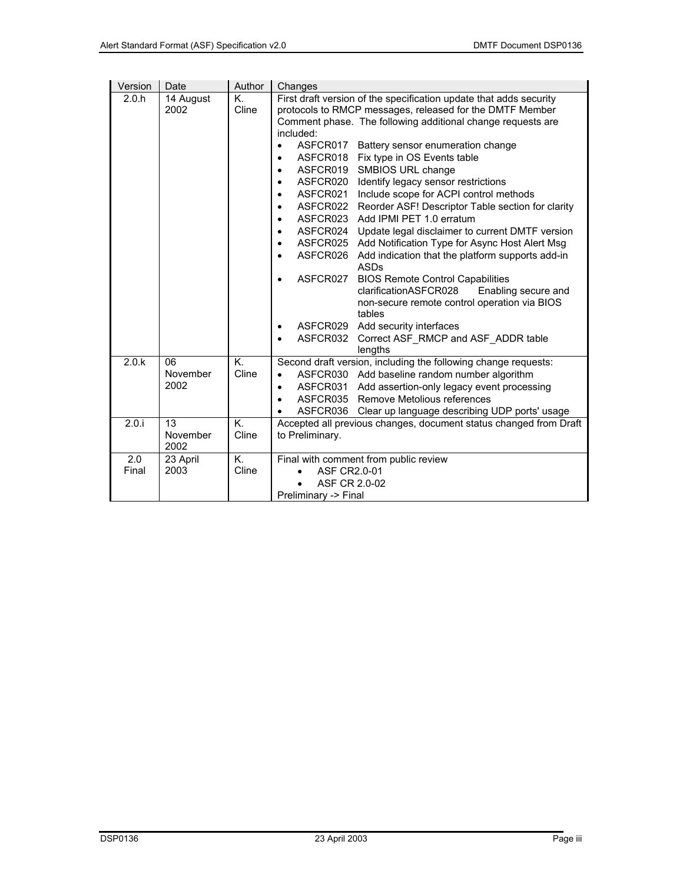| Version | Date | Author | Changes |
|---|---|---|---|
| 2.0.h | 14 August 2002 | K. Cline | First draft version of the specification update that adds security protocols to RMCP messages, released for the DMTF Member Comment phase. The following additional change requests are included:<br>• ASFCR017 Battery sensor enumeration change<br>• ASFCR018 Fix type in OS Events table<br>• ASFCR019 SMBIOS URL change<br>• ASFCR020 Identify legacy sensor restrictions<br>• ASFCR021 Include scope for ACPI control methods<br>• ASFCR022 Reorder ASF! Descriptor Table section for clarity<br>• ASFCR023 Add IPMI PET 1.0 erratum<br>• ASFCR024 Update legal disclaimer to current DMTF version<br>• ASFCR025 Add Notification Type for Async Host Alert Msg<br>• ASFCR026 Add indication that the platform supports add-in ASDs<br>• ASFCR027 BIOS Remote Control Capabilities clarificationASFCR028 Enabling secure and non-secure remote control operation via BIOS tables<br>• ASFCR029 Add security interfaces<br>• ASFCR032 Correct ASF_RMCP and ASF_ADDR table lengths |
| 2.0.k | 06 November 2002 | K. Cline | Second draft version, including the following change requests:<br>• ASFCR030 Add baseline random number algorithm<br>• ASFCR031 Add assertion-only legacy event processing<br>• ASFCR035 Remove Metolious references<br>• ASFCR036 Clear up language describing UDP ports' usage |
| 2.0.i | 13 November 2002 | K. Cline | Accepted all previous changes, document status changed from Draft to Preliminary. |
| 2.0 Final | 23 April 2003 | K. Cline | Final with comment from public review<br>• ASF CR2.0-01<br>• ASF CR 2.0-02<br>Preliminary -> Final |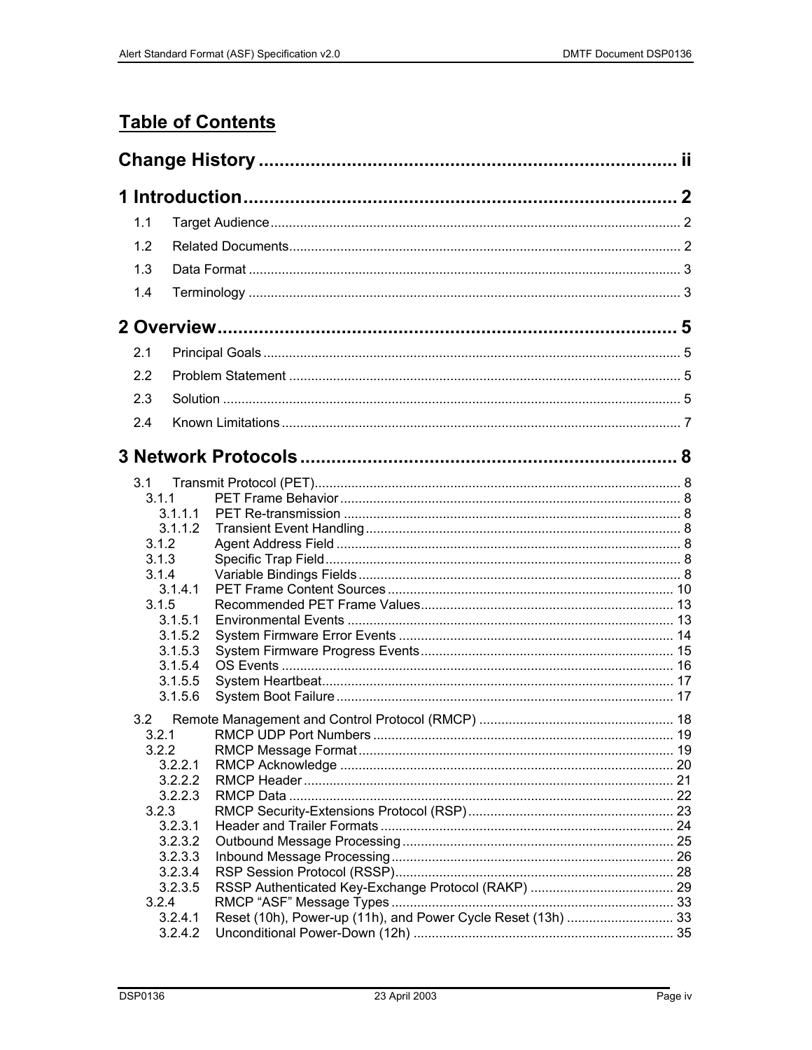# Table of Contents

**Change History ..... ii**

**1 Introduction ..... 2**

- 1.1 Target Audience ..... 2
- 1.2 Related Documents ..... 2
- 1.3 Data Format ..... 3
- 1.4 Terminology ..... 3

**2 Overview ..... 5**

- 2.1 Principal Goals ..... 5
- 2.2 Problem Statement ..... 5
- 2.3 Solution ..... 5
- 2.4 Known Limitations ..... 7

**3 Network Protocols ..... 8**

- 3.1 Transmit Protocol (PET) ..... 8
  - 3.1.1 PET Frame Behavior ..... 8
    - 3.1.1.1 PET Re-transmission ..... 8
    - 3.1.1.2 Transient Event Handling ..... 8
  - 3.1.2 Agent Address Field ..... 8
  - 3.1.3 Specific Trap Field ..... 8
  - 3.1.4 Variable Bindings Fields ..... 8
    - 3.1.4.1 PET Frame Content Sources ..... 10
  - 3.1.5 Recommended PET Frame Values ..... 13
    - 3.1.5.1 Environmental Events ..... 13
    - 3.1.5.2 System Firmware Error Events ..... 14
    - 3.1.5.3 System Firmware Progress Events ..... 15
    - 3.1.5.4 OS Events ..... 16
    - 3.1.5.5 System Heartbeat ..... 17
    - 3.1.5.6 System Boot Failure ..... 17
- 3.2 Remote Management and Control Protocol (RMCP) ..... 18
  - 3.2.1 RMCP UDP Port Numbers ..... 19
  - 3.2.2 RMCP Message Format ..... 19
    - 3.2.2.1 RMCP Acknowledge ..... 20
    - 3.2.2.2 RMCP Header ..... 21
    - 3.2.2.3 RMCP Data ..... 22
  - 3.2.3 RMCP Security-Extensions Protocol (RSP) ..... 23
    - 3.2.3.1 Header and Trailer Formats ..... 24
    - 3.2.3.2 Outbound Message Processing ..... 25
    - 3.2.3.3 Inbound Message Processing ..... 26
    - 3.2.3.4 RSP Session Protocol (RSSP) ..... 28
    - 3.2.3.5 RSSP Authenticated Key-Exchange Protocol (RAKP) ..... 29
  - 3.2.4 RMCP "ASF" Message Types ..... 33
    - 3.2.4.1 Reset (10h), Power-up (11h), and Power Cycle Reset (13h) ..... 33
    - 3.2.4.2 Unconditional Power-Down (12h) ..... 35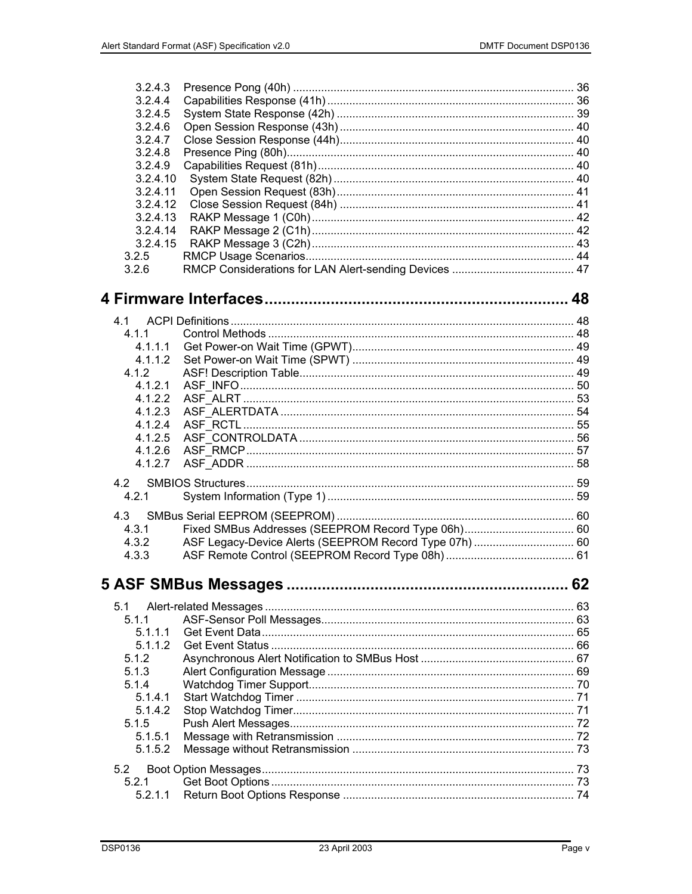3.2.4.3 Presence Pong (40h) ........................................................................................ 36
3.2.4.4 Capabilities Response (41h) .............................................................................. 36
3.2.4.5 System State Response (42h) ........................................................................... 39
3.2.4.6 Open Session Response (43h) .......................................................................... 40
3.2.4.7 Close Session Response (44h).......................................................................... 40
3.2.4.8 Presence Ping (80h)........................................................................................... 40
3.2.4.9 Capabilities Request (81h)................................................................................. 40
3.2.4.10 System State Request (82h) ............................................................................ 40
3.2.4.11 Open Session Request (83h)............................................................................ 41
3.2.4.12 Close Session Request (84h) ........................................................................... 41
3.2.4.13 RAKP Message 1 (C0h).................................................................................... 42
3.2.4.14 RAKP Message 2 (C1h).................................................................................... 42
3.2.4.15 RAKP Message 3 (C2h).................................................................................... 43
3.2.5 RMCP Usage Scenarios..................................................................................... 44
3.2.6 RMCP Considerations for LAN Alert-sending Devices ....................................... 47

# 4 Firmware Interfaces ........................................................................ 48

4.1 ACPI Definitions ............................................................................................................. 48
4.1.1 Control Methods ................................................................................................. 48
4.1.1.1 Get Power-on Wait Time (GPWT)...................................................................... 49
4.1.1.2 Set Power-on Wait Time (SPWT) ...................................................................... 49
4.1.2 ASF! Description Table....................................................................................... 49
4.1.2.1 ASF_INFO .......................................................................................................... 50
4.1.2.2 ASF_ALRT ......................................................................................................... 53
4.1.2.3 ASF_ALERTDATA ............................................................................................. 54
4.1.2.4 ASF_RCTL ......................................................................................................... 55
4.1.2.5 ASF_CONTROLDATA ....................................................................................... 56
4.1.2.6 ASF_RMCP........................................................................................................ 57
4.1.2.7 ASF_ADDR ........................................................................................................ 58

4.2 SMBIOS Structures........................................................................................................ 59
4.2.1 System Information (Type 1) .............................................................................. 59

4.3 SMBus Serial EEPROM (SEEPROM) ........................................................................... 60
4.3.1 Fixed SMBus Addresses (SEEPROM Record Type 06h)................................... 60
4.3.2 ASF Legacy-Device Alerts (SEEPROM Record Type 07h) ................................ 60
4.3.3 ASF Remote Control (SEEPROM Record Type 08h)......................................... 61

# 5 ASF SMBus Messages ................................................................ 62

5.1 Alert-related Messages .................................................................................................. 63
5.1.1 ASF-Sensor Poll Messages................................................................................ 63
5.1.1.1 Get Event Data................................................................................................... 65
5.1.1.2 Get Event Status ................................................................................................ 66
5.1.2 Asynchronous Alert Notification to SMBus Host ................................................ 67
5.1.3 Alert Configuration Message .............................................................................. 69
5.1.4 Watchdog Timer Support.................................................................................... 70
5.1.4.1 Start Watchdog Timer ........................................................................................ 71
5.1.4.2 Stop Watchdog Timer......................................................................................... 71
5.1.5 Push Alert Messages.......................................................................................... 72
5.1.5.1 Message with Retransmission ........................................................................... 72
5.1.5.2 Message without Retransmission ...................................................................... 73

5.2 Boot Option Messages................................................................................................... 73
5.2.1 Get Boot Options ................................................................................................ 73
5.2.1.1 Return Boot Options Response ......................................................................... 74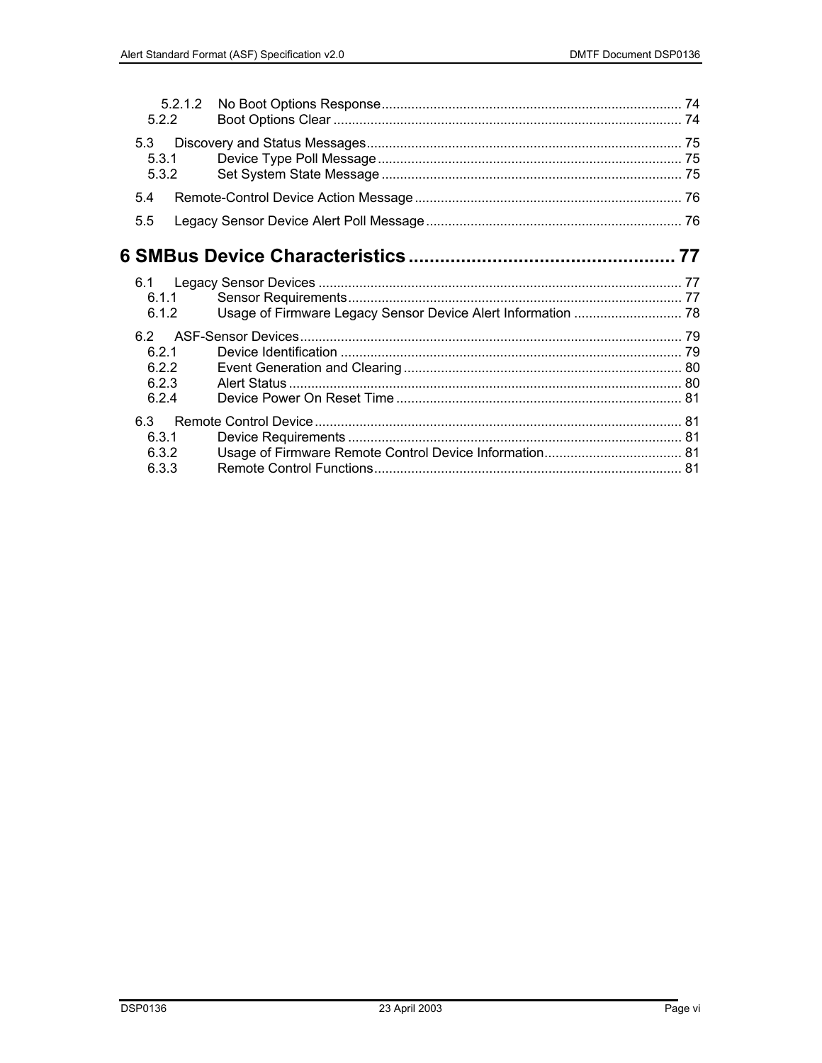5.2.1.2 No Boot Options Response ... 74
5.2.2 Boot Options Clear ... 74

5.3 Discovery and Status Messages ... 75
5.3.1 Device Type Poll Message ... 75
5.3.2 Set System State Message ... 75

5.4 Remote-Control Device Action Message ... 76

5.5 Legacy Sensor Device Alert Poll Message ... 76

**6 SMBus Device Characteristics ... 77**

6.1 Legacy Sensor Devices ... 77
6.1.1 Sensor Requirements ... 77
6.1.2 Usage of Firmware Legacy Sensor Device Alert Information ... 78

6.2 ASF-Sensor Devices ... 79
6.2.1 Device Identification ... 79
6.2.2 Event Generation and Clearing ... 80
6.2.3 Alert Status ... 80
6.2.4 Device Power On Reset Time ... 81

6.3 Remote Control Device ... 81
6.3.1 Device Requirements ... 81
6.3.2 Usage of Firmware Remote Control Device Information ... 81
6.3.3 Remote Control Functions ... 81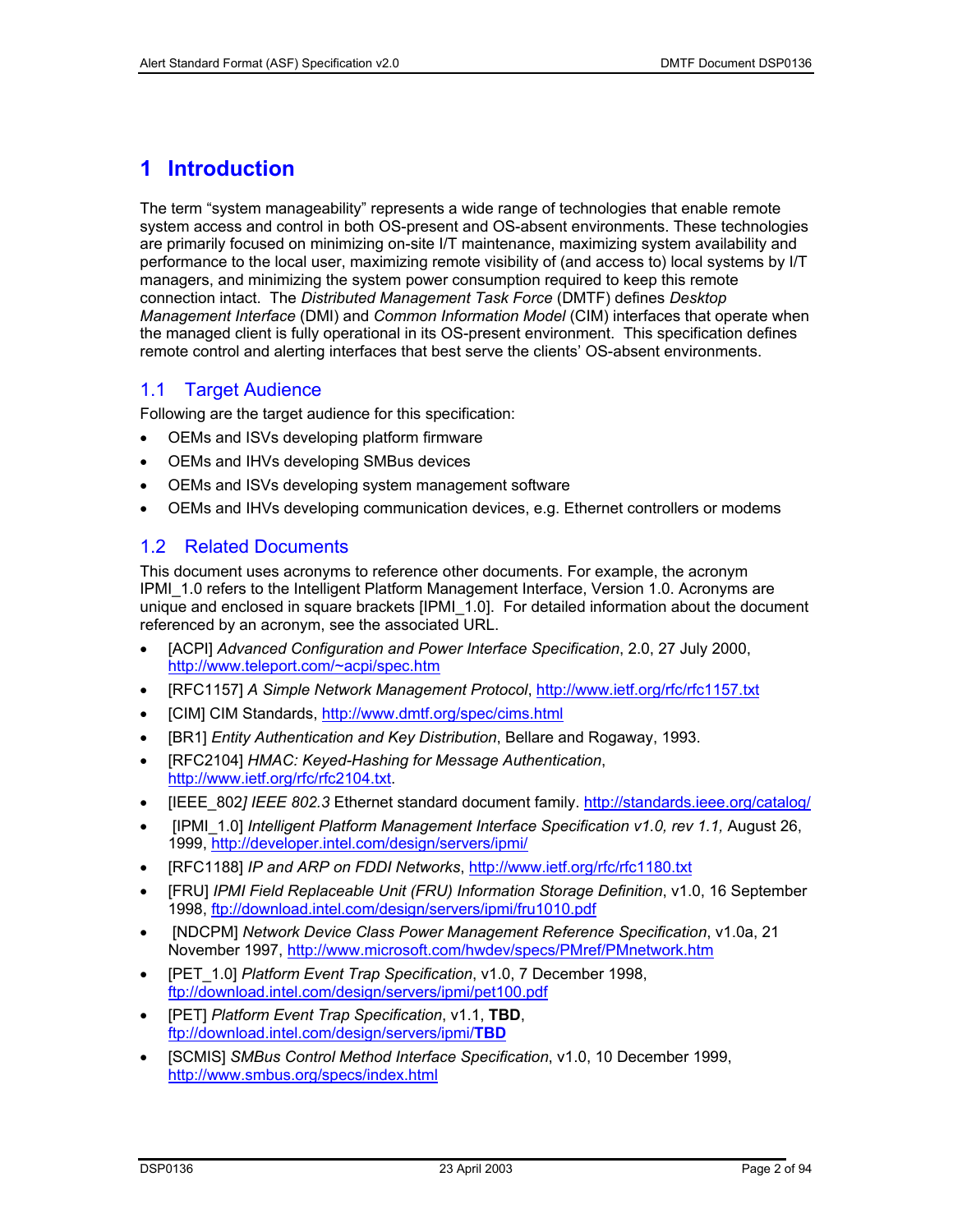# 1 Introduction

The term "system manageability" represents a wide range of technologies that enable remote system access and control in both OS-present and OS-absent environments. These technologies are primarily focused on minimizing on-site I/T maintenance, maximizing system availability and performance to the local user, maximizing remote visibility of (and access to) local systems by I/T managers, and minimizing the system power consumption required to keep this remote connection intact. The *Distributed Management Task Force* (DMTF) defines *Desktop Management Interface* (DMI) and *Common Information Model* (CIM) interfaces that operate when the managed client is fully operational in its OS-present environment. This specification defines remote control and alerting interfaces that best serve the clients' OS-absent environments.

## 1.1 Target Audience

Following are the target audience for this specification:

- OEMs and ISVs developing platform firmware
- OEMs and IHVs developing SMBus devices
- OEMs and ISVs developing system management software
- OEMs and IHVs developing communication devices, e.g. Ethernet controllers or modems

## 1.2 Related Documents

This document uses acronyms to reference other documents. For example, the acronym IPMI_1.0 refers to the Intelligent Platform Management Interface, Version 1.0. Acronyms are unique and enclosed in square brackets [IPMI_1.0]. For detailed information about the document referenced by an acronym, see the associated URL.

- [ACPI] *Advanced Configuration and Power Interface Specification*, 2.0, 27 July 2000, http://www.teleport.com/~acpi/spec.htm
- [RFC1157] *A Simple Network Management Protocol*, http://www.ietf.org/rfc/rfc1157.txt
- [CIM] CIM Standards, http://www.dmtf.org/spec/cims.html
- [BR1] *Entity Authentication and Key Distribution*, Bellare and Rogaway, 1993.
- [RFC2104] *HMAC: Keyed-Hashing for Message Authentication*, http://www.ietf.org/rfc/rfc2104.txt.
- [IEEE_802*] IEEE 802.3* Ethernet standard document family. http://standards.ieee.org/catalog/
- [IPMI_1.0] *Intelligent Platform Management Interface Specification v1.0, rev 1.1,* August 26, 1999, http://developer.intel.com/design/servers/ipmi/
- [RFC1188] *IP and ARP on FDDI Networks*, http://www.ietf.org/rfc/rfc1180.txt
- [FRU] *IPMI Field Replaceable Unit (FRU) Information Storage Definition*, v1.0, 16 September 1998, ftp://download.intel.com/design/servers/ipmi/fru1010.pdf
- [NDCPM] *Network Device Class Power Management Reference Specification*, v1.0a, 21 November 1997, http://www.microsoft.com/hwdev/specs/PMref/PMnetwork.htm
- [PET_1.0] *Platform Event Trap Specification*, v1.0, 7 December 1998, ftp://download.intel.com/design/servers/ipmi/pet100.pdf
- [PET] *Platform Event Trap Specification*, v1.1, **TBD**, ftp://download.intel.com/design/servers/ipmi/**TBD**
- [SCMIS] *SMBus Control Method Interface Specification*, v1.0, 10 December 1999, http://www.smbus.org/specs/index.html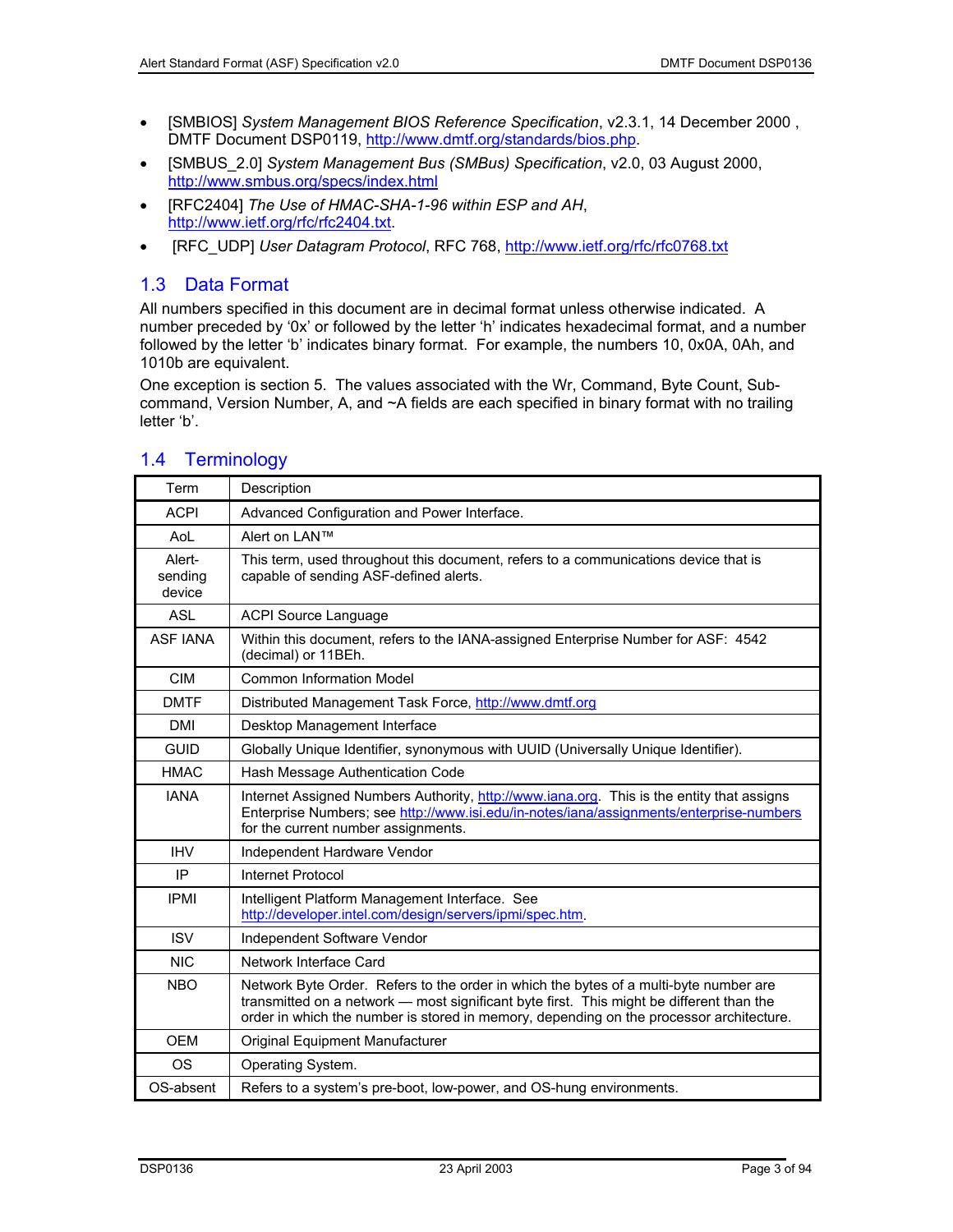- [SMBIOS] *System Management BIOS Reference Specification*, v2.3.1, 14 December 2000 , DMTF Document DSP0119, http://www.dmtf.org/standards/bios.php.
- [SMBUS_2.0] *System Management Bus (SMBus) Specification*, v2.0, 03 August 2000, http://www.smbus.org/specs/index.html
- [RFC2404] *The Use of HMAC-SHA-1-96 within ESP and AH*, http://www.ietf.org/rfc/rfc2404.txt.
- [RFC_UDP] *User Datagram Protocol*, RFC 768, http://www.ietf.org/rfc/rfc0768.txt

## 1.3 Data Format

All numbers specified in this document are in decimal format unless otherwise indicated. A number preceded by '0x' or followed by the letter 'h' indicates hexadecimal format, and a number followed by the letter 'b' indicates binary format. For example, the numbers 10, 0x0A, 0Ah, and 1010b are equivalent.

One exception is section 5. The values associated with the Wr, Command, Byte Count, Sub-command, Version Number, A, and ~A fields are each specified in binary format with no trailing letter 'b'.

## 1.4 Terminology

| Term | Description |
|---|---|
| ACPI | Advanced Configuration and Power Interface. |
| AoL | Alert on LAN™ |
| Alert-sending device | This term, used throughout this document, refers to a communications device that is capable of sending ASF-defined alerts. |
| ASL | ACPI Source Language |
| ASF IANA | Within this document, refers to the IANA-assigned Enterprise Number for ASF: 4542 (decimal) or 11BEh. |
| CIM | Common Information Model |
| DMTF | Distributed Management Task Force, http://www.dmtf.org |
| DMI | Desktop Management Interface |
| GUID | Globally Unique Identifier, synonymous with UUID (Universally Unique Identifier). |
| HMAC | Hash Message Authentication Code |
| IANA | Internet Assigned Numbers Authority, http://www.iana.org. This is the entity that assigns Enterprise Numbers; see http://www.isi.edu/in-notes/iana/assignments/enterprise-numbers for the current number assignments. |
| IHV | Independent Hardware Vendor |
| IP | Internet Protocol |
| IPMI | Intelligent Platform Management Interface. See http://developer.intel.com/design/servers/ipmi/spec.htm. |
| ISV | Independent Software Vendor |
| NIC | Network Interface Card |
| NBO | Network Byte Order. Refers to the order in which the bytes of a multi-byte number are transmitted on a network — most significant byte first. This might be different than the order in which the number is stored in memory, depending on the processor architecture. |
| OEM | Original Equipment Manufacturer |
| OS | Operating System. |
| OS-absent | Refers to a system's pre-boot, low-power, and OS-hung environments. |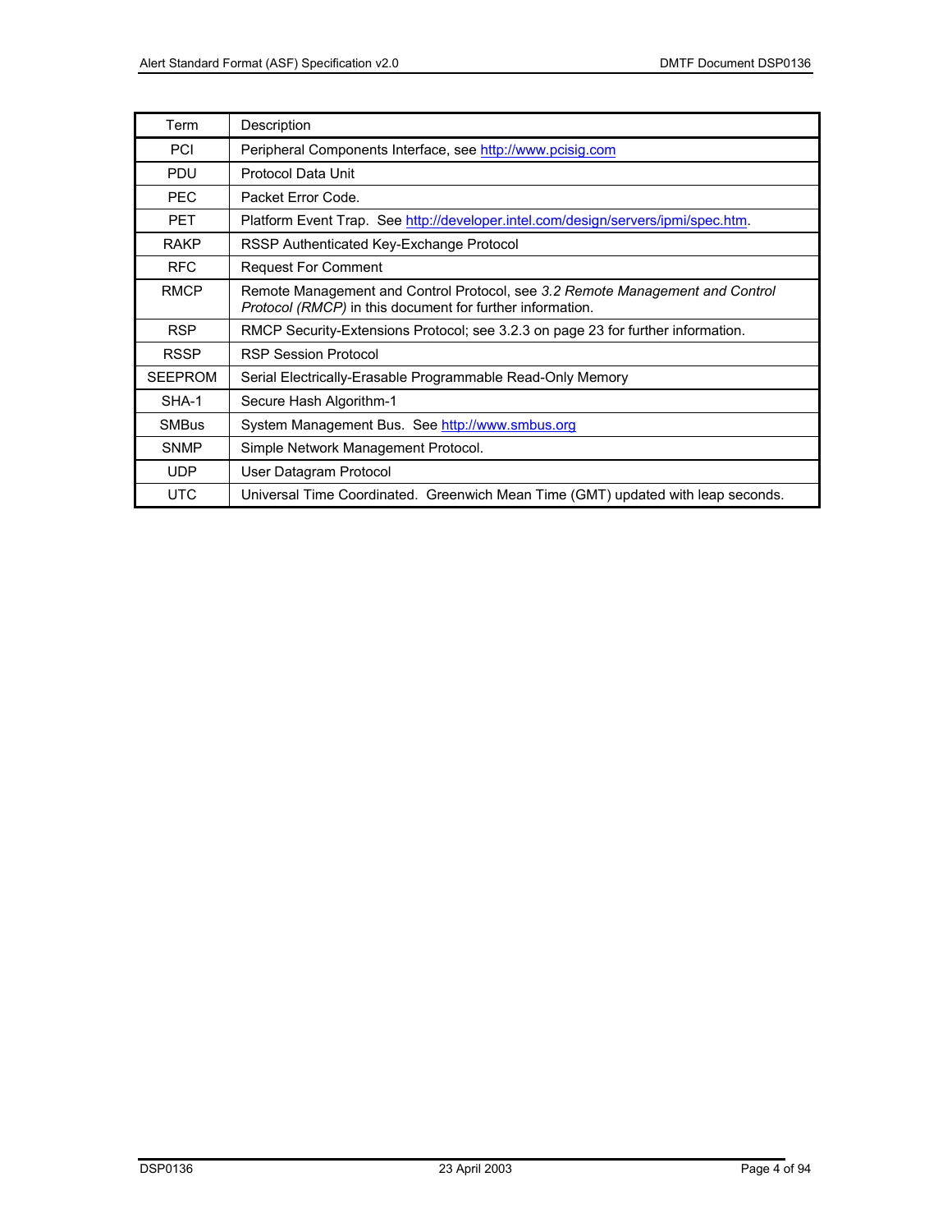| Term | Description |
|---|---|
| PCI | Peripheral Components Interface, see http://www.pcisig.com |
| PDU | Protocol Data Unit |
| PEC | Packet Error Code. |
| PET | Platform Event Trap. See http://developer.intel.com/design/servers/ipmi/spec.htm. |
| RAKP | RSSP Authenticated Key-Exchange Protocol |
| RFC | Request For Comment |
| RMCP | Remote Management and Control Protocol, see *3.2 Remote Management and Control Protocol (RMCP)* in this document for further information. |
| RSP | RMCP Security-Extensions Protocol; see 3.2.3 on page 23 for further information. |
| RSSP | RSP Session Protocol |
| SEEPROM | Serial Electrically-Erasable Programmable Read-Only Memory |
| SHA-1 | Secure Hash Algorithm-1 |
| SMBus | System Management Bus. See http://www.smbus.org |
| SNMP | Simple Network Management Protocol. |
| UDP | User Datagram Protocol |
| UTC | Universal Time Coordinated. Greenwich Mean Time (GMT) updated with leap seconds. |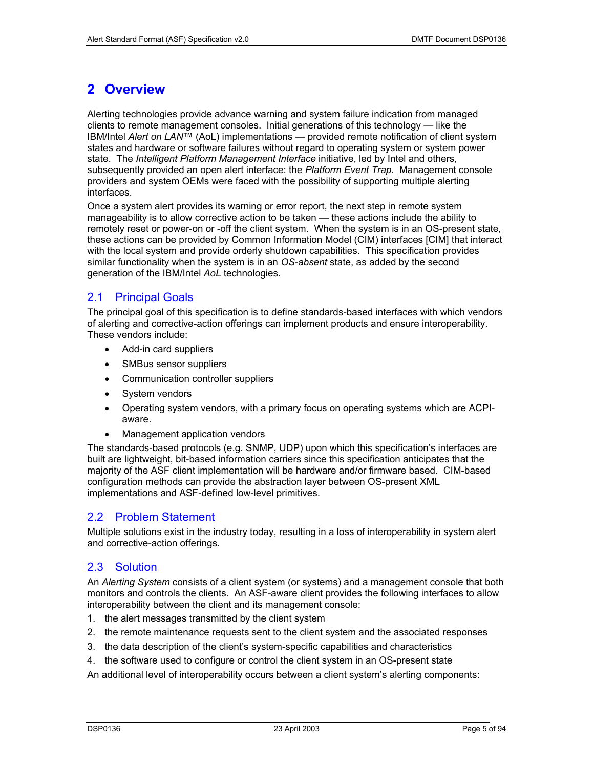# 2 Overview

Alerting technologies provide advance warning and system failure indication from managed clients to remote management consoles. Initial generations of this technology — like the IBM/Intel *Alert on LAN*™ (AoL) implementations — provided remote notification of client system states and hardware or software failures without regard to operating system or system power state. The *Intelligent Platform Management Interface* initiative, led by Intel and others, subsequently provided an open alert interface: the *Platform Event Trap*. Management console providers and system OEMs were faced with the possibility of supporting multiple alerting interfaces.

Once a system alert provides its warning or error report, the next step in remote system manageability is to allow corrective action to be taken — these actions include the ability to remotely reset or power-on or -off the client system. When the system is in an OS-present state, these actions can be provided by Common Information Model (CIM) interfaces [CIM] that interact with the local system and provide orderly shutdown capabilities. This specification provides similar functionality when the system is in an *OS-absent* state, as added by the second generation of the IBM/Intel *AoL* technologies.

## 2.1 Principal Goals

The principal goal of this specification is to define standards-based interfaces with which vendors of alerting and corrective-action offerings can implement products and ensure interoperability. These vendors include:

- Add-in card suppliers
- SMBus sensor suppliers
- Communication controller suppliers
- System vendors
- Operating system vendors, with a primary focus on operating systems which are ACPI-aware.
- Management application vendors

The standards-based protocols (e.g. SNMP, UDP) upon which this specification's interfaces are built are lightweight, bit-based information carriers since this specification anticipates that the majority of the ASF client implementation will be hardware and/or firmware based. CIM-based configuration methods can provide the abstraction layer between OS-present XML implementations and ASF-defined low-level primitives.

## 2.2 Problem Statement

Multiple solutions exist in the industry today, resulting in a loss of interoperability in system alert and corrective-action offerings.

## 2.3 Solution

An *Alerting System* consists of a client system (or systems) and a management console that both monitors and controls the clients. An ASF-aware client provides the following interfaces to allow interoperability between the client and its management console:

1. the alert messages transmitted by the client system
2. the remote maintenance requests sent to the client system and the associated responses
3. the data description of the client's system-specific capabilities and characteristics
4. the software used to configure or control the client system in an OS-present state

An additional level of interoperability occurs between a client system's alerting components: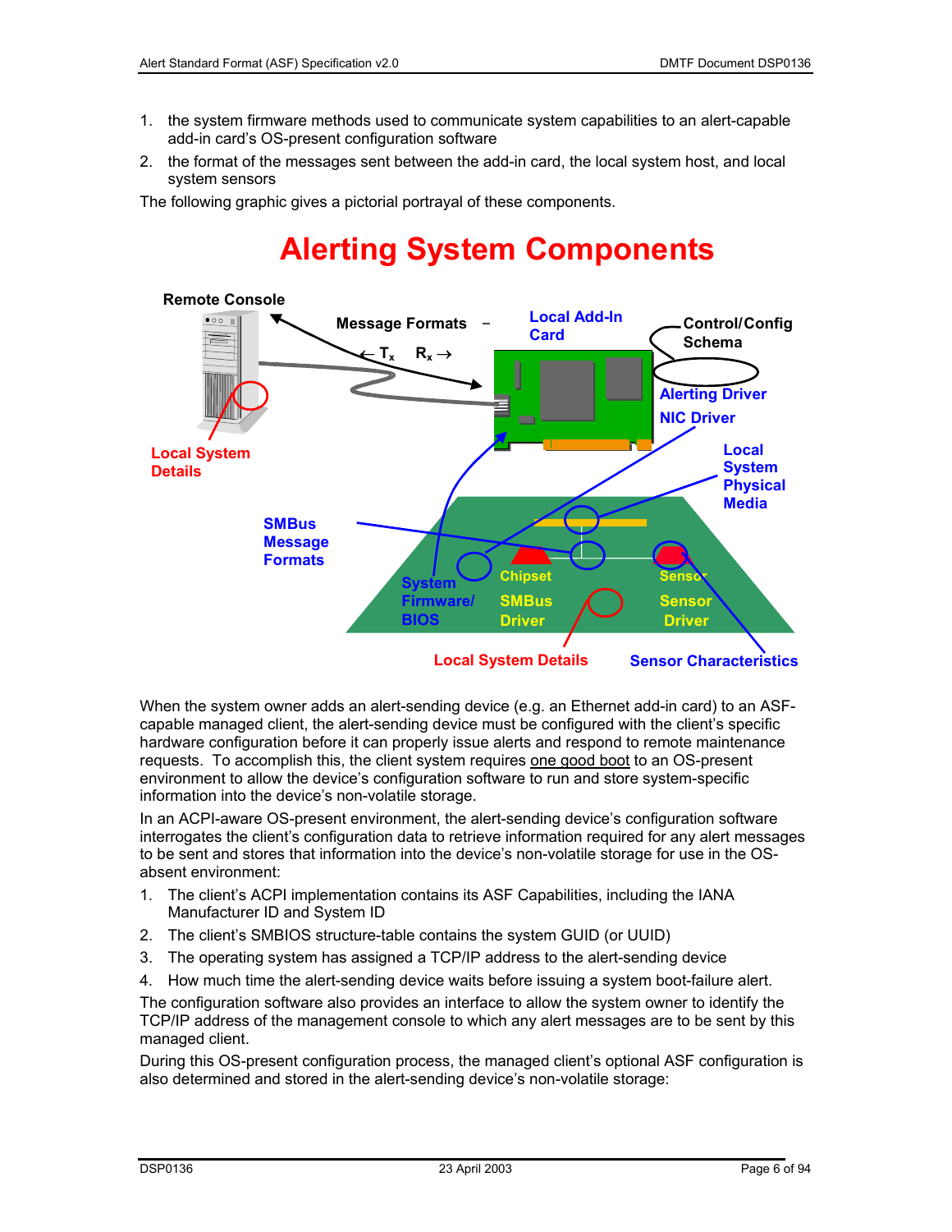1. the system firmware methods used to communicate system capabilities to an alert-capable add-in card's OS-present configuration software
2. the format of the messages sent between the add-in card, the local system host, and local system sensors

The following graphic gives a pictorial portrayal of these components.

**Alerting System Components**

Remote Console

Message Formats – ← $T_x$ $R_x$ →

Local Add-In Card

Control/Config Schema

Alerting Driver

NIC Driver

Local System Details

Local System Physical Media

SMBus Message Formats

System Firmware/ BIOS

Chipset

SMBus Driver

Sensor

Sensor Driver

Local System Details

Sensor Characteristics

When the system owner adds an alert-sending device (e.g. an Ethernet add-in card) to an ASF-capable managed client, the alert-sending device must be configured with the client's specific hardware configuration before it can properly issue alerts and respond to remote maintenance requests. To accomplish this, the client system requires one good boot to an OS-present environment to allow the device's configuration software to run and store system-specific information into the device's non-volatile storage.

In an ACPI-aware OS-present environment, the alert-sending device's configuration software interrogates the client's configuration data to retrieve information required for any alert messages to be sent and stores that information into the device's non-volatile storage for use in the OS-absent environment:

1. The client's ACPI implementation contains its ASF Capabilities, including the IANA Manufacturer ID and System ID
2. The client's SMBIOS structure-table contains the system GUID (or UUID)
3. The operating system has assigned a TCP/IP address to the alert-sending device
4. How much time the alert-sending device waits before issuing a system boot-failure alert.

The configuration software also provides an interface to allow the system owner to identify the TCP/IP address of the management console to which any alert messages are to be sent by this managed client.

During this OS-present configuration process, the managed client's optional ASF configuration is also determined and stored in the alert-sending device's non-volatile storage: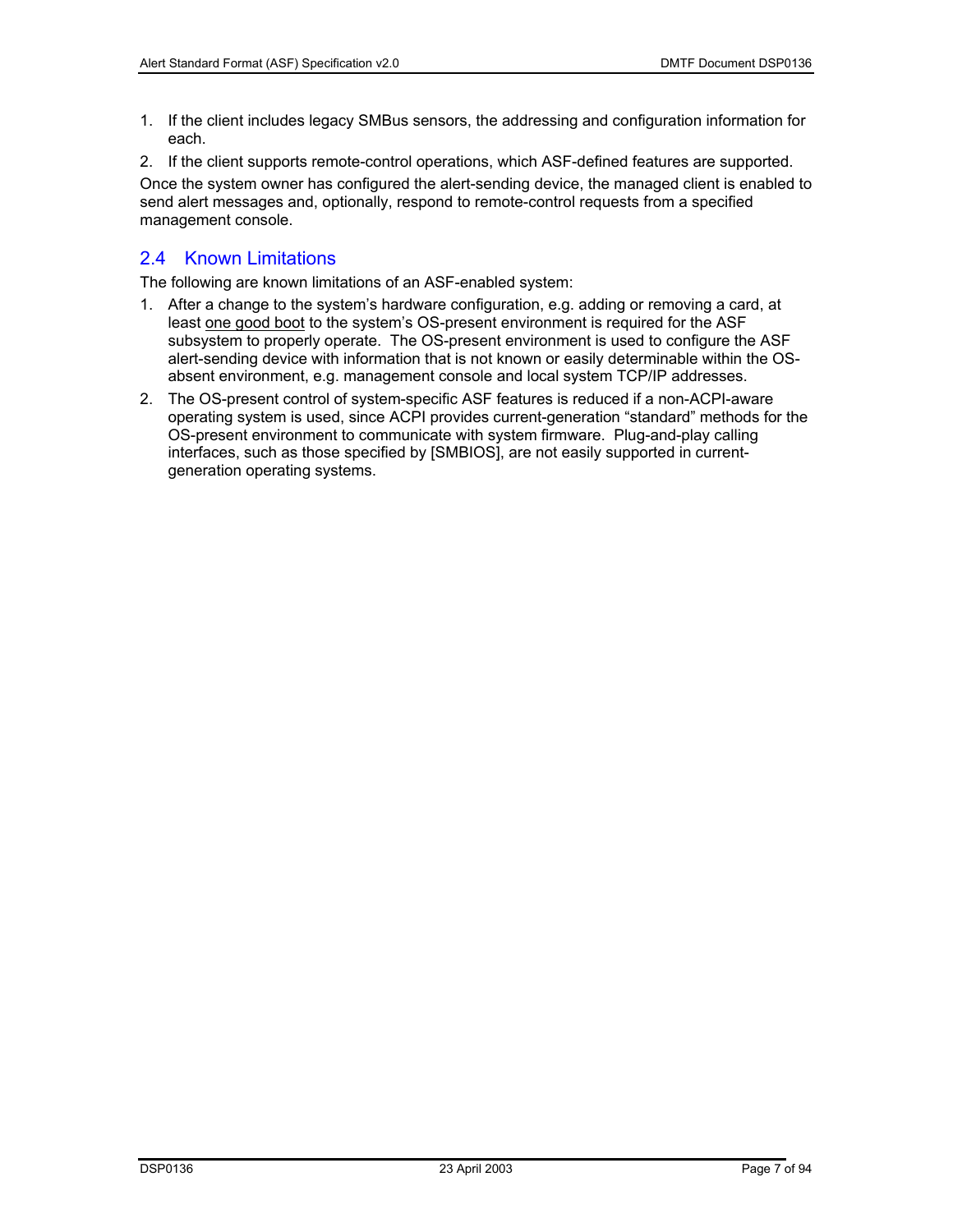1. If the client includes legacy SMBus sensors, the addressing and configuration information for each.
2. If the client supports remote-control operations, which ASF-defined features are supported.

Once the system owner has configured the alert-sending device, the managed client is enabled to send alert messages and, optionally, respond to remote-control requests from a specified management console.

## 2.4 Known Limitations

The following are known limitations of an ASF-enabled system:

1. After a change to the system's hardware configuration, e.g. adding or removing a card, at least one good boot to the system's OS-present environment is required for the ASF subsystem to properly operate. The OS-present environment is used to configure the ASF alert-sending device with information that is not known or easily determinable within the OS-absent environment, e.g. management console and local system TCP/IP addresses.
2. The OS-present control of system-specific ASF features is reduced if a non-ACPI-aware operating system is used, since ACPI provides current-generation "standard" methods for the OS-present environment to communicate with system firmware. Plug-and-play calling interfaces, such as those specified by [SMBIOS], are not easily supported in current-generation operating systems.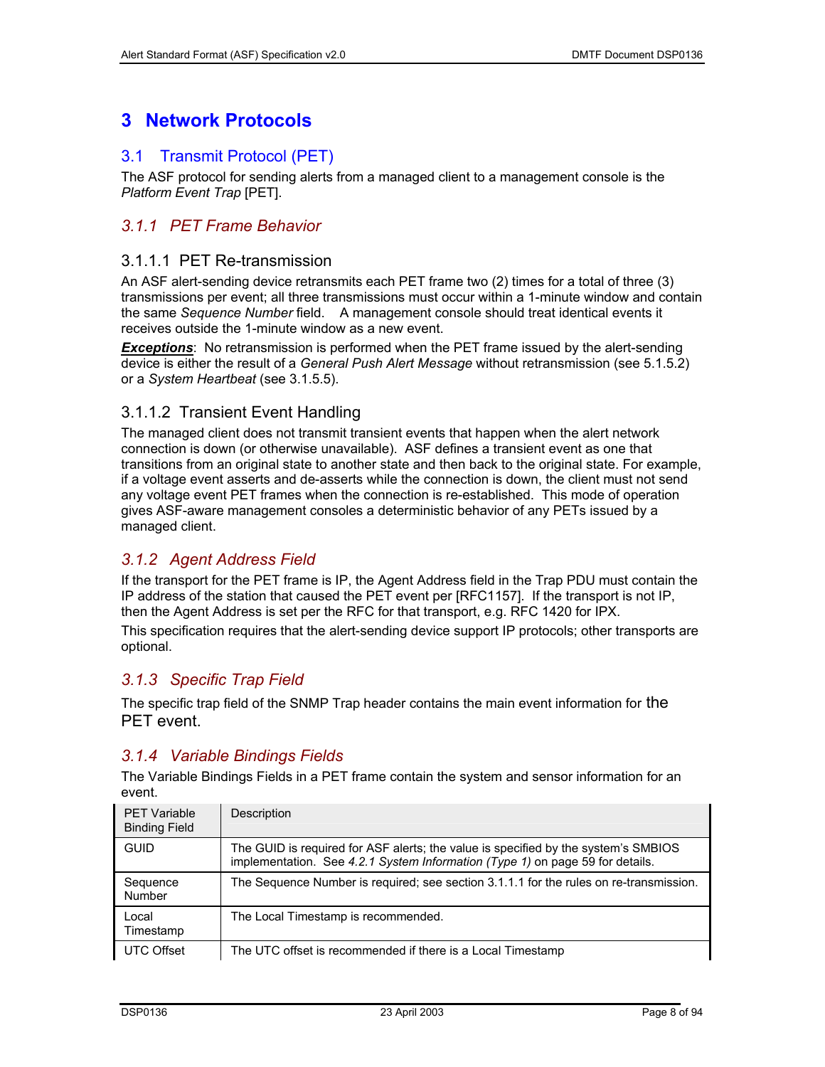# 3 Network Protocols

## 3.1 Transmit Protocol (PET)

The ASF protocol for sending alerts from a managed client to a management console is the *Platform Event Trap* [PET].

### 3.1.1 PET Frame Behavior

#### 3.1.1.1 PET Re-transmission

An ASF alert-sending device retransmits each PET frame two (2) times for a total of three (3) transmissions per event; all three transmissions must occur within a 1-minute window and contain the same *Sequence Number* field. A management console should treat identical events it receives outside the 1-minute window as a new event.

***Exceptions***: No retransmission is performed when the PET frame issued by the alert-sending device is either the result of a *General Push Alert Message* without retransmission (see 5.1.5.2) or a *System Heartbeat* (see 3.1.5.5).

#### 3.1.1.2 Transient Event Handling

The managed client does not transmit transient events that happen when the alert network connection is down (or otherwise unavailable). ASF defines a transient event as one that transitions from an original state to another state and then back to the original state. For example, if a voltage event asserts and de-asserts while the connection is down, the client must not send any voltage event PET frames when the connection is re-established. This mode of operation gives ASF-aware management consoles a deterministic behavior of any PETs issued by a managed client.

### 3.1.2 Agent Address Field

If the transport for the PET frame is IP, the Agent Address field in the Trap PDU must contain the IP address of the station that caused the PET event per [RFC1157]. If the transport is not IP, then the Agent Address is set per the RFC for that transport, e.g. RFC 1420 for IPX.

This specification requires that the alert-sending device support IP protocols; other transports are optional.

### 3.1.3 Specific Trap Field

The specific trap field of the SNMP Trap header contains the main event information for the PET event.

### 3.1.4 Variable Bindings Fields

The Variable Bindings Fields in a PET frame contain the system and sensor information for an event.

| PET Variable Binding Field | Description |
|---|---|
| GUID | The GUID is required for ASF alerts; the value is specified by the system's SMBIOS implementation. See *4.2.1 System Information (Type 1)* on page 59 for details. |
| Sequence Number | The Sequence Number is required; see section 3.1.1.1 for the rules on re-transmission. |
| Local Timestamp | The Local Timestamp is recommended. |
| UTC Offset | The UTC offset is recommended if there is a Local Timestamp |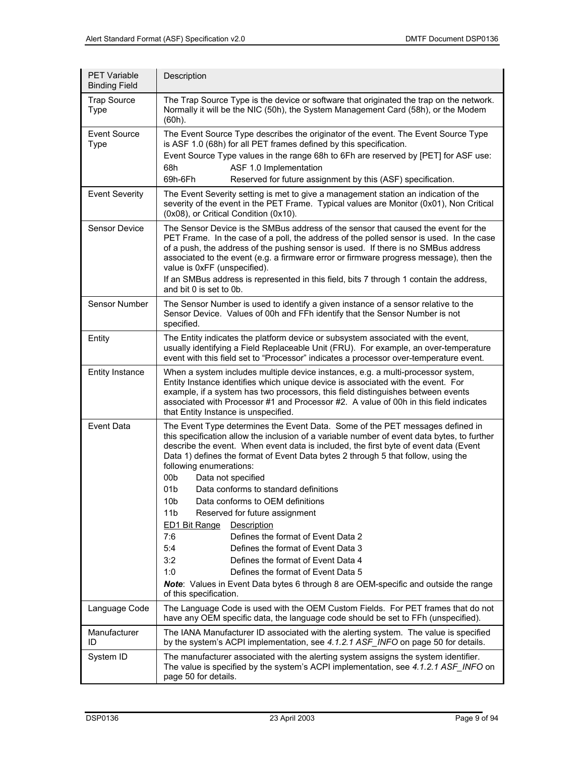| PET Variable Binding Field | Description |
|---|---|
| Trap Source Type | The Trap Source Type is the device or software that originated the trap on the network. Normally it will be the NIC (50h), the System Management Card (58h), or the Modem (60h). |
| Event Source Type | The Event Source Type describes the originator of the event. The Event Source Type is ASF 1.0 (68h) for all PET frames defined by this specification.<br>Event Source Type values in the range 68h to 6Fh are reserved by [PET] for ASF use:<br>68h ASF 1.0 Implementation<br>69h-6Fh Reserved for future assignment by this (ASF) specification. |
| Event Severity | The Event Severity setting is met to give a management station an indication of the severity of the event in the PET Frame. Typical values are Monitor (0x01), Non Critical (0x08), or Critical Condition (0x10). |
| Sensor Device | The Sensor Device is the SMBus address of the sensor that caused the event for the PET Frame. In the case of a poll, the address of the polled sensor is used. In the case of a push, the address of the pushing sensor is used. If there is no SMBus address associated to the event (e.g. a firmware error or firmware progress message), then the value is 0xFF (unspecified).<br>If an SMBus address is represented in this field, bits 7 through 1 contain the address, and bit 0 is set to 0b. |
| Sensor Number | The Sensor Number is used to identify a given instance of a sensor relative to the Sensor Device. Values of 00h and FFh identify that the Sensor Number is not specified. |
| Entity | The Entity indicates the platform device or subsystem associated with the event, usually identifying a Field Replaceable Unit (FRU). For example, an over-temperature event with this field set to "Processor" indicates a processor over-temperature event. |
| Entity Instance | When a system includes multiple device instances, e.g. a multi-processor system, Entity Instance identifies which unique device is associated with the event. For example, if a system has two processors, this field distinguishes between events associated with Processor #1 and Processor #2. A value of 00h in this field indicates that Entity Instance is unspecified. |
| Event Data | The Event Type determines the Event Data. Some of the PET messages defined in this specification allow the inclusion of a variable number of event data bytes, to further describe the event. When event data is included, the first byte of event data (Event Data 1) defines the format of Event Data bytes 2 through 5 that follow, using the following enumerations:<br>00b Data not specified<br>01b Data conforms to standard definitions<br>10b Data conforms to OEM definitions<br>11b Reserved for future assignment<br>ED1 Bit Range Description<br>7:6 Defines the format of Event Data 2<br>5:4 Defines the format of Event Data 3<br>3:2 Defines the format of Event Data 4<br>1:0 Defines the format of Event Data 5<br>***Note***: Values in Event Data bytes 6 through 8 are OEM-specific and outside the range of this specification. |
| Language Code | The Language Code is used with the OEM Custom Fields. For PET frames that do not have any OEM specific data, the language code should be set to FFh (unspecified). |
| Manufacturer ID | The IANA Manufacturer ID associated with the alerting system. The value is specified by the system's ACPI implementation, see *4.1.2.1 ASF_INFO* on page 50 for details. |
| System ID | The manufacturer associated with the alerting system assigns the system identifier. The value is specified by the system's ACPI implementation, see *4.1.2.1 ASF_INFO* on page 50 for details. |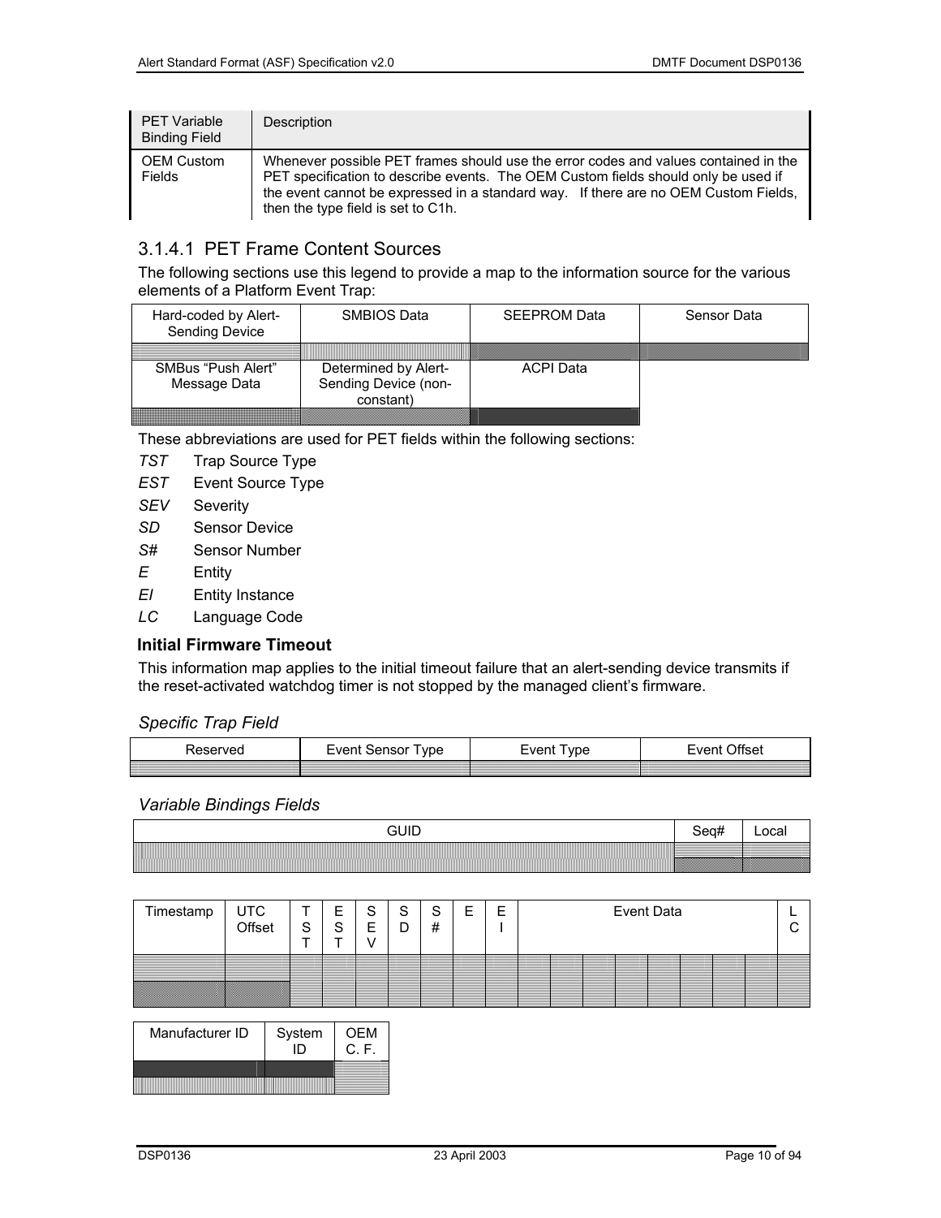| PET Variable Binding Field | Description |
|---|---|
| OEM Custom Fields | Whenever possible PET frames should use the error codes and values contained in the PET specification to describe events. The OEM Custom fields should only be used if the event cannot be expressed in a standard way. If there are no OEM Custom Fields, then the type field is set to C1h. |

### 3.1.4.1 PET Frame Content Sources

The following sections use this legend to provide a map to the information source for the various elements of a Platform Event Trap:

| Hard-coded by Alert-Sending Device | SMBIOS Data | SEEPROM Data | Sensor Data |
|---|---|---|---|
| | | | |
| SMBus "Push Alert" Message Data | Determined by Alert-Sending Device (non-constant) | ACPI Data | |
| | | | |

These abbreviations are used for PET fields within the following sections:

*TST* Trap Source Type

*EST* Event Source Type

*SEV* Severity

*SD* Sensor Device

*S#* Sensor Number

*E* Entity

*EI* Entity Instance

*LC* Language Code

#### Initial Firmware Timeout

This information map applies to the initial timeout failure that an alert-sending device transmits if the reset-activated watchdog timer is not stopped by the managed client's firmware.

*Specific Trap Field*

| Reserved | Event Sensor Type | Event Type | Event Offset |
|---|---|---|---|
| | | | |

*Variable Bindings Fields*

| GUID | Seq# | Local |
|---|---|---|
| | | |

| Timestamp | UTC Offset | TST | EST | SEV | SD | S# | E | EI | Event Data | | | | | | | | LC |
|---|---|---|---|---|---|---|---|---|---|---|---|---|---|---|---|---|---|
| | | | | | | | | | | | | | | | | | |

| Manufacturer ID | System ID | OEM C. F. |
|---|---|---|
| | | |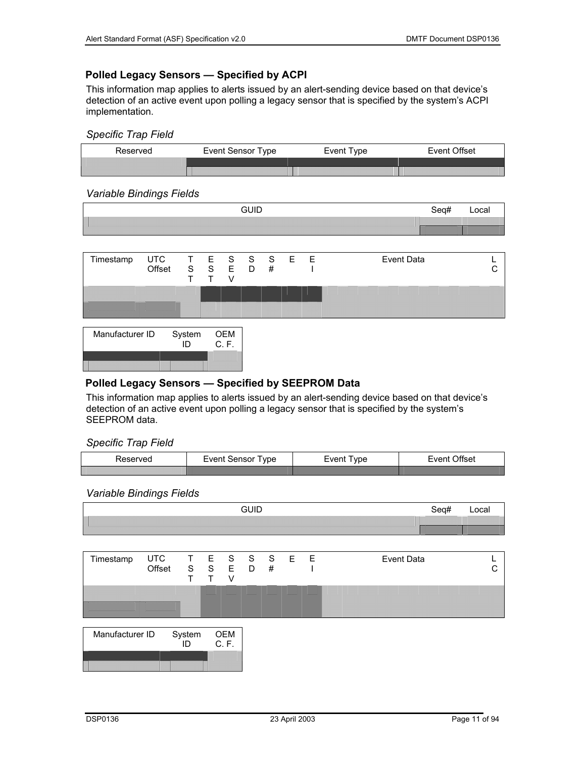### Polled Legacy Sensors — Specified by ACPI

This information map applies to alerts issued by an alert-sending device based on that device's detection of an active event upon polling a legacy sensor that is specified by the system's ACPI implementation.

*Specific Trap Field*

| Reserved | Event Sensor Type | Event Type | Event Offset |
|---|---|---|---|
| | | | |

*Variable Bindings Fields*

| GUID | Seq# | Local |
|---|---|---|
| | | |

| Timestamp | UTC Offset | TST | EST | SEV | SD | S# | E | EI | Event Data | LC |
|---|---|---|---|---|---|---|---|---|---|---|
| | | | | | | | | | | |

| Manufacturer ID | System ID | OEM C. F. |
|---|---|---|
| | | |

### Polled Legacy Sensors — Specified by SEEPROM Data

This information map applies to alerts issued by an alert-sending device based on that device's detection of an active event upon polling a legacy sensor that is specified by the system's SEEPROM data.

*Specific Trap Field*

| Reserved | Event Sensor Type | Event Type | Event Offset |
|---|---|---|---|
| | | | |

*Variable Bindings Fields*

| GUID | Seq# | Local |
|---|---|---|
| | | |

| Timestamp | UTC Offset | TST | EST | SEV | SD | S# | E | EI | Event Data | LC |
|---|---|---|---|---|---|---|---|---|---|---|
| | | | | | | | | | | |

| Manufacturer ID | System ID | OEM C. F. |
|---|---|---|
| | | |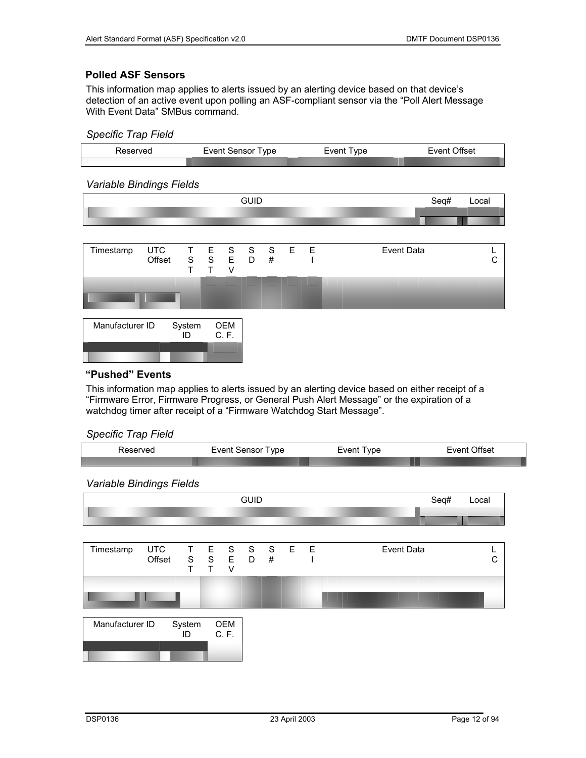### Polled ASF Sensors

This information map applies to alerts issued by an alerting device based on that device's detection of an active event upon polling an ASF-compliant sensor via the "Poll Alert Message With Event Data" SMBus command.

*Specific Trap Field*

| Reserved | Event Sensor Type | Event Type | Event Offset |
|---|---|---|---|

*Variable Bindings Fields*

| GUID | Seq# | Local |
|---|---|---|

| Timestamp | UTC Offset | TST | EST | SEV | SD | S# | E | EI | Event Data | LC |
|---|---|---|---|---|---|---|---|---|---|---|

| Manufacturer ID | System ID | OEM C. F. |
|---|---|---|

### "Pushed" Events

This information map applies to alerts issued by an alerting device based on either receipt of a "Firmware Error, Firmware Progress, or General Push Alert Message" or the expiration of a watchdog timer after receipt of a "Firmware Watchdog Start Message".

*Specific Trap Field*

| Reserved | Event Sensor Type | Event Type | Event Offset |
|---|---|---|---|

*Variable Bindings Fields*

| GUID | Seq# | Local |
|---|---|---|

| Timestamp | UTC Offset | TST | EST | SEV | SD | S# | E | EI | Event Data | LC |
|---|---|---|---|---|---|---|---|---|---|---|

| Manufacturer ID | System ID | OEM C. F. |
|---|---|---|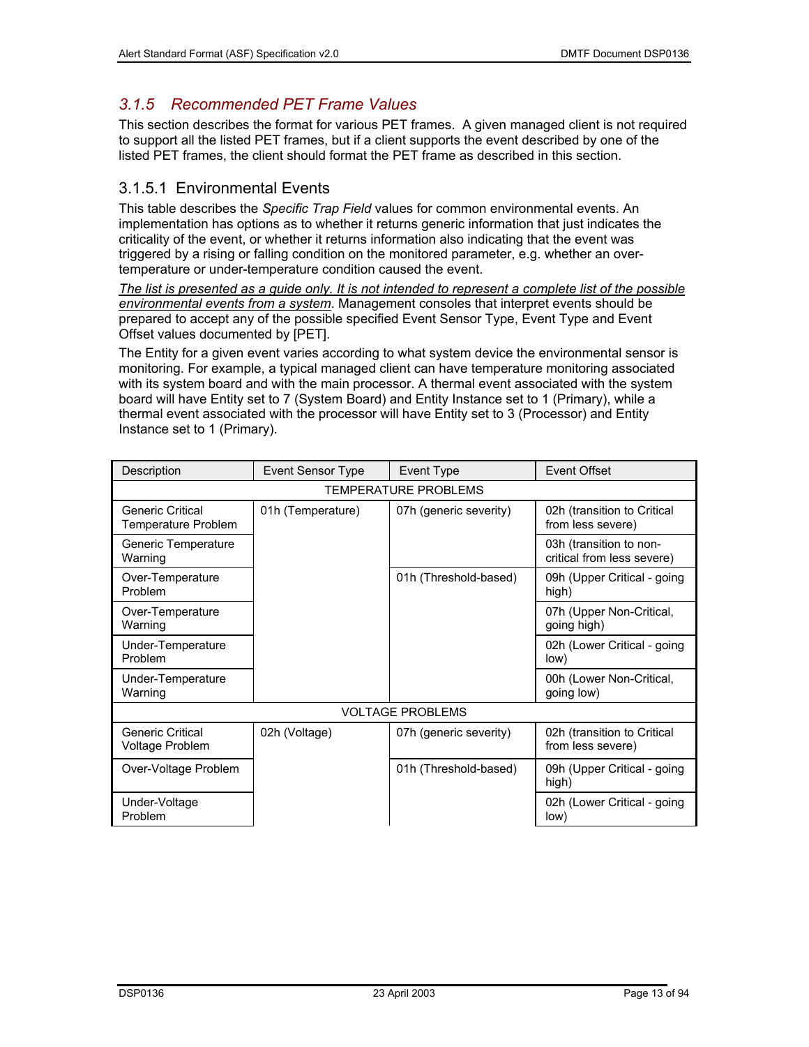### *3.1.5 Recommended PET Frame Values*

This section describes the format for various PET frames. A given managed client is not required to support all the listed PET frames, but if a client supports the event described by one of the listed PET frames, the client should format the PET frame as described in this section.

#### 3.1.5.1 Environmental Events

This table describes the *Specific Trap Field* values for common environmental events. An implementation has options as to whether it returns generic information that just indicates the criticality of the event, or whether it returns information also indicating that the event was triggered by a rising or falling condition on the monitored parameter, e.g. whether an over-temperature or under-temperature condition caused the event.

*The list is presented as a guide only. It is not intended to represent a complete list of the possible environmental events from a system.* Management consoles that interpret events should be prepared to accept any of the possible specified Event Sensor Type, Event Type and Event Offset values documented by [PET].

The Entity for a given event varies according to what system device the environmental sensor is monitoring. For example, a typical managed client can have temperature monitoring associated with its system board and with the main processor. A thermal event associated with the system board will have Entity set to 7 (System Board) and Entity Instance set to 1 (Primary), while a thermal event associated with the processor will have Entity set to 3 (Processor) and Entity Instance set to 1 (Primary).

| Description | Event Sensor Type | Event Type | Event Offset |
|---|---|---|---|
| TEMPERATURE PROBLEMS | | | |
| Generic Critical Temperature Problem | 01h (Temperature) | 07h (generic severity) | 02h (transition to Critical from less severe) |
| Generic Temperature Warning | | | 03h (transition to non-critical from less severe) |
| Over-Temperature Problem | | 01h (Threshold-based) | 09h (Upper Critical - going high) |
| Over-Temperature Warning | | | 07h (Upper Non-Critical, going high) |
| Under-Temperature Problem | | | 02h (Lower Critical - going low) |
| Under-Temperature Warning | | | 00h (Lower Non-Critical, going low) |
| VOLTAGE PROBLEMS | | | |
| Generic Critical Voltage Problem | 02h (Voltage) | 07h (generic severity) | 02h (transition to Critical from less severe) |
| Over-Voltage Problem | | 01h (Threshold-based) | 09h (Upper Critical - going high) |
| Under-Voltage Problem | | | 02h (Lower Critical - going low) |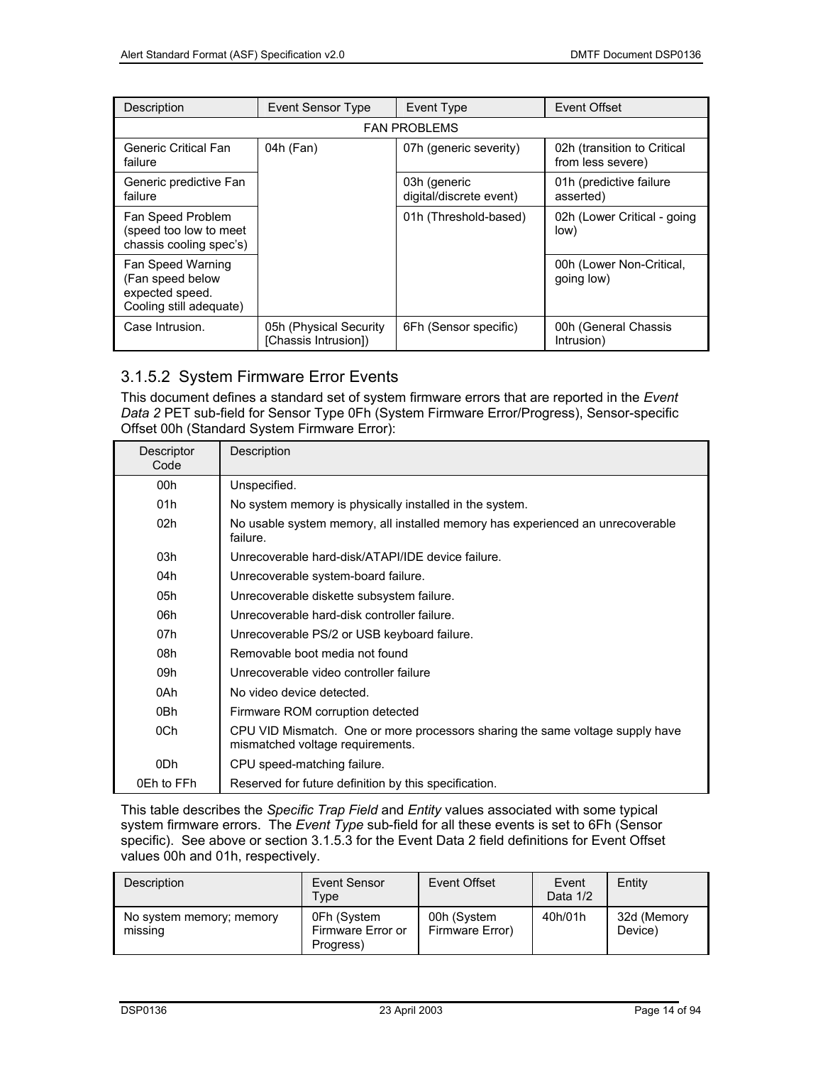| Description | Event Sensor Type | Event Type | Event Offset |
| --- | --- | --- | --- |
| FAN PROBLEMS | | | |
| Generic Critical Fan failure | 04h (Fan) | 07h (generic severity) | 02h (transition to Critical from less severe) |
| Generic predictive Fan failure | | 03h (generic digital/discrete event) | 01h (predictive failure asserted) |
| Fan Speed Problem (speed too low to meet chassis cooling spec's) | | 01h (Threshold-based) | 02h (Lower Critical - going low) |
| Fan Speed Warning (Fan speed below expected speed. Cooling still adequate) | | | 00h (Lower Non-Critical, going low) |
| Case Intrusion. | 05h (Physical Security [Chassis Intrusion]) | 6Fh (Sensor specific) | 00h (General Chassis Intrusion) |

### 3.1.5.2 System Firmware Error Events

This document defines a standard set of system firmware errors that are reported in the *Event Data 2* PET sub-field for Sensor Type 0Fh (System Firmware Error/Progress), Sensor-specific Offset 00h (Standard System Firmware Error):

| Descriptor Code | Description |
| --- | --- |
| 00h | Unspecified. |
| 01h | No system memory is physically installed in the system. |
| 02h | No usable system memory, all installed memory has experienced an unrecoverable failure. |
| 03h | Unrecoverable hard-disk/ATAPI/IDE device failure. |
| 04h | Unrecoverable system-board failure. |
| 05h | Unrecoverable diskette subsystem failure. |
| 06h | Unrecoverable hard-disk controller failure. |
| 07h | Unrecoverable PS/2 or USB keyboard failure. |
| 08h | Removable boot media not found |
| 09h | Unrecoverable video controller failure |
| 0Ah | No video device detected. |
| 0Bh | Firmware ROM corruption detected |
| 0Ch | CPU VID Mismatch. One or more processors sharing the same voltage supply have mismatched voltage requirements. |
| 0Dh | CPU speed-matching failure. |
| 0Eh to FFh | Reserved for future definition by this specification. |

This table describes the *Specific Trap Field* and *Entity* values associated with some typical system firmware errors. The *Event Type* sub-field for all these events is set to 6Fh (Sensor specific). See above or section 3.1.5.3 for the Event Data 2 field definitions for Event Offset values 00h and 01h, respectively.

| Description | Event Sensor Type | Event Offset | Event Data 1/2 | Entity |
| --- | --- | --- | --- | --- |
| No system memory; memory missing | 0Fh (System Firmware Error or Progress) | 00h (System Firmware Error) | 40h/01h | 32d (Memory Device) |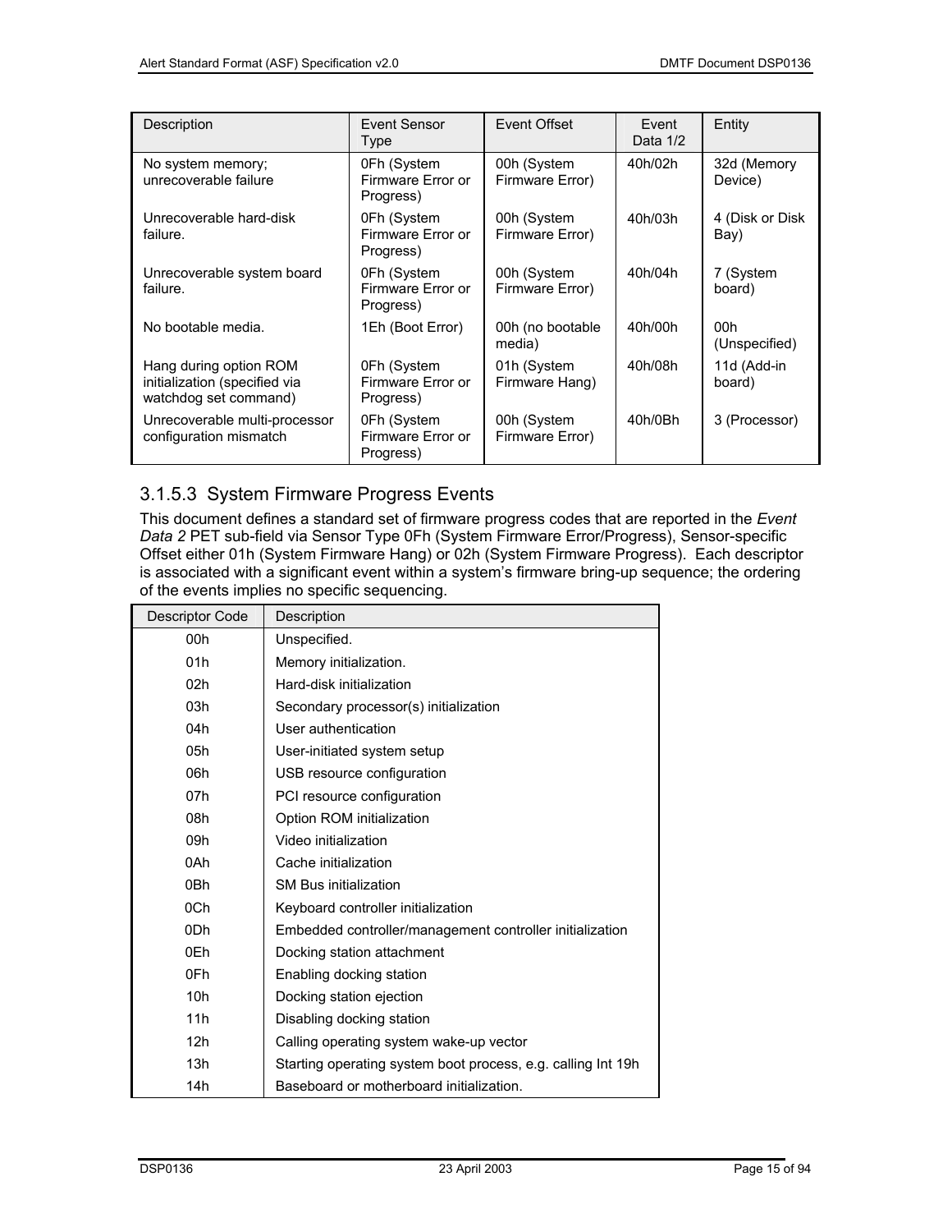| Description | Event Sensor Type | Event Offset | Event Data 1/2 | Entity |
|---|---|---|---|---|
| No system memory; unrecoverable failure | 0Fh (System Firmware Error or Progress) | 00h (System Firmware Error) | 40h/02h | 32d (Memory Device) |
| Unrecoverable hard-disk failure. | 0Fh (System Firmware Error or Progress) | 00h (System Firmware Error) | 40h/03h | 4 (Disk or Disk Bay) |
| Unrecoverable system board failure. | 0Fh (System Firmware Error or Progress) | 00h (System Firmware Error) | 40h/04h | 7 (System board) |
| No bootable media. | 1Eh (Boot Error) | 00h (no bootable media) | 40h/00h | 00h (Unspecified) |
| Hang during option ROM initialization (specified via watchdog set command) | 0Fh (System Firmware Error or Progress) | 01h (System Firmware Hang) | 40h/08h | 11d (Add-in board) |
| Unrecoverable multi-processor configuration mismatch | 0Fh (System Firmware Error or Progress) | 00h (System Firmware Error) | 40h/0Bh | 3 (Processor) |

### 3.1.5.3 System Firmware Progress Events

This document defines a standard set of firmware progress codes that are reported in the *Event Data 2* PET sub-field via Sensor Type 0Fh (System Firmware Error/Progress), Sensor-specific Offset either 01h (System Firmware Hang) or 02h (System Firmware Progress). Each descriptor is associated with a significant event within a system's firmware bring-up sequence; the ordering of the events implies no specific sequencing.

| Descriptor Code | Description |
|---|---|
| 00h | Unspecified. |
| 01h | Memory initialization. |
| 02h | Hard-disk initialization |
| 03h | Secondary processor(s) initialization |
| 04h | User authentication |
| 05h | User-initiated system setup |
| 06h | USB resource configuration |
| 07h | PCI resource configuration |
| 08h | Option ROM initialization |
| 09h | Video initialization |
| 0Ah | Cache initialization |
| 0Bh | SM Bus initialization |
| 0Ch | Keyboard controller initialization |
| 0Dh | Embedded controller/management controller initialization |
| 0Eh | Docking station attachment |
| 0Fh | Enabling docking station |
| 10h | Docking station ejection |
| 11h | Disabling docking station |
| 12h | Calling operating system wake-up vector |
| 13h | Starting operating system boot process, e.g. calling Int 19h |
| 14h | Baseboard or motherboard initialization. |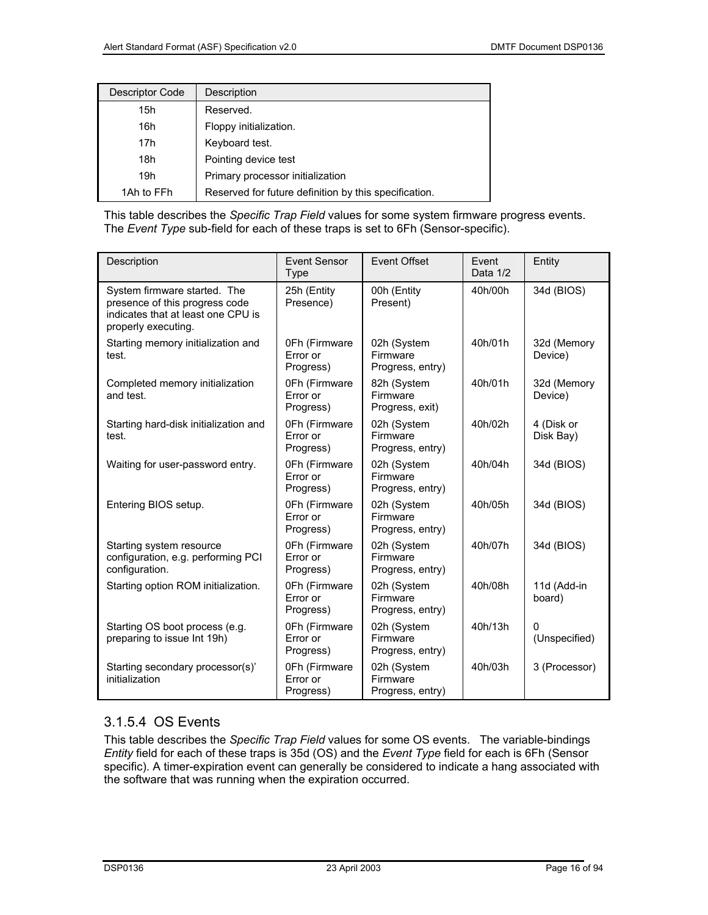| Descriptor Code | Description |
|---|---|
| 15h | Reserved. |
| 16h | Floppy initialization. |
| 17h | Keyboard test. |
| 18h | Pointing device test |
| 19h | Primary processor initialization |
| 1Ah to FFh | Reserved for future definition by this specification. |

This table describes the *Specific Trap Field* values for some system firmware progress events. The *Event Type* sub-field for each of these traps is set to 6Fh (Sensor-specific).

| Description | Event Sensor Type | Event Offset | Event Data 1/2 | Entity |
|---|---|---|---|---|
| System firmware started. The presence of this progress code indicates that at least one CPU is properly executing. | 25h (Entity Presence) | 00h (Entity Present) | 40h/00h | 34d (BIOS) |
| Starting memory initialization and test. | 0Fh (Firmware Error or Progress) | 02h (System Firmware Progress, entry) | 40h/01h | 32d (Memory Device) |
| Completed memory initialization and test. | 0Fh (Firmware Error or Progress) | 82h (System Firmware Progress, exit) | 40h/01h | 32d (Memory Device) |
| Starting hard-disk initialization and test. | 0Fh (Firmware Error or Progress) | 02h (System Firmware Progress, entry) | 40h/02h | 4 (Disk or Disk Bay) |
| Waiting for user-password entry. | 0Fh (Firmware Error or Progress) | 02h (System Firmware Progress, entry) | 40h/04h | 34d (BIOS) |
| Entering BIOS setup. | 0Fh (Firmware Error or Progress) | 02h (System Firmware Progress, entry) | 40h/05h | 34d (BIOS) |
| Starting system resource configuration, e.g. performing PCI configuration. | 0Fh (Firmware Error or Progress) | 02h (System Firmware Progress, entry) | 40h/07h | 34d (BIOS) |
| Starting option ROM initialization. | 0Fh (Firmware Error or Progress) | 02h (System Firmware Progress, entry) | 40h/08h | 11d (Add-in board) |
| Starting OS boot process (e.g. preparing to issue Int 19h) | 0Fh (Firmware Error or Progress) | 02h (System Firmware Progress, entry) | 40h/13h | 0 (Unspecified) |
| Starting secondary processor(s)' initialization | 0Fh (Firmware Error or Progress) | 02h (System Firmware Progress, entry) | 40h/03h | 3 (Processor) |

### 3.1.5.4 OS Events

This table describes the *Specific Trap Field* values for some OS events. The variable-bindings *Entity* field for each of these traps is 35d (OS) and the *Event Type* field for each is 6Fh (Sensor specific). A timer-expiration event can generally be considered to indicate a hang associated with the software that was running when the expiration occurred.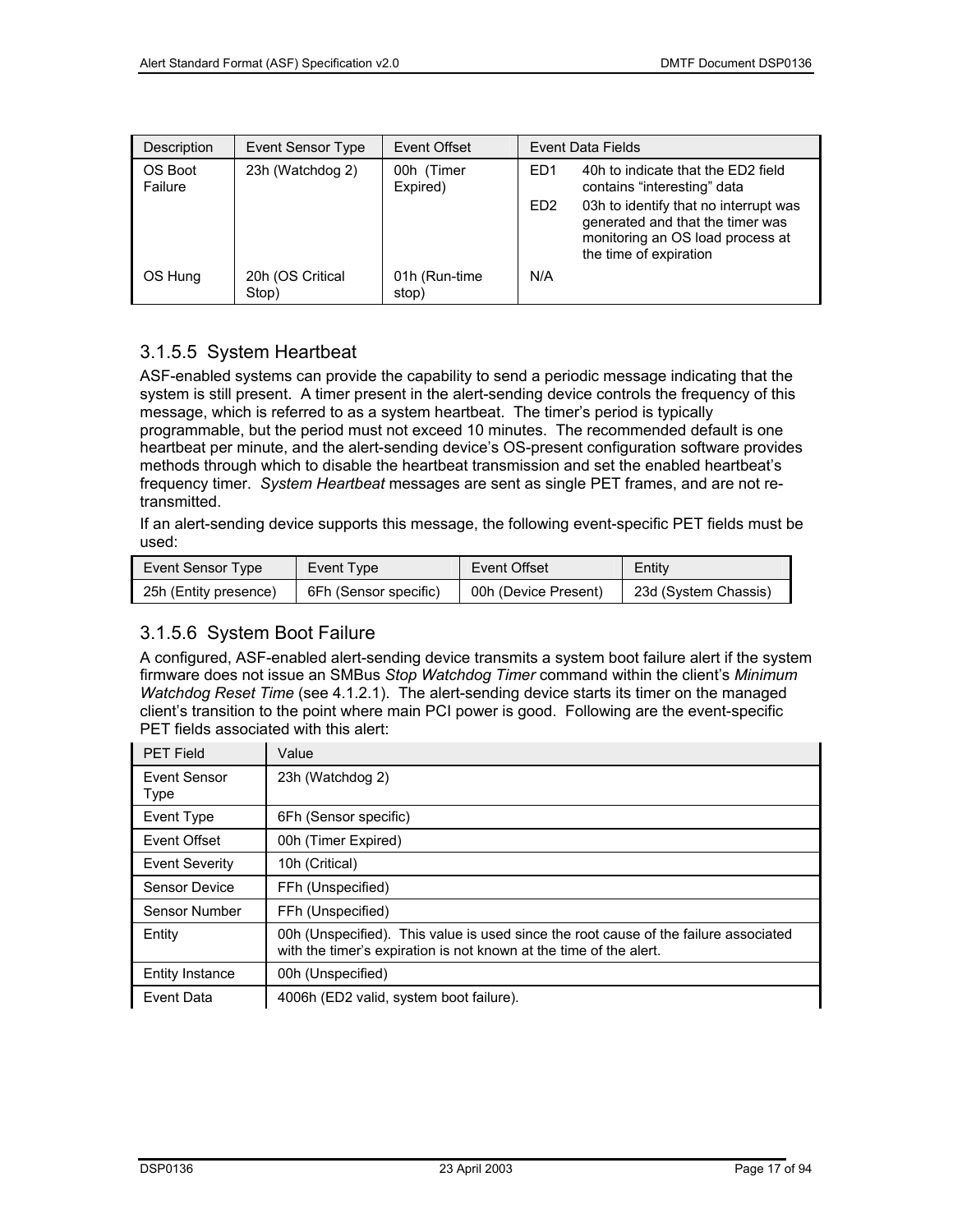| Description | Event Sensor Type | Event Offset | Event Data Fields | |
|---|---|---|---|---|
| OS Boot Failure | 23h (Watchdog 2) | 00h (Timer Expired) | ED1 | 40h to indicate that the ED2 field contains "interesting" data |
| | | | ED2 | 03h to identify that no interrupt was generated and that the timer was monitoring an OS load process at the time of expiration |
| OS Hung | 20h (OS Critical Stop) | 01h (Run-time stop) | N/A | |

### 3.1.5.5 System Heartbeat

ASF-enabled systems can provide the capability to send a periodic message indicating that the system is still present. A timer present in the alert-sending device controls the frequency of this message, which is referred to as a system heartbeat. The timer's period is typically programmable, but the period must not exceed 10 minutes. The recommended default is one heartbeat per minute, and the alert-sending device's OS-present configuration software provides methods through which to disable the heartbeat transmission and set the enabled heartbeat's frequency timer. *System Heartbeat* messages are sent as single PET frames, and are not re-transmitted.

If an alert-sending device supports this message, the following event-specific PET fields must be used:

| Event Sensor Type | Event Type | Event Offset | Entity |
|---|---|---|---|
| 25h (Entity presence) | 6Fh (Sensor specific) | 00h (Device Present) | 23d (System Chassis) |

### 3.1.5.6 System Boot Failure

A configured, ASF-enabled alert-sending device transmits a system boot failure alert if the system firmware does not issue an SMBus *Stop Watchdog Timer* command within the client's *Minimum Watchdog Reset Time* (see 4.1.2.1). The alert-sending device starts its timer on the managed client's transition to the point where main PCI power is good. Following are the event-specific PET fields associated with this alert:

| PET Field | Value |
|---|---|
| Event Sensor Type | 23h (Watchdog 2) |
| Event Type | 6Fh (Sensor specific) |
| Event Offset | 00h (Timer Expired) |
| Event Severity | 10h (Critical) |
| Sensor Device | FFh (Unspecified) |
| Sensor Number | FFh (Unspecified) |
| Entity | 00h (Unspecified). This value is used since the root cause of the failure associated with the timer's expiration is not known at the time of the alert. |
| Entity Instance | 00h (Unspecified) |
| Event Data | 4006h (ED2 valid, system boot failure). |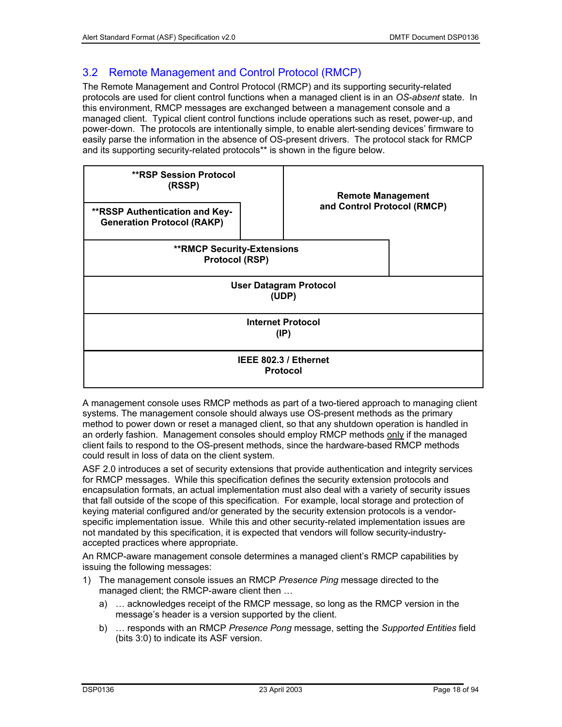## 3.2 Remote Management and Control Protocol (RMCP)

The Remote Management and Control Protocol (RMCP) and its supporting security-related protocols are used for client control functions when a managed client is in an *OS-absent* state. In this environment, RMCP messages are exchanged between a management console and a managed client. Typical client control functions include operations such as reset, power-up, and power-down. The protocols are intentionally simple, to enable alert-sending devices' firmware to easily parse the information in the absence of OS-present drivers. The protocol stack for RMCP and its supporting security-related protocols** is shown in the figure below.

| | |
|---|---|
| **\*\*RSP Session Protocol (RSSP)** | **Remote Management and Control Protocol (RMCP)** |
| **\*\*RSSP Authentication and Key-Generation Protocol (RAKP)** | |
| **\*\*RMCP Security-Extensions Protocol (RSP)** | |
| **User Datagram Protocol (UDP)** | |
| **Internet Protocol (IP)** | |
| **IEEE 802.3 / Ethernet Protocol** | |

A management console uses RMCP methods as part of a two-tiered approach to managing client systems. The management console should always use OS-present methods as the primary method to power down or reset a managed client, so that any shutdown operation is handled in an orderly fashion. Management consoles should employ RMCP methods <u>only</u> if the managed client fails to respond to the OS-present methods, since the hardware-based RMCP methods could result in loss of data on the client system.

ASF 2.0 introduces a set of security extensions that provide authentication and integrity services for RMCP messages. While this specification defines the security extension protocols and encapsulation formats, an actual implementation must also deal with a variety of security issues that fall outside of the scope of this specification. For example, local storage and protection of keying material configured and/or generated by the security extension protocols is a vendor-specific implementation issue. While this and other security-related implementation issues are not mandated by this specification, it is expected that vendors will follow security-industry-accepted practices where appropriate.

An RMCP-aware management console determines a managed client's RMCP capabilities by issuing the following messages:

1) The management console issues an RMCP *Presence Ping* message directed to the managed client; the RMCP-aware client then …
   a) … acknowledges receipt of the RMCP message, so long as the RMCP version in the message's header is a version supported by the client.
   b) … responds with an RMCP *Presence Pong* message, setting the *Supported Entities* field (bits 3:0) to indicate its ASF version.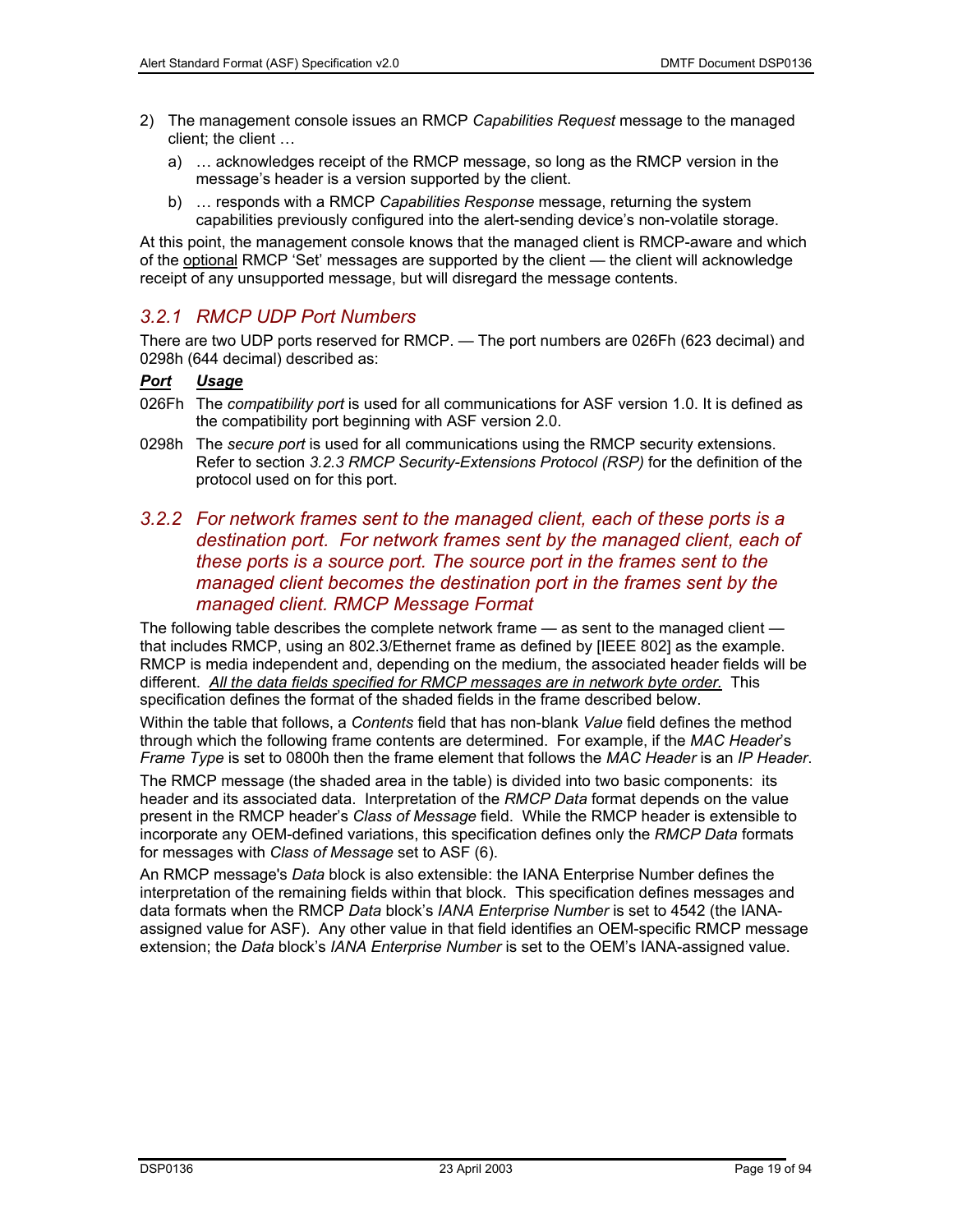2) The management console issues an RMCP *Capabilities Request* message to the managed client; the client …

   a) … acknowledges receipt of the RMCP message, so long as the RMCP version in the message's header is a version supported by the client.

   b) … responds with a RMCP *Capabilities Response* message, returning the system capabilities previously configured into the alert-sending device's non-volatile storage.

At this point, the management console knows that the managed client is RMCP-aware and which of the optional RMCP 'Set' messages are supported by the client — the client will acknowledge receipt of any unsupported message, but will disregard the message contents.

### *3.2.1 RMCP UDP Port Numbers*

There are two UDP ports reserved for RMCP. — The port numbers are 026Fh (623 decimal) and 0298h (644 decimal) described as:

| ***Port*** | ***Usage*** |
|---|---|
| 026Fh | The *compatibility port* is used for all communications for ASF version 1.0. It is defined as the compatibility port beginning with ASF version 2.0. |
| 0298h | The *secure port* is used for all communications using the RMCP security extensions. Refer to section *3.2.3 RMCP Security-Extensions Protocol (RSP)* for the definition of the protocol used on for this port. |

### *3.2.2 For network frames sent to the managed client, each of these ports is a destination port. For network frames sent by the managed client, each of these ports is a source port. The source port in the frames sent to the managed client becomes the destination port in the frames sent by the managed client. RMCP Message Format*

The following table describes the complete network frame — as sent to the managed client — that includes RMCP, using an 802.3/Ethernet frame as defined by [IEEE 802] as the example. RMCP is media independent and, depending on the medium, the associated header fields will be different. *All the data fields specified for RMCP messages are in network byte order.* This specification defines the format of the shaded fields in the frame described below.

Within the table that follows, a *Contents* field that has non-blank *Value* field defines the method through which the following frame contents are determined. For example, if the *MAC Header*'s *Frame Type* is set to 0800h then the frame element that follows the *MAC Header* is an *IP Header*.

The RMCP message (the shaded area in the table) is divided into two basic components: its header and its associated data. Interpretation of the *RMCP Data* format depends on the value present in the RMCP header's *Class of Message* field. While the RMCP header is extensible to incorporate any OEM-defined variations, this specification defines only the *RMCP Data* formats for messages with *Class of Message* set to ASF (6).

An RMCP message's *Data* block is also extensible: the IANA Enterprise Number defines the interpretation of the remaining fields within that block. This specification defines messages and data formats when the RMCP *Data* block's *IANA Enterprise Number* is set to 4542 (the IANA-assigned value for ASF). Any other value in that field identifies an OEM-specific RMCP message extension; the *Data* block's *IANA Enterprise Number* is set to the OEM's IANA-assigned value.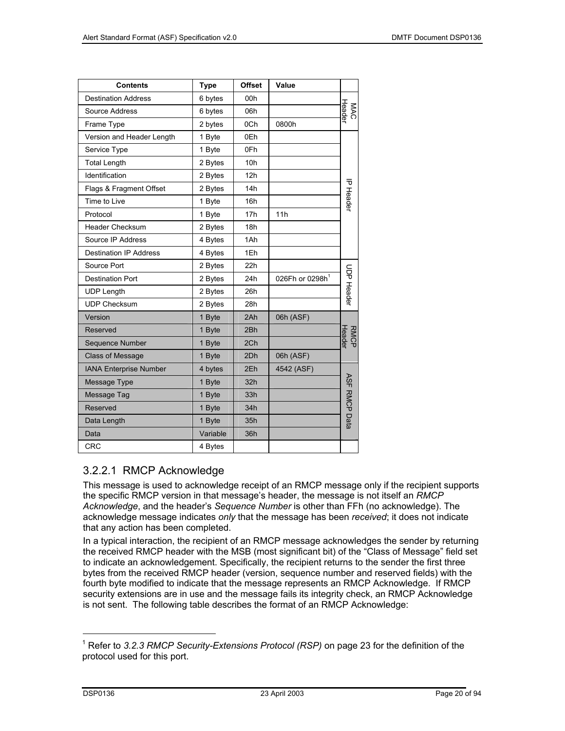| Contents | Type | Offset | Value | |
|---|---|---|---|---|
| Destination Address | 6 bytes | 00h | | MAC Header |
| Source Address | 6 bytes | 06h | | |
| Frame Type | 2 bytes | 0Ch | 0800h | |
| Version and Header Length | 1 Byte | 0Eh | | IP Header |
| Service Type | 1 Byte | 0Fh | | |
| Total Length | 2 Bytes | 10h | | |
| Identification | 2 Bytes | 12h | | |
| Flags & Fragment Offset | 2 Bytes | 14h | | |
| Time to Live | 1 Byte | 16h | | |
| Protocol | 1 Byte | 17h | 11h | |
| Header Checksum | 2 Bytes | 18h | | |
| Source IP Address | 4 Bytes | 1Ah | | |
| Destination IP Address | 4 Bytes | 1Eh | | |
| Source Port | 2 Bytes | 22h | | UDP Header |
| Destination Port | 2 Bytes | 24h | 026Fh or 0298h[1] | |
| UDP Length | 2 Bytes | 26h | | |
| UDP Checksum | 2 Bytes | 28h | | |
| Version | 1 Byte | 2Ah | 06h (ASF) | RMCP Header |
| Reserved | 1 Byte | 2Bh | | |
| Sequence Number | 1 Byte | 2Ch | | |
| Class of Message | 1 Byte | 2Dh | 06h (ASF) | |
| IANA Enterprise Number | 4 bytes | 2Eh | 4542 (ASF) | ASF RMCP Data |
| Message Type | 1 Byte | 32h | | |
| Message Tag | 1 Byte | 33h | | |
| Reserved | 1 Byte | 34h | | |
| Data Length | 1 Byte | 35h | | |
| Data | Variable | 36h | | |
| CRC | 4 Bytes | | | |

### 3.2.2.1 RMCP Acknowledge

This message is used to acknowledge receipt of an RMCP message only if the recipient supports the specific RMCP version in that message's header, the message is not itself an *RMCP Acknowledge*, and the header's *Sequence Number* is other than FFh (no acknowledge). The acknowledge message indicates *only* that the message has been *received*; it does not indicate that any action has been completed.

In a typical interaction, the recipient of an RMCP message acknowledges the sender by returning the received RMCP header with the MSB (most significant bit) of the "Class of Message" field set to indicate an acknowledgement. Specifically, the recipient returns to the sender the first three bytes from the received RMCP header (version, sequence number and reserved fields) with the fourth byte modified to indicate that the message represents an RMCP Acknowledge. If RMCP security extensions are in use and the message fails its integrity check, an RMCP Acknowledge is not sent. The following table describes the format of an RMCP Acknowledge:

[1] Refer to *3.2.3 RMCP Security-Extensions Protocol (RSP)* on page 23 for the definition of the protocol used for this port.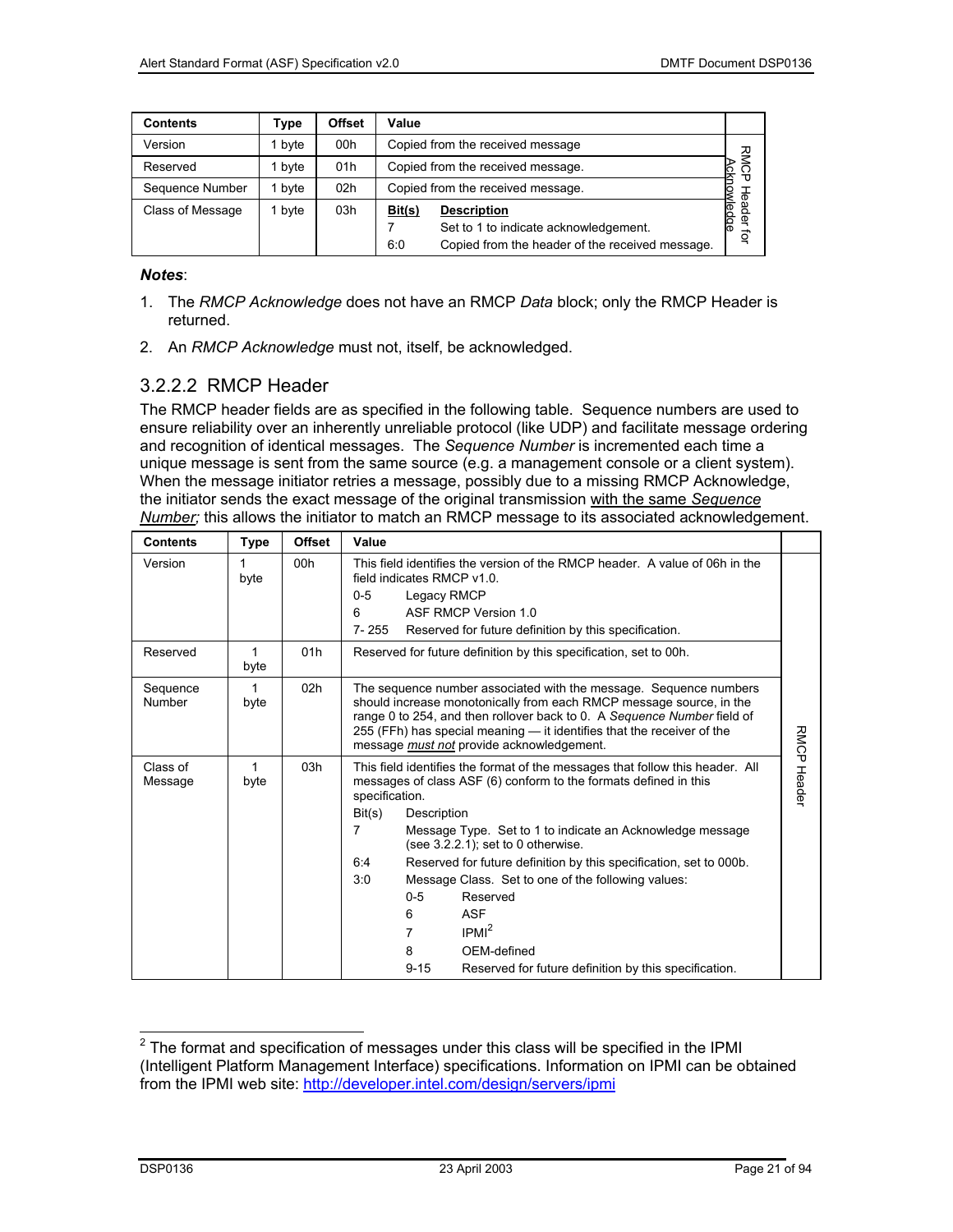| Contents | Type | Offset | Value | |
|---|---|---|---|---|
| Version | 1 byte | 00h | Copied from the received message | RMCP Header for Acknowledge |
| Reserved | 1 byte | 01h | Copied from the received message. | |
| Sequence Number | 1 byte | 02h | Copied from the received message. | |
| Class of Message | 1 byte | 03h | **Bit(s)** **Description**<br>7 Set to 1 to indicate acknowledgement.<br>6:0 Copied from the header of the received message. | |

***Notes***:

1. The *RMCP Acknowledge* does not have an RMCP *Data* block; only the RMCP Header is returned.
2. An *RMCP Acknowledge* must not, itself, be acknowledged.

### 3.2.2.2 RMCP Header

The RMCP header fields are as specified in the following table. Sequence numbers are used to ensure reliability over an inherently unreliable protocol (like UDP) and facilitate message ordering and recognition of identical messages. The *Sequence Number* is incremented each time a unique message is sent from the same source (e.g. a management console or a client system). When the message initiator retries a message, possibly due to a missing RMCP Acknowledge, the initiator sends the exact message of the original transmission with the same *Sequence Number;* this allows the initiator to match an RMCP message to its associated acknowledgement.

| Contents | Type | Offset | Value | |
|---|---|---|---|---|
| Version | 1 byte | 00h | This field identifies the version of the RMCP header. A value of 06h in the field indicates RMCP v1.0.<br>0-5 Legacy RMCP<br>6 ASF RMCP Version 1.0<br>7- 255 Reserved for future definition by this specification. | RMCP Header |
| Reserved | 1 byte | 01h | Reserved for future definition by this specification, set to 00h. | |
| Sequence Number | 1 byte | 02h | The sequence number associated with the message. Sequence numbers should increase monotonically from each RMCP message source, in the range 0 to 254, and then rollover back to 0. A *Sequence Number* field of 255 (FFh) has special meaning — it identifies that the receiver of the message *must not* provide acknowledgement. | |
| Class of Message | 1 byte | 03h | This field identifies the format of the messages that follow this header. All messages of class ASF (6) conform to the formats defined in this specification.<br>Bit(s) Description<br>7 Message Type. Set to 1 to indicate an Acknowledge message (see 3.2.2.1); set to 0 otherwise.<br>6:4 Reserved for future definition by this specification, set to 000b.<br>3:0 Message Class. Set to one of the following values:<br>0-5 Reserved<br>6 ASF<br>7 IPMI[2]<br>8 OEM-defined<br>9-15 Reserved for future definition by this specification. | |

[2] The format and specification of messages under this class will be specified in the IPMI (Intelligent Platform Management Interface) specifications. Information on IPMI can be obtained from the IPMI web site: http://developer.intel.com/design/servers/ipmi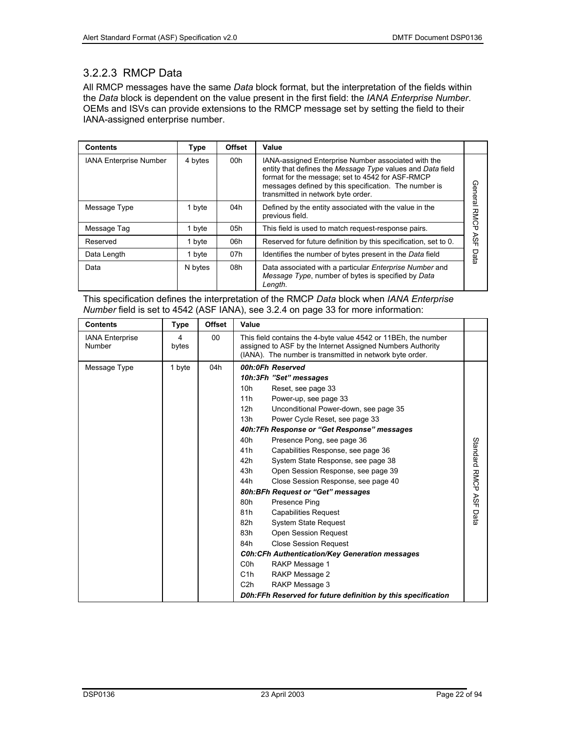### 3.2.2.3 RMCP Data

All RMCP messages have the same *Data* block format, but the interpretation of the fields within the *Data* block is dependent on the value present in the first field: the *IANA Enterprise Number*. OEMs and ISVs can provide extensions to the RMCP message set by setting the field to their IANA-assigned enterprise number.

| Contents | Type | Offset | Value | |
|---|---|---|---|---|
| IANA Enterprise Number | 4 bytes | 00h | IANA-assigned Enterprise Number associated with the entity that defines the *Message Type* values and *Data* field format for the message; set to 4542 for ASF-RMCP messages defined by this specification. The number is transmitted in network byte order. | General RMCP ASF Data |
| Message Type | 1 byte | 04h | Defined by the entity associated with the value in the previous field. | |
| Message Tag | 1 byte | 05h | This field is used to match request-response pairs. | |
| Reserved | 1 byte | 06h | Reserved for future definition by this specification, set to 0. | |
| Data Length | 1 byte | 07h | Identifies the number of bytes present in the *Data* field | |
| Data | N bytes | 08h | Data associated with a particular *Enterprise Number* and *Message Type*, number of bytes is specified by *Data Length*. | |

This specification defines the interpretation of the RMCP *Data* block when *IANA Enterprise Number* field is set to 4542 (ASF IANA), see 3.2.4 on page 33 for more information:

| Contents | Type | Offset | Value | |
|---|---|---|---|---|
| IANA Enterprise Number | 4 bytes | 00 | This field contains the 4-byte value 4542 or 11BEh, the number assigned to ASF by the Internet Assigned Numbers Authority (IANA). The number is transmitted in network byte order. | |
| Message Type | 1 byte | 04h | ***00h:0Fh Reserved***<br>***10h:3Fh "Set" messages***<br>10h Reset, see page 33<br>11h Power-up, see page 33<br>12h Unconditional Power-down, see page 35<br>13h Power Cycle Reset, see page 33<br>***40h:7Fh Response or "Get Response" messages***<br>40h Presence Pong, see page 36<br>41h Capabilities Response, see page 36<br>42h System State Response, see page 38<br>43h Open Session Response, see page 39<br>44h Close Session Response, see page 40<br>***80h:BFh Request or "Get" messages***<br>80h Presence Ping<br>81h Capabilities Request<br>82h System State Request<br>83h Open Session Request<br>84h Close Session Request<br>***C0h:CFh Authentication/Key Generation messages***<br>C0h RAKP Message 1<br>C1h RAKP Message 2<br>C2h RAKP Message 3<br>***D0h:FFh Reserved for future definition by this specification*** | Standard RMCP ASF Data |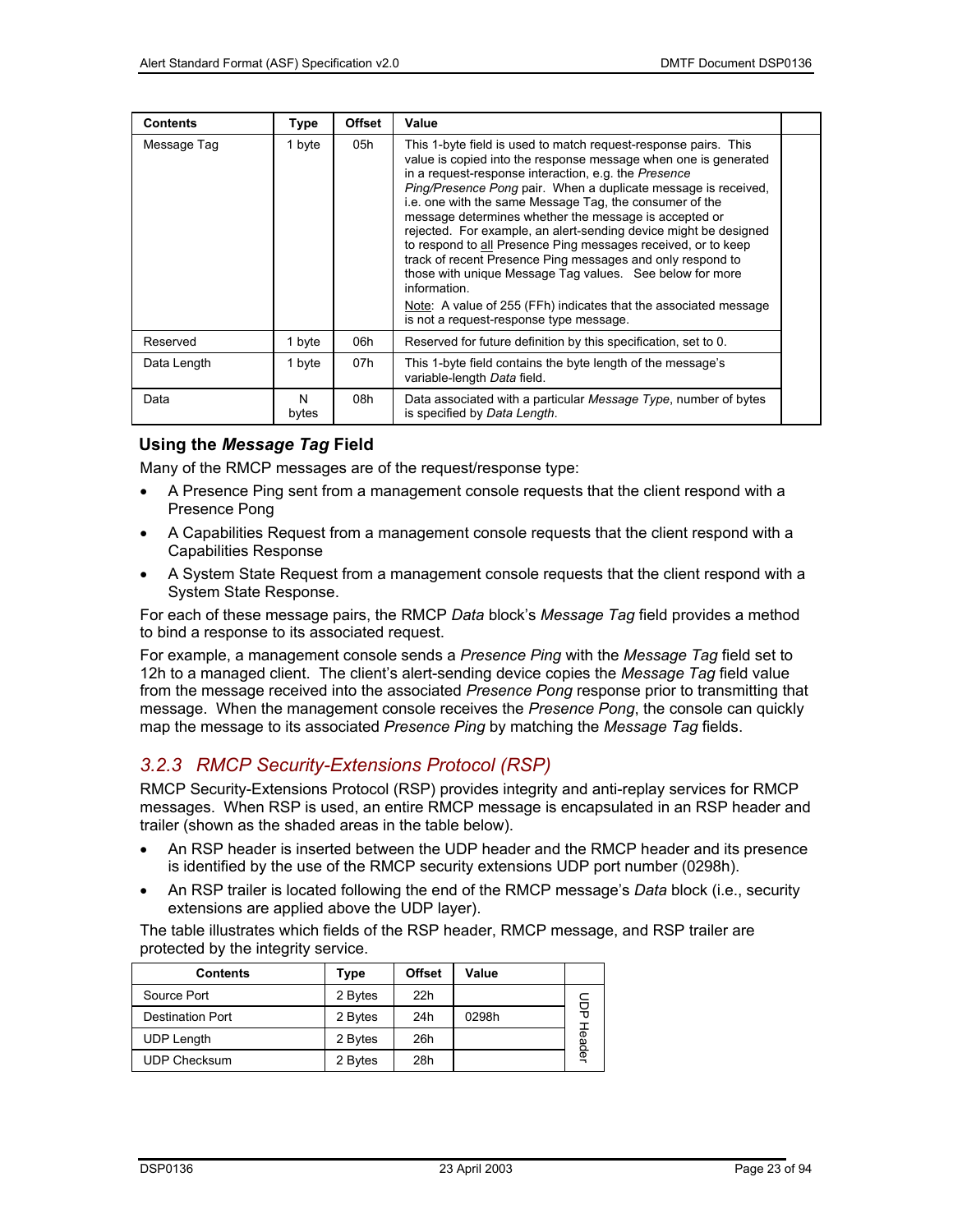| Contents | Type | Offset | Value | |
|---|---|---|---|---|
| Message Tag | 1 byte | 05h | This 1-byte field is used to match request-response pairs. This value is copied into the response message when one is generated in a request-response interaction, e.g. the *Presence Ping/Presence Pong* pair. When a duplicate message is received, i.e. one with the same Message Tag, the consumer of the message determines whether the message is accepted or rejected. For example, an alert-sending device might be designed to respond to all Presence Ping messages received, or to keep track of recent Presence Ping messages and only respond to those with unique Message Tag values. See below for more information.<br>Note: A value of 255 (FFh) indicates that the associated message is not a request-response type message. | |
| Reserved | 1 byte | 06h | Reserved for future definition by this specification, set to 0. | |
| Data Length | 1 byte | 07h | This 1-byte field contains the byte length of the message's variable-length *Data* field. | |
| Data | N bytes | 08h | Data associated with a particular *Message Type*, number of bytes is specified by *Data Length*. | |

### Using the *Message Tag* Field

Many of the RMCP messages are of the request/response type:

- A Presence Ping sent from a management console requests that the client respond with a Presence Pong
- A Capabilities Request from a management console requests that the client respond with a Capabilities Response
- A System State Request from a management console requests that the client respond with a System State Response.

For each of these message pairs, the RMCP *Data* block's *Message Tag* field provides a method to bind a response to its associated request.

For example, a management console sends a *Presence Ping* with the *Message Tag* field set to 12h to a managed client. The client's alert-sending device copies the *Message Tag* field value from the message received into the associated *Presence Pong* response prior to transmitting that message. When the management console receives the *Presence Pong*, the console can quickly map the message to its associated *Presence Ping* by matching the *Message Tag* fields.

## 3.2.3 RMCP Security-Extensions Protocol (RSP)

RMCP Security-Extensions Protocol (RSP) provides integrity and anti-replay services for RMCP messages. When RSP is used, an entire RMCP message is encapsulated in an RSP header and trailer (shown as the shaded areas in the table below).

- An RSP header is inserted between the UDP header and the RMCP header and its presence is identified by the use of the RMCP security extensions UDP port number (0298h).
- An RSP trailer is located following the end of the RMCP message's *Data* block (i.e., security extensions are applied above the UDP layer).

The table illustrates which fields of the RSP header, RMCP message, and RSP trailer are protected by the integrity service.

| Contents | Type | Offset | Value | |
|---|---|---|---|---|
| Source Port | 2 Bytes | 22h | | UDP Header |
| Destination Port | 2 Bytes | 24h | 0298h | |
| UDP Length | 2 Bytes | 26h | | |
| UDP Checksum | 2 Bytes | 28h | | |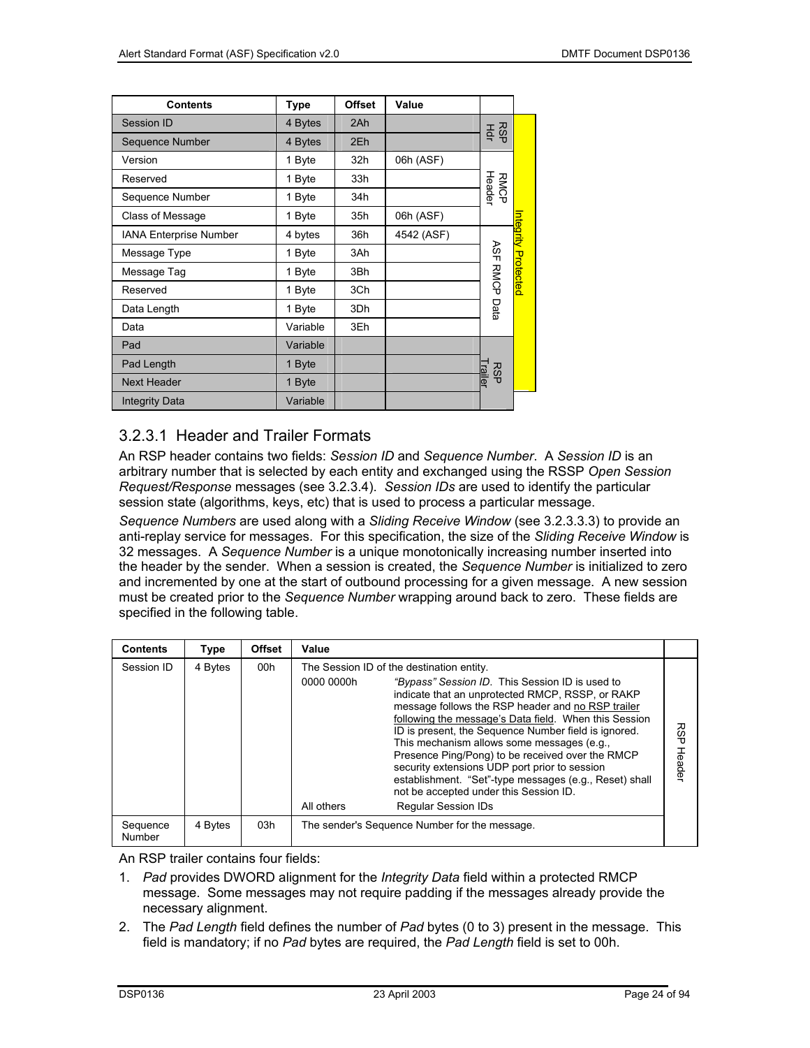| Contents | Type | Offset | Value | | |
|---|---|---|---|---|---|
| Session ID | 4 Bytes | 2Ah | | RSP Hdr | Integrity Protected |
| Sequence Number | 4 Bytes | 2Eh | | | |
| Version | 1 Byte | 32h | 06h (ASF) | RMCP Header | |
| Reserved | 1 Byte | 33h | | | |
| Sequence Number | 1 Byte | 34h | | | |
| Class of Message | 1 Byte | 35h | 06h (ASF) | | |
| IANA Enterprise Number | 4 bytes | 36h | 4542 (ASF) | ASF RMCP Data | |
| Message Type | 1 Byte | 3Ah | | | |
| Message Tag | 1 Byte | 3Bh | | | |
| Reserved | 1 Byte | 3Ch | | | |
| Data Length | 1 Byte | 3Dh | | | |
| Data | Variable | 3Eh | | | |
| Pad | Variable | | | RSP Trailer | |
| Pad Length | 1 Byte | | | | |
| Next Header | 1 Byte | | | | |
| Integrity Data | Variable | | | | |

### 3.2.3.1 Header and Trailer Formats

An RSP header contains two fields: *Session ID* and *Sequence Number*. A *Session ID* is an arbitrary number that is selected by each entity and exchanged using the RSSP *Open Session Request/Response* messages (see 3.2.3.4). *Session IDs* are used to identify the particular session state (algorithms, keys, etc) that is used to process a particular message.

*Sequence Numbers* are used along with a *Sliding Receive Window* (see 3.2.3.3.3) to provide an anti-replay service for messages. For this specification, the size of the *Sliding Receive Window* is 32 messages. A *Sequence Number* is a unique monotonically increasing number inserted into the header by the sender. When a session is created, the *Sequence Number* is initialized to zero and incremented by one at the start of outbound processing for a given message. A new session must be created prior to the *Sequence Number* wrapping around back to zero. These fields are specified in the following table.

| Contents | Type | Offset | Value | |
|---|---|---|---|---|
| Session ID | 4 Bytes | 00h | The Session ID of the destination entity.<br>0000 0000h — *"Bypass" Session ID.* This Session ID is used to indicate that an unprotected RMCP, RSSP, or RAKP message follows the RSP header and no RSP trailer following the message's Data field. When this Session ID is present, the Sequence Number field is ignored. This mechanism allows some messages (e.g., Presence Ping/Pong) to be received over the RMCP security extensions UDP port prior to session establishment. "Set"-type messages (e.g., Reset) shall not be accepted under this Session ID.<br>All others — Regular Session IDs | RSP Header |
| Sequence Number | 4 Bytes | 03h | The sender's Sequence Number for the message. | |

An RSP trailer contains four fields:

1. *Pad* provides DWORD alignment for the *Integrity Data* field within a protected RMCP message. Some messages may not require padding if the messages already provide the necessary alignment.
2. The *Pad Length* field defines the number of *Pad* bytes (0 to 3) present in the message. This field is mandatory; if no *Pad* bytes are required, the *Pad Length* field is set to 00h.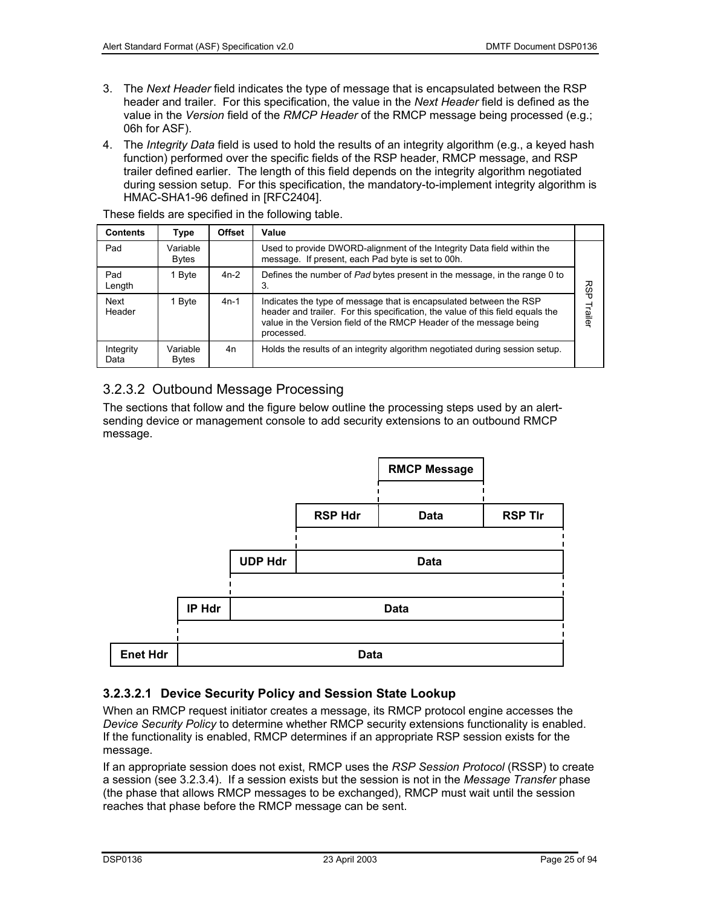3. The *Next Header* field indicates the type of message that is encapsulated between the RSP header and trailer. For this specification, the value in the *Next Header* field is defined as the value in the *Version* field of the *RMCP Header* of the RMCP message being processed (e.g.; 06h for ASF).
4. The *Integrity Data* field is used to hold the results of an integrity algorithm (e.g., a keyed hash function) performed over the specific fields of the RSP header, RMCP message, and RSP trailer defined earlier. The length of this field depends on the integrity algorithm negotiated during session setup. For this specification, the mandatory-to-implement integrity algorithm is HMAC-SHA1-96 defined in [RFC2404].

These fields are specified in the following table.

| Contents | Type | Offset | Value | |
|---|---|---|---|---|
| Pad | Variable Bytes | | Used to provide DWORD-alignment of the Integrity Data field within the message. If present, each Pad byte is set to 00h. | RSP Trailer |
| Pad Length | 1 Byte | 4n-2 | Defines the number of *Pad* bytes present in the message, in the range 0 to 3. | |
| Next Header | 1 Byte | 4n-1 | Indicates the type of message that is encapsulated between the RSP header and trailer. For this specification, the value of this field equals the value in the Version field of the RMCP Header of the message being processed. | |
| Integrity Data | Variable Bytes | 4n | Holds the results of an integrity algorithm negotiated during session setup. | |

## 3.2.3.2 Outbound Message Processing

The sections that follow and the figure below outline the processing steps used by an alert-sending device or management console to add security extensions to an outbound RMCP message.

| | | | RMCP Message | |
|---|---|---|---|---|
| | | RSP Hdr | Data | RSP Tlr |
| | UDP Hdr | Data | | |
| IP Hdr | Data | | | |
| Enet Hdr | Data | | | |

### 3.2.3.2.1 Device Security Policy and Session State Lookup

When an RMCP request initiator creates a message, its RMCP protocol engine accesses the *Device Security Policy* to determine whether RMCP security extensions functionality is enabled. If the functionality is enabled, RMCP determines if an appropriate RSP session exists for the message.

If an appropriate session does not exist, RMCP uses the *RSP Session Protocol* (RSSP) to create a session (see 3.2.3.4). If a session exists but the session is not in the *Message Transfer* phase (the phase that allows RMCP messages to be exchanged), RMCP must wait until the session reaches that phase before the RMCP message can be sent.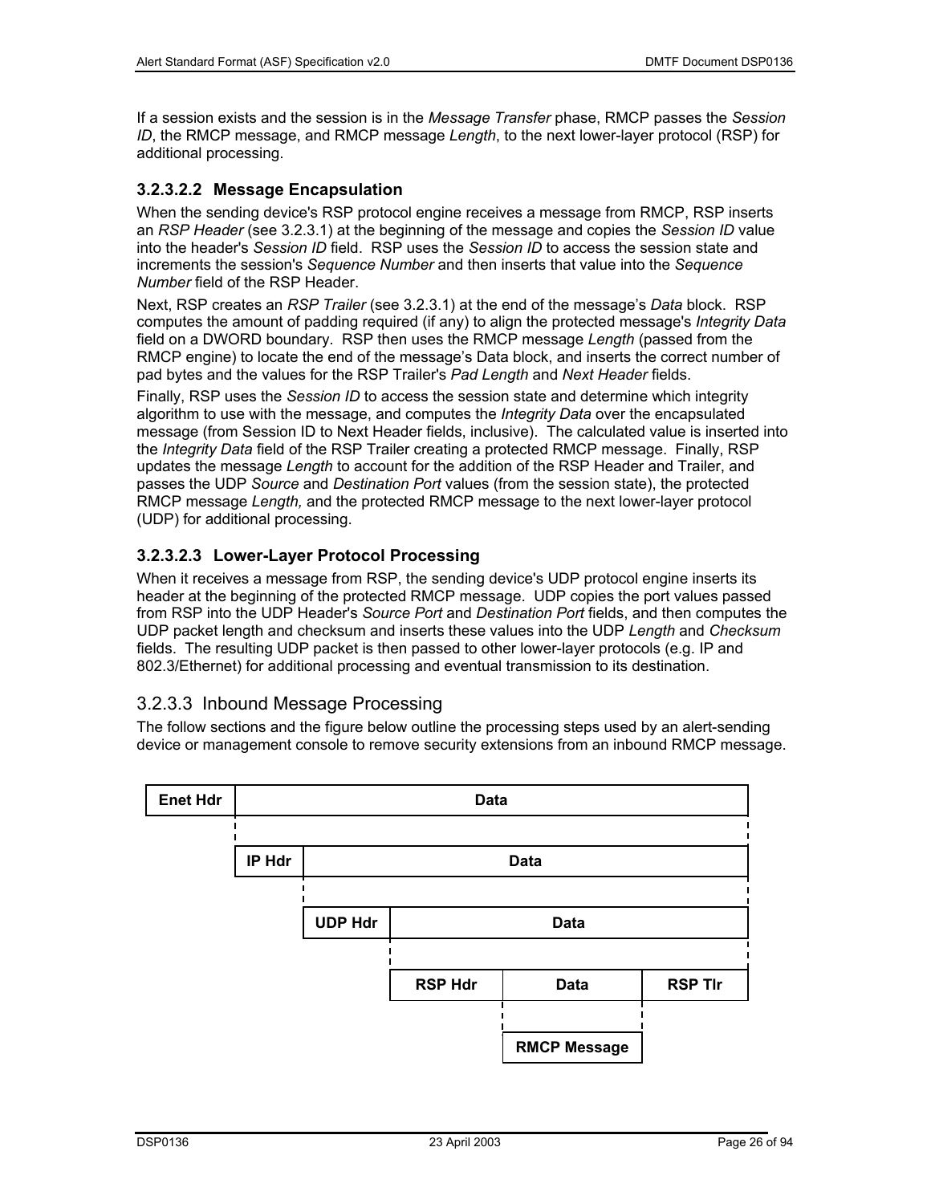If a session exists and the session is in the *Message Transfer* phase, RMCP passes the *Session ID*, the RMCP message, and RMCP message *Length*, to the next lower-layer protocol (RSP) for additional processing.

#### 3.2.3.2.2 Message Encapsulation

When the sending device's RSP protocol engine receives a message from RMCP, RSP inserts an *RSP Header* (see 3.2.3.1) at the beginning of the message and copies the *Session ID* value into the header's *Session ID* field. RSP uses the *Session ID* to access the session state and increments the session's *Sequence Number* and then inserts that value into the *Sequence Number* field of the RSP Header.

Next, RSP creates an *RSP Trailer* (see 3.2.3.1) at the end of the message's *Data* block. RSP computes the amount of padding required (if any) to align the protected message's *Integrity Data* field on a DWORD boundary. RSP then uses the RMCP message *Length* (passed from the RMCP engine) to locate the end of the message's Data block, and inserts the correct number of pad bytes and the values for the RSP Trailer's *Pad Length* and *Next Header* fields.

Finally, RSP uses the *Session ID* to access the session state and determine which integrity algorithm to use with the message, and computes the *Integrity Data* over the encapsulated message (from Session ID to Next Header fields, inclusive). The calculated value is inserted into the *Integrity Data* field of the RSP Trailer creating a protected RMCP message. Finally, RSP updates the message *Length* to account for the addition of the RSP Header and Trailer, and passes the UDP *Source* and *Destination Port* values (from the session state), the protected RMCP message *Length,* and the protected RMCP message to the next lower-layer protocol (UDP) for additional processing.

#### 3.2.3.2.3 Lower-Layer Protocol Processing

When it receives a message from RSP, the sending device's UDP protocol engine inserts its header at the beginning of the protected RMCP message. UDP copies the port values passed from RSP into the UDP Header's *Source Port* and *Destination Port* fields, and then computes the UDP packet length and checksum and inserts these values into the UDP *Length* and *Checksum* fields. The resulting UDP packet is then passed to other lower-layer protocols (e.g. IP and 802.3/Ethernet) for additional processing and eventual transmission to its destination.

### 3.2.3.3 Inbound Message Processing

The follow sections and the figure below outline the processing steps used by an alert-sending device or management console to remove security extensions from an inbound RMCP message.

| Enet Hdr | Data | | | |
|---|---|---|---|---|
| | IP Hdr | Data | | |
| | | UDP Hdr | Data | |
| | | | RSP Hdr | Data | RSP Tlr |
| | | | | RMCP Message | |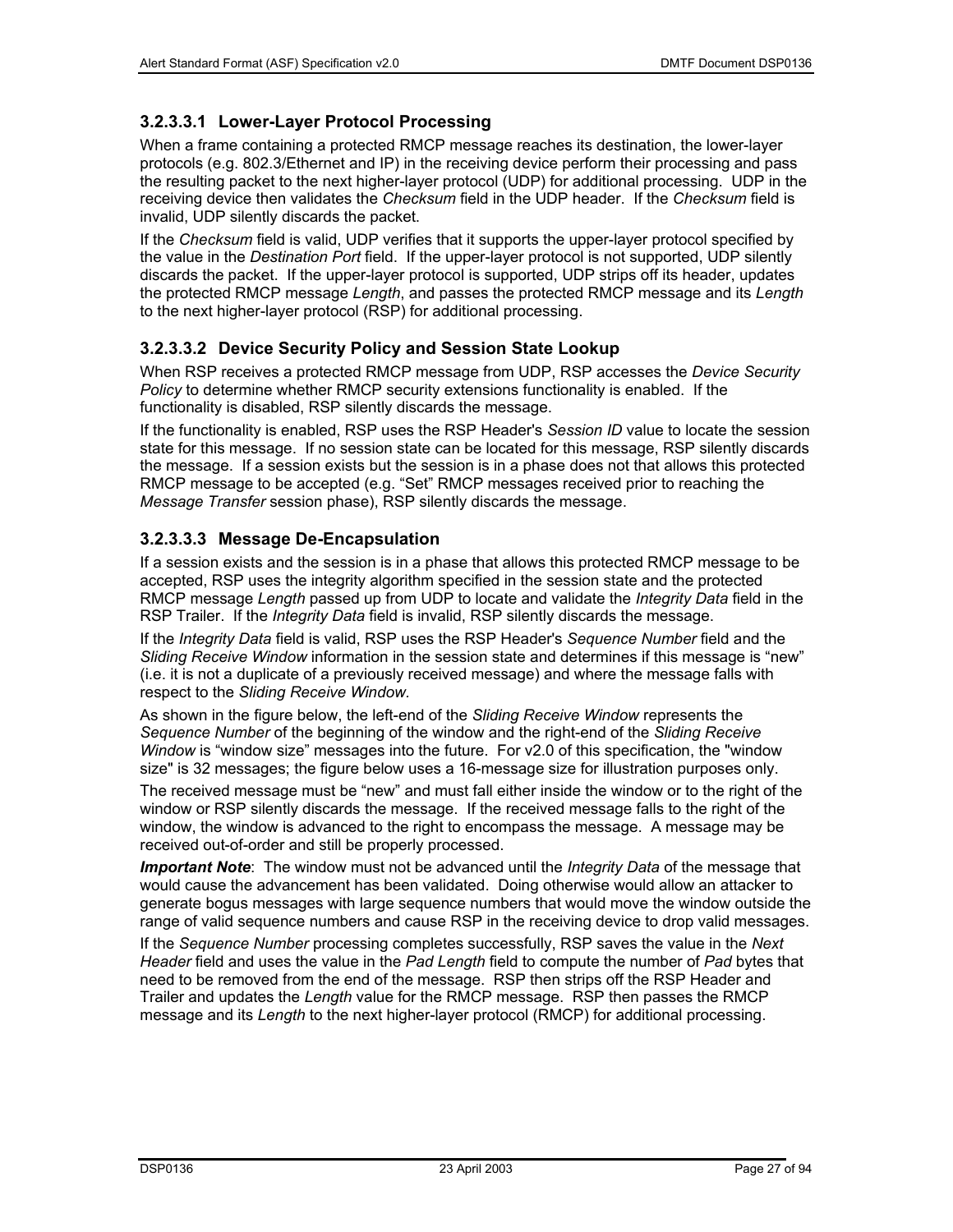#### 3.2.3.3.1 Lower-Layer Protocol Processing

When a frame containing a protected RMCP message reaches its destination, the lower-layer protocols (e.g. 802.3/Ethernet and IP) in the receiving device perform their processing and pass the resulting packet to the next higher-layer protocol (UDP) for additional processing. UDP in the receiving device then validates the *Checksum* field in the UDP header. If the *Checksum* field is invalid, UDP silently discards the packet.

If the *Checksum* field is valid, UDP verifies that it supports the upper-layer protocol specified by the value in the *Destination Port* field. If the upper-layer protocol is not supported, UDP silently discards the packet. If the upper-layer protocol is supported, UDP strips off its header, updates the protected RMCP message *Length*, and passes the protected RMCP message and its *Length* to the next higher-layer protocol (RSP) for additional processing.

#### 3.2.3.3.2 Device Security Policy and Session State Lookup

When RSP receives a protected RMCP message from UDP, RSP accesses the *Device Security Policy* to determine whether RMCP security extensions functionality is enabled. If the functionality is disabled, RSP silently discards the message.

If the functionality is enabled, RSP uses the RSP Header's *Session ID* value to locate the session state for this message. If no session state can be located for this message, RSP silently discards the message. If a session exists but the session is in a phase does not that allows this protected RMCP message to be accepted (e.g. "Set" RMCP messages received prior to reaching the *Message Transfer* session phase), RSP silently discards the message.

#### 3.2.3.3.3 Message De-Encapsulation

If a session exists and the session is in a phase that allows this protected RMCP message to be accepted, RSP uses the integrity algorithm specified in the session state and the protected RMCP message *Length* passed up from UDP to locate and validate the *Integrity Data* field in the RSP Trailer. If the *Integrity Data* field is invalid, RSP silently discards the message.

If the *Integrity Data* field is valid, RSP uses the RSP Header's *Sequence Number* field and the *Sliding Receive Window* information in the session state and determines if this message is "new" (i.e. it is not a duplicate of a previously received message) and where the message falls with respect to the *Sliding Receive Window*.

As shown in the figure below, the left-end of the *Sliding Receive Window* represents the *Sequence Number* of the beginning of the window and the right-end of the *Sliding Receive Window* is "window size" messages into the future. For v2.0 of this specification, the "window size" is 32 messages; the figure below uses a 16-message size for illustration purposes only.

The received message must be "new" and must fall either inside the window or to the right of the window or RSP silently discards the message. If the received message falls to the right of the window, the window is advanced to the right to encompass the message. A message may be received out-of-order and still be properly processed.

***Important Note***: The window must not be advanced until the *Integrity Data* of the message that would cause the advancement has been validated. Doing otherwise would allow an attacker to generate bogus messages with large sequence numbers that would move the window outside the range of valid sequence numbers and cause RSP in the receiving device to drop valid messages.

If the *Sequence Number* processing completes successfully, RSP saves the value in the *Next Header* field and uses the value in the *Pad Length* field to compute the number of *Pad* bytes that need to be removed from the end of the message. RSP then strips off the RSP Header and Trailer and updates the *Length* value for the RMCP message. RSP then passes the RMCP message and its *Length* to the next higher-layer protocol (RMCP) for additional processing.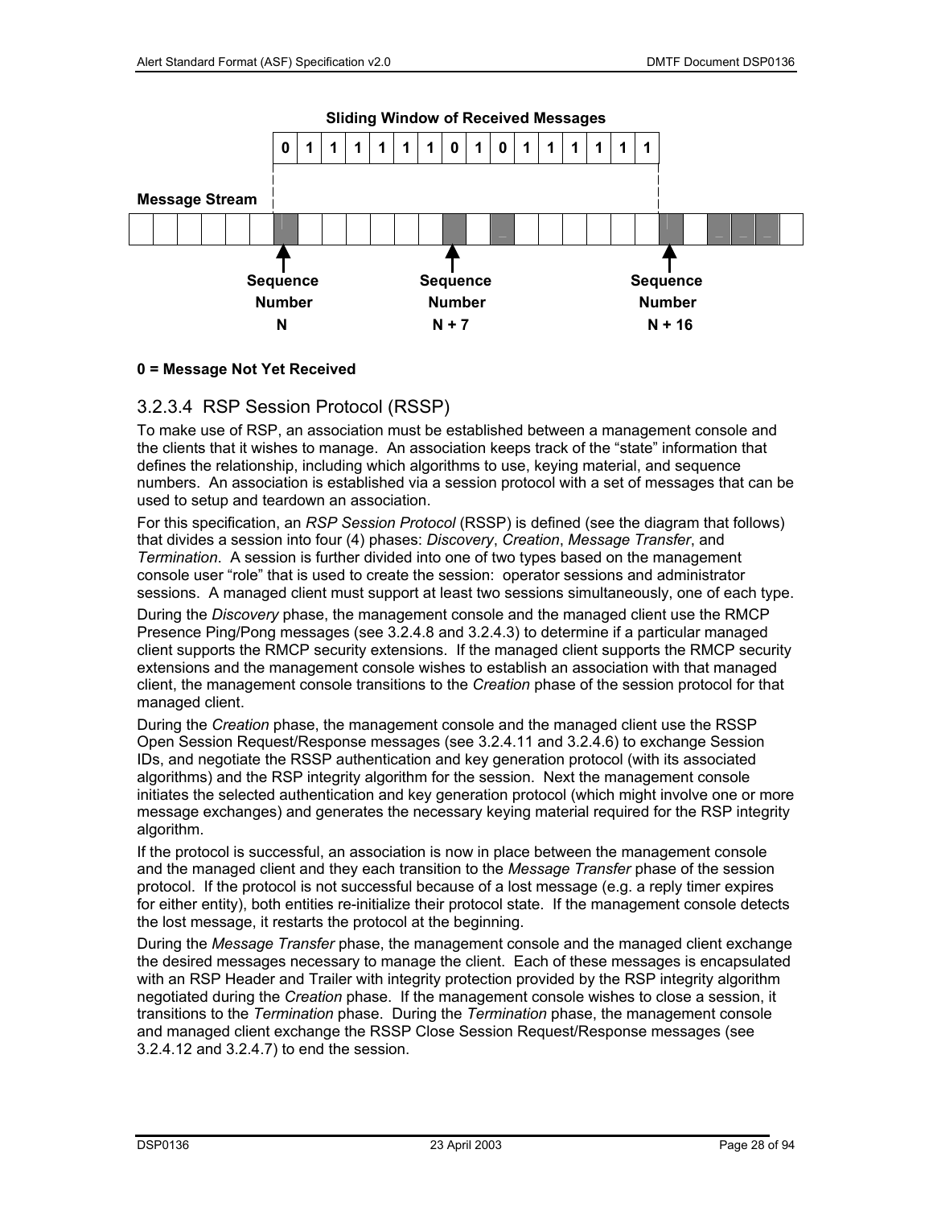**Sliding Window of Received Messages**

| 0 | 1 | 1 | 1 | 1 | 1 | 1 | 0 | 1 | 0 | 1 | 1 | 1 | 1 | 1 | 1 |
|---|---|---|---|---|---|---|---|---|---|---|---|---|---|---|---|

**Message Stream**

**Sequence Number N** **Sequence Number N + 7** **Sequence Number N + 16**

**0 = Message Not Yet Received**

### 3.2.3.4 RSP Session Protocol (RSSP)

To make use of RSP, an association must be established between a management console and the clients that it wishes to manage. An association keeps track of the "state" information that defines the relationship, including which algorithms to use, keying material, and sequence numbers. An association is established via a session protocol with a set of messages that can be used to setup and teardown an association.

For this specification, an *RSP Session Protocol* (RSSP) is defined (see the diagram that follows) that divides a session into four (4) phases: *Discovery*, *Creation*, *Message Transfer*, and *Termination*. A session is further divided into one of two types based on the management console user "role" that is used to create the session: operator sessions and administrator sessions. A managed client must support at least two sessions simultaneously, one of each type.

During the *Discovery* phase, the management console and the managed client use the RMCP Presence Ping/Pong messages (see 3.2.4.8 and 3.2.4.3) to determine if a particular managed client supports the RMCP security extensions. If the managed client supports the RMCP security extensions and the management console wishes to establish an association with that managed client, the management console transitions to the *Creation* phase of the session protocol for that managed client.

During the *Creation* phase, the management console and the managed client use the RSSP Open Session Request/Response messages (see 3.2.4.11 and 3.2.4.6) to exchange Session IDs, and negotiate the RSSP authentication and key generation protocol (with its associated algorithms) and the RSP integrity algorithm for the session. Next the management console initiates the selected authentication and key generation protocol (which might involve one or more message exchanges) and generates the necessary keying material required for the RSP integrity algorithm.

If the protocol is successful, an association is now in place between the management console and the managed client and they each transition to the *Message Transfer* phase of the session protocol. If the protocol is not successful because of a lost message (e.g. a reply timer expires for either entity), both entities re-initialize their protocol state. If the management console detects the lost message, it restarts the protocol at the beginning.

During the *Message Transfer* phase, the management console and the managed client exchange the desired messages necessary to manage the client. Each of these messages is encapsulated with an RSP Header and Trailer with integrity protection provided by the RSP integrity algorithm negotiated during the *Creation* phase. If the management console wishes to close a session, it transitions to the *Termination* phase. During the *Termination* phase, the management console and managed client exchange the RSSP Close Session Request/Response messages (see 3.2.4.12 and 3.2.4.7) to end the session.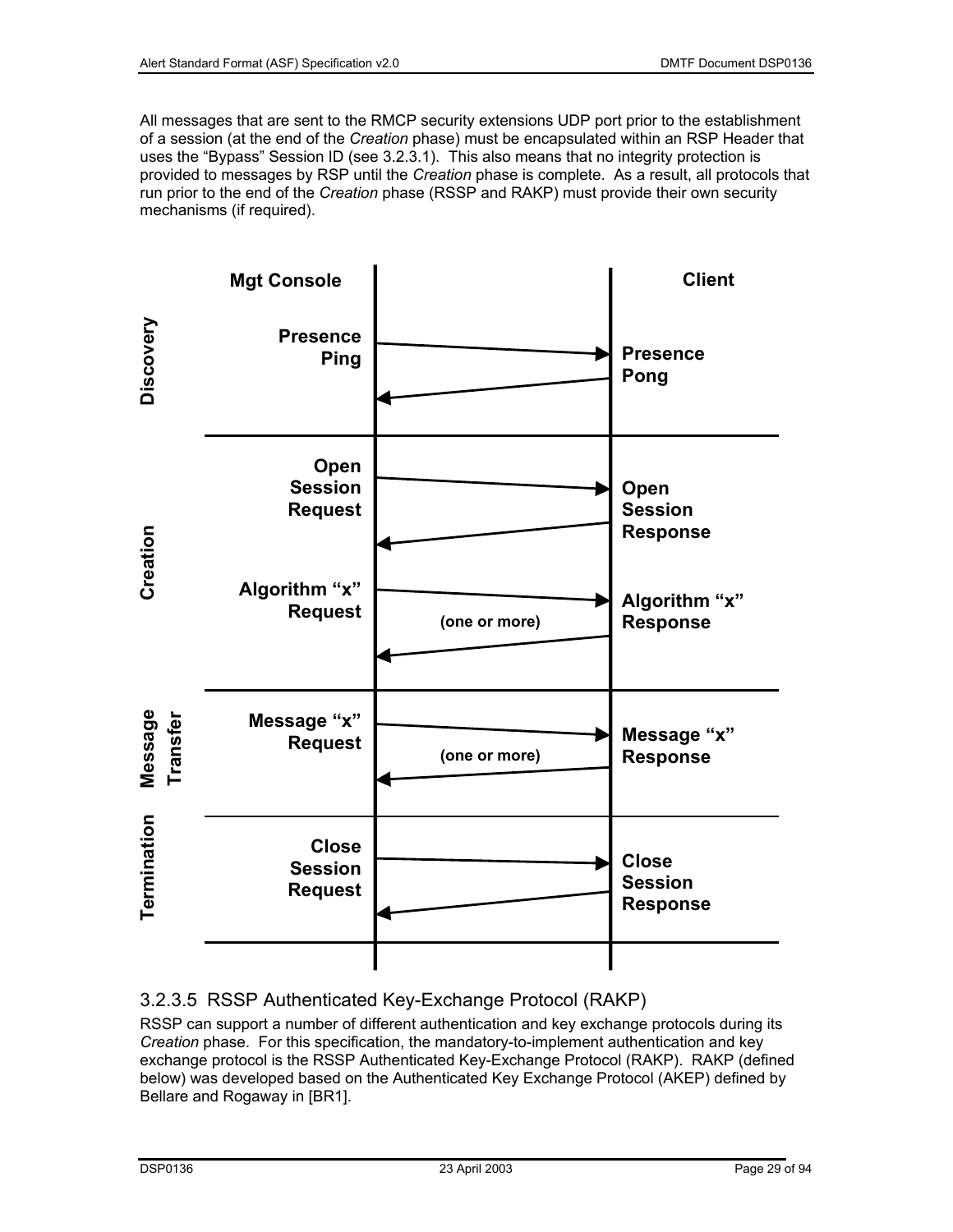All messages that are sent to the RMCP security extensions UDP port prior to the establishment of a session (at the end of the *Creation* phase) must be encapsulated within an RSP Header that uses the "Bypass" Session ID (see 3.2.3.1). This also means that no integrity protection is provided to messages by RSP until the *Creation* phase is complete. As a result, all protocols that run prior to the end of the *Creation* phase (RSSP and RAKP) must provide their own security mechanisms (if required).

| Phase | Mgt Console | | Client |
|---|---|---|---|
| Discovery | Presence Ping | → | Presence Pong |
| | | ← | |
| Creation | Open Session Request | → | Open Session Response |
| | | ← | |
| | Algorithm "x" Request | → (one or more) | Algorithm "x" Response |
| | | ← | |
| Message Transfer | Message "x" Request | → (one or more) | Message "x" Response |
| | | ← | |
| Termination | Close Session Request | → | Close Session Response |
| | | ← | |

### 3.2.3.5 RSSP Authenticated Key-Exchange Protocol (RAKP)

RSSP can support a number of different authentication and key exchange protocols during its *Creation* phase. For this specification, the mandatory-to-implement authentication and key exchange protocol is the RSSP Authenticated Key-Exchange Protocol (RAKP). RAKP (defined below) was developed based on the Authenticated Key Exchange Protocol (AKEP) defined by Bellare and Rogaway in [BR1].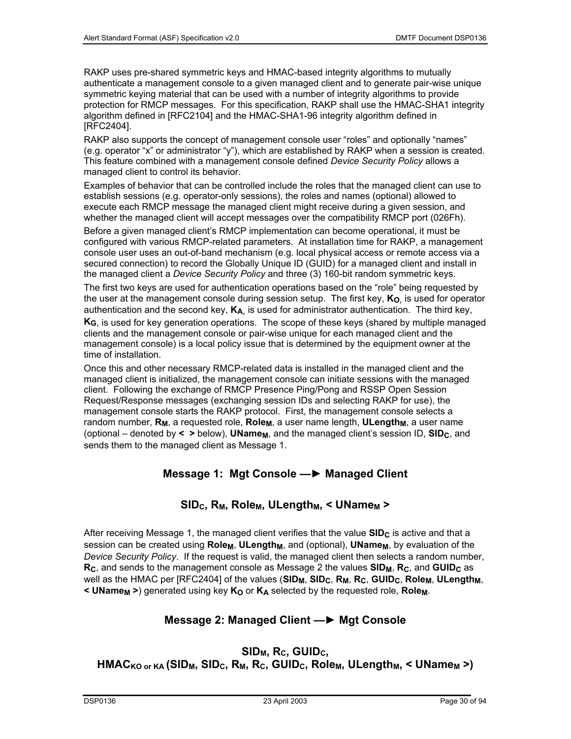RAKP uses pre-shared symmetric keys and HMAC-based integrity algorithms to mutually authenticate a management console to a given managed client and to generate pair-wise unique symmetric keying material that can be used with a number of integrity algorithms to provide protection for RMCP messages. For this specification, RAKP shall use the HMAC-SHA1 integrity algorithm defined in [RFC2104] and the HMAC-SHA1-96 integrity algorithm defined in [RFC2404].

RAKP also supports the concept of management console user "roles" and optionally "names" (e.g. operator "x" or administrator "y"), which are established by RAKP when a session is created. This feature combined with a management console defined *Device Security Policy* allows a managed client to control its behavior.

Examples of behavior that can be controlled include the roles that the managed client can use to establish sessions (e.g. operator-only sessions), the roles and names (optional) allowed to execute each RMCP message the managed client might receive during a given session, and whether the managed client will accept messages over the compatibility RMCP port (026Fh).

Before a given managed client's RMCP implementation can become operational, it must be configured with various RMCP-related parameters. At installation time for RAKP, a management console user uses an out-of-band mechanism (e.g. local physical access or remote access via a secured connection) to record the Globally Unique ID (GUID) for a managed client and install in the managed client a *Device Security Policy* and three (3) 160-bit random symmetric keys.

The first two keys are used for authentication operations based on the "role" being requested by the user at the management console during session setup. The first key, $\mathbf{K_O}$, is used for operator authentication and the second key, $\mathbf{K_A}$, is used for administrator authentication. The third key, $\mathbf{K_G}$, is used for key generation operations. The scope of these keys (shared by multiple managed clients and the management console or pair-wise unique for each managed client and the management console) is a local policy issue that is determined by the equipment owner at the time of installation.

Once this and other necessary RMCP-related data is installed in the managed client and the managed client is initialized, the management console can initiate sessions with the managed client. Following the exchange of RMCP Presence Ping/Pong and RSSP Open Session Request/Response messages (exchanging session IDs and selecting RAKP for use), the management console starts the RAKP protocol. First, the management console selects a random number, $\mathbf{R_M}$, a requested role, $\mathbf{Role_M}$, a user name length, $\mathbf{ULength_M}$, a user name (optional – denoted by **< >** below), $\mathbf{UName_M}$, and the managed client's session ID, $\mathbf{SID_C}$, and sends them to the managed client as Message 1.

**Message 1: Mgt Console —► Managed Client**

$$\mathbf{SID_C, R_M, Role_M, ULength_M, < UName_M >}$$

After receiving Message 1, the managed client verifies that the value $\mathbf{SID_C}$ is active and that a session can be created using $\mathbf{Role_M}$, $\mathbf{ULength_M}$, and (optional), $\mathbf{UName_M}$, by evaluation of the *Device Security Policy*. If the request is valid, the managed client then selects a random number, $\mathbf{R_C}$, and sends to the management console as Message 2 the values $\mathbf{SID_M}$, $\mathbf{R_C}$, and $\mathbf{GUID_C}$ as well as the HMAC per [RFC2404] of the values ($\mathbf{SID_M}$, $\mathbf{SID_C}$, $\mathbf{R_M}$, $\mathbf{R_C}$, $\mathbf{GUID_C}$, $\mathbf{Role_M}$, $\mathbf{ULength_M}$, $\mathbf{< UName_M >}$) generated using key $\mathbf{K_O}$ or $\mathbf{K_A}$ selected by the requested role, $\mathbf{Role_M}$.

**Message 2: Managed Client —► Mgt Console**

$$\mathbf{SID_M, R_C, GUID_C,}$$
$$\mathbf{HMAC_{KO\ or\ KA} (SID_M, SID_C, R_M, R_C, GUID_C, Role_M, ULength_M, < UName_M >)}$$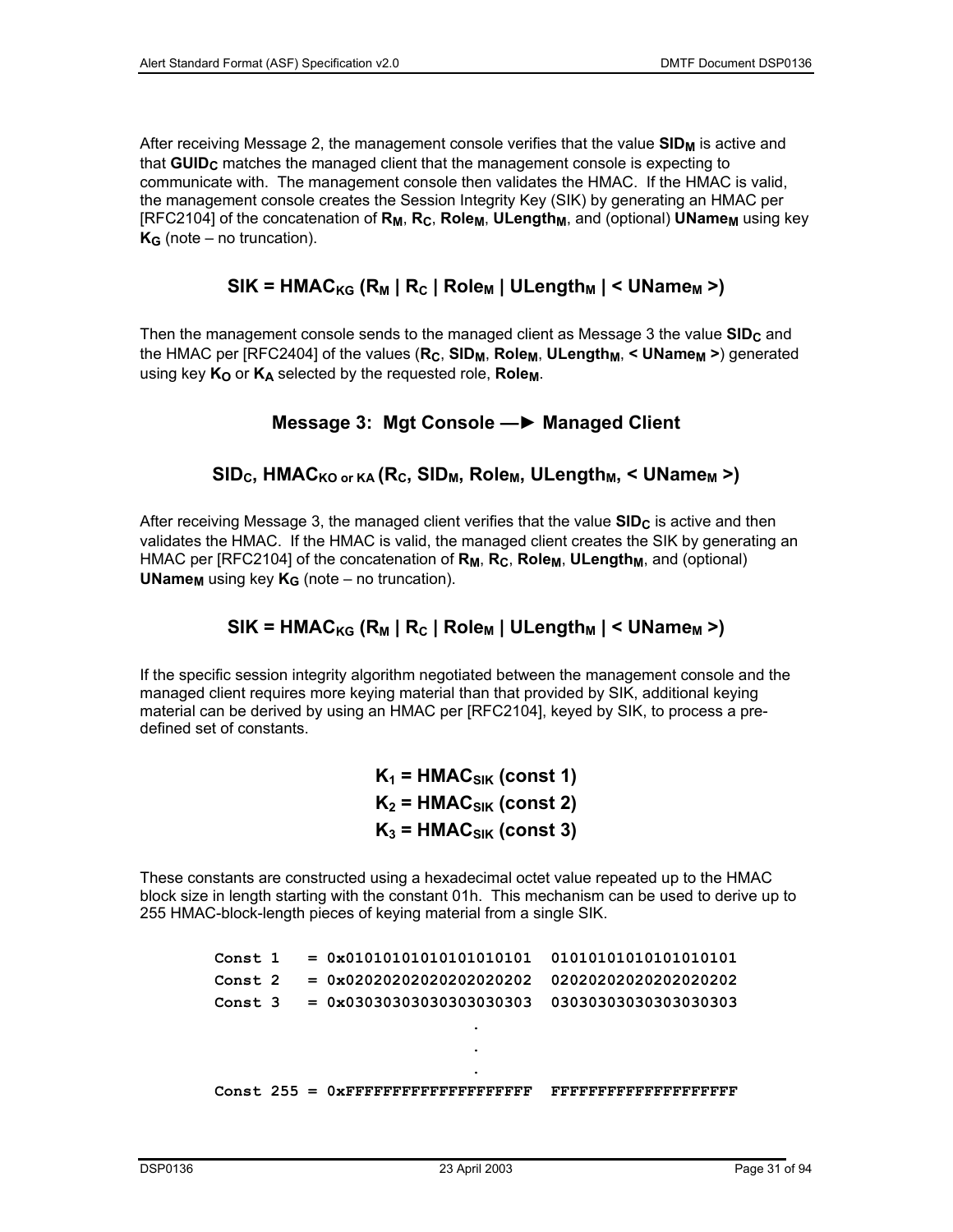After receiving Message 2, the management console verifies that the value **$SID_M$** is active and that **$GUID_C$** matches the managed client that the management console is expecting to communicate with. The management console then validates the HMAC. If the HMAC is valid, the management console creates the Session Integrity Key (SIK) by generating an HMAC per [RFC2104] of the concatenation of **$R_M$**, **$R_C$**, **$Role_M$**, **$ULength_M$**, and (optional) **$UName_M$** using key **$K_G$** (note – no truncation).

$$\mathbf{SIK = HMAC_{KG} (R_M \mid R_C \mid Role_M \mid ULength_M \mid < UName_M >)}$$

Then the management console sends to the managed client as Message 3 the value **$SID_C$** and the HMAC per [RFC2404] of the values (**$R_C$**, **$SID_M$**, **$Role_M$**, **$ULength_M$**, **< $UName_M$ >**) generated using key **$K_O$** or **$K_A$** selected by the requested role, **$Role_M$**.

**Message 3: Mgt Console —► Managed Client**

$$\mathbf{SID_C, HMAC_{KO\ or\ KA} (R_C, SID_M, Role_M, ULength_M, < UName_M >)}$$

After receiving Message 3, the managed client verifies that the value **$SID_C$** is active and then validates the HMAC. If the HMAC is valid, the managed client creates the SIK by generating an HMAC per [RFC2104] of the concatenation of **$R_M$**, **$R_C$**, **$Role_M$**, **$ULength_M$**, and (optional) **$UName_M$** using key **$K_G$** (note – no truncation).

$$\mathbf{SIK = HMAC_{KG} (R_M \mid R_C \mid Role_M \mid ULength_M \mid < UName_M >)}$$

If the specific session integrity algorithm negotiated between the management console and the managed client requires more keying material than that provided by SIK, additional keying material can be derived by using an HMAC per [RFC2104], keyed by SIK, to process a pre-defined set of constants.

$$\mathbf{K_1 = HMAC_{SIK} (const\ 1)}$$
$$\mathbf{K_2 = HMAC_{SIK} (const\ 2)}$$
$$\mathbf{K_3 = HMAC_{SIK} (const\ 3)}$$

These constants are constructed using a hexadecimal octet value repeated up to the HMAC block size in length starting with the constant 01h. This mechanism can be used to derive up to 255 HMAC-block-length pieces of keying material from a single SIK.

```
Const 1   = 0x01010101010101010101  01010101010101010101
Const 2   = 0x02020202020202020202  02020202020202020202
Const 3   = 0x03030303030303030303  03030303030303030303
                         .
                         .
                         .
Const 255 = 0xFFFFFFFFFFFFFFFFFFFF  FFFFFFFFFFFFFFFFFFFF
```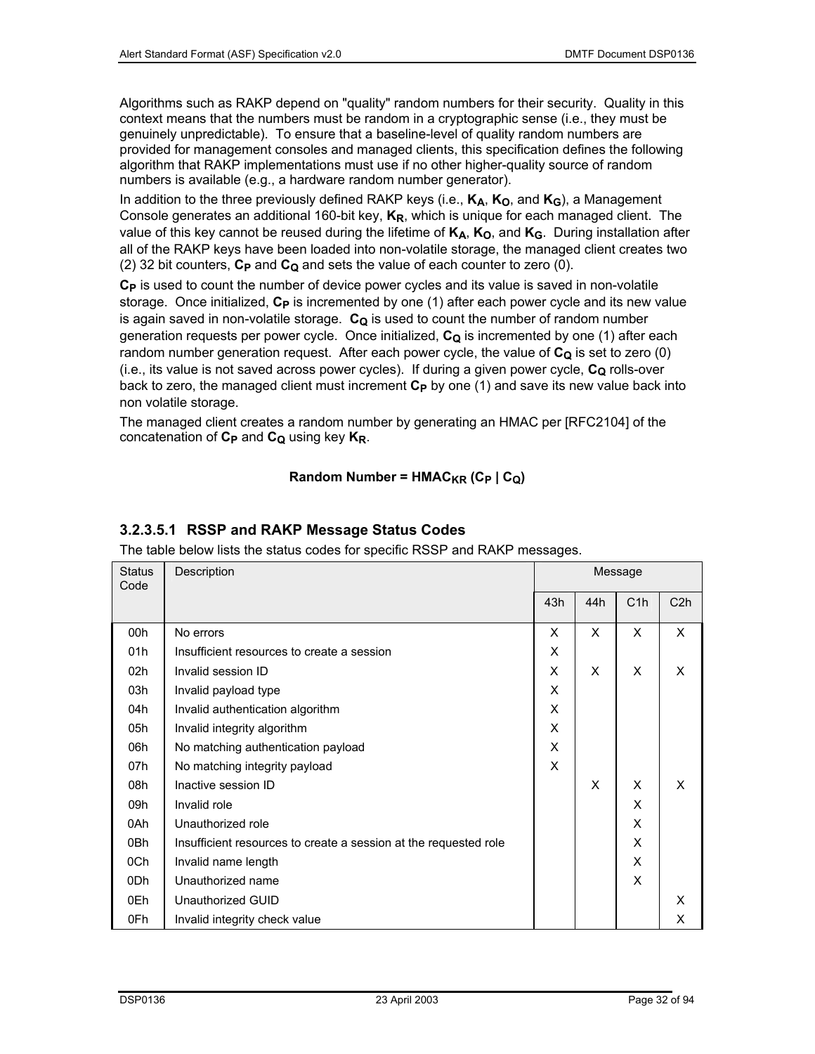Algorithms such as RAKP depend on "quality" random numbers for their security. Quality in this context means that the numbers must be random in a cryptographic sense (i.e., they must be genuinely unpredictable). To ensure that a baseline-level of quality random numbers are provided for management consoles and managed clients, this specification defines the following algorithm that RAKP implementations must use if no other higher-quality source of random numbers is available (e.g., a hardware random number generator).

In addition to the three previously defined RAKP keys (i.e., $\mathbf{K_A}$, $\mathbf{K_O}$, and $\mathbf{K_G}$), a Management Console generates an additional 160-bit key, $\mathbf{K_R}$, which is unique for each managed client. The value of this key cannot be reused during the lifetime of $\mathbf{K_A}$, $\mathbf{K_O}$, and $\mathbf{K_G}$. During installation after all of the RAKP keys have been loaded into non-volatile storage, the managed client creates two (2) 32 bit counters, $\mathbf{C_P}$ and $\mathbf{C_Q}$ and sets the value of each counter to zero (0).

$\mathbf{C_P}$ is used to count the number of device power cycles and its value is saved in non-volatile storage. Once initialized, $\mathbf{C_P}$ is incremented by one (1) after each power cycle and its new value is again saved in non-volatile storage. $\mathbf{C_Q}$ is used to count the number of random number generation requests per power cycle. Once initialized, $\mathbf{C_Q}$ is incremented by one (1) after each random number generation request. After each power cycle, the value of $\mathbf{C_Q}$ is set to zero (0) (i.e., its value is not saved across power cycles). If during a given power cycle, $\mathbf{C_Q}$ rolls-over back to zero, the managed client must increment $\mathbf{C_P}$ by one (1) and save its new value back into non volatile storage.

The managed client creates a random number by generating an HMAC per [RFC2104] of the concatenation of $\mathbf{C_P}$ and $\mathbf{C_Q}$ using key $\mathbf{K_R}$.

$$\textbf{Random Number} = \textbf{HMAC}_{\mathbf{KR}} (\mathbf{C_P} \mid \mathbf{C_Q})$$

### 3.2.3.5.1 RSSP and RAKP Message Status Codes

The table below lists the status codes for specific RSSP and RAKP messages.

| Status Code | Description | Message | | | |
|---|---|---|---|---|---|
| | | 43h | 44h | C1h | C2h |
| 00h | No errors | X | X | X | X |
| 01h | Insufficient resources to create a session | X | | | |
| 02h | Invalid session ID | X | X | X | X |
| 03h | Invalid payload type | X | | | |
| 04h | Invalid authentication algorithm | X | | | |
| 05h | Invalid integrity algorithm | X | | | |
| 06h | No matching authentication payload | X | | | |
| 07h | No matching integrity payload | X | | | |
| 08h | Inactive session ID | | X | X | X |
| 09h | Invalid role | | | X | |
| 0Ah | Unauthorized role | | | X | |
| 0Bh | Insufficient resources to create a session at the requested role | | | X | |
| 0Ch | Invalid name length | | | X | |
| 0Dh | Unauthorized name | | | X | |
| 0Eh | Unauthorized GUID | | | | X |
| 0Fh | Invalid integrity check value | | | | X |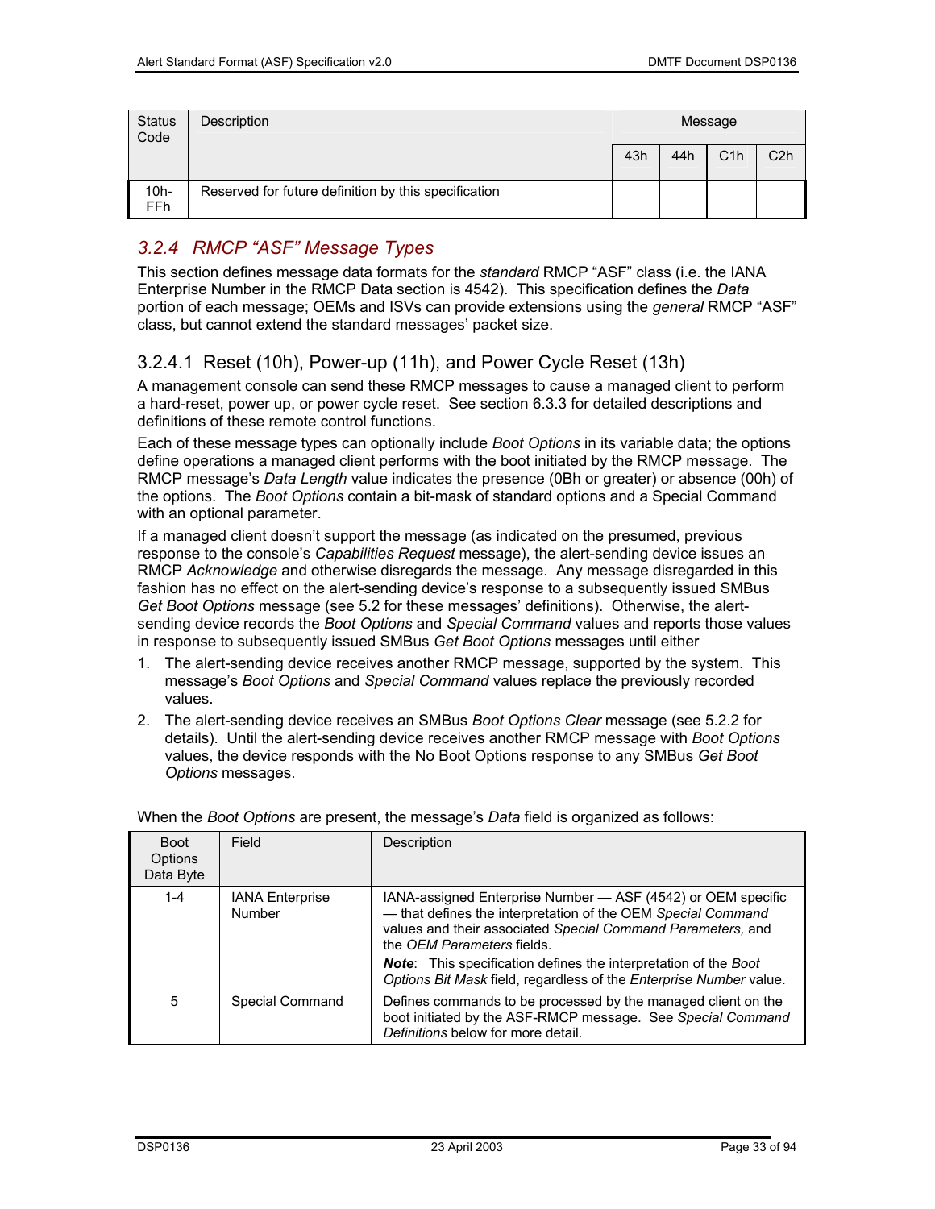| Status Code | Description | Message | | | |
|---|---|---|---|---|---|
| | | 43h | 44h | C1h | C2h |
| 10h-FFh | Reserved for future definition by this specification | | | | |

### 3.2.4 RMCP "ASF" Message Types

This section defines message data formats for the *standard* RMCP "ASF" class (i.e. the IANA Enterprise Number in the RMCP Data section is 4542). This specification defines the *Data* portion of each message; OEMs and ISVs can provide extensions using the *general* RMCP "ASF" class, but cannot extend the standard messages' packet size.

#### 3.2.4.1 Reset (10h), Power-up (11h), and Power Cycle Reset (13h)

A management console can send these RMCP messages to cause a managed client to perform a hard-reset, power up, or power cycle reset. See section 6.3.3 for detailed descriptions and definitions of these remote control functions.

Each of these message types can optionally include *Boot Options* in its variable data; the options define operations a managed client performs with the boot initiated by the RMCP message. The RMCP message's *Data Length* value indicates the presence (0Bh or greater) or absence (00h) of the options. The *Boot Options* contain a bit-mask of standard options and a Special Command with an optional parameter.

If a managed client doesn't support the message (as indicated on the presumed, previous response to the console's *Capabilities Request* message), the alert-sending device issues an RMCP *Acknowledge* and otherwise disregards the message. Any message disregarded in this fashion has no effect on the alert-sending device's response to a subsequently issued SMBus *Get Boot Options* message (see 5.2 for these messages' definitions). Otherwise, the alert-sending device records the *Boot Options* and *Special Command* values and reports those values in response to subsequently issued SMBus *Get Boot Options* messages until either

1. The alert-sending device receives another RMCP message, supported by the system. This message's *Boot Options* and *Special Command* values replace the previously recorded values.
2. The alert-sending device receives an SMBus *Boot Options Clear* message (see 5.2.2 for details). Until the alert-sending device receives another RMCP message with *Boot Options* values, the device responds with the No Boot Options response to any SMBus *Get Boot Options* messages.

When the *Boot Options* are present, the message's *Data* field is organized as follows:

| Boot Options Data Byte | Field | Description |
|---|---|---|
| 1-4 | IANA Enterprise Number | IANA-assigned Enterprise Number — ASF (4542) or OEM specific — that defines the interpretation of the OEM *Special Command* values and their associated *Special Command Parameters,* and the *OEM Parameters* fields.<br>***Note***: This specification defines the interpretation of the *Boot Options Bit Mask* field, regardless of the *Enterprise Number* value. |
| 5 | Special Command | Defines commands to be processed by the managed client on the boot initiated by the ASF-RMCP message. See *Special Command Definitions* below for more detail. |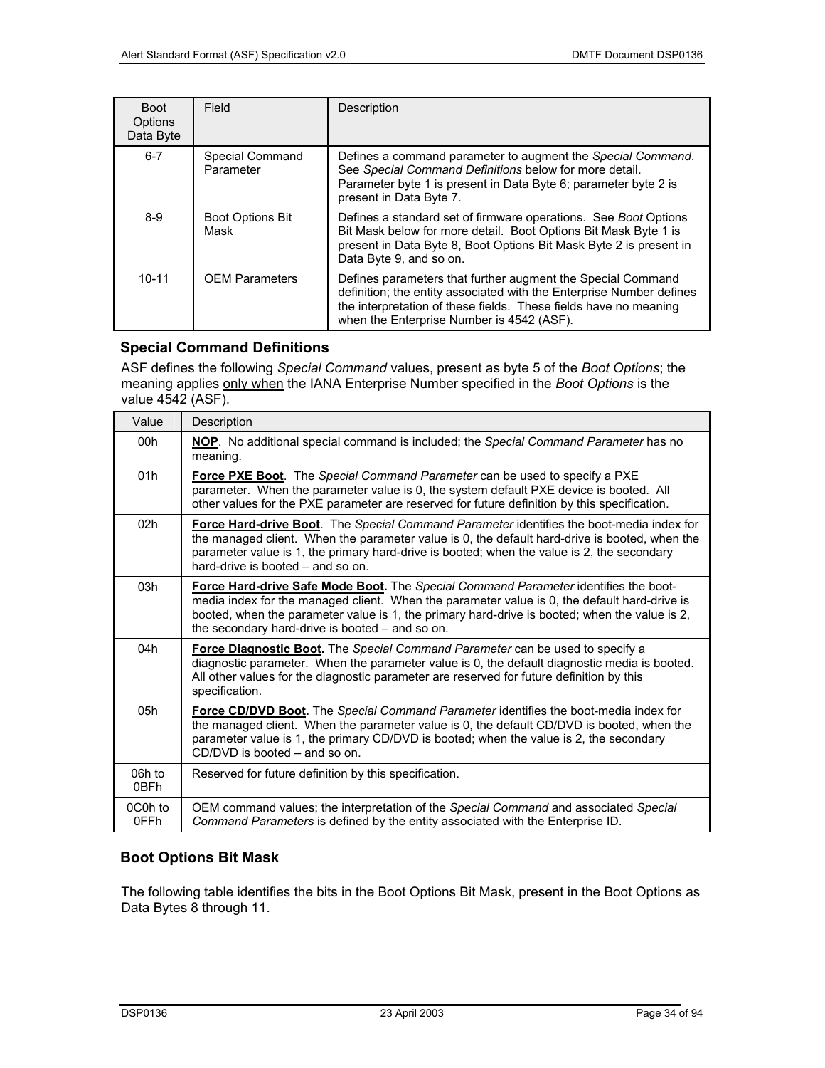| Boot Options Data Byte | Field | Description |
|---|---|---|
| 6-7 | Special Command Parameter | Defines a command parameter to augment the *Special Command*. See *Special Command Definitions* below for more detail. Parameter byte 1 is present in Data Byte 6; parameter byte 2 is present in Data Byte 7. |
| 8-9 | Boot Options Bit Mask | Defines a standard set of firmware operations. See *Boot* Options Bit Mask below for more detail. Boot Options Bit Mask Byte 1 is present in Data Byte 8, Boot Options Bit Mask Byte 2 is present in Data Byte 9, and so on. |
| 10-11 | OEM Parameters | Defines parameters that further augment the Special Command definition; the entity associated with the Enterprise Number defines the interpretation of these fields. These fields have no meaning when the Enterprise Number is 4542 (ASF). |

### Special Command Definitions

ASF defines the following *Special Command* values, present as byte 5 of the *Boot Options*; the meaning applies only when the IANA Enterprise Number specified in the *Boot Options* is the value 4542 (ASF).

| Value | Description |
|---|---|
| 00h | **NOP**. No additional special command is included; the *Special Command Parameter* has no meaning. |
| 01h | **Force PXE Boot**. The *Special Command Parameter* can be used to specify a PXE parameter. When the parameter value is 0, the system default PXE device is booted. All other values for the PXE parameter are reserved for future definition by this specification. |
| 02h | **Force Hard-drive Boot**. The *Special Command Parameter* identifies the boot-media index for the managed client. When the parameter value is 0, the default hard-drive is booted, when the parameter value is 1, the primary hard-drive is booted; when the value is 2, the secondary hard-drive is booted – and so on. |
| 03h | **Force Hard-drive Safe Mode Boot.** The *Special Command Parameter* identifies the boot-media index for the managed client. When the parameter value is 0, the default hard-drive is booted, when the parameter value is 1, the primary hard-drive is booted; when the value is 2, the secondary hard-drive is booted – and so on. |
| 04h | **Force Diagnostic Boot.** The *Special Command Parameter* can be used to specify a diagnostic parameter. When the parameter value is 0, the default diagnostic media is booted. All other values for the diagnostic parameter are reserved for future definition by this specification. |
| 05h | **Force CD/DVD Boot.** The *Special Command Parameter* identifies the boot-media index for the managed client. When the parameter value is 0, the default CD/DVD is booted, when the parameter value is 1, the primary CD/DVD is booted; when the value is 2, the secondary CD/DVD is booted – and so on. |
| 06h to 0BFh | Reserved for future definition by this specification. |
| 0C0h to 0FFh | OEM command values; the interpretation of the *Special Command* and associated *Special Command Parameters* is defined by the entity associated with the Enterprise ID. |

### Boot Options Bit Mask

The following table identifies the bits in the Boot Options Bit Mask, present in the Boot Options as Data Bytes 8 through 11.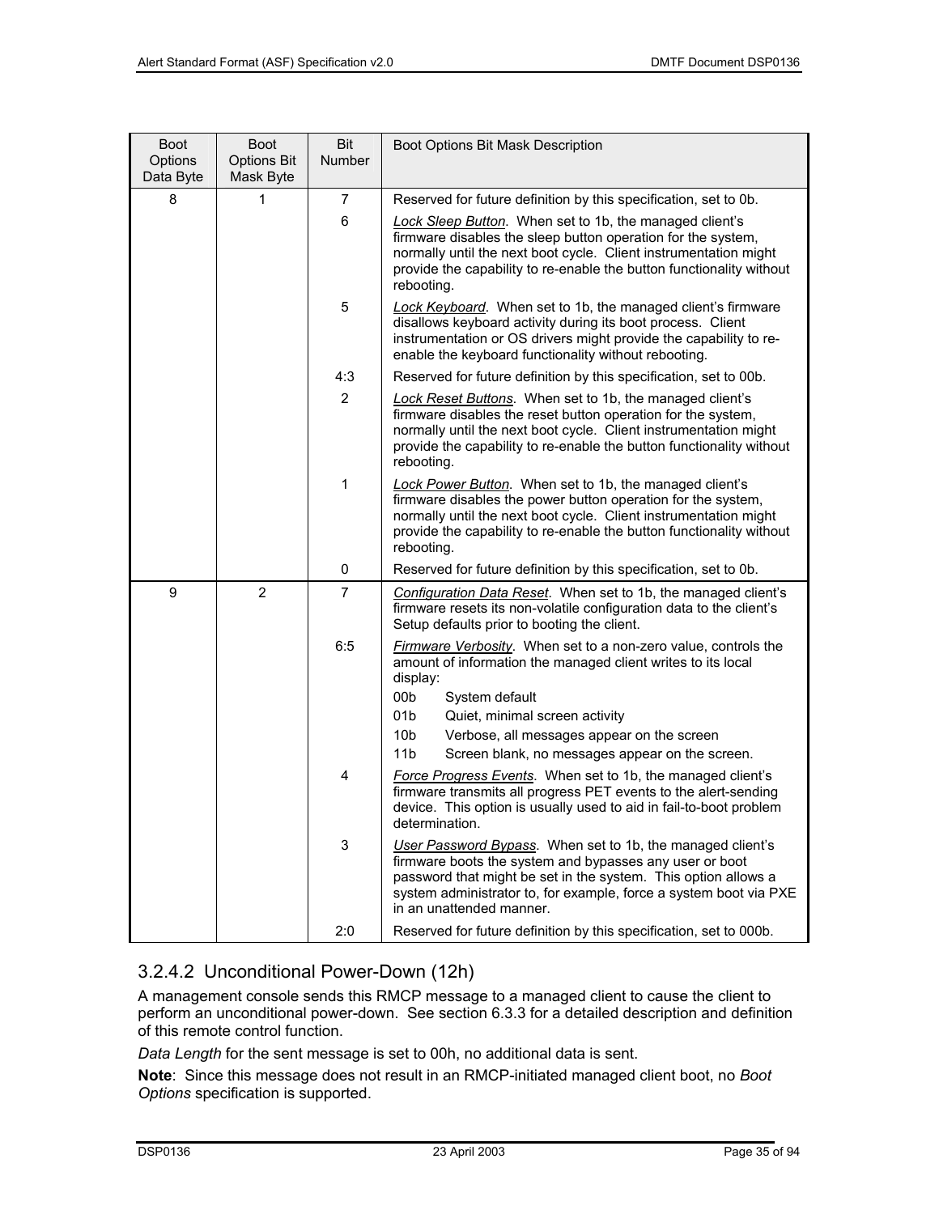| Boot Options Data Byte | Boot Options Bit Mask Byte | Bit Number | Boot Options Bit Mask Description |
|---|---|---|---|
| 8 | 1 | 7 | Reserved for future definition by this specification, set to 0b. |
| | | 6 | *Lock Sleep Button*. When set to 1b, the managed client's firmware disables the sleep button operation for the system, normally until the next boot cycle. Client instrumentation might provide the capability to re-enable the button functionality without rebooting. |
| | | 5 | *Lock Keyboard*. When set to 1b, the managed client's firmware disallows keyboard activity during its boot process. Client instrumentation or OS drivers might provide the capability to re-enable the keyboard functionality without rebooting. |
| | | 4:3 | Reserved for future definition by this specification, set to 00b. |
| | | 2 | *Lock Reset Buttons*. When set to 1b, the managed client's firmware disables the reset button operation for the system, normally until the next boot cycle. Client instrumentation might provide the capability to re-enable the button functionality without rebooting. |
| | | 1 | *Lock Power Button*. When set to 1b, the managed client's firmware disables the power button operation for the system, normally until the next boot cycle. Client instrumentation might provide the capability to re-enable the button functionality without rebooting. |
| | | 0 | Reserved for future definition by this specification, set to 0b. |
| 9 | 2 | 7 | *Configuration Data Reset*. When set to 1b, the managed client's firmware resets its non-volatile configuration data to the client's Setup defaults prior to booting the client. |
| | | 6:5 | *Firmware Verbosity*. When set to a non-zero value, controls the amount of information the managed client writes to its local display:<br>00b System default<br>01b Quiet, minimal screen activity<br>10b Verbose, all messages appear on the screen<br>11b Screen blank, no messages appear on the screen. |
| | | 4 | *Force Progress Events*. When set to 1b, the managed client's firmware transmits all progress PET events to the alert-sending device. This option is usually used to aid in fail-to-boot problem determination. |
| | | 3 | *User Password Bypass*. When set to 1b, the managed client's firmware boots the system and bypasses any user or boot password that might be set in the system. This option allows a system administrator to, for example, force a system boot via PXE in an unattended manner. |
| | | 2:0 | Reserved for future definition by this specification, set to 000b. |

### 3.2.4.2 Unconditional Power-Down (12h)

A management console sends this RMCP message to a managed client to cause the client to perform an unconditional power-down. See section 6.3.3 for a detailed description and definition of this remote control function.

*Data Length* for the sent message is set to 00h, no additional data is sent.

**Note**: Since this message does not result in an RMCP-initiated managed client boot, no *Boot Options* specification is supported.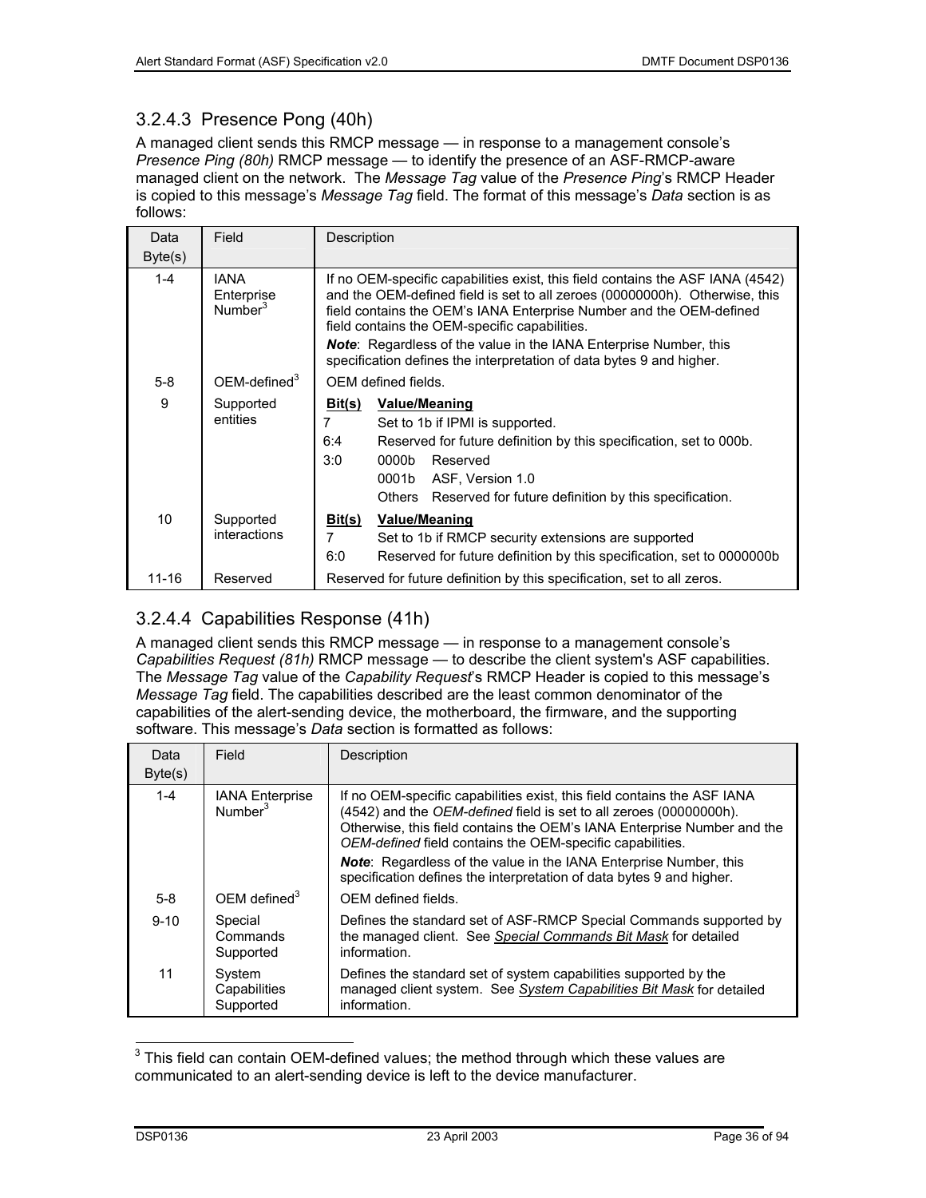### 3.2.4.3 Presence Pong (40h)

A managed client sends this RMCP message — in response to a management console's *Presence Ping (80h)* RMCP message — to identify the presence of an ASF-RMCP-aware managed client on the network. The *Message Tag* value of the *Presence Ping*'s RMCP Header is copied to this message's *Message Tag* field. The format of this message's *Data* section is as follows:

| Data Byte(s) | Field | Description |
|---|---|---|
| 1-4 | IANA Enterprise Number[3] | If no OEM-specific capabilities exist, this field contains the ASF IANA (4542) and the OEM-defined field is set to all zeroes (00000000h). Otherwise, this field contains the OEM's IANA Enterprise Number and the OEM-defined field contains the OEM-specific capabilities.<br>***Note***: Regardless of the value in the IANA Enterprise Number, this specification defines the interpretation of data bytes 9 and higher. |
| 5-8 | OEM-defined[3] | OEM defined fields. |
| 9 | Supported entities | **Bit(s) Value/Meaning**<br>7 Set to 1b if IPMI is supported.<br>6:4 Reserved for future definition by this specification, set to 000b.<br>3:0 0000b Reserved<br>0001b ASF, Version 1.0<br>Others Reserved for future definition by this specification. |
| 10 | Supported interactions | **Bit(s) Value/Meaning**<br>7 Set to 1b if RMCP security extensions are supported<br>6:0 Reserved for future definition by this specification, set to 0000000b |
| 11-16 | Reserved | Reserved for future definition by this specification, set to all zeros. |

### 3.2.4.4 Capabilities Response (41h)

A managed client sends this RMCP message — in response to a management console's *Capabilities Request (81h)* RMCP message — to describe the client system's ASF capabilities. The *Message Tag* value of the *Capability Request*'s RMCP Header is copied to this message's *Message Tag* field. The capabilities described are the least common denominator of the capabilities of the alert-sending device, the motherboard, the firmware, and the supporting software. This message's *Data* section is formatted as follows:

| Data Byte(s) | Field | Description |
|---|---|---|
| 1-4 | IANA Enterprise Number[3] | If no OEM-specific capabilities exist, this field contains the ASF IANA (4542) and the *OEM-defined* field is set to all zeroes (00000000h). Otherwise, this field contains the OEM's IANA Enterprise Number and the *OEM-defined* field contains the OEM-specific capabilities.<br>***Note***: Regardless of the value in the IANA Enterprise Number, this specification defines the interpretation of data bytes 9 and higher. |
| 5-8 | OEM defined[3] | OEM defined fields. |
| 9-10 | Special Commands Supported | Defines the standard set of ASF-RMCP Special Commands supported by the managed client. See *Special Commands Bit Mask* for detailed information. |
| 11 | System Capabilities Supported | Defines the standard set of system capabilities supported by the managed client system. See *System Capabilities Bit Mask* for detailed information. |

[3] This field can contain OEM-defined values; the method through which these values are communicated to an alert-sending device is left to the device manufacturer.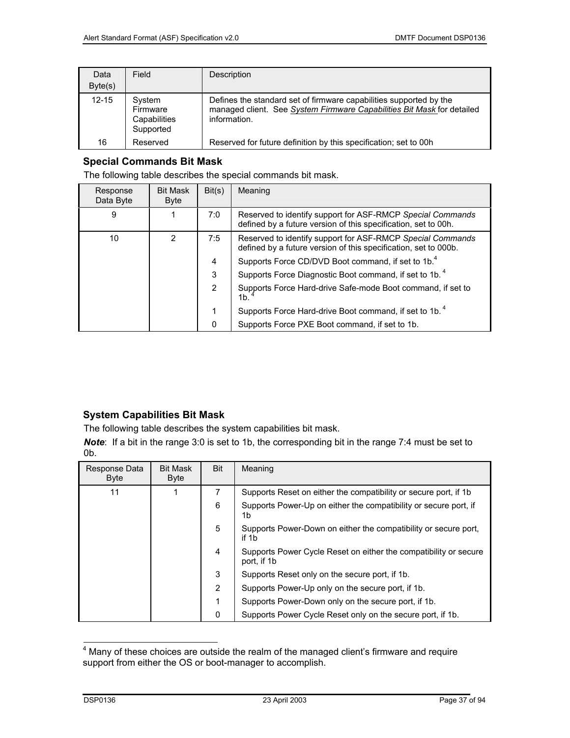| Data Byte(s) | Field | Description |
| --- | --- | --- |
| 12-15 | System Firmware Capabilities Supported | Defines the standard set of firmware capabilities supported by the managed client. See *System Firmware Capabilities Bit Mask* for detailed information. |
| 16 | Reserved | Reserved for future definition by this specification; set to 00h |

### Special Commands Bit Mask

The following table describes the special commands bit mask.

| Response Data Byte | Bit Mask Byte | Bit(s) | Meaning |
| --- | --- | --- | --- |
| 9 | 1 | 7:0 | Reserved to identify support for ASF-RMCP *Special Commands* defined by a future version of this specification, set to 00h. |
| 10 | 2 | 7:5 | Reserved to identify support for ASF-RMCP *Special Commands* defined by a future version of this specification, set to 000b. |
| | | 4 | Supports Force CD/DVD Boot command, if set to 1b.[4] |
| | | 3 | Supports Force Diagnostic Boot command, if set to 1b.[4] |
| | | 2 | Supports Force Hard-drive Safe-mode Boot command, if set to 1b.[4] |
| | | 1 | Supports Force Hard-drive Boot command, if set to 1b.[4] |
| | | 0 | Supports Force PXE Boot command, if set to 1b. |

### System Capabilities Bit Mask

The following table describes the system capabilities bit mask.

***Note***: If a bit in the range 3:0 is set to 1b, the corresponding bit in the range 7:4 must be set to 0b.

| Response Data Byte | Bit Mask Byte | Bit | Meaning |
| --- | --- | --- | --- |
| 11 | 1 | 7 | Supports Reset on either the compatibility or secure port, if 1b |
| | | 6 | Supports Power-Up on either the compatibility or secure port, if 1b |
| | | 5 | Supports Power-Down on either the compatibility or secure port, if 1b |
| | | 4 | Supports Power Cycle Reset on either the compatibility or secure port, if 1b |
| | | 3 | Supports Reset only on the secure port, if 1b. |
| | | 2 | Supports Power-Up only on the secure port, if 1b. |
| | | 1 | Supports Power-Down only on the secure port, if 1b. |
| | | 0 | Supports Power Cycle Reset only on the secure port, if 1b. |

[4] Many of these choices are outside the realm of the managed client's firmware and require support from either the OS or boot-manager to accomplish.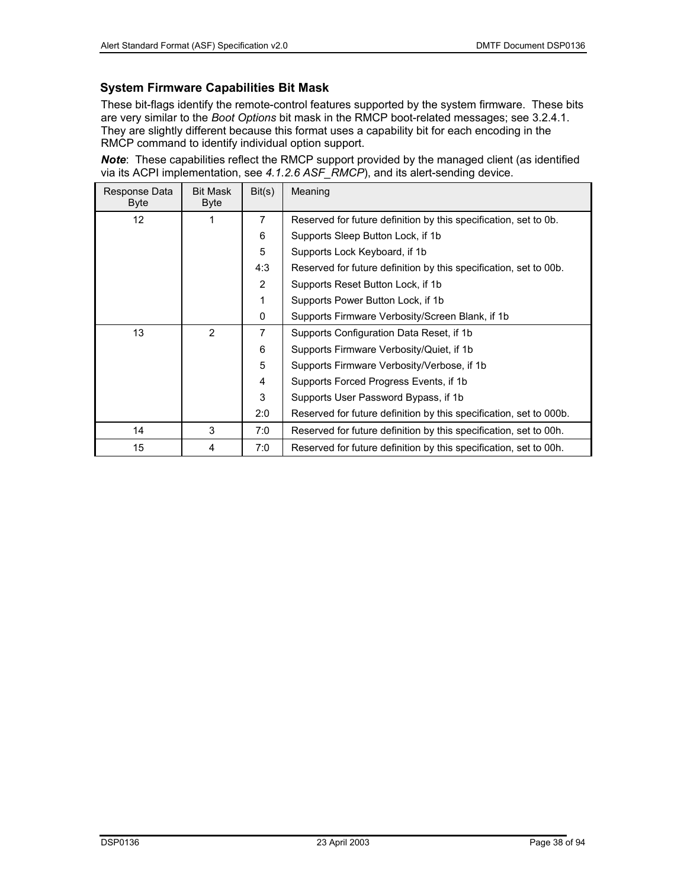### System Firmware Capabilities Bit Mask

These bit-flags identify the remote-control features supported by the system firmware. These bits are very similar to the *Boot Options* bit mask in the RMCP boot-related messages; see 3.2.4.1. They are slightly different because this format uses a capability bit for each encoding in the RMCP command to identify individual option support.

***Note***: These capabilities reflect the RMCP support provided by the managed client (as identified via its ACPI implementation, see *4.1.2.6 ASF_RMCP*), and its alert-sending device.

| Response Data Byte | Bit Mask Byte | Bit(s) | Meaning |
|---|---|---|---|
| 12 | 1 | 7 | Reserved for future definition by this specification, set to 0b. |
| | | 6 | Supports Sleep Button Lock, if 1b |
| | | 5 | Supports Lock Keyboard, if 1b |
| | | 4:3 | Reserved for future definition by this specification, set to 00b. |
| | | 2 | Supports Reset Button Lock, if 1b |
| | | 1 | Supports Power Button Lock, if 1b |
| | | 0 | Supports Firmware Verbosity/Screen Blank, if 1b |
| 13 | 2 | 7 | Supports Configuration Data Reset, if 1b |
| | | 6 | Supports Firmware Verbosity/Quiet, if 1b |
| | | 5 | Supports Firmware Verbosity/Verbose, if 1b |
| | | 4 | Supports Forced Progress Events, if 1b |
| | | 3 | Supports User Password Bypass, if 1b |
| | | 2:0 | Reserved for future definition by this specification, set to 000b. |
| 14 | 3 | 7:0 | Reserved for future definition by this specification, set to 00h. |
| 15 | 4 | 7:0 | Reserved for future definition by this specification, set to 00h. |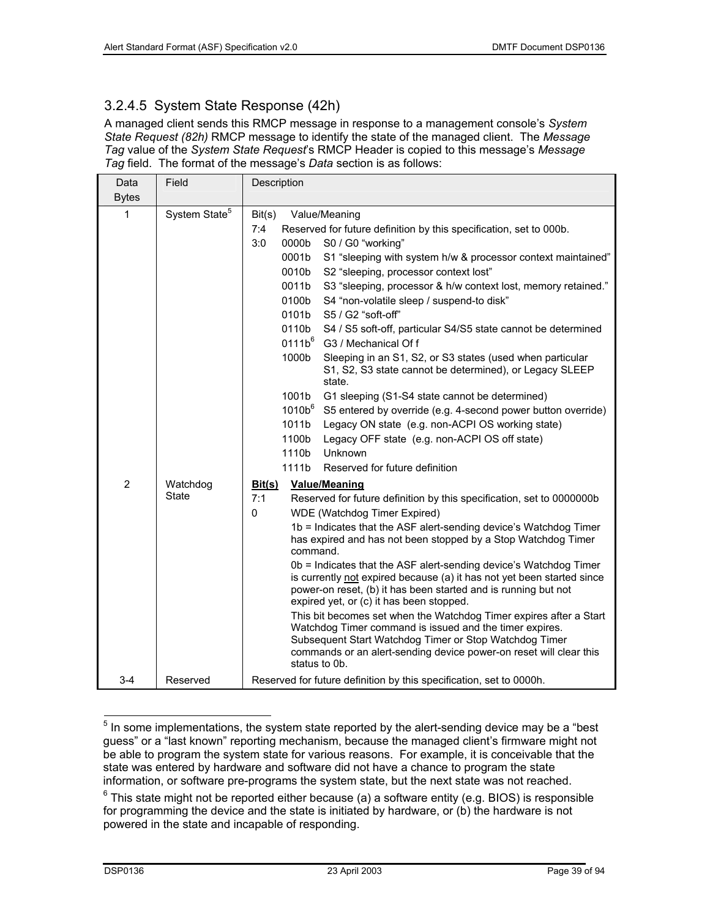### 3.2.4.5 System State Response (42h)

A managed client sends this RMCP message in response to a management console's *System State Request (82h)* RMCP message to identify the state of the managed client. The *Message Tag* value of the *System State Request*'s RMCP Header is copied to this message's *Message Tag* field. The format of the message's *Data* section is as follows:

| Data Bytes | Field | Description |
|---|---|---|
| 1 | System State[5] | Bit(s) Value/Meaning<br>7:4 Reserved for future definition by this specification, set to 000b.<br>3:0 0000b S0 / G0 "working"<br>0001b S1 "sleeping with system h/w & processor context maintained"<br>0010b S2 "sleeping, processor context lost"<br>0011b S3 "sleeping, processor & h/w context lost, memory retained."<br>0100b S4 "non-volatile sleep / suspend-to disk"<br>0101b S5 / G2 "soft-off"<br>0110b S4 / S5 soft-off, particular S4/S5 state cannot be determined<br>0111b[6] G3 / Mechanical Of f<br>1000b Sleeping in an S1, S2, or S3 states (used when particular S1, S2, S3 state cannot be determined), or Legacy SLEEP state.<br>1001b G1 sleeping (S1-S4 state cannot be determined)<br>1010b[6] S5 entered by override (e.g. 4-second power button override)<br>1011b Legacy ON state (e.g. non-ACPI OS working state)<br>1100b Legacy OFF state (e.g. non-ACPI OS off state)<br>1110b Unknown<br>1111b Reserved for future definition |
| 2 | Watchdog State | **Bit(s)** **Value/Meaning**<br>7:1 Reserved for future definition by this specification, set to 0000000b<br>0 WDE (Watchdog Timer Expired)<br>1b = Indicates that the ASF alert-sending device's Watchdog Timer has expired and has not been stopped by a Stop Watchdog Timer command.<br>0b = Indicates that the ASF alert-sending device's Watchdog Timer is currently not expired because (a) it has not yet been started since power-on reset, (b) it has been started and is running but not expired yet, or (c) it has been stopped.<br>This bit becomes set when the Watchdog Timer expires after a Start Watchdog Timer command is issued and the timer expires. Subsequent Start Watchdog Timer or Stop Watchdog Timer commands or an alert-sending device power-on reset will clear this status to 0b. |
| 3-4 | Reserved | Reserved for future definition by this specification, set to 0000h. |

[5] In some implementations, the system state reported by the alert-sending device may be a "best guess" or a "last known" reporting mechanism, because the managed client's firmware might not be able to program the system state for various reasons. For example, it is conceivable that the state was entered by hardware and software did not have a chance to program the state information, or software pre-programs the system state, but the next state was not reached.

[6] This state might not be reported either because (a) a software entity (e.g. BIOS) is responsible for programming the device and the state is initiated by hardware, or (b) the hardware is not powered in the state and incapable of responding.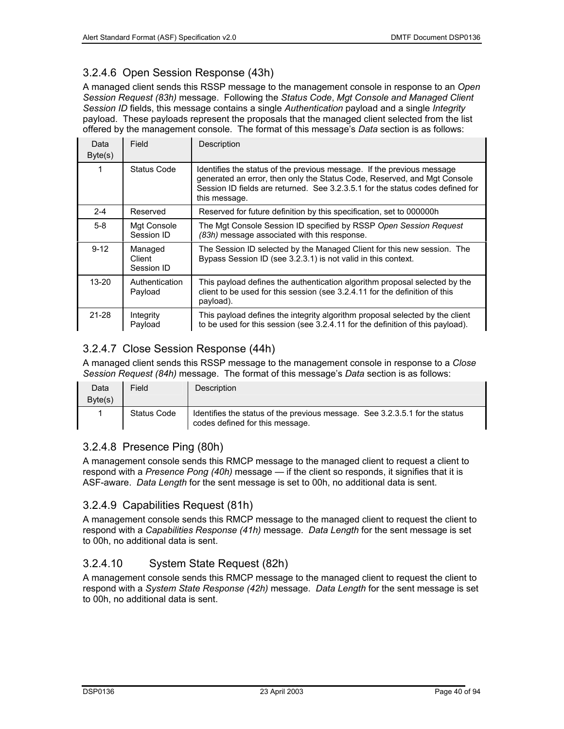### 3.2.4.6 Open Session Response (43h)

A managed client sends this RSSP message to the management console in response to an *Open Session Request (83h)* message. Following the *Status Code*, *Mgt Console and Managed Client Session ID* fields, this message contains a single *Authentication* payload and a single *Integrity* payload. These payloads represent the proposals that the managed client selected from the list offered by the management console. The format of this message's *Data* section is as follows:

| Data Byte(s) | Field | Description |
|---|---|---|
| 1 | Status Code | Identifies the status of the previous message. If the previous message generated an error, then only the Status Code, Reserved, and Mgt Console Session ID fields are returned. See 3.2.3.5.1 for the status codes defined for this message. |
| 2-4 | Reserved | Reserved for future definition by this specification, set to 000000h |
| 5-8 | Mgt Console Session ID | The Mgt Console Session ID specified by RSSP *Open Session Request (83h)* message associated with this response. |
| 9-12 | Managed Client Session ID | The Session ID selected by the Managed Client for this new session. The Bypass Session ID (see 3.2.3.1) is not valid in this context. |
| 13-20 | Authentication Payload | This payload defines the authentication algorithm proposal selected by the client to be used for this session (see 3.2.4.11 for the definition of this payload). |
| 21-28 | Integrity Payload | This payload defines the integrity algorithm proposal selected by the client to be used for this session (see 3.2.4.11 for the definition of this payload). |

### 3.2.4.7 Close Session Response (44h)

A managed client sends this RSSP message to the management console in response to a *Close Session Request (84h)* message. The format of this message's *Data* section is as follows:

| Data Byte(s) | Field | Description |
|---|---|---|
| 1 | Status Code | Identifies the status of the previous message. See 3.2.3.5.1 for the status codes defined for this message. |

### 3.2.4.8 Presence Ping (80h)

A management console sends this RMCP message to the managed client to request a client to respond with a *Presence Pong (40h)* message — if the client so responds, it signifies that it is ASF-aware. *Data Length* for the sent message is set to 00h, no additional data is sent.

### 3.2.4.9 Capabilities Request (81h)

A management console sends this RMCP message to the managed client to request the client to respond with a *Capabilities Response (41h)* message. *Data Length* for the sent message is set to 00h, no additional data is sent.

### 3.2.4.10 System State Request (82h)

A management console sends this RMCP message to the managed client to request the client to respond with a *System State Response (42h)* message. *Data Length* for the sent message is set to 00h, no additional data is sent.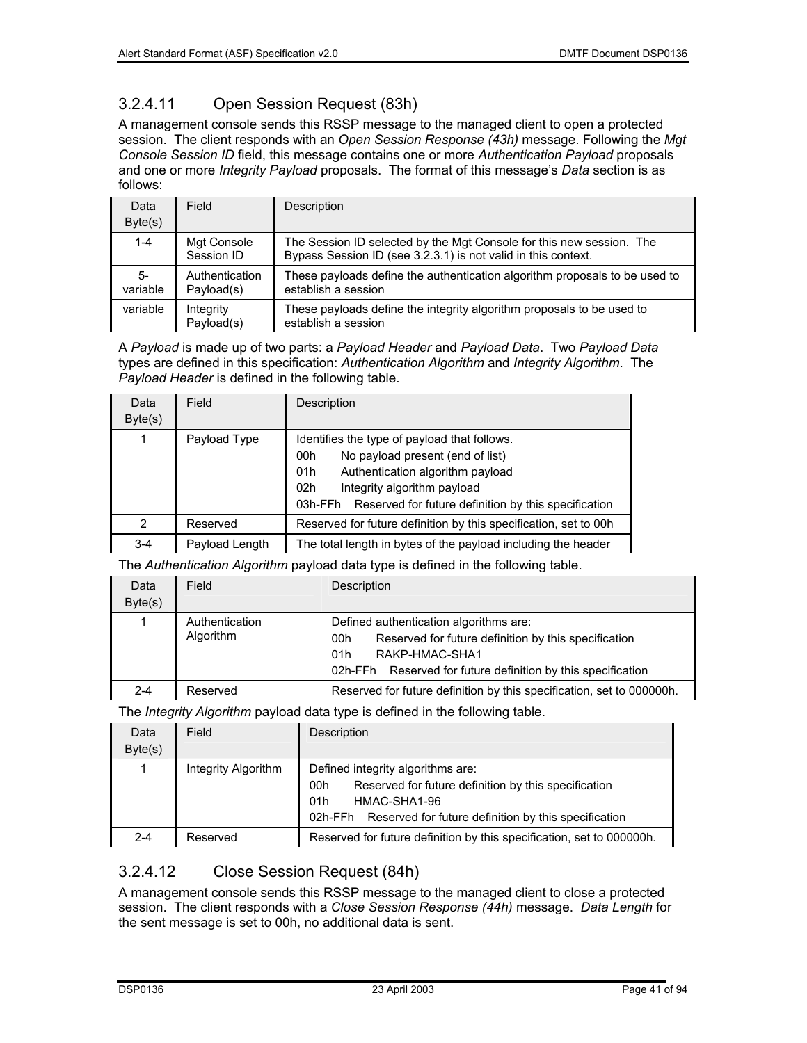### 3.2.4.11 Open Session Request (83h)

A management console sends this RSSP message to the managed client to open a protected session. The client responds with an *Open Session Response (43h)* message. Following the *Mgt Console Session ID* field, this message contains one or more *Authentication Payload* proposals and one or more *Integrity Payload* proposals. The format of this message's *Data* section is as follows:

| Data Byte(s) | Field | Description |
|---|---|---|
| 1-4 | Mgt Console Session ID | The Session ID selected by the Mgt Console for this new session. The Bypass Session ID (see 3.2.3.1) is not valid in this context. |
| 5-variable | Authentication Payload(s) | These payloads define the authentication algorithm proposals to be used to establish a session |
| variable | Integrity Payload(s) | These payloads define the integrity algorithm proposals to be used to establish a session |

A *Payload* is made up of two parts: a *Payload Header* and *Payload Data*. Two *Payload Data* types are defined in this specification: *Authentication Algorithm* and *Integrity Algorithm.* The *Payload Header* is defined in the following table.

| Data Byte(s) | Field | Description |
|---|---|---|
| 1 | Payload Type | Identifies the type of payload that follows.<br>00h No payload present (end of list)<br>01h Authentication algorithm payload<br>02h Integrity algorithm payload<br>03h-FFh Reserved for future definition by this specification |
| 2 | Reserved | Reserved for future definition by this specification, set to 00h |
| 3-4 | Payload Length | The total length in bytes of the payload including the header |

The *Authentication Algorithm* payload data type is defined in the following table.

| Data Byte(s) | Field | Description |
|---|---|---|
| 1 | Authentication Algorithm | Defined authentication algorithms are:<br>00h Reserved for future definition by this specification<br>01h RAKP-HMAC-SHA1<br>02h-FFh Reserved for future definition by this specification |
| 2-4 | Reserved | Reserved for future definition by this specification, set to 000000h. |

The *Integrity Algorithm* payload data type is defined in the following table.

| Data Byte(s) | Field | Description |
|---|---|---|
| 1 | Integrity Algorithm | Defined integrity algorithms are:<br>00h Reserved for future definition by this specification<br>01h HMAC-SHA1-96<br>02h-FFh Reserved for future definition by this specification |
| 2-4 | Reserved | Reserved for future definition by this specification, set to 000000h. |

### 3.2.4.12 Close Session Request (84h)

A management console sends this RSSP message to the managed client to close a protected session. The client responds with a *Close Session Response (44h)* message. *Data Length* for the sent message is set to 00h, no additional data is sent.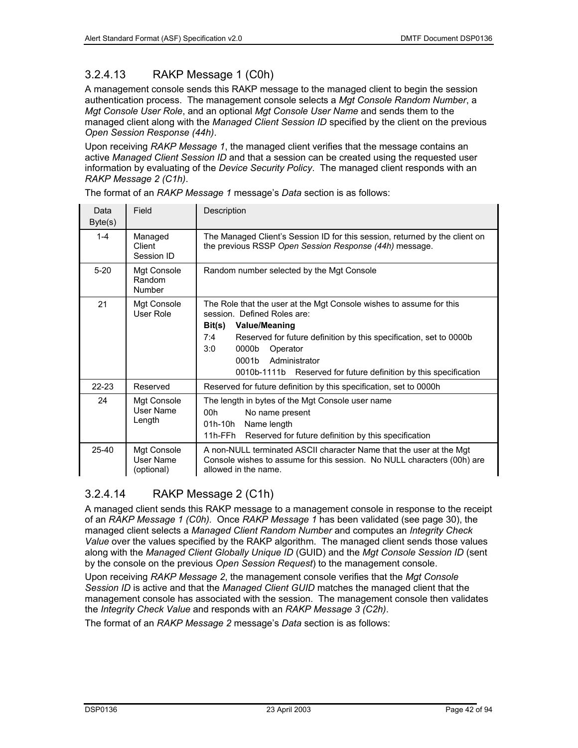### 3.2.4.13 RAKP Message 1 (C0h)

A management console sends this RAKP message to the managed client to begin the session authentication process. The management console selects a *Mgt Console Random Number*, a *Mgt Console User Role*, and an optional *Mgt Console User Name* and sends them to the managed client along with the *Managed Client Session ID* specified by the client on the previous *Open Session Response (44h)*.

Upon receiving *RAKP Message 1*, the managed client verifies that the message contains an active *Managed Client Session ID* and that a session can be created using the requested user information by evaluating of the *Device Security Policy*. The managed client responds with an *RAKP Message 2 (C1h)*.

The format of an *RAKP Message 1* message's *Data* section is as follows:

| Data Byte(s) | Field | Description |
|---|---|---|
| 1-4 | Managed Client Session ID | The Managed Client's Session ID for this session, returned by the client on the previous RSSP *Open Session Response (44h)* message. |
| 5-20 | Mgt Console Random Number | Random number selected by the Mgt Console |
| 21 | Mgt Console User Role | The Role that the user at the Mgt Console wishes to assume for this session. Defined Roles are:<br>**Bit(s) Value/Meaning**<br>7:4 Reserved for future definition by this specification, set to 0000b<br>3:0 0000b Operator<br>0001b Administrator<br>0010b-1111b Reserved for future definition by this specification |
| 22-23 | Reserved | Reserved for future definition by this specification, set to 0000h |
| 24 | Mgt Console User Name Length | The length in bytes of the Mgt Console user name<br>00h No name present<br>01h-10h Name length<br>11h-FFh Reserved for future definition by this specification |
| 25-40 | Mgt Console User Name (optional) | A non-NULL terminated ASCII character Name that the user at the Mgt Console wishes to assume for this session. No NULL characters (00h) are allowed in the name. |

### 3.2.4.14 RAKP Message 2 (C1h)

A managed client sends this RAKP message to a management console in response to the receipt of an *RAKP Message 1 (C0h).* Once *RAKP Message 1* has been validated (see page 30), the managed client selects a *Managed Client Random Number* and computes an *Integrity Check Value* over the values specified by the RAKP algorithm. The managed client sends those values along with the *Managed Client Globally Unique ID* (GUID) and the *Mgt Console Session ID* (sent by the console on the previous *Open Session Request*) to the management console.

Upon receiving *RAKP Message 2*, the management console verifies that the *Mgt Console Session ID* is active and that the *Managed Client GUID* matches the managed client that the management console has associated with the session. The management console then validates the *Integrity Check Value* and responds with an *RAKP Message 3 (C2h)*.

The format of an *RAKP Message 2* message's *Data* section is as follows: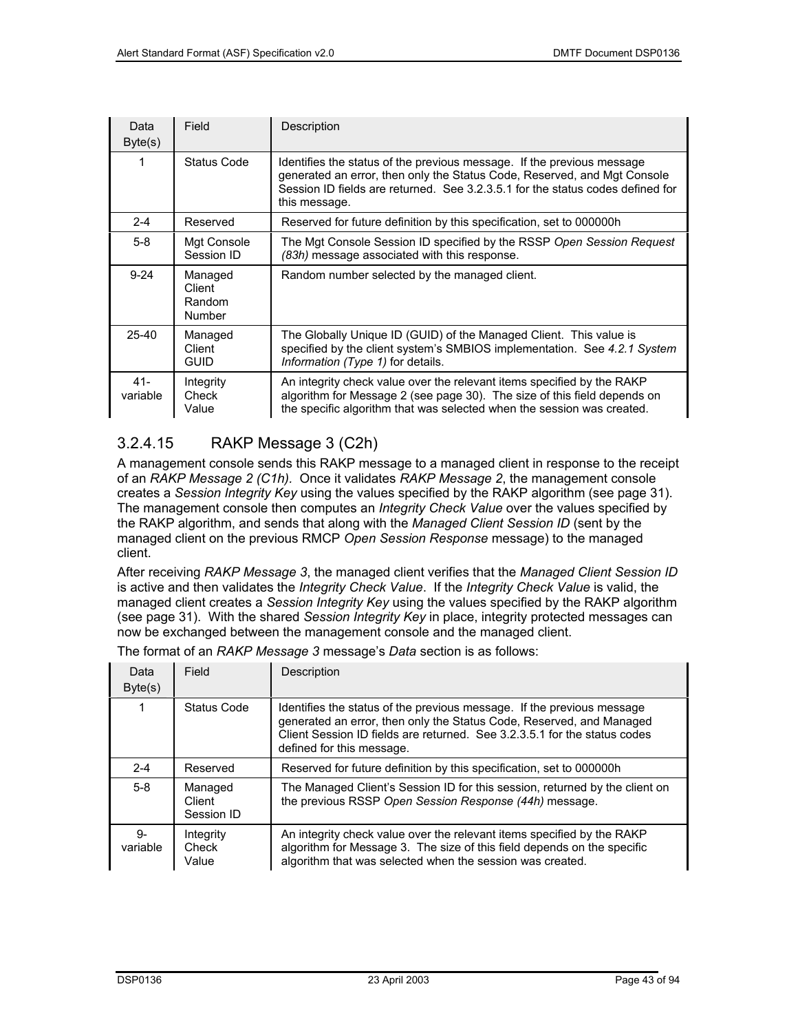| Data Byte(s) | Field | Description |
|---|---|---|
| 1 | Status Code | Identifies the status of the previous message. If the previous message generated an error, then only the Status Code, Reserved, and Mgt Console Session ID fields are returned. See 3.2.3.5.1 for the status codes defined for this message. |
| 2-4 | Reserved | Reserved for future definition by this specification, set to 000000h |
| 5-8 | Mgt Console Session ID | The Mgt Console Session ID specified by the RSSP *Open Session Request (83h)* message associated with this response. |
| 9-24 | Managed Client Random Number | Random number selected by the managed client. |
| 25-40 | Managed Client GUID | The Globally Unique ID (GUID) of the Managed Client. This value is specified by the client system's SMBIOS implementation. See *4.2.1 System Information (Type 1)* for details. |
| 41-variable | Integrity Check Value | An integrity check value over the relevant items specified by the RAKP algorithm for Message 2 (see page 30). The size of this field depends on the specific algorithm that was selected when the session was created. |

### 3.2.4.15 RAKP Message 3 (C2h)

A management console sends this RAKP message to a managed client in response to the receipt of an *RAKP Message 2 (C1h).* Once it validates *RAKP Message 2*, the management console creates a *Session Integrity Key* using the values specified by the RAKP algorithm (see page 31). The management console then computes an *Integrity Check Value* over the values specified by the RAKP algorithm, and sends that along with the *Managed Client Session ID* (sent by the managed client on the previous RMCP *Open Session Response* message) to the managed client.

After receiving *RAKP Message 3*, the managed client verifies that the *Managed Client Session ID* is active and then validates the *Integrity Check Value*. If the *Integrity Check Value* is valid, the managed client creates a *Session Integrity Key* using the values specified by the RAKP algorithm (see page 31). With the shared *Session Integrity Key* in place, integrity protected messages can now be exchanged between the management console and the managed client.

The format of an *RAKP Message 3* message's *Data* section is as follows:

| Data Byte(s) | Field | Description |
|---|---|---|
| 1 | Status Code | Identifies the status of the previous message. If the previous message generated an error, then only the Status Code, Reserved, and Managed Client Session ID fields are returned. See 3.2.3.5.1 for the status codes defined for this message. |
| 2-4 | Reserved | Reserved for future definition by this specification, set to 000000h |
| 5-8 | Managed Client Session ID | The Managed Client's Session ID for this session, returned by the client on the previous RSSP *Open Session Response (44h)* message. |
| 9-variable | Integrity Check Value | An integrity check value over the relevant items specified by the RAKP algorithm for Message 3. The size of this field depends on the specific algorithm that was selected when the session was created. |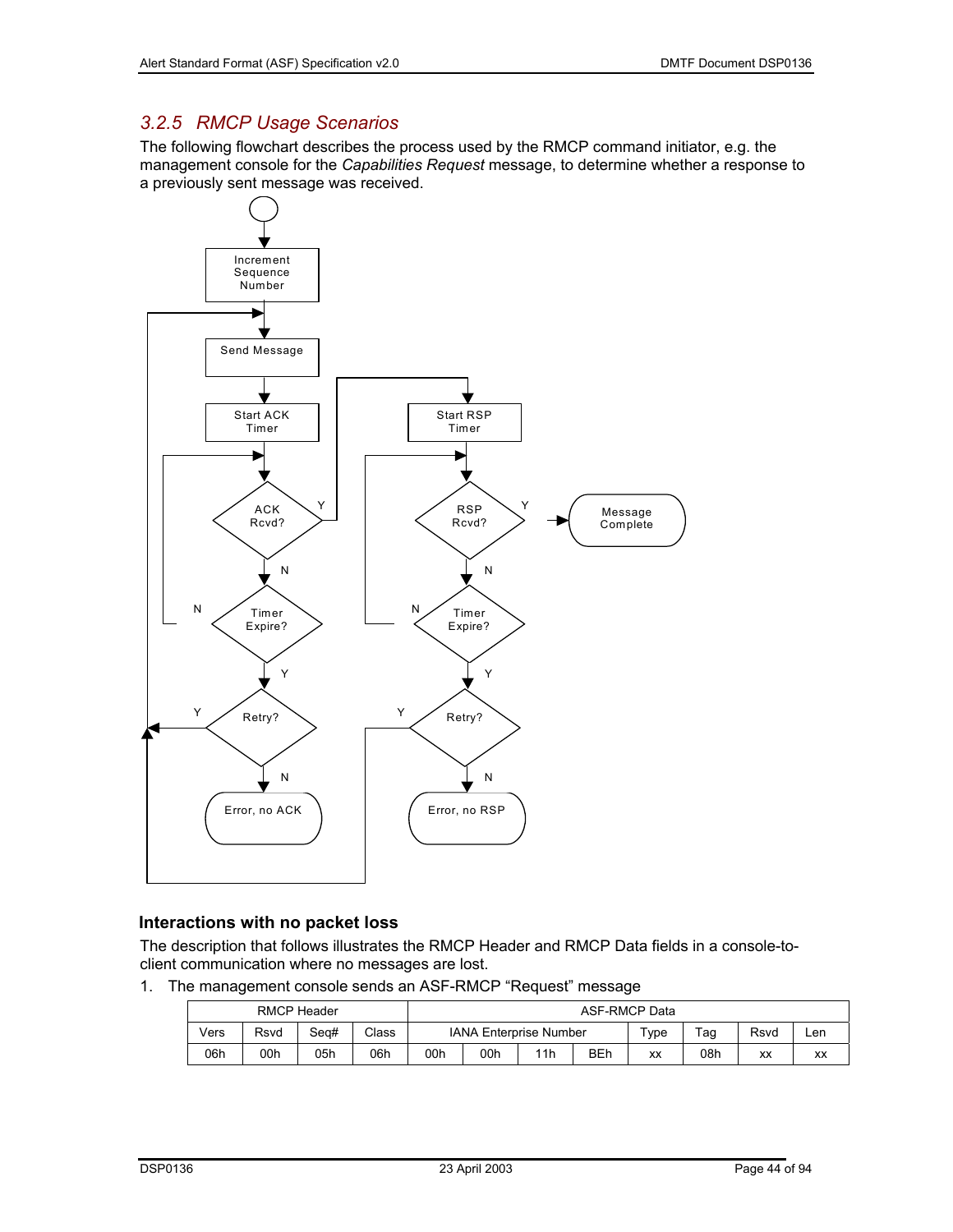### 3.2.5 RMCP Usage Scenarios

The following flowchart describes the process used by the RMCP command initiator, e.g. the management console for the *Capabilities Request* message, to determine whether a response to a previously sent message was received.

#### Interactions with no packet loss

The description that follows illustrates the RMCP Header and RMCP Data fields in a console-to-client communication where no messages are lost.

1. The management console sends an ASF-RMCP "Request" message

| RMCP Header | | | | ASF-RMCP Data | | | | | | | |
|---|---|---|---|---|---|---|---|---|---|---|---|
| Vers | Rsvd | Seq# | Class | IANA Enterprise Number | | | | Type | Tag | Rsvd | Len |
| 06h | 00h | 05h | 06h | 00h | 00h | 11h | BEh | xx | 08h | xx | xx |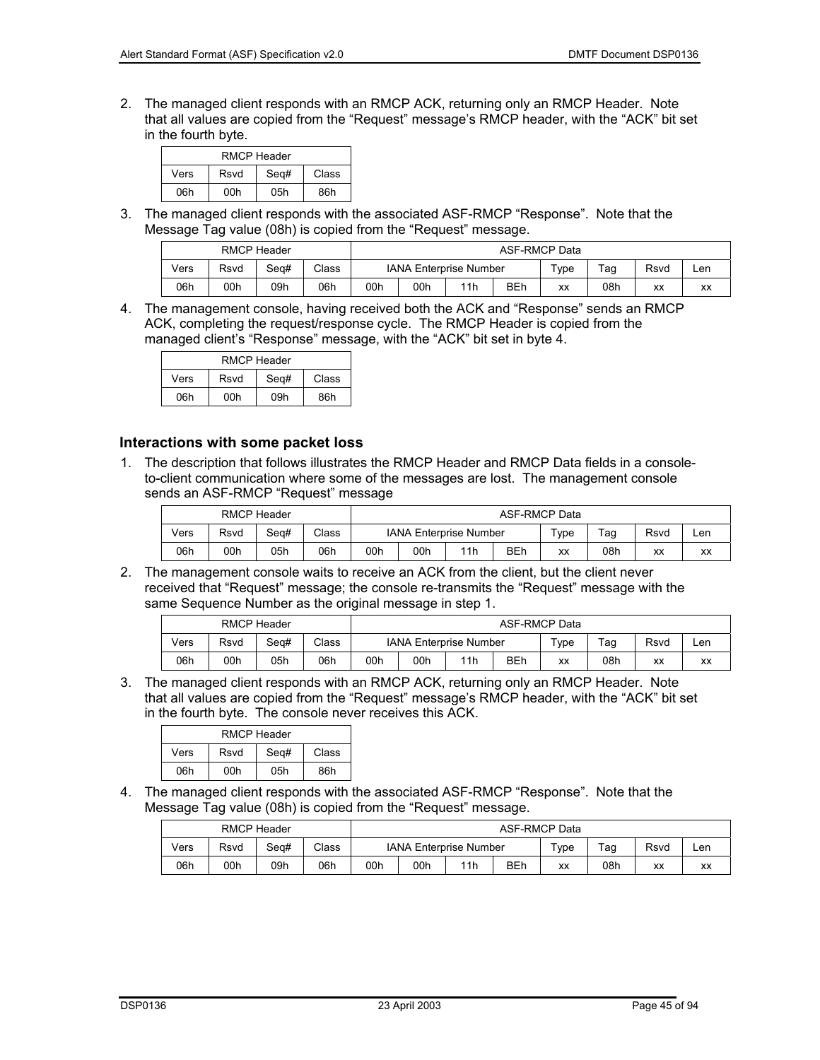2. The managed client responds with an RMCP ACK, returning only an RMCP Header. Note that all values are copied from the "Request" message's RMCP header, with the "ACK" bit set in the fourth byte.

| RMCP Header | | | |
|---|---|---|---|
| Vers | Rsvd | Seq# | Class |
| 06h | 00h | 05h | 86h |

3. The managed client responds with the associated ASF-RMCP "Response". Note that the Message Tag value (08h) is copied from the "Request" message.

| RMCP Header | | | | ASF-RMCP Data | | | | | | | |
|---|---|---|---|---|---|---|---|---|---|---|---|
| Vers | Rsvd | Seq# | Class | IANA Enterprise Number | | | | Type | Tag | Rsvd | Len |
| 06h | 00h | 09h | 06h | 00h | 00h | 11h | BEh | xx | 08h | xx | xx |

4. The management console, having received both the ACK and "Response" sends an RMCP ACK, completing the request/response cycle. The RMCP Header is copied from the managed client's "Response" message, with the "ACK" bit set in byte 4.

| RMCP Header | | | |
|---|---|---|---|
| Vers | Rsvd | Seq# | Class |
| 06h | 00h | 09h | 86h |

### Interactions with some packet loss

1. The description that follows illustrates the RMCP Header and RMCP Data fields in a console-to-client communication where some of the messages are lost. The management console sends an ASF-RMCP "Request" message

| RMCP Header | | | | ASF-RMCP Data | | | | | | | |
|---|---|---|---|---|---|---|---|---|---|---|---|
| Vers | Rsvd | Seq# | Class | IANA Enterprise Number | | | | Type | Tag | Rsvd | Len |
| 06h | 00h | 05h | 06h | 00h | 00h | 11h | BEh | xx | 08h | xx | xx |

2. The management console waits to receive an ACK from the client, but the client never received that "Request" message; the console re-transmits the "Request" message with the same Sequence Number as the original message in step 1.

| RMCP Header | | | | ASF-RMCP Data | | | | | | | |
|---|---|---|---|---|---|---|---|---|---|---|---|
| Vers | Rsvd | Seq# | Class | IANA Enterprise Number | | | | Type | Tag | Rsvd | Len |
| 06h | 00h | 05h | 06h | 00h | 00h | 11h | BEh | xx | 08h | xx | xx |

3. The managed client responds with an RMCP ACK, returning only an RMCP Header. Note that all values are copied from the "Request" message's RMCP header, with the "ACK" bit set in the fourth byte. The console never receives this ACK.

| RMCP Header | | | |
|---|---|---|---|
| Vers | Rsvd | Seq# | Class |
| 06h | 00h | 05h | 86h |

4. The managed client responds with the associated ASF-RMCP "Response". Note that the Message Tag value (08h) is copied from the "Request" message.

| RMCP Header | | | | ASF-RMCP Data | | | | | | | |
|---|---|---|---|---|---|---|---|---|---|---|---|
| Vers | Rsvd | Seq# | Class | IANA Enterprise Number | | | | Type | Tag | Rsvd | Len |
| 06h | 00h | 09h | 06h | 00h | 00h | 11h | BEh | xx | 08h | xx | xx |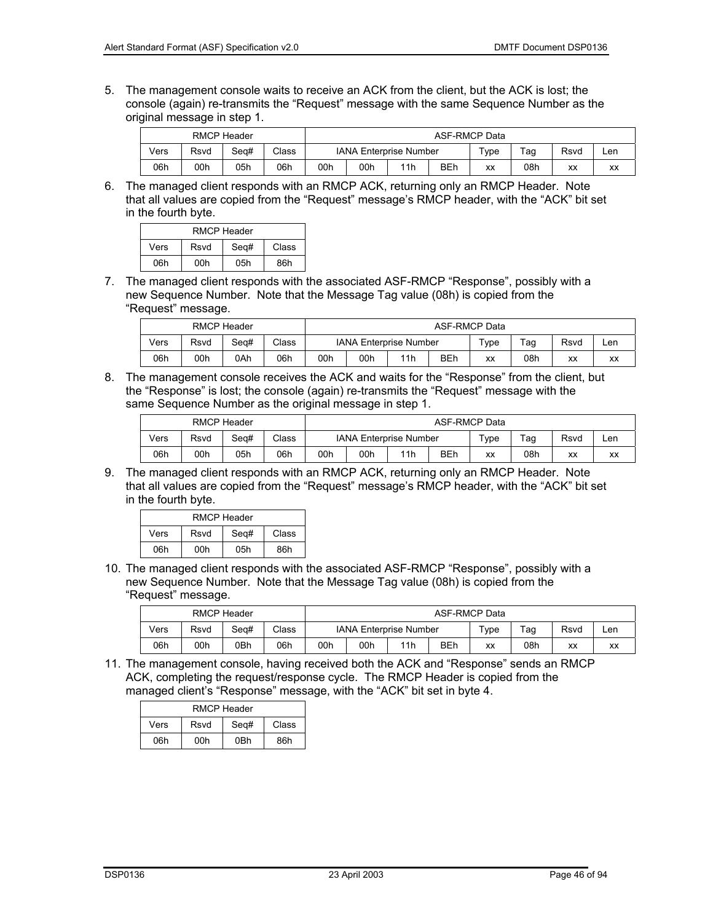5. The management console waits to receive an ACK from the client, but the ACK is lost; the console (again) re-transmits the "Request" message with the same Sequence Number as the original message in step 1.

| RMCP Header | | | | ASF-RMCP Data | | | | | | | |
|---|---|---|---|---|---|---|---|---|---|---|---|
| Vers | Rsvd | Seq# | Class | IANA Enterprise Number | | | | Type | Tag | Rsvd | Len |
| 06h | 00h | 05h | 06h | 00h | 00h | 11h | BEh | xx | 08h | xx | xx |

6. The managed client responds with an RMCP ACK, returning only an RMCP Header. Note that all values are copied from the "Request" message's RMCP header, with the "ACK" bit set in the fourth byte.

| RMCP Header | | | |
|---|---|---|---|
| Vers | Rsvd | Seq# | Class |
| 06h | 00h | 05h | 86h |

7. The managed client responds with the associated ASF-RMCP "Response", possibly with a new Sequence Number. Note that the Message Tag value (08h) is copied from the "Request" message.

| RMCP Header | | | | ASF-RMCP Data | | | | | | | |
|---|---|---|---|---|---|---|---|---|---|---|---|
| Vers | Rsvd | Seq# | Class | IANA Enterprise Number | | | | Type | Tag | Rsvd | Len |
| 06h | 00h | 0Ah | 06h | 00h | 00h | 11h | BEh | xx | 08h | xx | xx |

8. The management console receives the ACK and waits for the "Response" from the client, but the "Response" is lost; the console (again) re-transmits the "Request" message with the same Sequence Number as the original message in step 1.

| RMCP Header | | | | ASF-RMCP Data | | | | | | | |
|---|---|---|---|---|---|---|---|---|---|---|---|
| Vers | Rsvd | Seq# | Class | IANA Enterprise Number | | | | Type | Tag | Rsvd | Len |
| 06h | 00h | 05h | 06h | 00h | 00h | 11h | BEh | xx | 08h | xx | xx |

9. The managed client responds with an RMCP ACK, returning only an RMCP Header. Note that all values are copied from the "Request" message's RMCP header, with the "ACK" bit set in the fourth byte.

| RMCP Header | | | |
|---|---|---|---|
| Vers | Rsvd | Seq# | Class |
| 06h | 00h | 05h | 86h |

10. The managed client responds with the associated ASF-RMCP "Response", possibly with a new Sequence Number. Note that the Message Tag value (08h) is copied from the "Request" message.

| RMCP Header | | | | ASF-RMCP Data | | | | | | | |
|---|---|---|---|---|---|---|---|---|---|---|---|
| Vers | Rsvd | Seq# | Class | IANA Enterprise Number | | | | Type | Tag | Rsvd | Len |
| 06h | 00h | 0Bh | 06h | 00h | 00h | 11h | BEh | xx | 08h | xx | xx |

11. The management console, having received both the ACK and "Response" sends an RMCP ACK, completing the request/response cycle. The RMCP Header is copied from the managed client's "Response" message, with the "ACK" bit set in byte 4.

| RMCP Header | | | |
|---|---|---|---|
| Vers | Rsvd | Seq# | Class |
| 06h | 00h | 0Bh | 86h |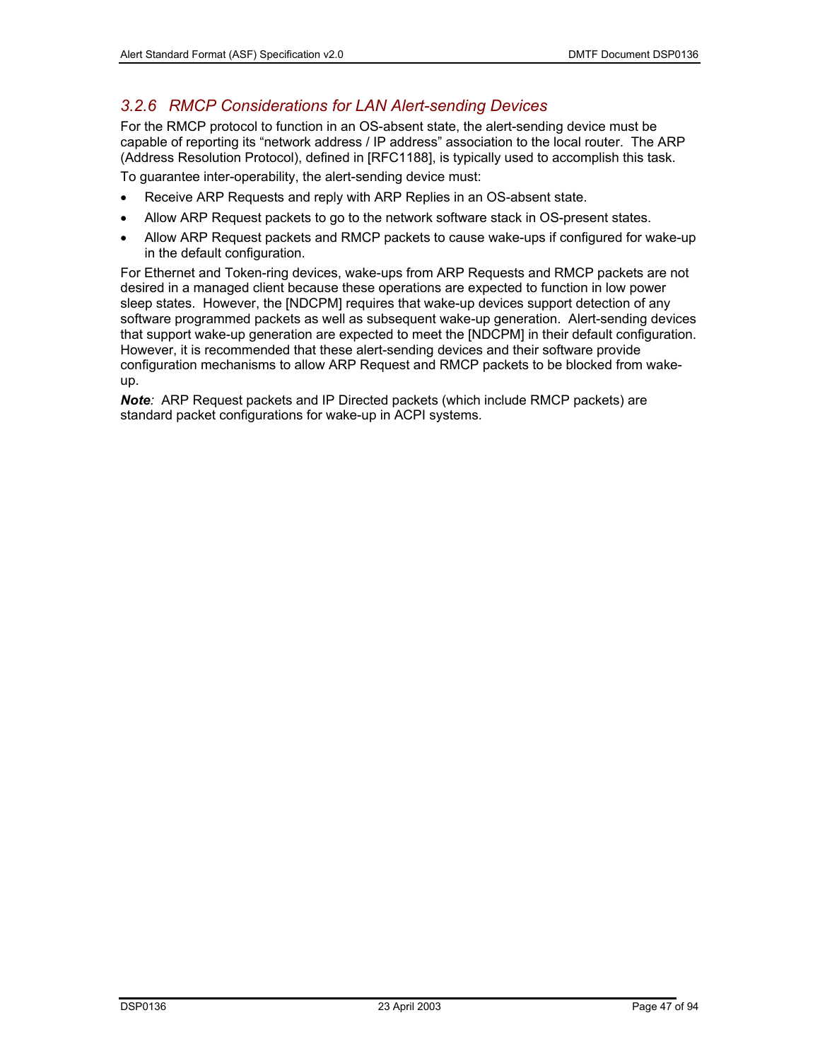### *3.2.6 RMCP Considerations for LAN Alert-sending Devices*

For the RMCP protocol to function in an OS-absent state, the alert-sending device must be capable of reporting its "network address / IP address" association to the local router. The ARP (Address Resolution Protocol), defined in [RFC1188], is typically used to accomplish this task.

To guarantee inter-operability, the alert-sending device must:

- Receive ARP Requests and reply with ARP Replies in an OS-absent state.
- Allow ARP Request packets to go to the network software stack in OS-present states.
- Allow ARP Request packets and RMCP packets to cause wake-ups if configured for wake-up in the default configuration.

For Ethernet and Token-ring devices, wake-ups from ARP Requests and RMCP packets are not desired in a managed client because these operations are expected to function in low power sleep states. However, the [NDCPM] requires that wake-up devices support detection of any software programmed packets as well as subsequent wake-up generation. Alert-sending devices that support wake-up generation are expected to meet the [NDCPM] in their default configuration. However, it is recommended that these alert-sending devices and their software provide configuration mechanisms to allow ARP Request and RMCP packets to be blocked from wake-up.

***Note***: ARP Request packets and IP Directed packets (which include RMCP packets) are standard packet configurations for wake-up in ACPI systems.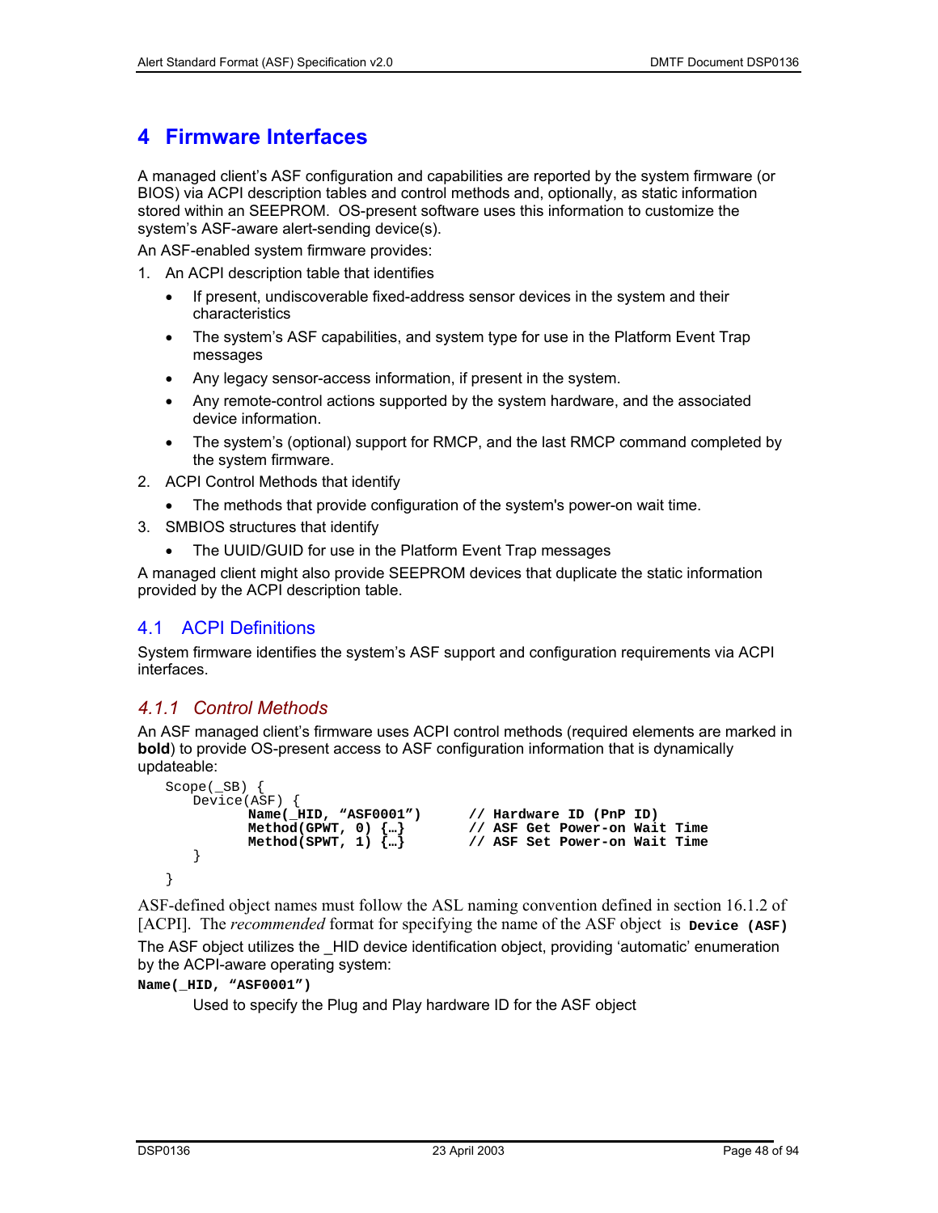# 4 Firmware Interfaces

A managed client's ASF configuration and capabilities are reported by the system firmware (or BIOS) via ACPI description tables and control methods and, optionally, as static information stored within an SEEPROM. OS-present software uses this information to customize the system's ASF-aware alert-sending device(s).

An ASF-enabled system firmware provides:

1. An ACPI description table that identifies
   - If present, undiscoverable fixed-address sensor devices in the system and their characteristics
   - The system's ASF capabilities, and system type for use in the Platform Event Trap messages
   - Any legacy sensor-access information, if present in the system.
   - Any remote-control actions supported by the system hardware, and the associated device information.
   - The system's (optional) support for RMCP, and the last RMCP command completed by the system firmware.
2. ACPI Control Methods that identify
   - The methods that provide configuration of the system's power-on wait time.
3. SMBIOS structures that identify
   - The UUID/GUID for use in the Platform Event Trap messages

A managed client might also provide SEEPROM devices that duplicate the static information provided by the ACPI description table.

## 4.1 ACPI Definitions

System firmware identifies the system's ASF support and configuration requirements via ACPI interfaces.

### *4.1.1 Control Methods*

An ASF managed client's firmware uses ACPI control methods (required elements are marked in **bold**) to provide OS-present access to ASF configuration information that is dynamically updateable:

```
Scope(_SB) {
    Device(ASF) {
            Name(_HID, "ASF0001")      // Hardware ID (PnP ID)
            Method(GPWT, 0) {…}        // ASF Get Power-on Wait Time
            Method(SPWT, 1) {…}        // ASF Set Power-on Wait Time
    }
}
```

ASF-defined object names must follow the ASL naming convention defined in section 16.1.2 of [ACPI]. The *recommended* format for specifying the name of the ASF object is **`Device (ASF)`**

The ASF object utilizes the _HID device identification object, providing 'automatic' enumeration by the ACPI-aware operating system:

**`Name(_HID, "ASF0001")`**

Used to specify the Plug and Play hardware ID for the ASF object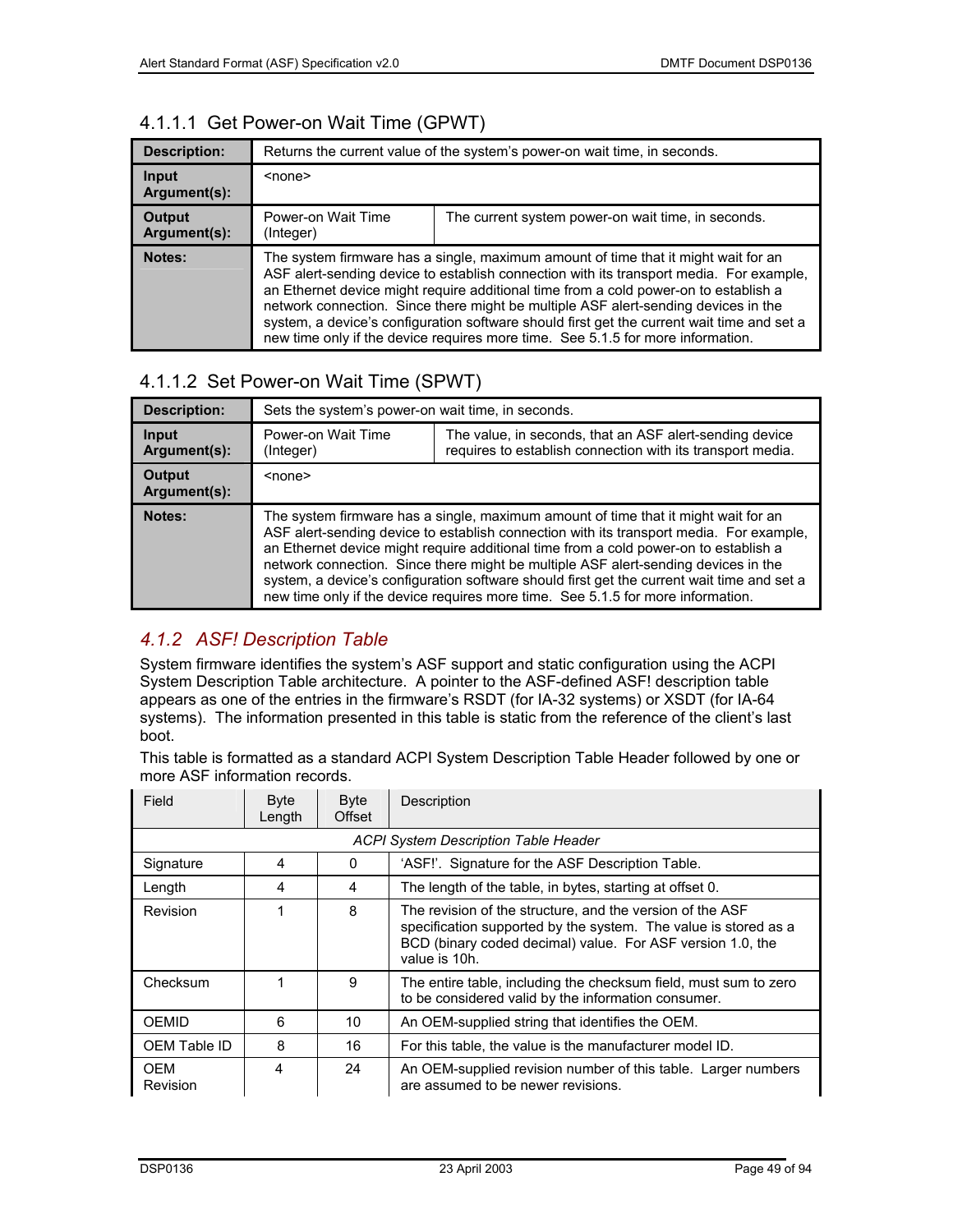#### 4.1.1.1 Get Power-on Wait Time (GPWT)

| **Description:** | Returns the current value of the system's power-on wait time, in seconds. | |
|---|---|---|
| **Input Argument(s):** | <none> | |
| **Output Argument(s):** | Power-on Wait Time (Integer) | The current system power-on wait time, in seconds. |
| **Notes:** | The system firmware has a single, maximum amount of time that it might wait for an ASF alert-sending device to establish connection with its transport media. For example, an Ethernet device might require additional time from a cold power-on to establish a network connection. Since there might be multiple ASF alert-sending devices in the system, a device's configuration software should first get the current wait time and set a new time only if the device requires more time. See 5.1.5 for more information. | |

#### 4.1.1.2 Set Power-on Wait Time (SPWT)

| **Description:** | Sets the system's power-on wait time, in seconds. | |
|---|---|---|
| **Input Argument(s):** | Power-on Wait Time (Integer) | The value, in seconds, that an ASF alert-sending device requires to establish connection with its transport media. |
| **Output Argument(s):** | <none> | |
| **Notes:** | The system firmware has a single, maximum amount of time that it might wait for an ASF alert-sending device to establish connection with its transport media. For example, an Ethernet device might require additional time from a cold power-on to establish a network connection. Since there might be multiple ASF alert-sending devices in the system, a device's configuration software should first get the current wait time and set a new time only if the device requires more time. See 5.1.5 for more information. | |

### *4.1.2 ASF! Description Table*

System firmware identifies the system's ASF support and static configuration using the ACPI System Description Table architecture. A pointer to the ASF-defined ASF! description table appears as one of the entries in the firmware's RSDT (for IA-32 systems) or XSDT (for IA-64 systems). The information presented in this table is static from the reference of the client's last boot.

This table is formatted as a standard ACPI System Description Table Header followed by one or more ASF information records.

| Field | Byte Length | Byte Offset | Description |
|---|---|---|---|
| | | | *ACPI System Description Table Header* |
| Signature | 4 | 0 | 'ASF!'. Signature for the ASF Description Table. |
| Length | 4 | 4 | The length of the table, in bytes, starting at offset 0. |
| Revision | 1 | 8 | The revision of the structure, and the version of the ASF specification supported by the system. The value is stored as a BCD (binary coded decimal) value. For ASF version 1.0, the value is 10h. |
| Checksum | 1 | 9 | The entire table, including the checksum field, must sum to zero to be considered valid by the information consumer. |
| OEMID | 6 | 10 | An OEM-supplied string that identifies the OEM. |
| OEM Table ID | 8 | 16 | For this table, the value is the manufacturer model ID. |
| OEM Revision | 4 | 24 | An OEM-supplied revision number of this table. Larger numbers are assumed to be newer revisions. |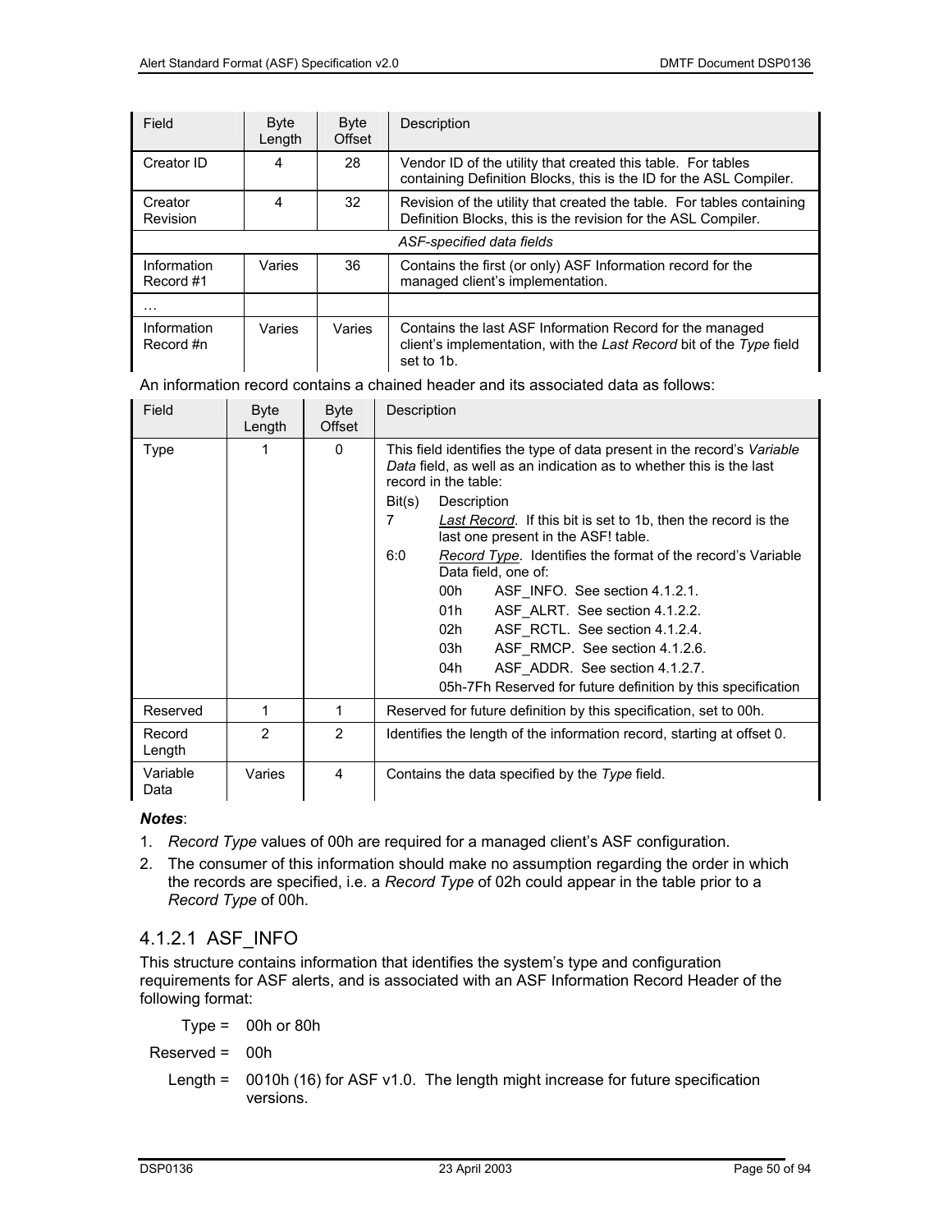| Field | Byte Length | Byte Offset | Description |
|---|---|---|---|
| Creator ID | 4 | 28 | Vendor ID of the utility that created this table. For tables containing Definition Blocks, this is the ID for the ASL Compiler. |
| Creator Revision | 4 | 32 | Revision of the utility that created the table. For tables containing Definition Blocks, this is the revision for the ASL Compiler. |
| | | | *ASF-specified data fields* |
| Information Record #1 | Varies | 36 | Contains the first (or only) ASF Information record for the managed client's implementation. |
| … | | | |
| Information Record #n | Varies | Varies | Contains the last ASF Information Record for the managed client's implementation, with the *Last Record* bit of the *Type* field set to 1b. |

An information record contains a chained header and its associated data as follows:

| Field | Byte Length | Byte Offset | Description |
|---|---|---|---|
| Type | 1 | 0 | This field identifies the type of data present in the record's *Variable Data* field, as well as an indication as to whether this is the last record in the table:<br>Bit(s) Description<br>7 *Last Record*. If this bit is set to 1b, then the record is the last one present in the ASF! table.<br>6:0 *Record Type*. Identifies the format of the record's Variable Data field, one of:<br>00h ASF_INFO. See section 4.1.2.1.<br>01h ASF_ALRT. See section 4.1.2.2.<br>02h ASF_RCTL. See section 4.1.2.4.<br>03h ASF_RMCP. See section 4.1.2.6.<br>04h ASF_ADDR. See section 4.1.2.7.<br>05h-7Fh Reserved for future definition by this specification |
| Reserved | 1 | 1 | Reserved for future definition by this specification, set to 00h. |
| Record Length | 2 | 2 | Identifies the length of the information record, starting at offset 0. |
| Variable Data | Varies | 4 | Contains the data specified by the *Type* field. |

***Notes***:

1. *Record Type* values of 00h are required for a managed client's ASF configuration.
2. The consumer of this information should make no assumption regarding the order in which the records are specified, i.e. a *Record Type* of 02h could appear in the table prior to a *Record Type* of 00h.

### 4.1.2.1 ASF_INFO

This structure contains information that identifies the system's type and configuration requirements for ASF alerts, and is associated with an ASF Information Record Header of the following format:

Type = 00h or 80h

Reserved = 00h

Length = 0010h (16) for ASF v1.0. The length might increase for future specification versions.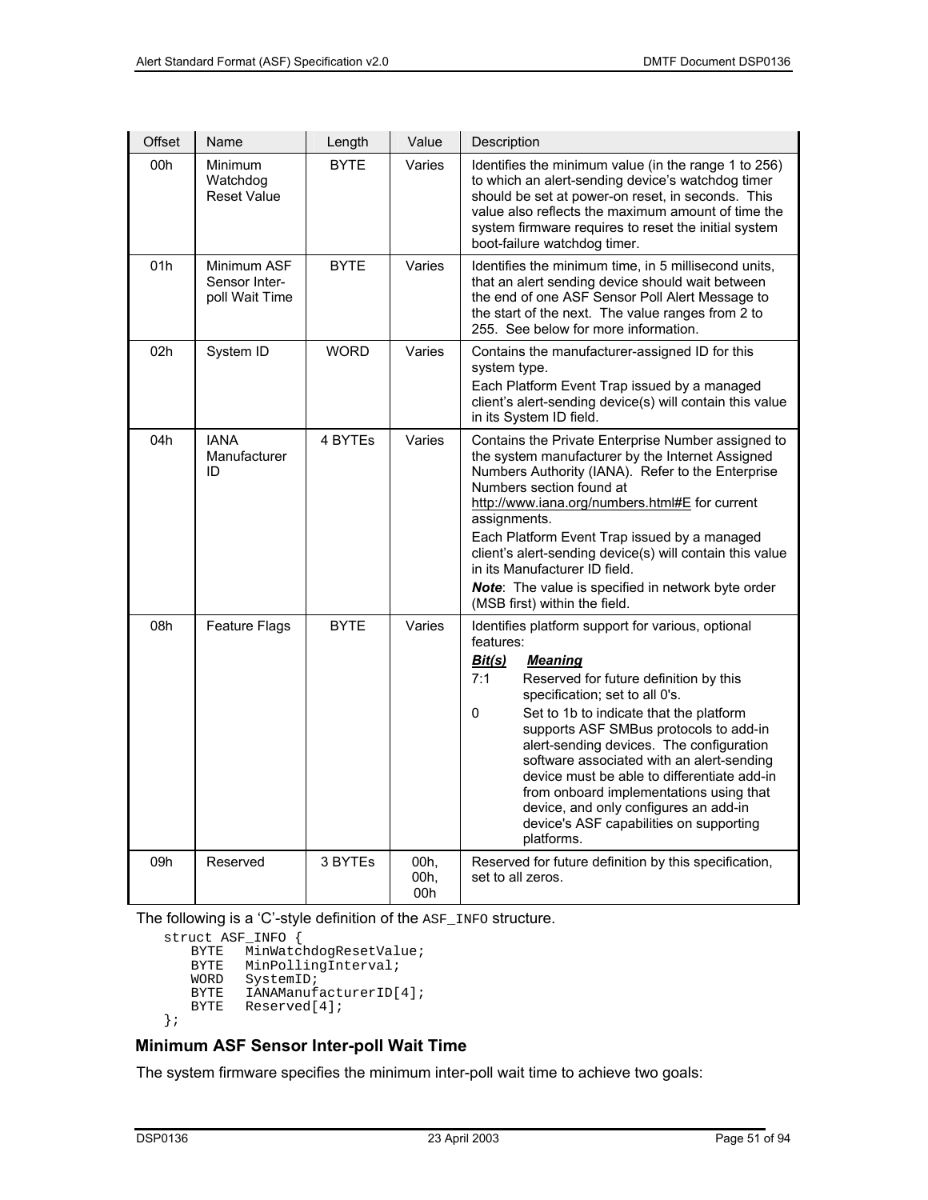| Offset | Name | Length | Value | Description |
|---|---|---|---|---|
| 00h | Minimum Watchdog Reset Value | BYTE | Varies | Identifies the minimum value (in the range 1 to 256) to which an alert-sending device's watchdog timer should be set at power-on reset, in seconds. This value also reflects the maximum amount of time the system firmware requires to reset the initial system boot-failure watchdog timer. |
| 01h | Minimum ASF Sensor Inter-poll Wait Time | BYTE | Varies | Identifies the minimum time, in 5 millisecond units, that an alert sending device should wait between the end of one ASF Sensor Poll Alert Message to the start of the next. The value ranges from 2 to 255. See below for more information. |
| 02h | System ID | WORD | Varies | Contains the manufacturer-assigned ID for this system type.<br>Each Platform Event Trap issued by a managed client's alert-sending device(s) will contain this value in its System ID field. |
| 04h | IANA Manufacturer ID | 4 BYTEs | Varies | Contains the Private Enterprise Number assigned to the system manufacturer by the Internet Assigned Numbers Authority (IANA). Refer to the Enterprise Numbers section found at http://www.iana.org/numbers.html#E for current assignments.<br>Each Platform Event Trap issued by a managed client's alert-sending device(s) will contain this value in its Manufacturer ID field.<br>***Note***: The value is specified in network byte order (MSB first) within the field. |
| 08h | Feature Flags | BYTE | Varies | Identifies platform support for various, optional features:<br>***Bit(s)*** ***Meaning***<br>7:1 Reserved for future definition by this specification; set to all 0's.<br>0 Set to 1b to indicate that the platform supports ASF SMBus protocols to add-in alert-sending devices. The configuration software associated with an alert-sending device must be able to differentiate add-in from onboard implementations using that device, and only configures an add-in device's ASF capabilities on supporting platforms. |
| 09h | Reserved | 3 BYTEs | 00h, 00h, 00h | Reserved for future definition by this specification, set to all zeros. |

The following is a 'C'-style definition of the `ASF_INFO` structure.

```
struct ASF_INFO {
    BYTE   MinWatchdogResetValue;
    BYTE   MinPollingInterval;
    WORD   SystemID;
    BYTE   IANAManufacturerID[4];
    BYTE   Reserved[4];
};
```

### Minimum ASF Sensor Inter-poll Wait Time

The system firmware specifies the minimum inter-poll wait time to achieve two goals: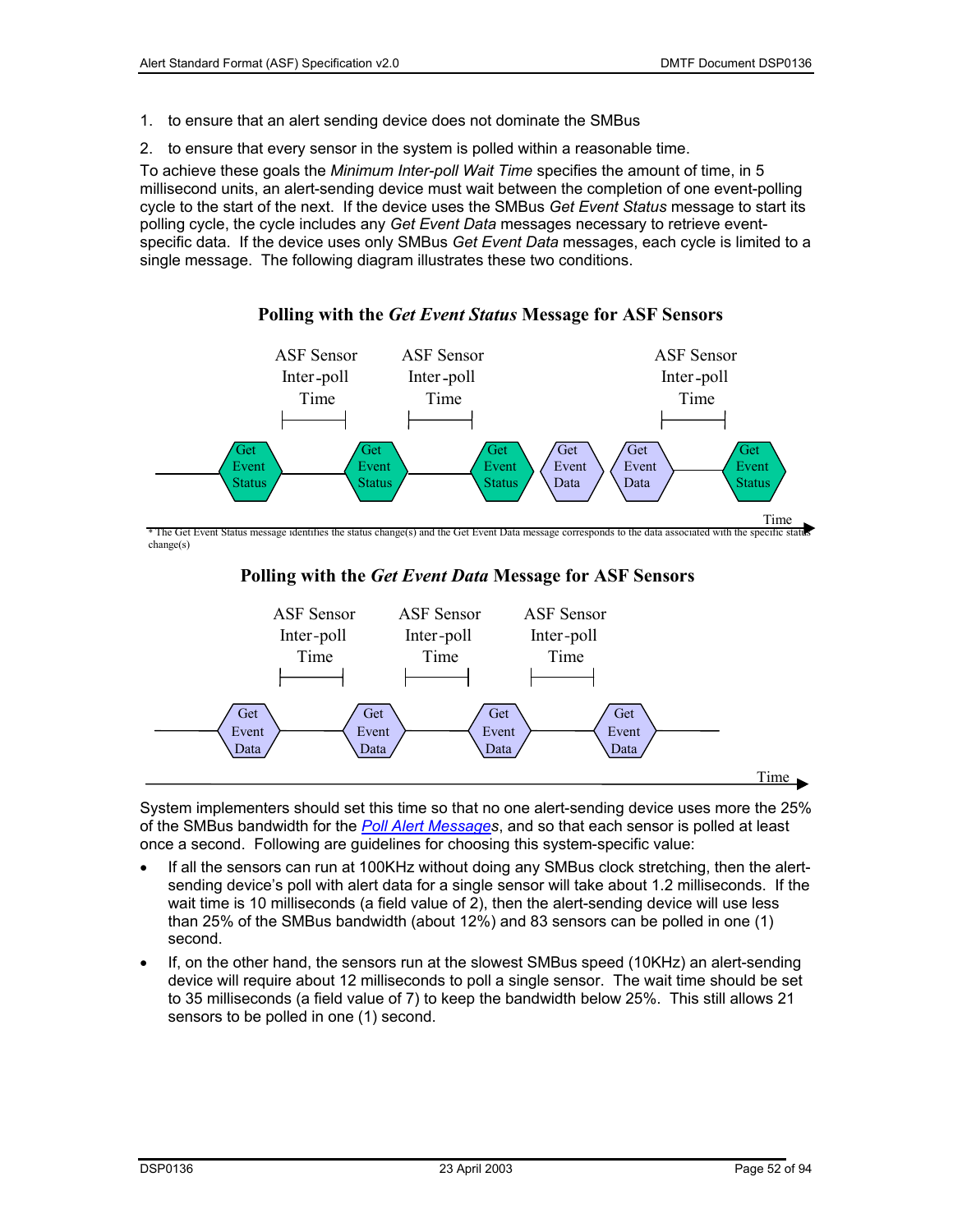1. to ensure that an alert sending device does not dominate the SMBus
2. to ensure that every sensor in the system is polled within a reasonable time.

To achieve these goals the *Minimum Inter-poll Wait Time* specifies the amount of time, in 5 millisecond units, an alert-sending device must wait between the completion of one event-polling cycle to the start of the next. If the device uses the SMBus *Get Event Status* message to start its polling cycle, the cycle includes any *Get Event Data* messages necessary to retrieve event-specific data. If the device uses only SMBus *Get Event Data* messages, each cycle is limited to a single message. The following diagram illustrates these two conditions.

**Polling with the *Get Event Status* Message for ASF Sensors**

ASF Sensor Inter-poll Time | ASF Sensor Inter-poll Time | ASF Sensor Inter-poll Time

Get Event Status → Get Event Status → Get Event Status → Get Event Data → Get Event Data → Get Event Status

Time

* The Get Event Status message identifies the status change(s) and the Get Event Data message corresponds to the data associated with the specific status change(s)

**Polling with the *Get Event Data* Message for ASF Sensors**

ASF Sensor Inter-poll Time | ASF Sensor Inter-poll Time | ASF Sensor Inter-poll Time

Get Event Data → Get Event Data → Get Event Data → Get Event Data

Time

System implementers should set this time so that no one alert-sending device uses more the 25% of the SMBus bandwidth for the *Poll Alert Messages*, and so that each sensor is polled at least once a second. Following are guidelines for choosing this system-specific value:

- If all the sensors can run at 100KHz without doing any SMBus clock stretching, then the alert-sending device's poll with alert data for a single sensor will take about 1.2 milliseconds. If the wait time is 10 milliseconds (a field value of 2), then the alert-sending device will use less than 25% of the SMBus bandwidth (about 12%) and 83 sensors can be polled in one (1) second.
- If, on the other hand, the sensors run at the slowest SMBus speed (10KHz) an alert-sending device will require about 12 milliseconds to poll a single sensor. The wait time should be set to 35 milliseconds (a field value of 7) to keep the bandwidth below 25%. This still allows 21 sensors to be polled in one (1) second.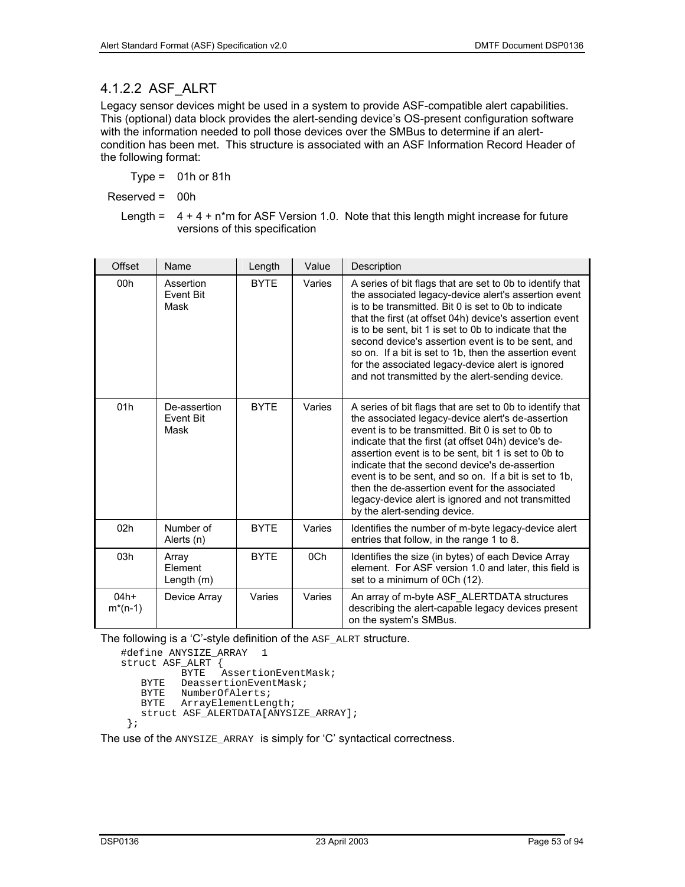### 4.1.2.2 ASF_ALRT

Legacy sensor devices might be used in a system to provide ASF-compatible alert capabilities. This (optional) data block provides the alert-sending device's OS-present configuration software with the information needed to poll those devices over the SMBus to determine if an alert-condition has been met. This structure is associated with an ASF Information Record Header of the following format:

Type = 01h or 81h

Reserved = 00h

Length = 4 + 4 + n*m for ASF Version 1.0. Note that this length might increase for future versions of this specification

| Offset | Name | Length | Value | Description |
|---|---|---|---|---|
| 00h | Assertion Event Bit Mask | BYTE | Varies | A series of bit flags that are set to 0b to identify that the associated legacy-device alert's assertion event is to be transmitted. Bit 0 is set to 0b to indicate that the first (at offset 04h) device's assertion event is to be sent, bit 1 is set to 0b to indicate that the second device's assertion event is to be sent, and so on. If a bit is set to 1b, then the assertion event for the associated legacy-device alert is ignored and not transmitted by the alert-sending device. |
| 01h | De-assertion Event Bit Mask | BYTE | Varies | A series of bit flags that are set to 0b to identify that the associated legacy-device alert's de-assertion event is to be transmitted. Bit 0 is set to 0b to indicate that the first (at offset 04h) device's de-assertion event is to be sent, bit 1 is set to 0b to indicate that the second device's de-assertion event is to be sent, and so on. If a bit is set to 1b, then the de-assertion event for the associated legacy-device alert is ignored and not transmitted by the alert-sending device. |
| 02h | Number of Alerts (n) | BYTE | Varies | Identifies the number of m-byte legacy-device alert entries that follow, in the range 1 to 8. |
| 03h | Array Element Length (m) | BYTE | 0Ch | Identifies the size (in bytes) of each Device Array element. For ASF version 1.0 and later, this field is set to a minimum of 0Ch (12). |
| 04h+ m*(n-1) | Device Array | Varies | Varies | An array of m-byte ASF_ALERTDATA structures describing the alert-capable legacy devices present on the system's SMBus. |

The following is a 'C'-style definition of the `ASF_ALRT` structure.

```
#define ANYSIZE_ARRAY  1
struct ASF_ALRT {
         BYTE   AssertionEventMask;
   BYTE   DeassertionEventMask;
   BYTE   NumberOfAlerts;
   BYTE   ArrayElementLength;
   struct ASF_ALERTDATA[ANYSIZE_ARRAY];
 };
```

The use of the `ANYSIZE_ARRAY` is simply for 'C' syntactical correctness.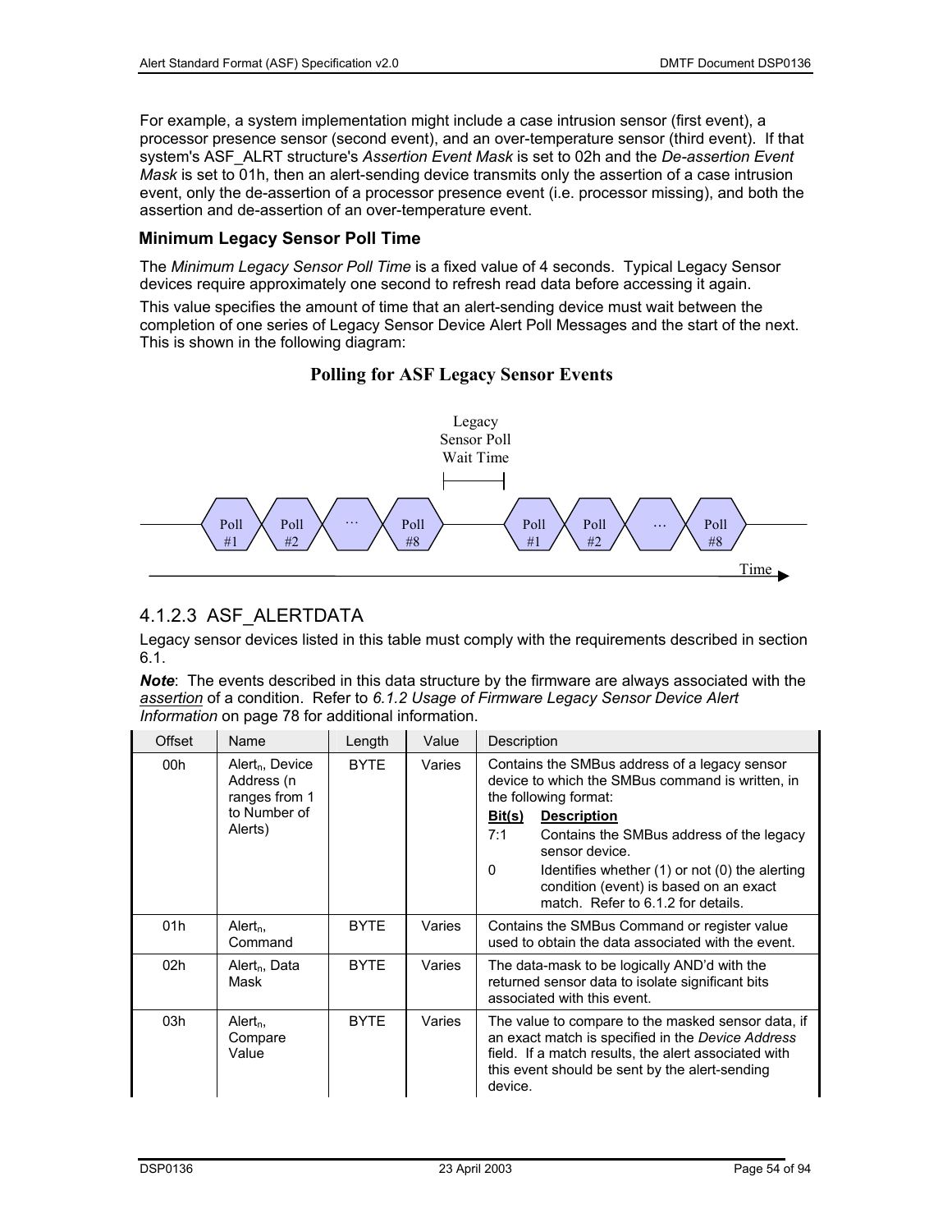For example, a system implementation might include a case intrusion sensor (first event), a processor presence sensor (second event), and an over-temperature sensor (third event). If that system's ASF_ALRT structure's *Assertion Event Mask* is set to 02h and the *De-assertion Event Mask* is set to 01h, then an alert-sending device transmits only the assertion of a case intrusion event, only the de-assertion of a processor presence event (i.e. processor missing), and both the assertion and de-assertion of an over-temperature event.

#### Minimum Legacy Sensor Poll Time

The *Minimum Legacy Sensor Poll Time* is a fixed value of 4 seconds. Typical Legacy Sensor devices require approximately one second to refresh read data before accessing it again.

This value specifies the amount of time that an alert-sending device must wait between the completion of one series of Legacy Sensor Device Alert Poll Messages and the start of the next. This is shown in the following diagram:

**Polling for ASF Legacy Sensor Events**

Legacy Sensor Poll Wait Time

Poll #1 — Poll #2 — … — Poll #8 — Poll #1 — Poll #2 — … — Poll #8

Time

### 4.1.2.3 ASF_ALERTDATA

Legacy sensor devices listed in this table must comply with the requirements described in section 6.1.

***Note***: The events described in this data structure by the firmware are always associated with the *assertion* of a condition. Refer to *6.1.2 Usage of Firmware Legacy Sensor Device Alert Information* on page 78 for additional information.

| Offset | Name | Length | Value | Description |
|---|---|---|---|---|
| 00h | $Alert_n$, Device Address (n ranges from 1 to Number of Alerts) | BYTE | Varies | Contains the SMBus address of a legacy sensor device to which the SMBus command is written, in the following format:<br>**Bit(s)** **Description**<br>7:1 Contains the SMBus address of the legacy sensor device.<br>0 Identifies whether (1) or not (0) the alerting condition (event) is based on an exact match. Refer to 6.1.2 for details. |
| 01h | $Alert_n$, Command | BYTE | Varies | Contains the SMBus Command or register value used to obtain the data associated with the event. |
| 02h | $Alert_n$, Data Mask | BYTE | Varies | The data-mask to be logically AND'd with the returned sensor data to isolate significant bits associated with this event. |
| 03h | $Alert_n$, Compare Value | BYTE | Varies | The value to compare to the masked sensor data, if an exact match is specified in the *Device Address* field. If a match results, the alert associated with this event should be sent by the alert-sending device. |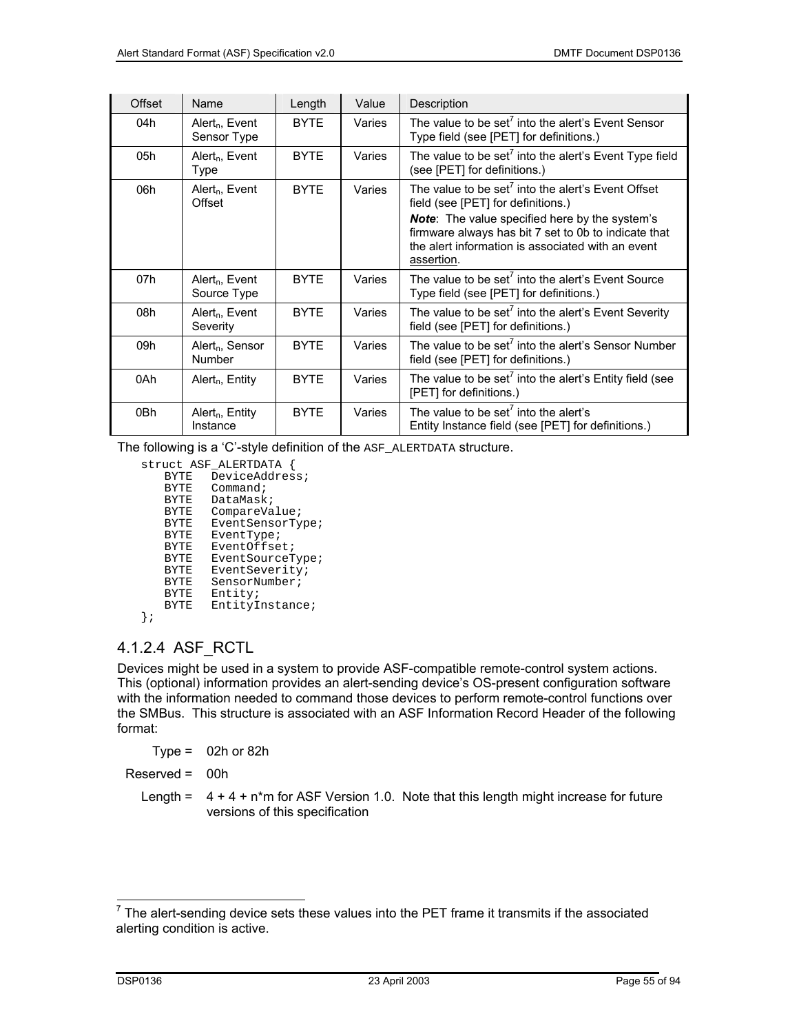| Offset | Name | Length | Value | Description |
|---|---|---|---|---|
| 04h | $Alert_n$, Event Sensor Type | BYTE | Varies | The value to be set[7] into the alert's Event Sensor Type field (see [PET] for definitions.) |
| 05h | $Alert_n$, Event Type | BYTE | Varies | The value to be set[7] into the alert's Event Type field (see [PET] for definitions.) |
| 06h | $Alert_n$, Event Offset | BYTE | Varies | The value to be set[7] into the alert's Event Offset field (see [PET] for definitions.) ***Note***: The value specified here by the system's firmware always has bit 7 set to 0b to indicate that the alert information is associated with an event assertion. |
| 07h | $Alert_n$, Event Source Type | BYTE | Varies | The value to be set[7] into the alert's Event Source Type field (see [PET] for definitions.) |
| 08h | $Alert_n$, Event Severity | BYTE | Varies | The value to be set[7] into the alert's Event Severity field (see [PET] for definitions.) |
| 09h | $Alert_n$, Sensor Number | BYTE | Varies | The value to be set[7] into the alert's Sensor Number field (see [PET] for definitions.) |
| 0Ah | $Alert_n$, Entity | BYTE | Varies | The value to be set[7] into the alert's Entity field (see [PET] for definitions.) |
| 0Bh | $Alert_n$, Entity Instance | BYTE | Varies | The value to be set[7] into the alert's Entity Instance field (see [PET] for definitions.) |

The following is a 'C'-style definition of the `ASF_ALERTDATA` structure.

```
struct ASF_ALERTDATA {
    BYTE   DeviceAddress;
    BYTE   Command;
    BYTE   DataMask;
    BYTE   CompareValue;
    BYTE   EventSensorType;
    BYTE   EventType;
    BYTE   EventOffset;
    BYTE   EventSourceType;
    BYTE   EventSeverity;
    BYTE   SensorNumber;
    BYTE   Entity;
    BYTE   EntityInstance;
};
```

### 4.1.2.4 ASF_RCTL

Devices might be used in a system to provide ASF-compatible remote-control system actions. This (optional) information provides an alert-sending device's OS-present configuration software with the information needed to command those devices to perform remote-control functions over the SMBus. This structure is associated with an ASF Information Record Header of the following format:

Type = 02h or 82h

Reserved = 00h

Length = 4 + 4 + n*m for ASF Version 1.0. Note that this length might increase for future versions of this specification

[7] The alert-sending device sets these values into the PET frame it transmits if the associated alerting condition is active.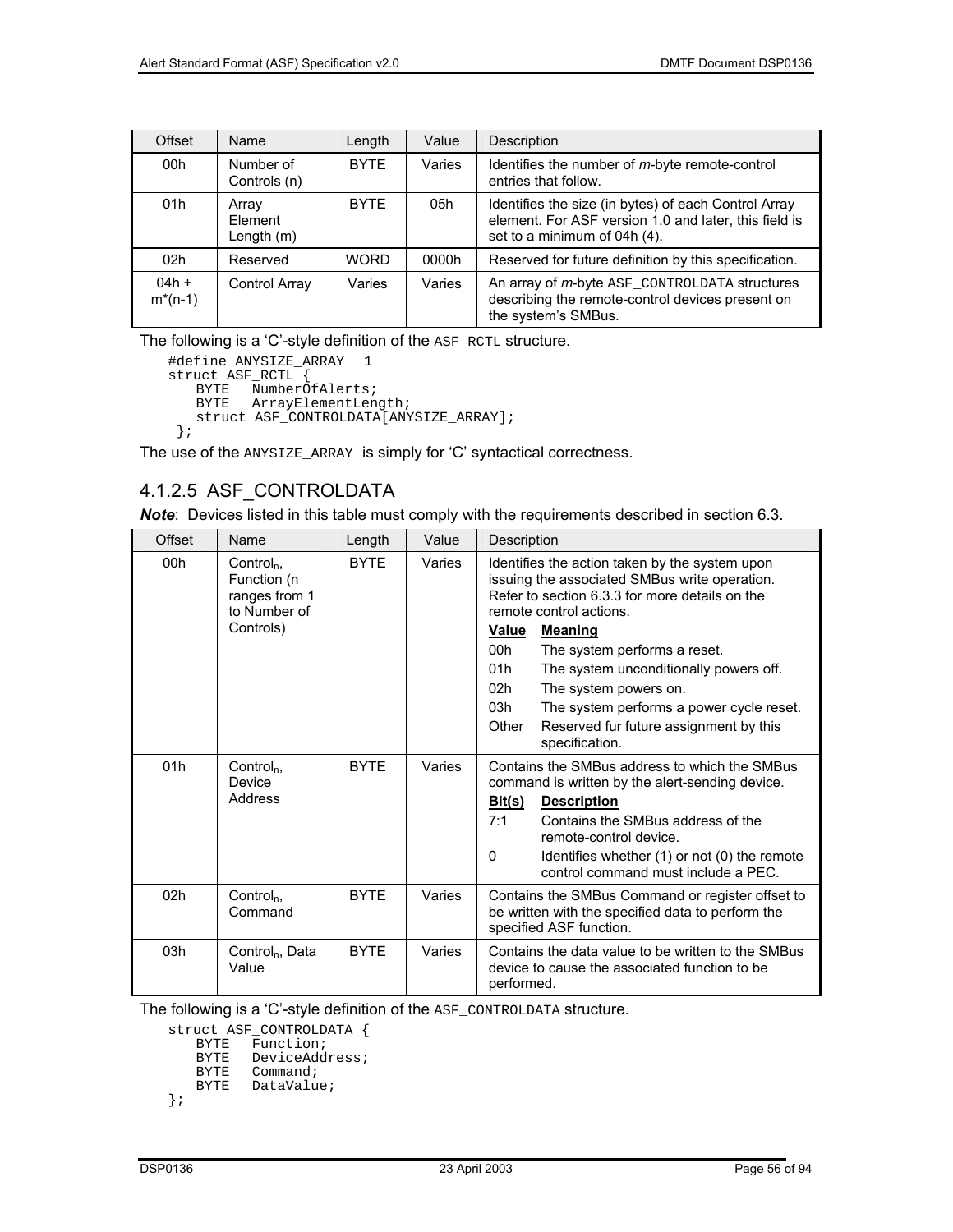| Offset | Name | Length | Value | Description |
|---|---|---|---|---|
| 00h | Number of Controls (n) | BYTE | Varies | Identifies the number of *m*-byte remote-control entries that follow. |
| 01h | Array Element Length (m) | BYTE | 05h | Identifies the size (in bytes) of each Control Array element. For ASF version 1.0 and later, this field is set to a minimum of 04h (4). |
| 02h | Reserved | WORD | 0000h | Reserved for future definition by this specification. |
| 04h + m*(n-1) | Control Array | Varies | Varies | An array of *m*-byte `ASF_CONTROLDATA` structures describing the remote-control devices present on the system's SMBus. |

The following is a 'C'-style definition of the `ASF_RCTL` structure.

```
#define ANYSIZE_ARRAY   1
struct ASF_RCTL {
    BYTE   NumberOfAlerts;
    BYTE   ArrayElementLength;
    struct ASF_CONTROLDATA[ANYSIZE_ARRAY];
 };
```

The use of the `ANYSIZE_ARRAY` is simply for 'C' syntactical correctness.

### 4.1.2.5 ASF_CONTROLDATA

***Note***: Devices listed in this table must comply with the requirements described in section 6.3.

| Offset | Name | Length | Value | Description |
|---|---|---|---|---|
| 00h | Control$_n$, Function (n ranges from 1 to Number of Controls) | BYTE | Varies | Identifies the action taken by the system upon issuing the associated SMBus write operation. Refer to section 6.3.3 for more details on the remote control actions.<br>**Value** **Meaning**<br>00h The system performs a reset.<br>01h The system unconditionally powers off.<br>02h The system powers on.<br>03h The system performs a power cycle reset.<br>Other Reserved fur future assignment by this specification. |
| 01h | Control$_n$, Device Address | BYTE | Varies | Contains the SMBus address to which the SMBus command is written by the alert-sending device.<br>**Bit(s)** **Description**<br>7:1 Contains the SMBus address of the remote-control device.<br>0 Identifies whether (1) or not (0) the remote control command must include a PEC. |
| 02h | Control$_n$, Command | BYTE | Varies | Contains the SMBus Command or register offset to be written with the specified data to perform the specified ASF function. |
| 03h | Control$_n$, Data Value | BYTE | Varies | Contains the data value to be written to the SMBus device to cause the associated function to be performed. |

The following is a 'C'-style definition of the `ASF_CONTROLDATA` structure.

```
struct ASF_CONTROLDATA {
    BYTE   Function;
    BYTE   DeviceAddress;
    BYTE   Command;
    BYTE   DataValue;
};
```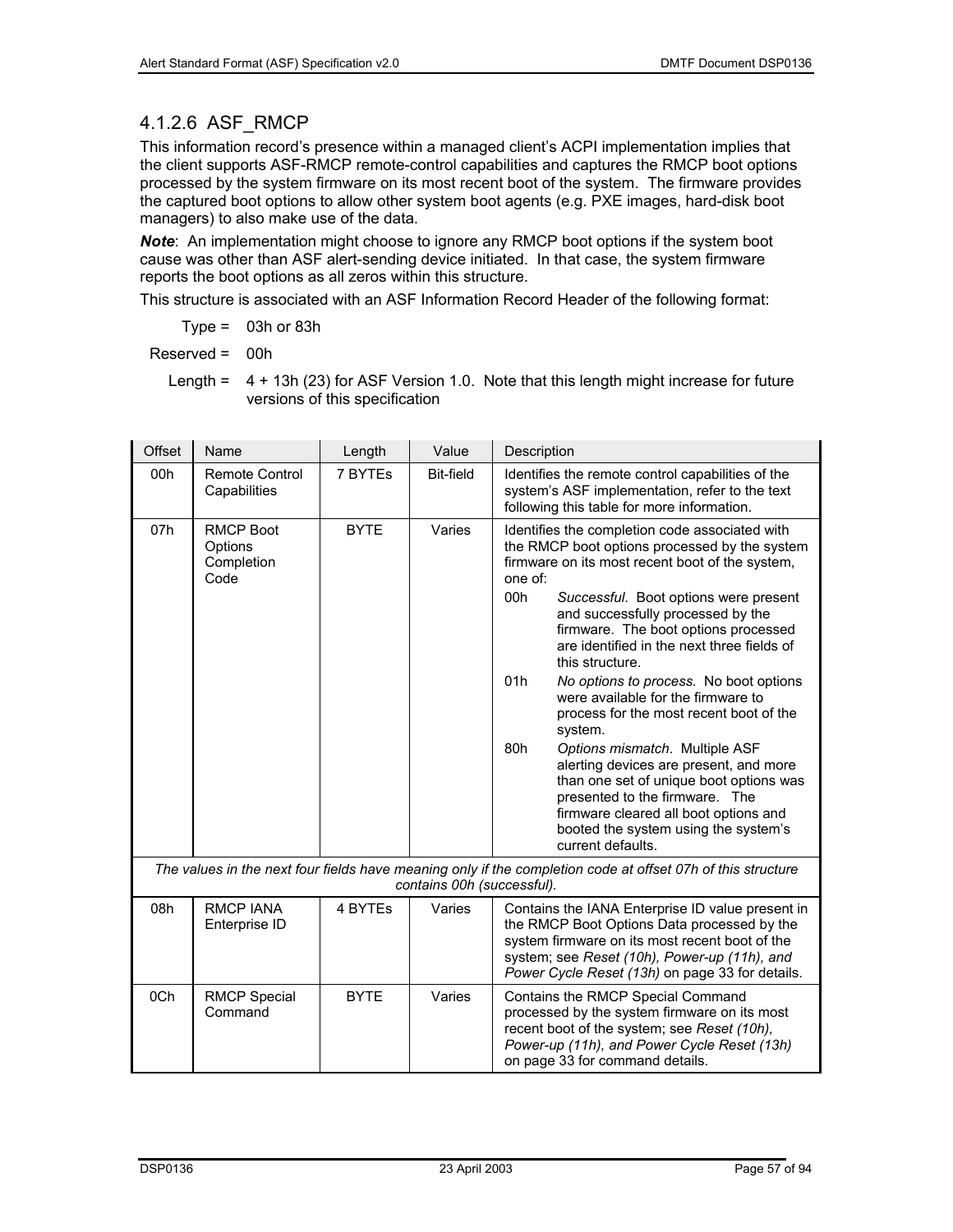### 4.1.2.6 ASF_RMCP

This information record's presence within a managed client's ACPI implementation implies that the client supports ASF-RMCP remote-control capabilities and captures the RMCP boot options processed by the system firmware on its most recent boot of the system. The firmware provides the captured boot options to allow other system boot agents (e.g. PXE images, hard-disk boot managers) to also make use of the data.

***Note***: An implementation might choose to ignore any RMCP boot options if the system boot cause was other than ASF alert-sending device initiated. In that case, the system firmware reports the boot options as all zeros within this structure.

This structure is associated with an ASF Information Record Header of the following format:

Type = 03h or 83h

Reserved = 00h

Length = 4 + 13h (23) for ASF Version 1.0. Note that this length might increase for future versions of this specification

| Offset | Name | Length | Value | Description |
|---|---|---|---|---|
| 00h | Remote Control Capabilities | 7 BYTEs | Bit-field | Identifies the remote control capabilities of the system's ASF implementation, refer to the text following this table for more information. |
| 07h | RMCP Boot Options Completion Code | BYTE | Varies | Identifies the completion code associated with the RMCP boot options processed by the system firmware on its most recent boot of the system, one of:<br>00h *Successful*. Boot options were present and successfully processed by the firmware. The boot options processed are identified in the next three fields of this structure.<br>01h *No options to process*. No boot options were available for the firmware to process for the most recent boot of the system.<br>80h *Options mismatch*. Multiple ASF alerting devices are present, and more than one set of unique boot options was presented to the firmware. The firmware cleared all boot options and booted the system using the system's current defaults. |
| *The values in the next four fields have meaning only if the completion code at offset 07h of this structure contains 00h (successful).* | | | | |
| 08h | RMCP IANA Enterprise ID | 4 BYTEs | Varies | Contains the IANA Enterprise ID value present in the RMCP Boot Options Data processed by the system firmware on its most recent boot of the system; see *Reset (10h), Power-up (11h), and Power Cycle Reset (13h)* on page 33 for details. |
| 0Ch | RMCP Special Command | BYTE | Varies | Contains the RMCP Special Command processed by the system firmware on its most recent boot of the system; see *Reset (10h), Power-up (11h), and Power Cycle Reset (13h)* on page 33 for command details. |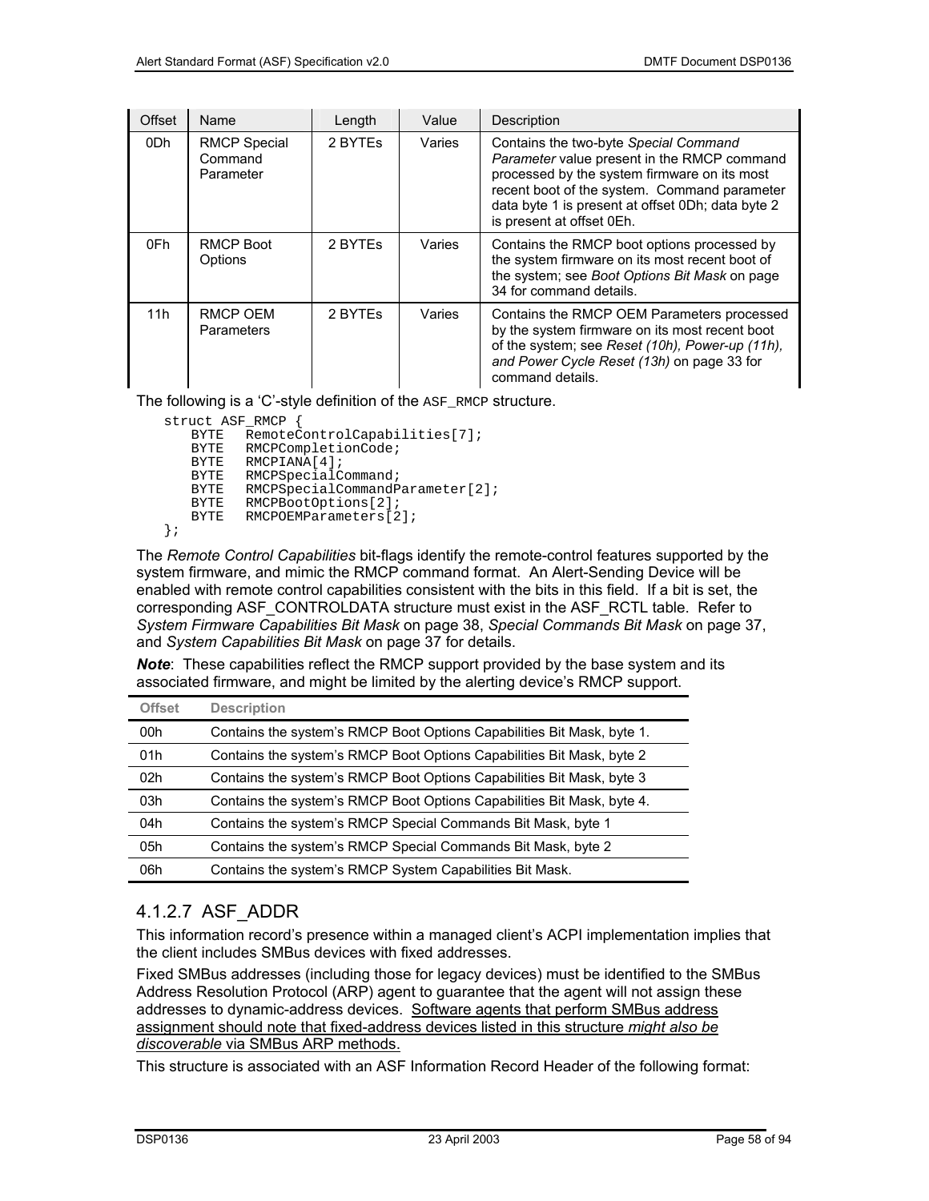| Offset | Name | Length | Value | Description |
|---|---|---|---|---|
| 0Dh | RMCP Special Command Parameter | 2 BYTEs | Varies | Contains the two-byte *Special Command Parameter* value present in the RMCP command processed by the system firmware on its most recent boot of the system. Command parameter data byte 1 is present at offset 0Dh; data byte 2 is present at offset 0Eh. |
| 0Fh | RMCP Boot Options | 2 BYTEs | Varies | Contains the RMCP boot options processed by the system firmware on its most recent boot of the system; see *Boot Options Bit Mask* on page 34 for command details. |
| 11h | RMCP OEM Parameters | 2 BYTEs | Varies | Contains the RMCP OEM Parameters processed by the system firmware on its most recent boot of the system; see *Reset (10h), Power-up (11h), and Power Cycle Reset (13h)* on page 33 for command details. |

The following is a 'C'-style definition of the `ASF_RMCP` structure.

```
struct ASF_RMCP {
    BYTE   RemoteControlCapabilities[7];
    BYTE   RMCPCompletionCode;
    BYTE   RMCPIANA[4];
    BYTE   RMCPSpecialCommand;
    BYTE   RMCPSpecialCommandParameter[2];
    BYTE   RMCPBootOptions[2];
    BYTE   RMCPOEMParameters[2];
};
```

The *Remote Control Capabilities* bit-flags identify the remote-control features supported by the system firmware, and mimic the RMCP command format. An Alert-Sending Device will be enabled with remote control capabilities consistent with the bits in this field. If a bit is set, the corresponding ASF_CONTROLDATA structure must exist in the ASF_RCTL table. Refer to *System Firmware Capabilities Bit Mask* on page 38, *Special Commands Bit Mask* on page 37, and *System Capabilities Bit Mask* on page 37 for details.

***Note***: These capabilities reflect the RMCP support provided by the base system and its associated firmware, and might be limited by the alerting device's RMCP support.

| Offset | Description |
|---|---|
| 00h | Contains the system's RMCP Boot Options Capabilities Bit Mask, byte 1. |
| 01h | Contains the system's RMCP Boot Options Capabilities Bit Mask, byte 2 |
| 02h | Contains the system's RMCP Boot Options Capabilities Bit Mask, byte 3 |
| 03h | Contains the system's RMCP Boot Options Capabilities Bit Mask, byte 4. |
| 04h | Contains the system's RMCP Special Commands Bit Mask, byte 1 |
| 05h | Contains the system's RMCP Special Commands Bit Mask, byte 2 |
| 06h | Contains the system's RMCP System Capabilities Bit Mask. |

### 4.1.2.7 ASF_ADDR

This information record's presence within a managed client's ACPI implementation implies that the client includes SMBus devices with fixed addresses.

Fixed SMBus addresses (including those for legacy devices) must be identified to the SMBus Address Resolution Protocol (ARP) agent to guarantee that the agent will not assign these addresses to dynamic-address devices. Software agents that perform SMBus address assignment should note that fixed-address devices listed in this structure *might also be discoverable* via SMBus ARP methods.

This structure is associated with an ASF Information Record Header of the following format: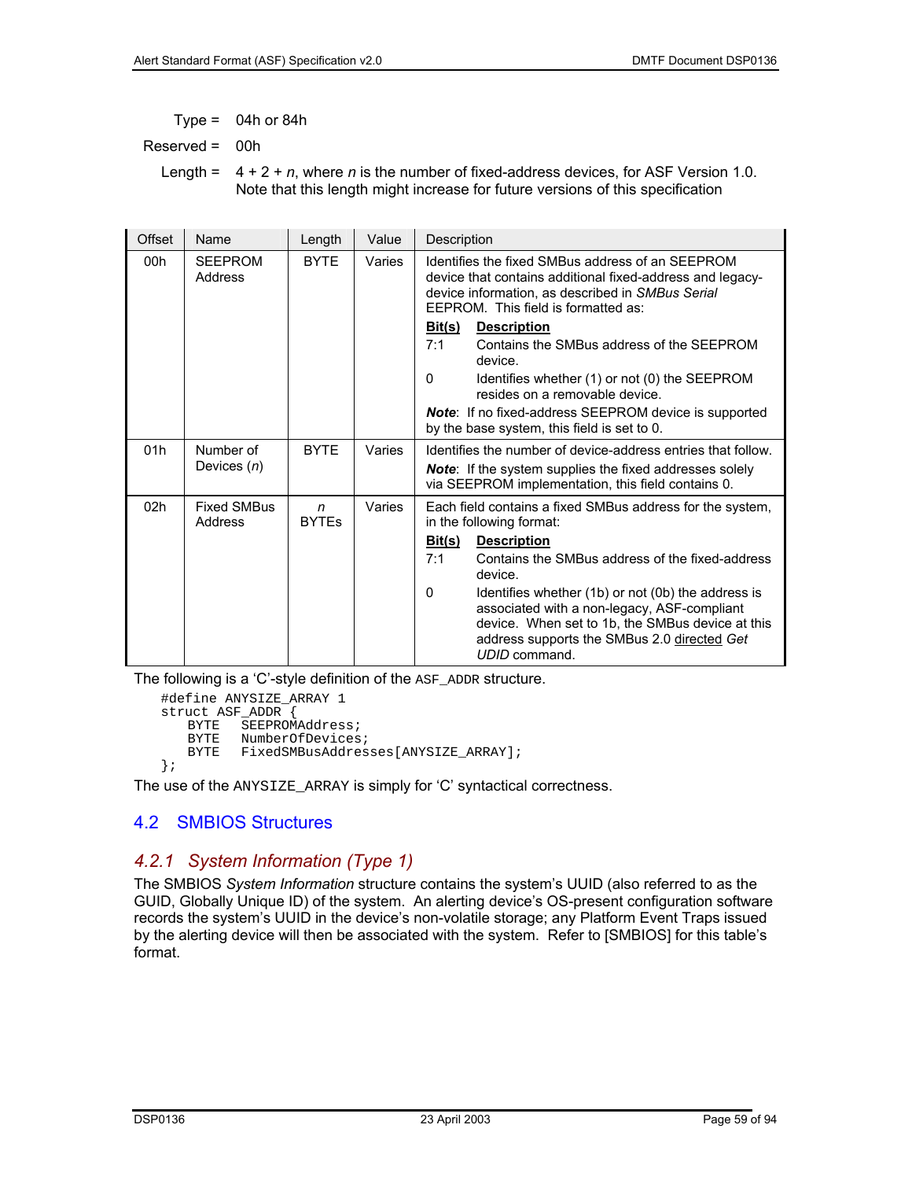Type = 04h or 84h

Reserved = 00h

Length = 4 + 2 + *n*, where *n* is the number of fixed-address devices, for ASF Version 1.0. Note that this length might increase for future versions of this specification

| Offset | Name | Length | Value | Description |
|---|---|---|---|---|
| 00h | SEEPROM Address | BYTE | Varies | Identifies the fixed SMBus address of an SEEPROM device that contains additional fixed-address and legacy-device information, as described in *SMBus Serial* EEPROM. This field is formatted as:<br>**Bit(s) Description**<br>7:1 Contains the SMBus address of the SEEPROM device.<br>0 Identifies whether (1) or not (0) the SEEPROM resides on a removable device.<br>***Note***: If no fixed-address SEEPROM device is supported by the base system, this field is set to 0. |
| 01h | Number of Devices (*n*) | BYTE | Varies | Identifies the number of device-address entries that follow.<br>***Note***: If the system supplies the fixed addresses solely via SEEPROM implementation, this field contains 0. |
| 02h | Fixed SMBus Address | *n* BYTEs | Varies | Each field contains a fixed SMBus address for the system, in the following format:<br>**Bit(s) Description**<br>7:1 Contains the SMBus address of the fixed-address device.<br>0 Identifies whether (1b) or not (0b) the address is associated with a non-legacy, ASF-compliant device. When set to 1b, the SMBus device at this address supports the SMBus 2.0 directed *Get UDID* command. |

The following is a 'C'-style definition of the `ASF_ADDR` structure.

```
#define ANYSIZE_ARRAY 1
struct ASF_ADDR {
    BYTE   SEEPROMAddress;
    BYTE   NumberOfDevices;
    BYTE   FixedSMBusAddresses[ANYSIZE_ARRAY];
};
```

The use of the `ANYSIZE_ARRAY` is simply for 'C' syntactical correctness.

## 4.2 SMBIOS Structures

### 4.2.1 System Information (Type 1)

The SMBIOS *System Information* structure contains the system's UUID (also referred to as the GUID, Globally Unique ID) of the system. An alerting device's OS-present configuration software records the system's UUID in the device's non-volatile storage; any Platform Event Traps issued by the alerting device will then be associated with the system. Refer to [SMBIOS] for this table's format.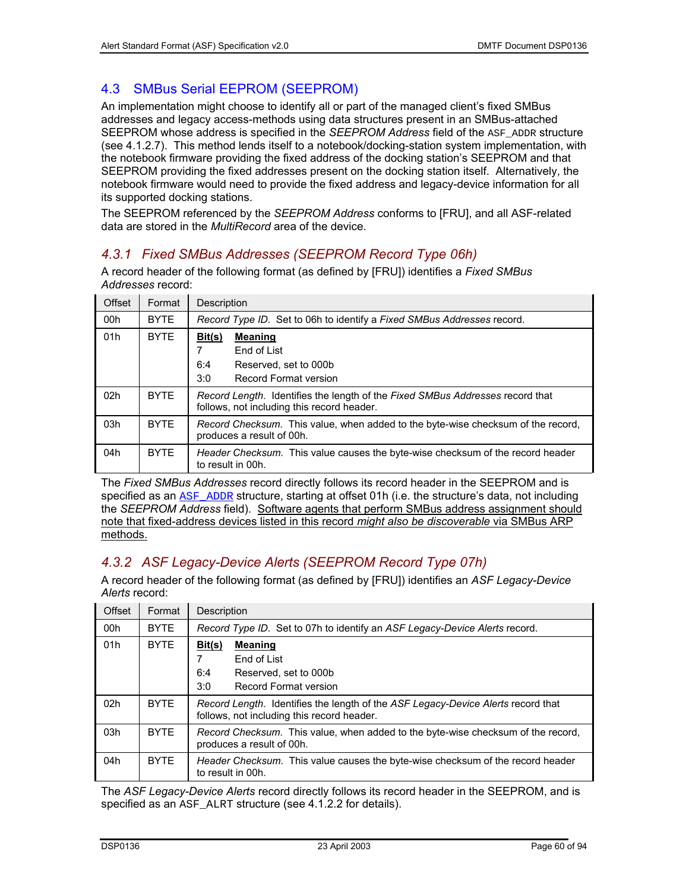## 4.3 SMBus Serial EEPROM (SEEPROM)

An implementation might choose to identify all or part of the managed client's fixed SMBus addresses and legacy access-methods using data structures present in an SMBus-attached SEEPROM whose address is specified in the *SEEPROM Address* field of the `ASF_ADDR` structure (see 4.1.2.7). This method lends itself to a notebook/docking-station system implementation, with the notebook firmware providing the fixed address of the docking station's SEEPROM and that SEEPROM providing the fixed addresses present on the docking station itself. Alternatively, the notebook firmware would need to provide the fixed address and legacy-device information for all its supported docking stations.

The SEEPROM referenced by the *SEEPROM Address* conforms to [FRU], and all ASF-related data are stored in the *MultiRecord* area of the device.

### 4.3.1 Fixed SMBus Addresses (SEEPROM Record Type 06h)

A record header of the following format (as defined by [FRU]) identifies a *Fixed SMBus Addresses* record:

| Offset | Format | Description |
|---|---|---|
| 00h | BYTE | *Record Type ID*. Set to 06h to identify a *Fixed SMBus Addresses* record. |
| 01h | BYTE | **Bit(s)** **Meaning**<br>7 End of List<br>6:4 Reserved, set to 000b<br>3:0 Record Format version |
| 02h | BYTE | *Record Length*. Identifies the length of the *Fixed SMBus Addresses* record that follows, not including this record header. |
| 03h | BYTE | *Record Checksum*. This value, when added to the byte-wise checksum of the record, produces a result of 00h. |
| 04h | BYTE | *Header Checksum*. This value causes the byte-wise checksum of the record header to result in 00h. |

The *Fixed SMBus Addresses* record directly follows its record header in the SEEPROM and is specified as an ASF_ADDR structure, starting at offset 01h (i.e. the structure's data, not including the *SEEPROM Address* field). <u>Software agents that perform SMBus address assignment should note that fixed-address devices listed in this record *might also be discoverable* via SMBus ARP methods.</u>

### 4.3.2 ASF Legacy-Device Alerts (SEEPROM Record Type 07h)

A record header of the following format (as defined by [FRU]) identifies an *ASF Legacy-Device Alerts* record:

| Offset | Format | Description |
|---|---|---|
| 00h | BYTE | *Record Type ID*. Set to 07h to identify an *ASF Legacy-Device Alerts* record. |
| 01h | BYTE | **Bit(s)** **Meaning**<br>7 End of List<br>6:4 Reserved, set to 000b<br>3:0 Record Format version |
| 02h | BYTE | *Record Length*. Identifies the length of the *ASF Legacy-Device Alerts* record that follows, not including this record header. |
| 03h | BYTE | *Record Checksum*. This value, when added to the byte-wise checksum of the record, produces a result of 00h. |
| 04h | BYTE | *Header Checksum*. This value causes the byte-wise checksum of the record header to result in 00h. |

The *ASF Legacy-Device Alerts* record directly follows its record header in the SEEPROM, and is specified as an ASF_ALRT structure (see 4.1.2.2 for details).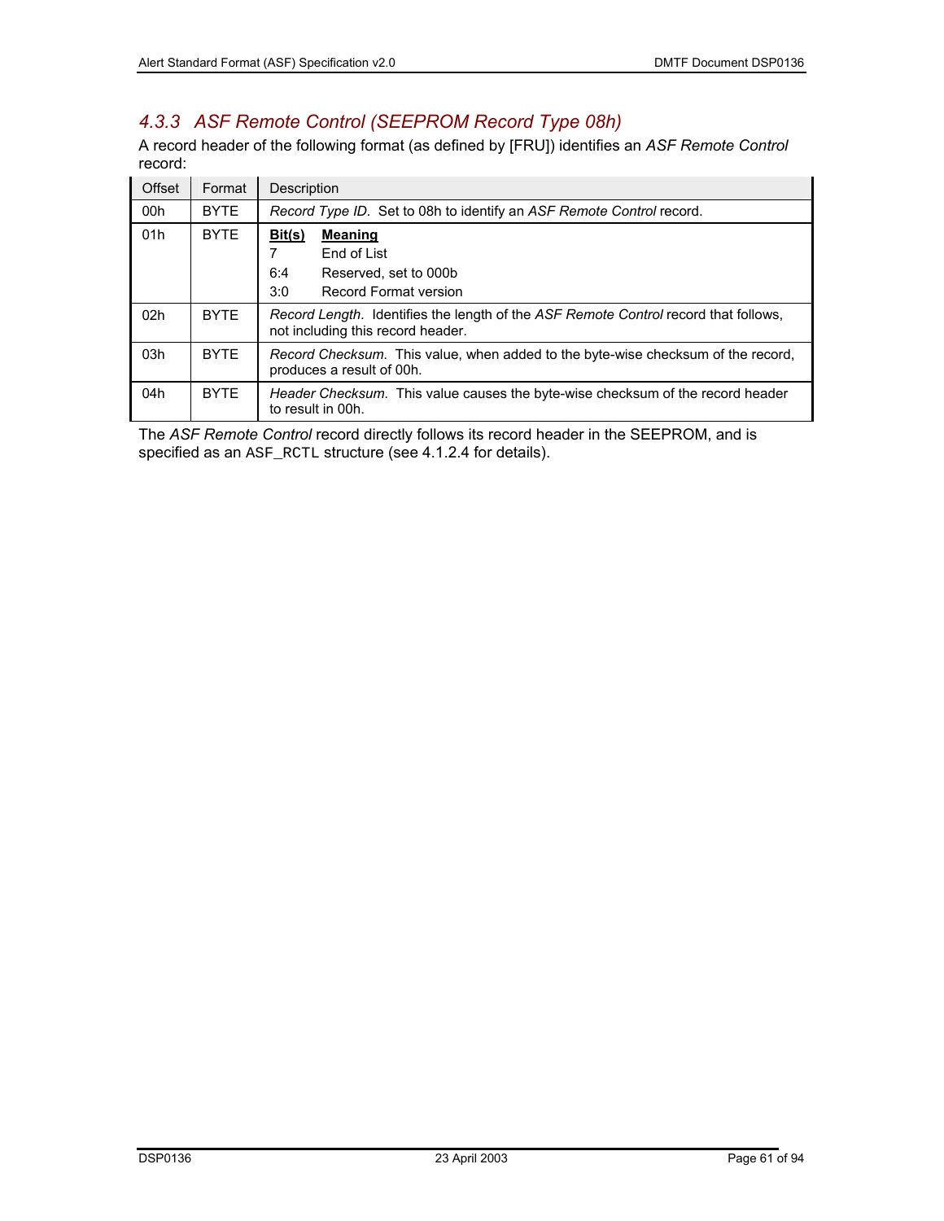### *4.3.3 ASF Remote Control (SEEPROM Record Type 08h)*

A record header of the following format (as defined by [FRU]) identifies an *ASF Remote Control* record:

| Offset | Format | Description |
|---|---|---|
| 00h | BYTE | *Record Type ID*. Set to 08h to identify an *ASF Remote Control* record. |
| 01h | BYTE | **Bit(s)** **Meaning**<br>7 End of List<br>6:4 Reserved, set to 000b<br>3:0 Record Format version |
| 02h | BYTE | *Record Length*. Identifies the length of the *ASF Remote Control* record that follows, not including this record header. |
| 03h | BYTE | *Record Checksum*. This value, when added to the byte-wise checksum of the record, produces a result of 00h. |
| 04h | BYTE | *Header Checksum*. This value causes the byte-wise checksum of the record header to result in 00h. |

The *ASF Remote Control* record directly follows its record header in the SEEPROM, and is specified as an `ASF_RCTL` structure (see 4.1.2.4 for details).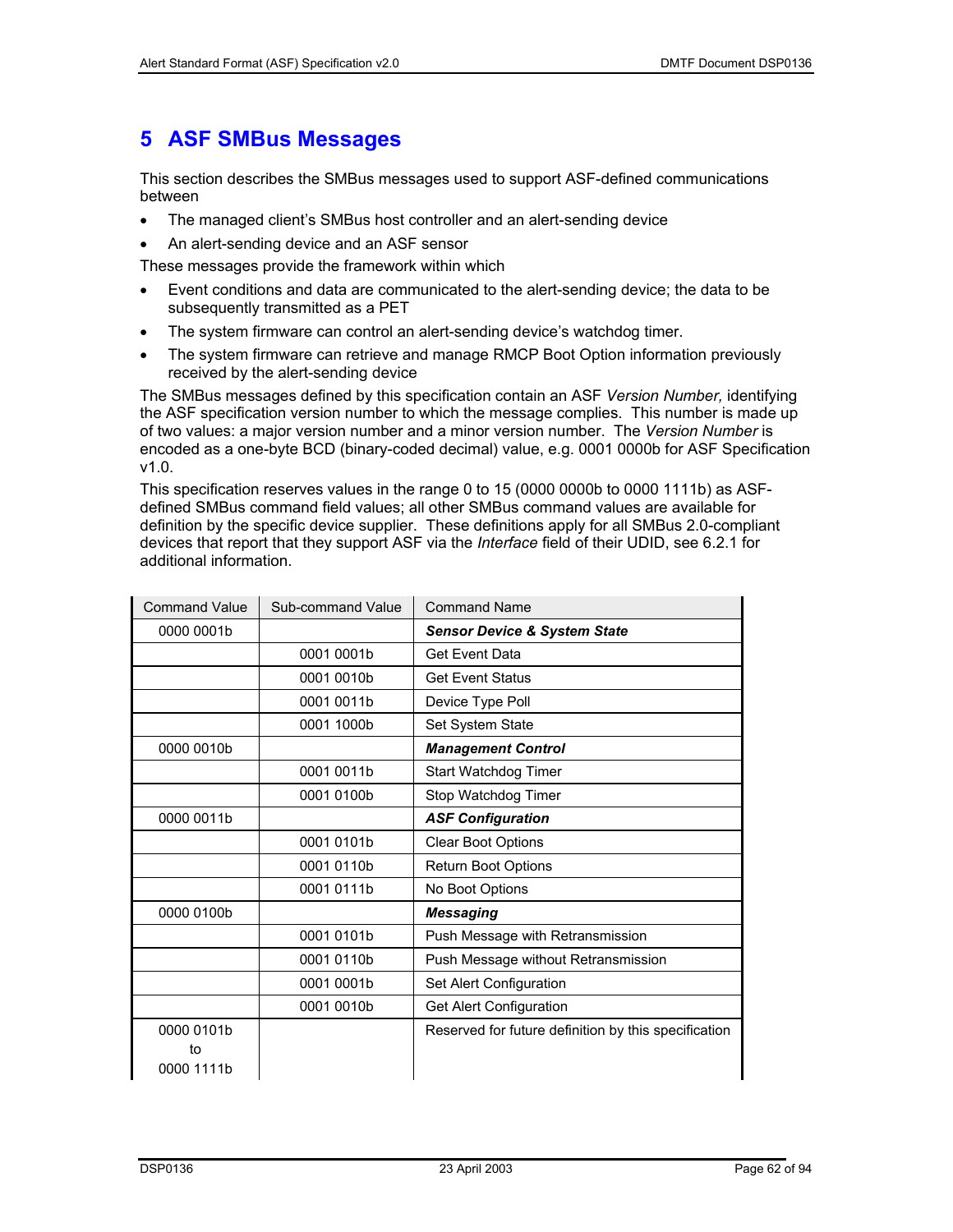# 5 ASF SMBus Messages

This section describes the SMBus messages used to support ASF-defined communications between

- The managed client's SMBus host controller and an alert-sending device
- An alert-sending device and an ASF sensor

These messages provide the framework within which

- Event conditions and data are communicated to the alert-sending device; the data to be subsequently transmitted as a PET
- The system firmware can control an alert-sending device's watchdog timer.
- The system firmware can retrieve and manage RMCP Boot Option information previously received by the alert-sending device

The SMBus messages defined by this specification contain an ASF *Version Number,* identifying the ASF specification version number to which the message complies. This number is made up of two values: a major version number and a minor version number. The *Version Number* is encoded as a one-byte BCD (binary-coded decimal) value, e.g. 0001 0000b for ASF Specification v1.0.

This specification reserves values in the range 0 to 15 (0000 0000b to 0000 1111b) as ASF-defined SMBus command field values; all other SMBus command values are available for definition by the specific device supplier. These definitions apply for all SMBus 2.0-compliant devices that report that they support ASF via the *Interface* field of their UDID, see 6.2.1 for additional information.

| Command Value | Sub-command Value | Command Name |
|---|---|---|
| 0000 0001b | | ***Sensor Device & System State*** |
| | 0001 0001b | Get Event Data |
| | 0001 0010b | Get Event Status |
| | 0001 0011b | Device Type Poll |
| | 0001 1000b | Set System State |
| 0000 0010b | | ***Management Control*** |
| | 0001 0011b | Start Watchdog Timer |
| | 0001 0100b | Stop Watchdog Timer |
| 0000 0011b | | ***ASF Configuration*** |
| | 0001 0101b | Clear Boot Options |
| | 0001 0110b | Return Boot Options |
| | 0001 0111b | No Boot Options |
| 0000 0100b | | ***Messaging*** |
| | 0001 0101b | Push Message with Retransmission |
| | 0001 0110b | Push Message without Retransmission |
| | 0001 0001b | Set Alert Configuration |
| | 0001 0010b | Get Alert Configuration |
| 0000 0101b to 0000 1111b | | Reserved for future definition by this specification |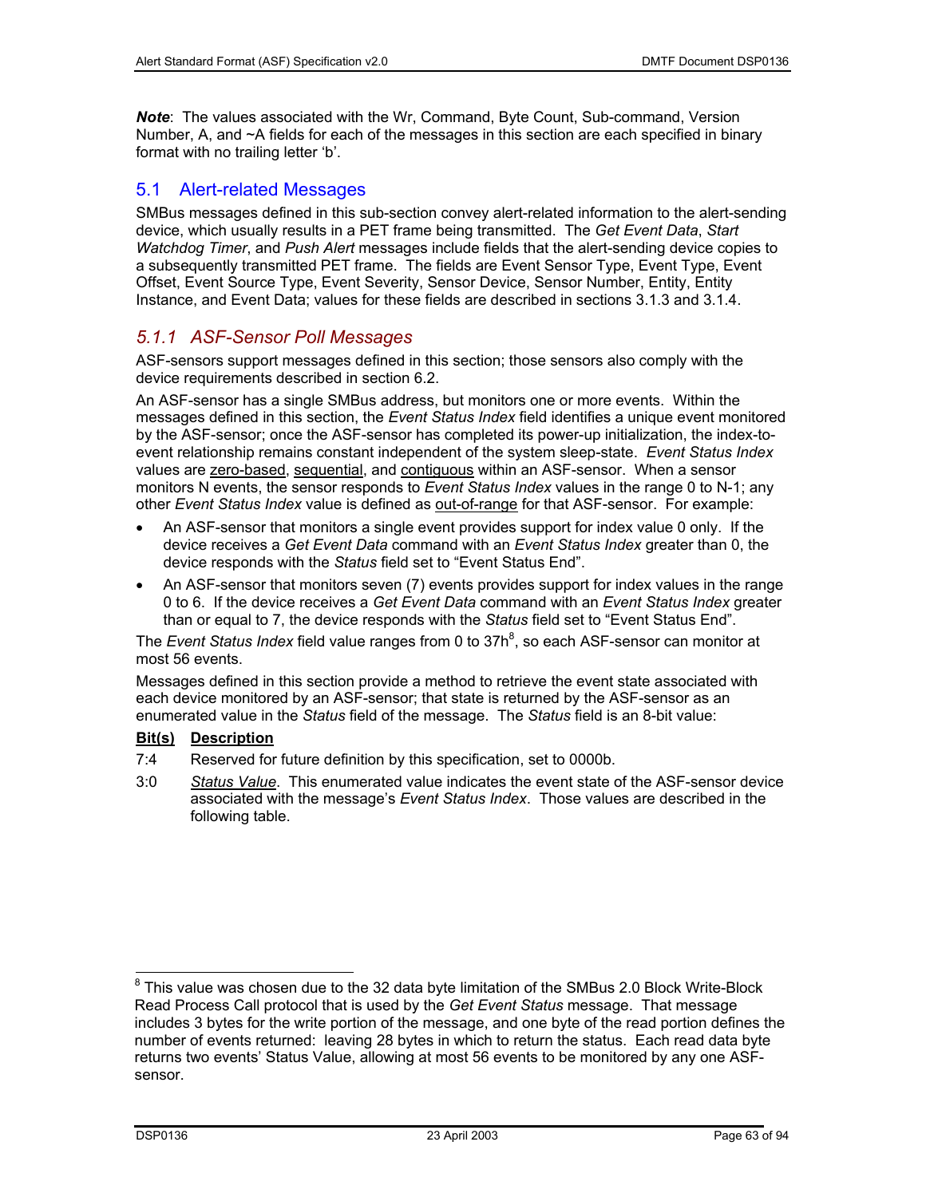***Note***: The values associated with the Wr, Command, Byte Count, Sub-command, Version Number, A, and ~A fields for each of the messages in this section are each specified in binary format with no trailing letter 'b'.

## 5.1 Alert-related Messages

SMBus messages defined in this sub-section convey alert-related information to the alert-sending device, which usually results in a PET frame being transmitted. The *Get Event Data*, *Start Watchdog Timer*, and *Push Alert* messages include fields that the alert-sending device copies to a subsequently transmitted PET frame. The fields are Event Sensor Type, Event Type, Event Offset, Event Source Type, Event Severity, Sensor Device, Sensor Number, Entity, Entity Instance, and Event Data; values for these fields are described in sections 3.1.3 and 3.1.4.

### *5.1.1 ASF-Sensor Poll Messages*

ASF-sensors support messages defined in this section; those sensors also comply with the device requirements described in section 6.2.

An ASF-sensor has a single SMBus address, but monitors one or more events. Within the messages defined in this section, the *Event Status Index* field identifies a unique event monitored by the ASF-sensor; once the ASF-sensor has completed its power-up initialization, the index-to-event relationship remains constant independent of the system sleep-state. *Event Status Index* values are zero-based, sequential, and contiguous within an ASF-sensor. When a sensor monitors N events, the sensor responds to *Event Status Index* values in the range 0 to N-1; any other *Event Status Index* value is defined as out-of-range for that ASF-sensor. For example:

- An ASF-sensor that monitors a single event provides support for index value 0 only. If the device receives a *Get Event Data* command with an *Event Status Index* greater than 0, the device responds with the *Status* field set to "Event Status End".
- An ASF-sensor that monitors seven (7) events provides support for index values in the range 0 to 6. If the device receives a *Get Event Data* command with an *Event Status Index* greater than or equal to 7, the device responds with the *Status* field set to "Event Status End".

The *Event Status Index* field value ranges from 0 to 37h[8], so each ASF-sensor can monitor at most 56 events.

Messages defined in this section provide a method to retrieve the event state associated with each device monitored by an ASF-sensor; that state is returned by the ASF-sensor as an enumerated value in the *Status* field of the message. The *Status* field is an 8-bit value:

| Bit(s) | Description |
|---|---|
| 7:4 | Reserved for future definition by this specification, set to 0000b. |
| 3:0 | *Status Value*. This enumerated value indicates the event state of the ASF-sensor device associated with the message's *Event Status Index*. Those values are described in the following table. |

[8] This value was chosen due to the 32 data byte limitation of the SMBus 2.0 Block Write-Block Read Process Call protocol that is used by the *Get Event Status* message. That message includes 3 bytes for the write portion of the message, and one byte of the read portion defines the number of events returned: leaving 28 bytes in which to return the status. Each read data byte returns two events' Status Value, allowing at most 56 events to be monitored by any one ASF-sensor.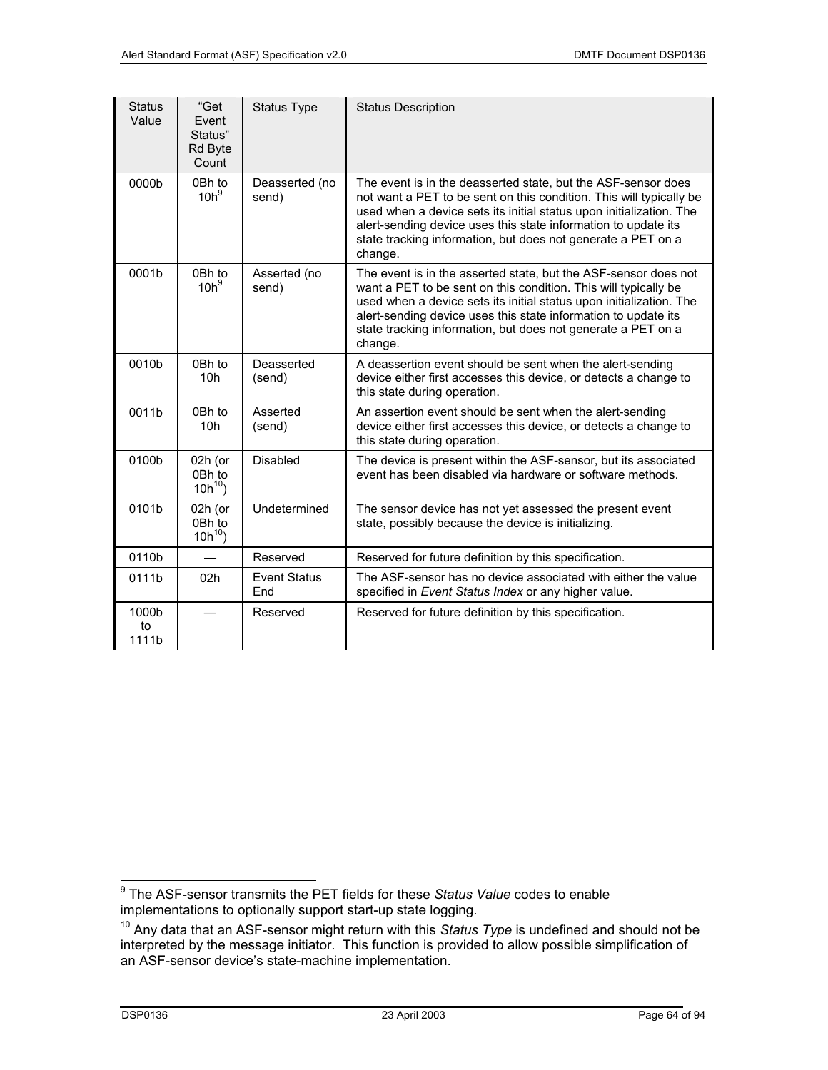| Status Value | "Get Event Status" Rd Byte Count | Status Type | Status Description |
|---|---|---|---|
| 0000b | 0Bh to 10h[9] | Deasserted (no send) | The event is in the deasserted state, but the ASF-sensor does not want a PET to be sent on this condition. This will typically be used when a device sets its initial status upon initialization. The alert-sending device uses this state information to update its state tracking information, but does not generate a PET on a change. |
| 0001b | 0Bh to 10h[9] | Asserted (no send) | The event is in the asserted state, but the ASF-sensor does not want a PET to be sent on this condition. This will typically be used when a device sets its initial status upon initialization. The alert-sending device uses this state information to update its state tracking information, but does not generate a PET on a change. |
| 0010b | 0Bh to 10h | Deasserted (send) | A deassertion event should be sent when the alert-sending device either first accesses this device, or detects a change to this state during operation. |
| 0011b | 0Bh to 10h | Asserted (send) | An assertion event should be sent when the alert-sending device either first accesses this device, or detects a change to this state during operation. |
| 0100b | 02h (or 0Bh to 10h[10]) | Disabled | The device is present within the ASF-sensor, but its associated event has been disabled via hardware or software methods. |
| 0101b | 02h (or 0Bh to 10h[10]) | Undetermined | The sensor device has not yet assessed the present event state, possibly because the device is initializing. |
| 0110b | — | Reserved | Reserved for future definition by this specification. |
| 0111b | 02h | Event Status End | The ASF-sensor has no device associated with either the value specified in *Event Status Index* or any higher value. |
| 1000b to 1111b | — | Reserved | Reserved for future definition by this specification. |

[9] The ASF-sensor transmits the PET fields for these *Status Value* codes to enable implementations to optionally support start-up state logging.

[10] Any data that an ASF-sensor might return with this *Status Type* is undefined and should not be interpreted by the message initiator. This function is provided to allow possible simplification of an ASF-sensor device's state-machine implementation.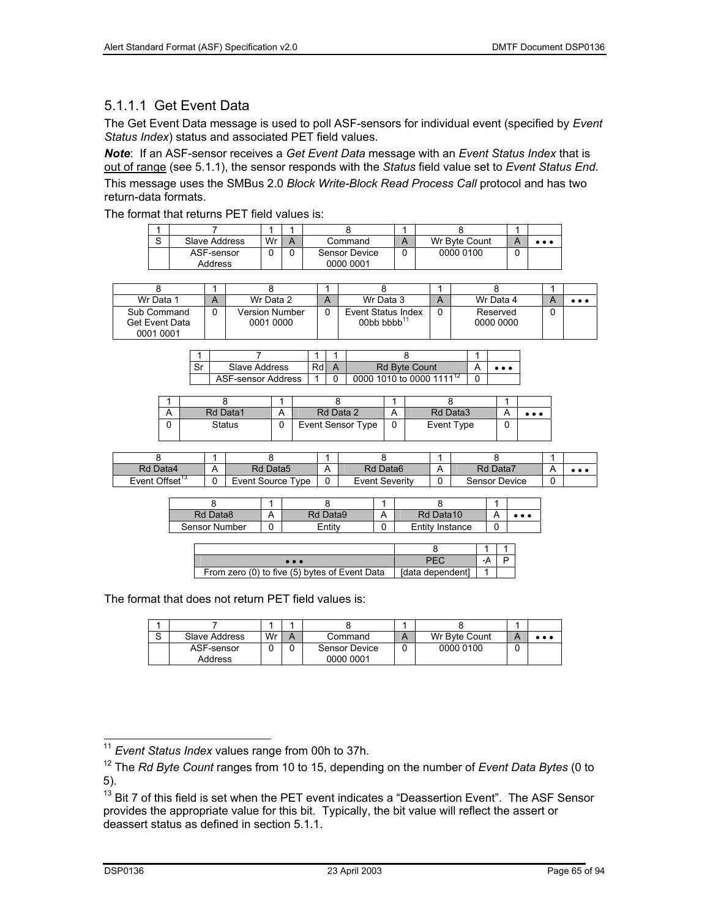#### 5.1.1.1 Get Event Data

The Get Event Data message is used to poll ASF-sensors for individual event (specified by *Event Status Index*) status and associated PET field values.

***Note***: If an ASF-sensor receives a *Get Event Data* message with an *Event Status Index* that is out of range (see 5.1.1), the sensor responds with the *Status* field value set to *Event Status End*.

This message uses the SMBus 2.0 *Block Write-Block Read Process Call* protocol and has two return-data formats.

The format that returns PET field values is:

| 1 | 7 | 1 | 1 | 8 | 1 | 8 | 1 | |
|---|---|---|---|---|---|---|---|---|
| S | Slave Address | Wr | A | Command | A | Wr Byte Count | A | • • • |
| | ASF-sensor Address | 0 | 0 | Sensor Device 0000 0001 | 0 | 0000 0100 | 0 | |

| 8 | 1 | 8 | 1 | 8 | 1 | 8 | 1 | |
|---|---|---|---|---|---|---|---|---|
| Wr Data 1 | A | Wr Data 2 | A | Wr Data 3 | A | Wr Data 4 | A | • • • |
| Sub Command Get Event Data 0001 0001 | 0 | Version Number 0001 0000 | 0 | Event Status Index 00bb bbbb[11] | 0 | Reserved 0000 0000 | 0 | |

| 1 | 7 | 1 | 1 | 8 | 1 | |
|---|---|---|---|---|---|---|
| Sr | Slave Address | Rd | A | Rd Byte Count | A | • • • |
| | ASF-sensor Address | 1 | 0 | 0000 1010 to 0000 1111[12] | 0 | |

| 1 | 8 | 1 | 8 | 1 | 8 | 1 | |
|---|---|---|---|---|---|---|---|
| A | Rd Data1 | A | Rd Data 2 | A | Rd Data3 | A | • • • |
| 0 | Status | 0 | Event Sensor Type | 0 | Event Type | 0 | |

| 8 | 1 | 8 | 1 | 8 | 1 | 8 | 1 | |
|---|---|---|---|---|---|---|---|---|
| Rd Data4 | A | Rd Data5 | A | Rd Data6 | A | Rd Data7 | A | • • • |
| Event Offset[13] | 0 | Event Source Type | 0 | Event Severity | 0 | Sensor Device | 0 | |

| 8 | 1 | 8 | 1 | 8 | 1 | |
|---|---|---|---|---|---|---|
| Rd Data8 | A | Rd Data9 | A | Rd Data10 | A | • • • |
| Sensor Number | 0 | Entity | 0 | Entity Instance | 0 | |

| | 8 | 1 | 1 |
|---|---|---|---|
| • • • | PEC | -A | P |
| From zero (0) to five (5) bytes of Event Data | [data dependent] | 1 | |

The format that does not return PET field values is:

| 1 | 7 | 1 | 1 | 8 | 1 | 8 | 1 | |
|---|---|---|---|---|---|---|---|---|
| S | Slave Address | Wr | A | Command | A | Wr Byte Count | A | • • • |
| | ASF-sensor Address | 0 | 0 | Sensor Device 0000 0001 | 0 | 0000 0100 | 0 | |

---

[11] *Event Status Index* values range from 00h to 37h.

[12] The *Rd Byte Count* ranges from 10 to 15, depending on the number of *Event Data Bytes* (0 to 5).

[13] Bit 7 of this field is set when the PET event indicates a "Deassertion Event". The ASF Sensor provides the appropriate value for this bit. Typically, the bit value will reflect the assert or deassert status as defined in section 5.1.1.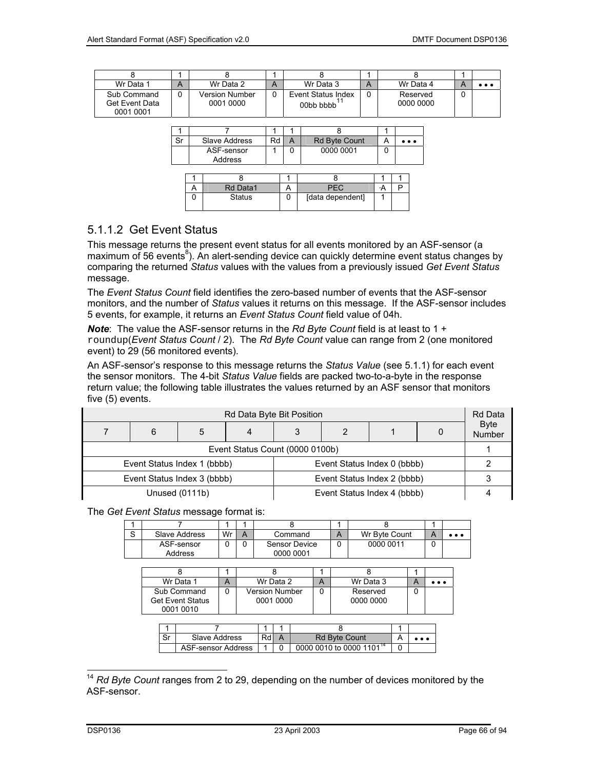| 8 | 1 | 8 | 1 | 8 | 1 | 8 | 1 | |
|---|---|---|---|---|---|---|---|---|
| Wr Data 1 | A | Wr Data 2 | A | Wr Data 3 | A | Wr Data 4 | A | • • • |
| Sub Command Get Event Data 0001 0001 | 0 | Version Number 0001 0000 | 0 | Event Status Index 00bb bbbb[11] | 0 | Reserved 0000 0000 | 0 | |

| 1 | 7 | 1 | 1 | 8 | 1 | |
|---|---|---|---|---|---|---|
| Sr | Slave Address | Rd | A | Rd Byte Count | A | • • • |
| | ASF-sensor Address | 1 | 0 | 0000 0001 | 0 | |

| 1 | 8 | 1 | 8 | 1 | 1 |
|---|---|---|---|---|---|
| A | Rd Data1 | A | PEC | ·A | P |
| 0 | Status | 0 | [data dependent] | 1 | |

### 5.1.1.2 Get Event Status

This message returns the present event status for all events monitored by an ASF-sensor (a maximum of 56 events[8]). An alert-sending device can quickly determine event status changes by comparing the returned *Status* values with the values from a previously issued *Get Event Status* message.

The *Event Status Count* field identifies the zero-based number of events that the ASF-sensor monitors, and the number of *Status* values it returns on this message. If the ASF-sensor includes 5 events, for example, it returns an *Event Status Count* field value of 04h.

***Note***: The value the ASF-sensor returns in the *Rd Byte Count* field is at least to 1 + `roundup`(*Event Status Count* / 2). The *Rd Byte Count* value can range from 2 (one monitored event) to 29 (56 monitored events).

An ASF-sensor's response to this message returns the *Status Value* (see 5.1.1) for each event the sensor monitors. The 4-bit *Status Value* fields are packed two-to-a-byte in the response return value; the following table illustrates the values returned by an ASF sensor that monitors five (5) events.

| Rd Data Byte Bit Position | | | | | | | | Rd Data Byte Number |
|---|---|---|---|---|---|---|---|---|
| 7 | 6 | 5 | 4 | 3 | 2 | 1 | 0 | |
| Event Status Count (0000 0100b) | | | | | | | | 1 |
| Event Status Index 1 (bbbb) | | | | Event Status Index 0 (bbbb) | | | | 2 |
| Event Status Index 3 (bbbb) | | | | Event Status Index 2 (bbbb) | | | | 3 |
| Unused (0111b) | | | | Event Status Index 4 (bbbb) | | | | 4 |

The *Get Event Status* message format is:

| 1 | 7 | 1 | 1 | 8 | 1 | 8 | 1 | |
|---|---|---|---|---|---|---|---|---|
| S | Slave Address | Wr | A | Command | A | Wr Byte Count | A | • • • |
| | ASF-sensor Address | 0 | 0 | Sensor Device 0000 0001 | 0 | 0000 0011 | 0 | |

| 8 | 1 | 8 | 1 | 8 | 1 | |
|---|---|---|---|---|---|---|
| Wr Data 1 | A | Wr Data 2 | A | Wr Data 3 | A | • • • |
| Sub Command Get Event Status 0001 0010 | 0 | Version Number 0001 0000 | 0 | Reserved 0000 0000 | 0 | |

| 1 | 7 | 1 | 1 | 8 | 1 | |
|---|---|---|---|---|---|---|
| Sr | Slave Address | Rd | A | Rd Byte Count | A | • • • |
| | ASF-sensor Address | 1 | 0 | 0000 0010 to 0000 1101[14] | 0 | |

[14] *Rd Byte Count* ranges from 2 to 29, depending on the number of devices monitored by the ASF-sensor.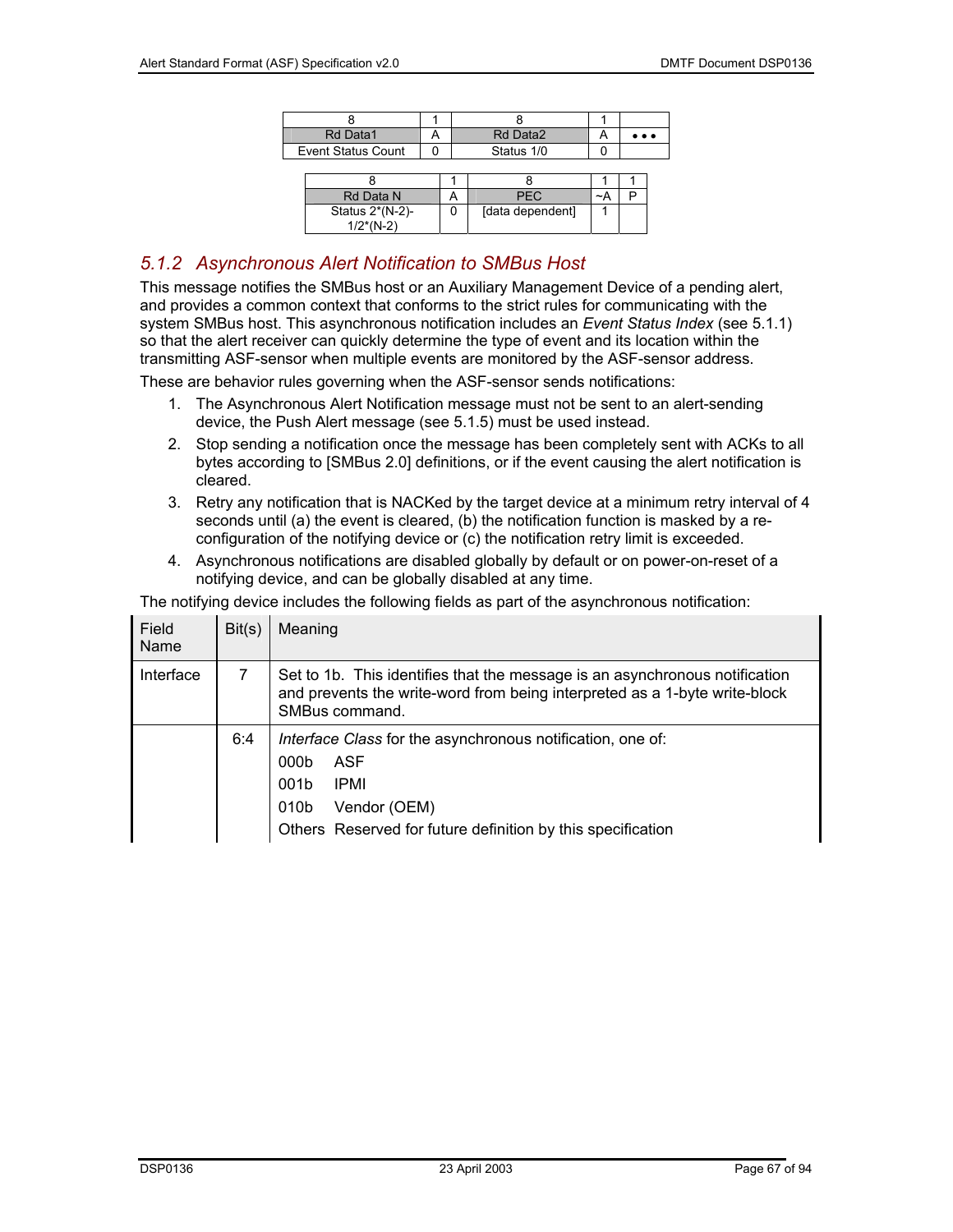| 8 | 1 | 8 | 1 | |
|---|---|---|---|---|
| Rd Data1 | A | Rd Data2 | A | • • • |
| Event Status Count | 0 | Status 1/0 | 0 | |

| 8 | 1 | 8 | 1 | 1 |
|---|---|---|---|---|
| Rd Data N | A | PEC | ~A | P |
| Status 2*(N-2)-1/2*(N-2) | 0 | [data dependent] | 1 | |

### 5.1.2 Asynchronous Alert Notification to SMBus Host

This message notifies the SMBus host or an Auxiliary Management Device of a pending alert, and provides a common context that conforms to the strict rules for communicating with the system SMBus host. This asynchronous notification includes an *Event Status Index* (see 5.1.1) so that the alert receiver can quickly determine the type of event and its location within the transmitting ASF-sensor when multiple events are monitored by the ASF-sensor address.

These are behavior rules governing when the ASF-sensor sends notifications:

1. The Asynchronous Alert Notification message must not be sent to an alert-sending device, the Push Alert message (see 5.1.5) must be used instead.
2. Stop sending a notification once the message has been completely sent with ACKs to all bytes according to [SMBus 2.0] definitions, or if the event causing the alert notification is cleared.
3. Retry any notification that is NACKed by the target device at a minimum retry interval of 4 seconds until (a) the event is cleared, (b) the notification function is masked by a re-configuration of the notifying device or (c) the notification retry limit is exceeded.
4. Asynchronous notifications are disabled globally by default or on power-on-reset of a notifying device, and can be globally disabled at any time.

The notifying device includes the following fields as part of the asynchronous notification:

| Field Name | Bit(s) | Meaning |
|---|---|---|
| Interface | 7 | Set to 1b. This identifies that the message is an asynchronous notification and prevents the write-word from being interpreted as a 1-byte write-block SMBus command. |
| | 6:4 | *Interface Class* for the asynchronous notification, one of:<br>000b ASF<br>001b IPMI<br>010b Vendor (OEM)<br>Others Reserved for future definition by this specification |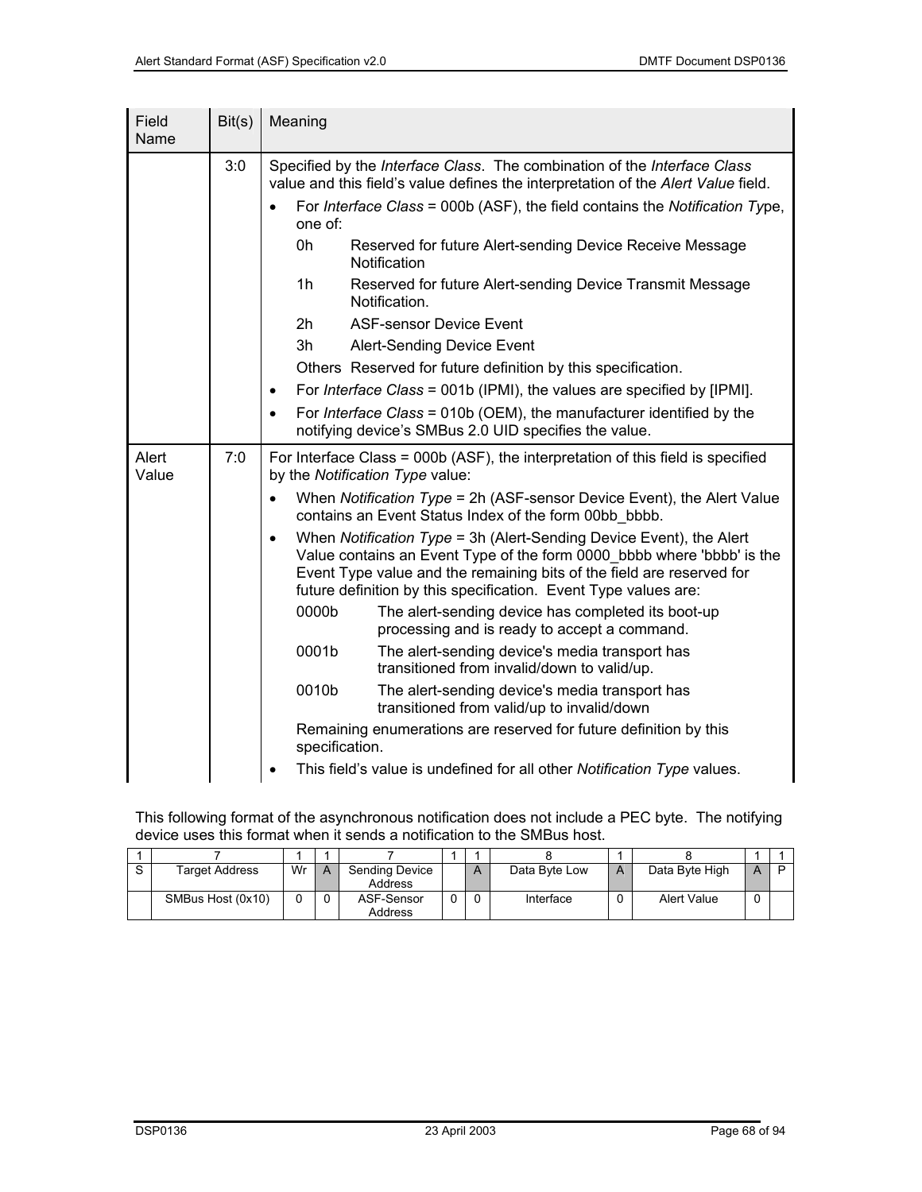| Field Name | Bit(s) | Meaning |
|---|---|---|
| | 3:0 | Specified by the *Interface Class*. The combination of the *Interface Class* value and this field's value defines the interpretation of the *Alert Value* field.<br>• For *Interface Class* = 000b (ASF), the field contains the *Notification Type*, one of:<br>0h Reserved for future Alert-sending Device Receive Message Notification<br>1h Reserved for future Alert-sending Device Transmit Message Notification.<br>2h ASF-sensor Device Event<br>3h Alert-Sending Device Event<br>Others Reserved for future definition by this specification.<br>• For *Interface Class* = 001b (IPMI), the values are specified by [IPMI].<br>• For *Interface Class* = 010b (OEM), the manufacturer identified by the notifying device's SMBus 2.0 UID specifies the value. |
| Alert Value | 7:0 | For Interface Class = 000b (ASF), the interpretation of this field is specified by the *Notification Type* value:<br>• When *Notification Type* = 2h (ASF-sensor Device Event), the Alert Value contains an Event Status Index of the form 00bb_bbbb.<br>• When *Notification Type* = 3h (Alert-Sending Device Event), the Alert Value contains an Event Type of the form 0000_bbbb where 'bbbb' is the Event Type value and the remaining bits of the field are reserved for future definition by this specification. Event Type values are:<br>0000b The alert-sending device has completed its boot-up processing and is ready to accept a command.<br>0001b The alert-sending device's media transport has transitioned from invalid/down to valid/up.<br>0010b The alert-sending device's media transport has transitioned from valid/up to invalid/down<br>Remaining enumerations are reserved for future definition by this specification.<br>• This field's value is undefined for all other *Notification Type* values. |

This following format of the asynchronous notification does not include a PEC byte. The notifying device uses this format when it sends a notification to the SMBus host.

| 1 | 7 | 1 | 1 | 7 | 1 | 1 | 8 | 1 | 8 | 1 | 1 |
|---|---|---|---|---|---|---|---|---|---|---|---|
| S | Target Address | Wr | A | Sending Device Address | | A | Data Byte Low | A | Data Byte High | A | P |
| | SMBus Host (0x10) | 0 | 0 | ASF-Sensor Address | 0 | 0 | Interface | 0 | Alert Value | 0 | |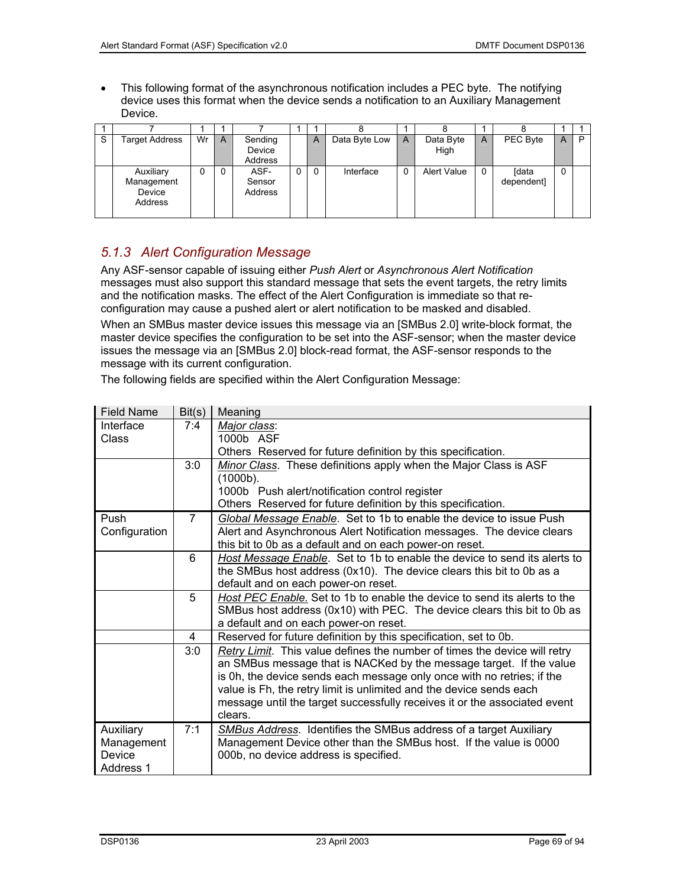- This following format of the asynchronous notification includes a PEC byte. The notifying device uses this format when the device sends a notification to an Auxiliary Management Device.

| 1 | 7 | 1 | 1 | 7 | 1 | 1 | 8 | 1 | 8 | 1 | 8 | 1 | 1 |
|---|---|---|---|---|---|---|---|---|---|---|---|---|---|
| S | Target Address | Wr | A | Sending Device Address | | A | Data Byte Low | A | Data Byte High | A | PEC Byte | A | P |
| | Auxiliary Management Device Address | 0 | 0 | ASF-Sensor Address | 0 | 0 | Interface | 0 | Alert Value | 0 | [data dependent] | 0 | |

### 5.1.3 Alert Configuration Message

Any ASF-sensor capable of issuing either *Push Alert* or *Asynchronous Alert Notification* messages must also support this standard message that sets the event targets, the retry limits and the notification masks. The effect of the Alert Configuration is immediate so that re-configuration may cause a pushed alert or alert notification to be masked and disabled.

When an SMBus master device issues this message via an [SMBus 2.0] write-block format, the master device specifies the configuration to be set into the ASF-sensor; when the master device issues the message via an [SMBus 2.0] block-read format, the ASF-sensor responds to the message with its current configuration.

The following fields are specified within the Alert Configuration Message:

| Field Name | Bit(s) | Meaning |
|---|---|---|
| Interface Class | 7:4 | *Major class*:<br>1000b ASF<br>Others Reserved for future definition by this specification. |
| | 3:0 | *Minor Class*. These definitions apply when the Major Class is ASF (1000b).<br>1000b Push alert/notification control register<br>Others Reserved for future definition by this specification. |
| Push Configuration | 7 | *Global Message Enable*. Set to 1b to enable the device to issue Push Alert and Asynchronous Alert Notification messages. The device clears this bit to 0b as a default and on each power-on reset. |
| | 6 | *Host Message Enable*. Set to 1b to enable the device to send its alerts to the SMBus host address (0x10). The device clears this bit to 0b as a default and on each power-on reset. |
| | 5 | *Host PEC Enable.* Set to 1b to enable the device to send its alerts to the SMBus host address (0x10) with PEC. The device clears this bit to 0b as a default and on each power-on reset. |
| | 4 | Reserved for future definition by this specification, set to 0b. |
| | 3:0 | *Retry Limit*. This value defines the number of times the device will retry an SMBus message that is NACKed by the message target. If the value is 0h, the device sends each message only once with no retries; if the value is Fh, the retry limit is unlimited and the device sends each message until the target successfully receives it or the associated event clears. |
| Auxiliary Management Device Address 1 | 7:1 | *SMBus Address*. Identifies the SMBus address of a target Auxiliary Management Device other than the SMBus host. If the value is 0000 000b, no device address is specified. |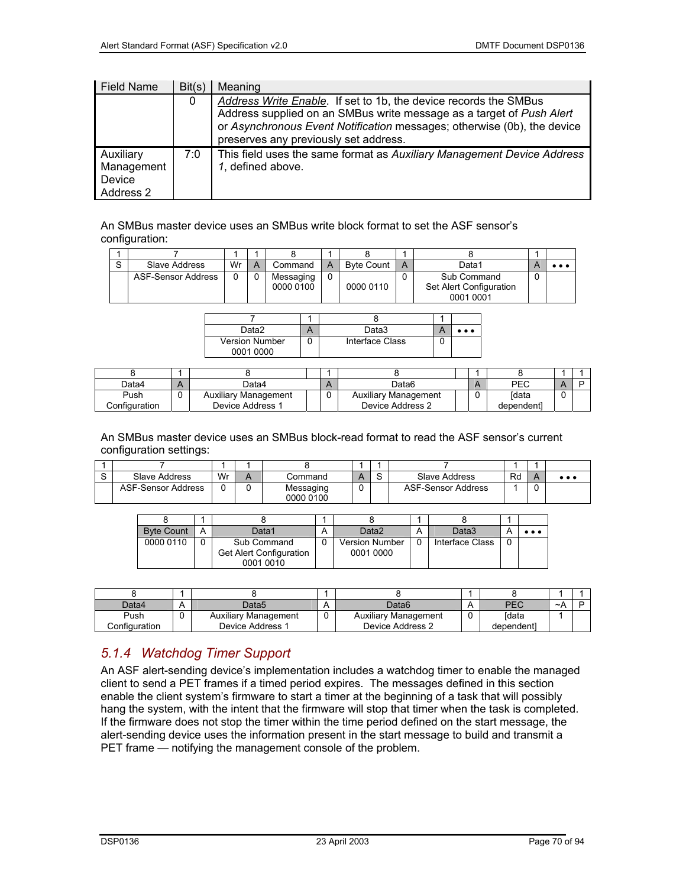| Field Name | Bit(s) | Meaning |
|---|---|---|
| | 0 | *Address Write Enable*. If set to 1b, the device records the SMBus Address supplied on an SMBus write message as a target of *Push Alert* or *Asynchronous Event Notification* messages; otherwise (0b), the device preserves any previously set address. |
| Auxiliary Management Device Address 2 | 7:0 | This field uses the same format as *Auxiliary Management Device Address 1*, defined above. |

An SMBus master device uses an SMBus write block format to set the ASF sensor's configuration:

| 1 | 7 | 1 | 1 | 8 | 1 | 8 | 1 | 8 | 1 | |
|---|---|---|---|---|---|---|---|---|---|---|
| S | Slave Address | Wr | A | Command | A | Byte Count | A | Data1 | A | • • • |
| | ASF-Sensor Address | 0 | 0 | Messaging 0000 0100 | 0 | 0000 0110 | 0 | Sub Command Set Alert Configuration 0001 0001 | 0 | |

| 7 | 1 | 8 | 1 | |
|---|---|---|---|---|
| Data2 | A | Data3 | A | • • • |
| Version Number 0001 0000 | 0 | Interface Class | 0 | |

| 8 | 1 | 8 | | 1 | 8 | | 1 | 8 | 1 | 1 |
|---|---|---|---|---|---|---|---|---|---|---|
| Data4 | A | Data4 | | A | Data6 | | A | PEC | A | P |
| Push Configuration | 0 | Auxiliary Management Device Address 1 | | 0 | Auxiliary Management Device Address 2 | | 0 | [data dependent] | 0 | |

An SMBus master device uses an SMBus block-read format to read the ASF sensor's current configuration settings:

| 1 | 7 | 1 | 1 | 8 | 1 | 1 | 7 | 1 | 1 | |
|---|---|---|---|---|---|---|---|---|---|---|
| S | Slave Address | Wr | A | Command | A | S | Slave Address | Rd | A | • • • |
| | ASF-Sensor Address | 0 | 0 | Messaging 0000 0100 | 0 | | ASF-Sensor Address | 1 | 0 | |

| 8 | 1 | 8 | 1 | 8 | 1 | 8 | 1 | |
|---|---|---|---|---|---|---|---|---|
| Byte Count | A | Data1 | A | Data2 | A | Data3 | A | • • • |
| 0000 0110 | 0 | Sub Command Get Alert Configuration 0001 0010 | 0 | Version Number 0001 0000 | 0 | Interface Class | 0 | |

| 8 | 1 | 8 | 1 | 8 | 1 | 8 | 1 | 1 |
|---|---|---|---|---|---|---|---|---|
| Data4 | A | Data5 | A | Data6 | A | PEC | ~A | P |
| Push Configuration | 0 | Auxiliary Management Device Address 1 | 0 | Auxiliary Management Device Address 2 | 0 | [data dependent] | 1 | |

### 5.1.4 Watchdog Timer Support

An ASF alert-sending device's implementation includes a watchdog timer to enable the managed client to send a PET frames if a timed period expires. The messages defined in this section enable the client system's firmware to start a timer at the beginning of a task that will possibly hang the system, with the intent that the firmware will stop that timer when the task is completed. If the firmware does not stop the timer within the time period defined on the start message, the alert-sending device uses the information present in the start message to build and transmit a PET frame — notifying the management console of the problem.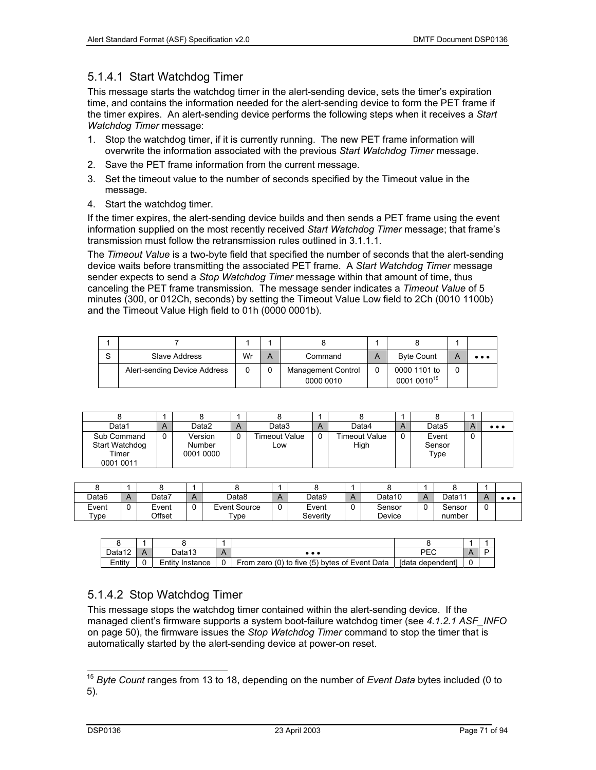### 5.1.4.1 Start Watchdog Timer

This message starts the watchdog timer in the alert-sending device, sets the timer's expiration time, and contains the information needed for the alert-sending device to form the PET frame if the timer expires. An alert-sending device performs the following steps when it receives a *Start Watchdog Timer* message:

1. Stop the watchdog timer, if it is currently running. The new PET frame information will overwrite the information associated with the previous *Start Watchdog Timer* message.
2. Save the PET frame information from the current message.
3. Set the timeout value to the number of seconds specified by the Timeout value in the message.
4. Start the watchdog timer.

If the timer expires, the alert-sending device builds and then sends a PET frame using the event information supplied on the most recently received *Start Watchdog Timer* message; that frame's transmission must follow the retransmission rules outlined in 3.1.1.1.

The *Timeout Value* is a two-byte field that specified the number of seconds that the alert-sending device waits before transmitting the associated PET frame. A *Start Watchdog Timer* message sender expects to send a *Stop Watchdog Timer* message within that amount of time, thus canceling the PET frame transmission. The message sender indicates a *Timeout Value* of 5 minutes (300, or 012Ch, seconds) by setting the Timeout Value Low field to 2Ch (0010 1100b) and the Timeout Value High field to 01h (0000 0001b).

| 1 | 7 | 1 | 1 | 8 | 1 | 8 | 1 | |
|---|---|---|---|---|---|---|---|---|
| S | Slave Address | Wr | A | Command | A | Byte Count | A | • • • |
| | Alert-sending Device Address | 0 | 0 | Management Control 0000 0010 | 0 | 0000 1101 to 0001 0010[15] | 0 | |

| 8 | 1 | 8 | 1 | 8 | 1 | 8 | 1 | 8 | 1 | |
|---|---|---|---|---|---|---|---|---|---|---|
| Data1 | A | Data2 | A | Data3 | A | Data4 | A | Data5 | A | • • • |
| Sub Command Start Watchdog Timer 0001 0011 | 0 | Version Number 0001 0000 | 0 | Timeout Value Low | 0 | Timeout Value High | 0 | Event Sensor Type | 0 | |

| 8 | 1 | 8 | 1 | 8 | 1 | 8 | 1 | 8 | 1 | 8 | 1 | |
|---|---|---|---|---|---|---|---|---|---|---|---|---|
| Data6 | A | Data7 | A | Data8 | A | Data9 | A | Data10 | A | Data11 | A | • • • |
| Event Type | 0 | Event Offset | 0 | Event Source Type | 0 | Event Severity | 0 | Sensor Device | 0 | Sensor number | 0 | |

| 8 | 1 | 8 | 1 | | 8 | 1 | 1 |
|---|---|---|---|---|---|---|---|
| Data12 | A | Data13 | A | • • • | PEC | A | P |
| Entity | 0 | Entity Instance | 0 | From zero (0) to five (5) bytes of Event Data | [data dependent] | 0 | |

### 5.1.4.2 Stop Watchdog Timer

This message stops the watchdog timer contained within the alert-sending device. If the managed client's firmware supports a system boot-failure watchdog timer (see *4.1.2.1 ASF_INFO* on page 50), the firmware issues the *Stop Watchdog Timer* command to stop the timer that is automatically started by the alert-sending device at power-on reset.

[15] *Byte Count* ranges from 13 to 18, depending on the number of *Event Data* bytes included (0 to 5).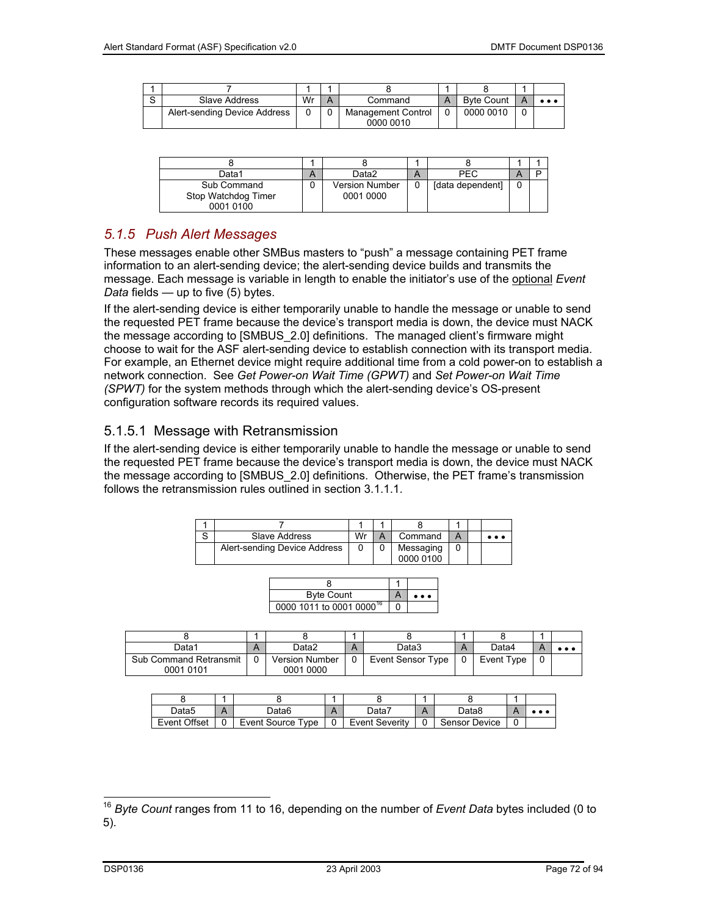| 1 | 7 | 1 | 1 | 8 | 1 | 8 | 1 | |
|---|---|---|---|---|---|---|---|---|
| S | Slave Address | Wr | A | Command | A | Byte Count | A | • • • |
| | Alert-sending Device Address | 0 | 0 | Management Control 0000 0010 | 0 | 0000 0010 | 0 | |

| 8 | 1 | 8 | 1 | 8 | 1 | 1 |
|---|---|---|---|---|---|---|
| Data1 | A | Data2 | A | PEC | A | P |
| Sub Command Stop Watchdog Timer 0001 0100 | 0 | Version Number 0001 0000 | 0 | [data dependent] | 0 | |

### 5.1.5 Push Alert Messages

These messages enable other SMBus masters to "push" a message containing PET frame information to an alert-sending device; the alert-sending device builds and transmits the message. Each message is variable in length to enable the initiator's use of the optional *Event Data* fields — up to five (5) bytes.

If the alert-sending device is either temporarily unable to handle the message or unable to send the requested PET frame because the device's transport media is down, the device must NACK the message according to [SMBUS_2.0] definitions. The managed client's firmware might choose to wait for the ASF alert-sending device to establish connection with its transport media. For example, an Ethernet device might require additional time from a cold power-on to establish a network connection. See *Get Power-on Wait Time (GPWT)* and *Set Power-on Wait Time (SPWT)* for the system methods through which the alert-sending device's OS-present configuration software records its required values.

#### 5.1.5.1 Message with Retransmission

If the alert-sending device is either temporarily unable to handle the message or unable to send the requested PET frame because the device's transport media is down, the device must NACK the message according to [SMBUS_2.0] definitions. Otherwise, the PET frame's transmission follows the retransmission rules outlined in section 3.1.1.1.

| 1 | 7 | 1 | 1 | 8 | 1 | | |
|---|---|---|---|---|---|---|---|
| S | Slave Address | Wr | A | Command | A | | • • • |
| | Alert-sending Device Address | 0 | 0 | Messaging 0000 0100 | 0 | | |

| 8 | 1 | |
|---|---|---|
| Byte Count | A | • • • |
| 0000 1011 to 0001 0000[16] | 0 | |

| 8 | 1 | 8 | 1 | 8 | 1 | 8 | 1 | |
|---|---|---|---|---|---|---|---|---|
| Data1 | A | Data2 | A | Data3 | A | Data4 | A | • • • |
| Sub Command Retransmit 0001 0101 | 0 | Version Number 0001 0000 | 0 | Event Sensor Type | 0 | Event Type | 0 | |

| 8 | 1 | 8 | 1 | 8 | 1 | 8 | 1 | |
|---|---|---|---|---|---|---|---|---|
| Data5 | A | Data6 | A | Data7 | A | Data8 | A | • • • |
| Event Offset | 0 | Event Source Type | 0 | Event Severity | 0 | Sensor Device | 0 | |

[16] *Byte Count* ranges from 11 to 16, depending on the number of *Event Data* bytes included (0 to 5).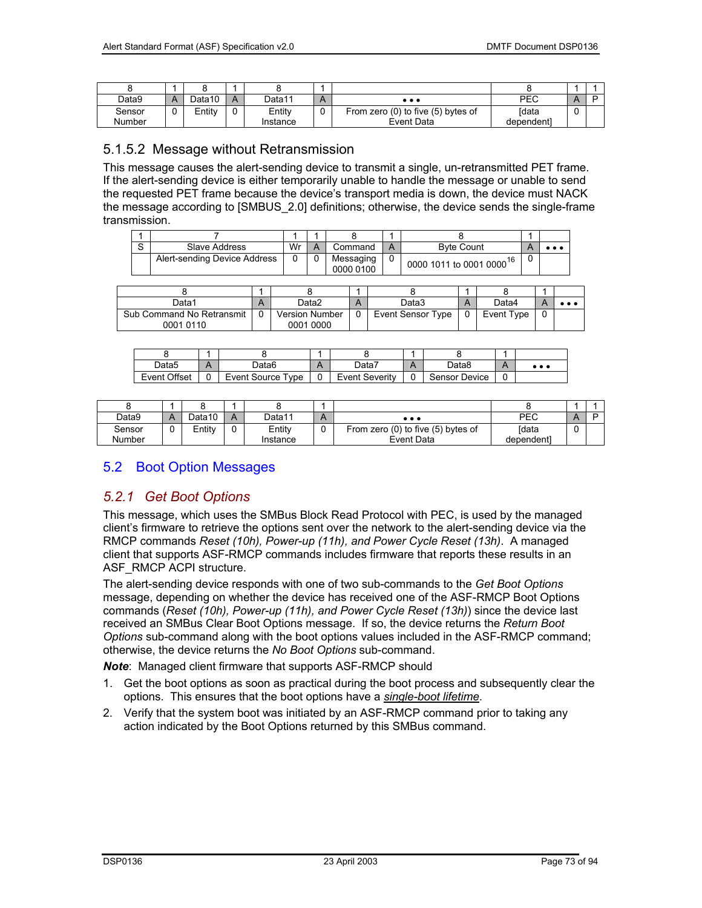| 8 | 1 | 8 | 1 | 8 | 1 | ••• | 8 | 1 | 1 |
|---|---|---|---|---|---|---|---|---|---|
| Data9 | A | Data10 | A | Data11 | A | ••• | PEC | A | P |
| Sensor Number | 0 | Entity | 0 | Entity Instance | 0 | From zero (0) to five (5) bytes of Event Data | [data dependent] | 0 | |

### 5.1.5.2 Message without Retransmission

This message causes the alert-sending device to transmit a single, un-retransmitted PET frame. If the alert-sending device is either temporarily unable to handle the message or unable to send the requested PET frame because the device's transport media is down, the device must NACK the message according to [SMBUS_2.0] definitions; otherwise, the device sends the single-frame transmission.

| 1 | 7 | 1 | 1 | 8 | 1 | 8 | 1 | |
|---|---|---|---|---|---|---|---|---|
| S | Slave Address | Wr | A | Command | A | Byte Count | A | ••• |
| | Alert-sending Device Address | 0 | 0 | Messaging 0000 0100 | 0 | 0000 1011 to 0001 0000[16] | 0 | |

| 8 | 1 | 8 | 1 | 8 | 1 | 8 | 1 | |
|---|---|---|---|---|---|---|---|---|
| Data1 | A | Data2 | A | Data3 | A | Data4 | A | ••• |
| Sub Command No Retransmit 0001 0110 | 0 | Version Number 0001 0000 | 0 | Event Sensor Type | 0 | Event Type | 0 | |

| 8 | 1 | 8 | 1 | 8 | 1 | 8 | 1 | |
|---|---|---|---|---|---|---|---|---|
| Data5 | A | Data6 | A | Data7 | A | Data8 | A | ••• |
| Event Offset | 0 | Event Source Type | 0 | Event Severity | 0 | Sensor Device | 0 | |

| 8 | 1 | 8 | 1 | 8 | 1 | ••• | 8 | 1 | 1 |
|---|---|---|---|---|---|---|---|---|---|
| Data9 | A | Data10 | A | Data11 | A | ••• | PEC | A | P |
| Sensor Number | 0 | Entity | 0 | Entity Instance | 0 | From zero (0) to five (5) bytes of Event Data | [data dependent] | 0 | |

## 5.2 Boot Option Messages

### 5.2.1 Get Boot Options

This message, which uses the SMBus Block Read Protocol with PEC, is used by the managed client's firmware to retrieve the options sent over the network to the alert-sending device via the RMCP commands *Reset (10h), Power-up (11h), and Power Cycle Reset (13h)*. A managed client that supports ASF-RMCP commands includes firmware that reports these results in an ASF_RMCP ACPI structure.

The alert-sending device responds with one of two sub-commands to the *Get Boot Options* message, depending on whether the device has received one of the ASF-RMCP Boot Options commands (*Reset (10h), Power-up (11h), and Power Cycle Reset (13h)*) since the device last received an SMBus Clear Boot Options message. If so, the device returns the *Return Boot Options* sub-command along with the boot options values included in the ASF-RMCP command; otherwise, the device returns the *No Boot Options* sub-command.

***Note***: Managed client firmware that supports ASF-RMCP should

1. Get the boot options as soon as practical during the boot process and subsequently clear the options. This ensures that the boot options have a single-boot lifetime.
2. Verify that the system boot was initiated by an ASF-RMCP command prior to taking any action indicated by the Boot Options returned by this SMBus command.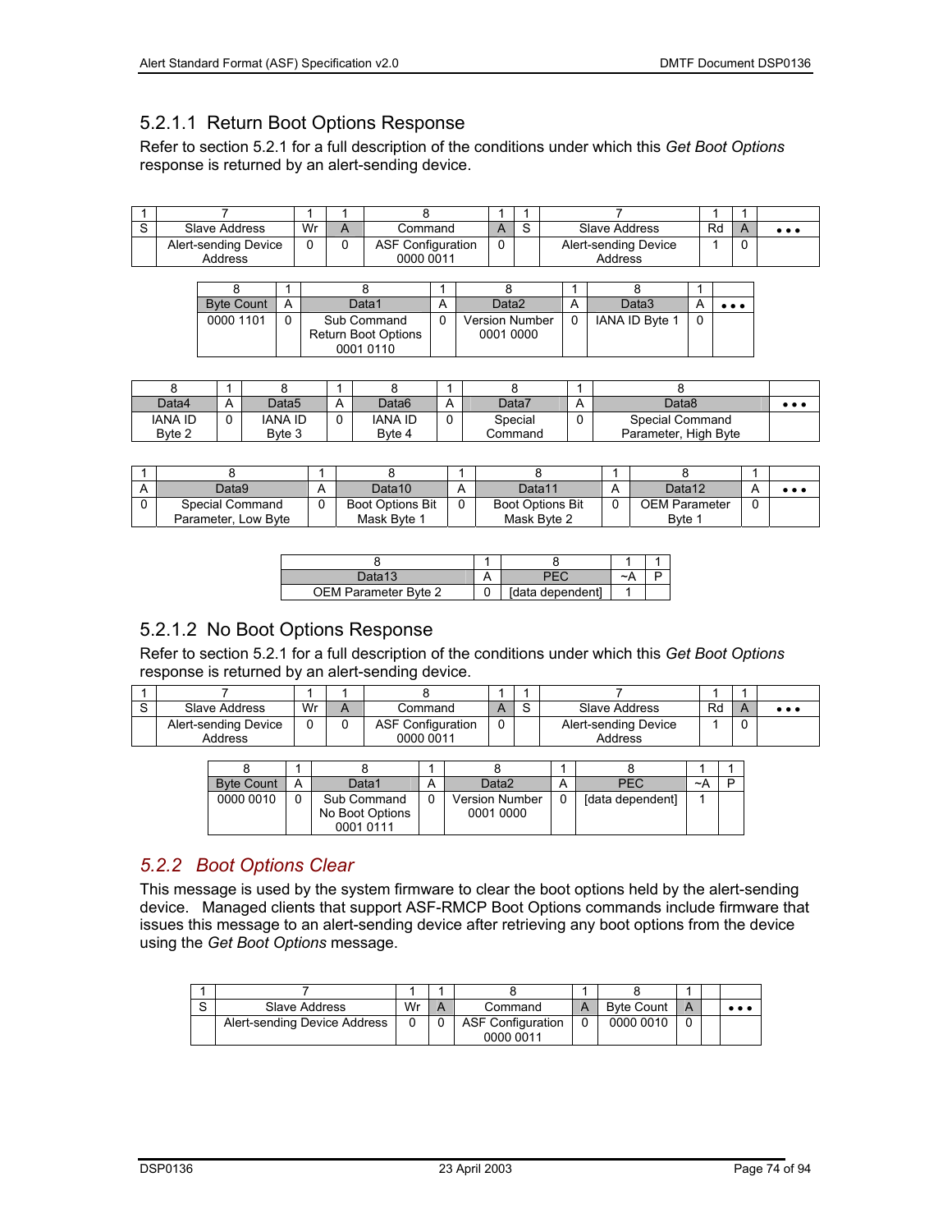### 5.2.1.1 Return Boot Options Response

Refer to section 5.2.1 for a full description of the conditions under which this *Get Boot Options* response is returned by an alert-sending device.

| 1 | 7 | 1 | 1 | 8 | 1 | 1 | 7 | 1 | 1 | |
|---|---|---|---|---|---|---|---|---|---|---|
| S | Slave Address | Wr | A | Command | A | S | Slave Address | Rd | A | • • • |
| | Alert-sending Device Address | 0 | 0 | ASF Configuration 0000 0011 | 0 | | Alert-sending Device Address | 1 | 0 | |

| 8 | 1 | 8 | 1 | 8 | 1 | 8 | 1 | |
|---|---|---|---|---|---|---|---|---|
| Byte Count | A | Data1 | A | Data2 | A | Data3 | A | • • • |
| 0000 1101 | 0 | Sub Command Return Boot Options 0001 0110 | 0 | Version Number 0001 0000 | 0 | IANA ID Byte 1 | 0 | |

| 8 | 1 | 8 | 1 | 8 | 1 | 8 | 1 | 8 | |
|---|---|---|---|---|---|---|---|---|---|
| Data4 | A | Data5 | A | Data6 | A | Data7 | A | Data8 | • • • |
| IANA ID Byte 2 | 0 | IANA ID Byte 3 | 0 | IANA ID Byte 4 | 0 | Special Command | 0 | Special Command Parameter, High Byte | |

| 1 | 8 | 1 | 8 | 1 | 8 | 1 | 8 | 1 | |
|---|---|---|---|---|---|---|---|---|---|
| A | Data9 | A | Data10 | A | Data11 | A | Data12 | A | • • • |
| 0 | Special Command Parameter, Low Byte | 0 | Boot Options Bit Mask Byte 1 | 0 | Boot Options Bit Mask Byte 2 | 0 | OEM Parameter Byte 1 | 0 | |

| 8 | 1 | 8 | 1 | 1 |
|---|---|---|---|---|
| Data13 | A | PEC | ~A | P |
| OEM Parameter Byte 2 | 0 | [data dependent] | 1 | |

### 5.2.1.2 No Boot Options Response

Refer to section 5.2.1 for a full description of the conditions under which this *Get Boot Options* response is returned by an alert-sending device.

| 1 | 7 | 1 | 1 | 8 | 1 | 1 | 7 | 1 | 1 | |
|---|---|---|---|---|---|---|---|---|---|---|
| S | Slave Address | Wr | A | Command | A | S | Slave Address | Rd | A | • • • |
| | Alert-sending Device Address | 0 | 0 | ASF Configuration 0000 0011 | 0 | | Alert-sending Device Address | 1 | 0 | |

| 8 | 1 | 8 | 1 | 8 | 1 | 8 | 1 | 1 |
|---|---|---|---|---|---|---|---|---|
| Byte Count | A | Data1 | A | Data2 | A | PEC | ~A | P |
| 0000 0010 | 0 | Sub Command No Boot Options 0001 0111 | 0 | Version Number 0001 0000 | 0 | [data dependent] | 1 | |

## *5.2.2 Boot Options Clear*

This message is used by the system firmware to clear the boot options held by the alert-sending device. Managed clients that support ASF-RMCP Boot Options commands include firmware that issues this message to an alert-sending device after retrieving any boot options from the device using the *Get Boot Options* message.

| 1 | 7 | 1 | 1 | 8 | 1 | 8 | 1 | | |
|---|---|---|---|---|---|---|---|---|---|
| S | Slave Address | Wr | A | Command | A | Byte Count | A | | • • • |
| | Alert-sending Device Address | 0 | 0 | ASF Configuration 0000 0011 | 0 | 0000 0010 | 0 | | |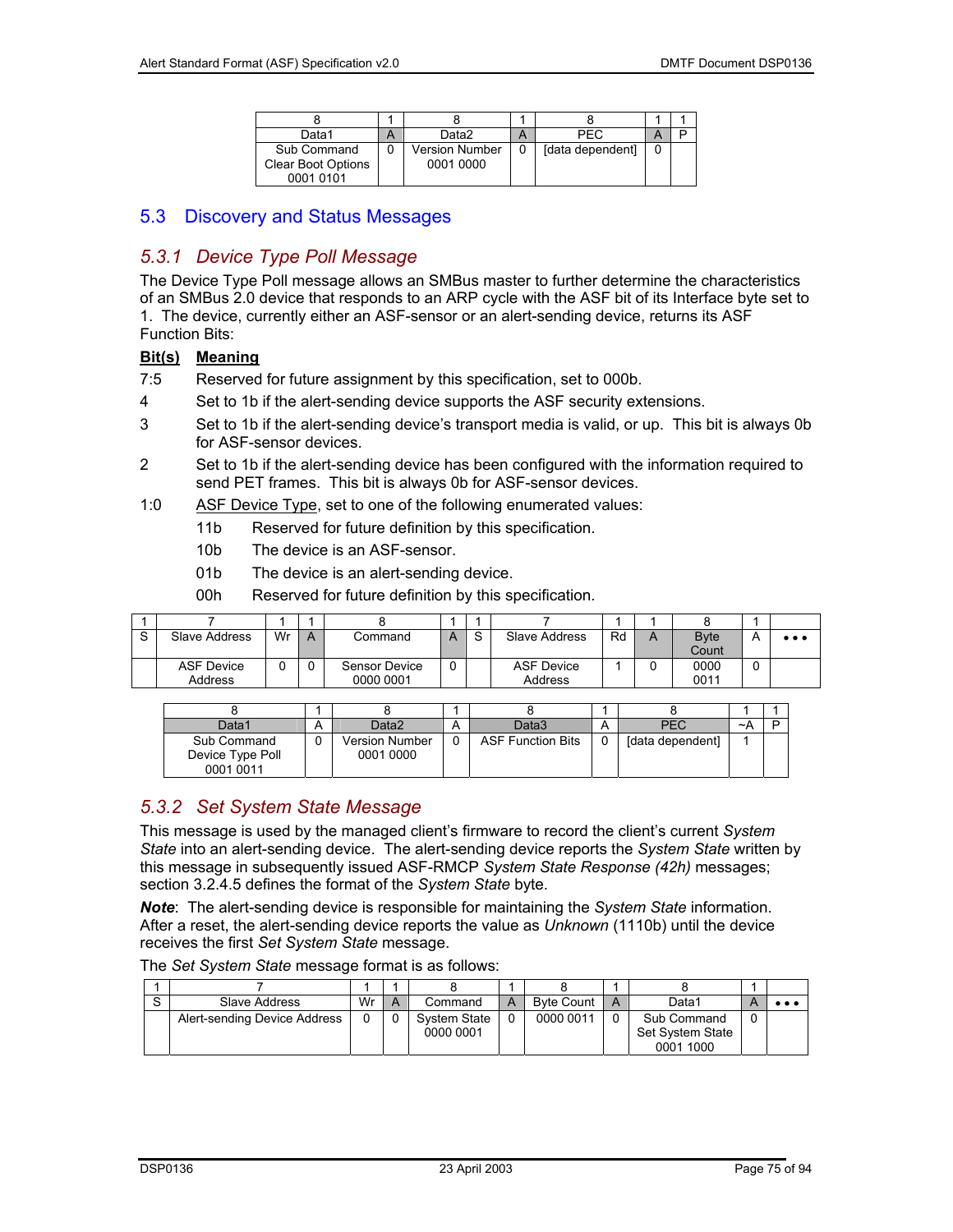| 8 | 1 | 8 | 1 | 8 | 1 | 1 |
|---|---|---|---|---|---|---|
| Data1 | A | Data2 | A | PEC | A | P |
| Sub Command Clear Boot Options 0001 0101 | 0 | Version Number 0001 0000 | 0 | [data dependent] | 0 | |

## 5.3 Discovery and Status Messages

### 5.3.1 Device Type Poll Message

The Device Type Poll message allows an SMBus master to further determine the characteristics of an SMBus 2.0 device that responds to an ARP cycle with the ASF bit of its Interface byte set to 1. The device, currently either an ASF-sensor or an alert-sending device, returns its ASF Function Bits:

| Bit(s) | Meaning |
|---|---|
| 7:5 | Reserved for future assignment by this specification, set to 000b. |
| 4 | Set to 1b if the alert-sending device supports the ASF security extensions. |
| 3 | Set to 1b if the alert-sending device's transport media is valid, or up. This bit is always 0b for ASF-sensor devices. |
| 2 | Set to 1b if the alert-sending device has been configured with the information required to send PET frames. This bit is always 0b for ASF-sensor devices. |
| 1:0 | ASF Device Type, set to one of the following enumerated values:<br>11b Reserved for future definition by this specification.<br>10b The device is an ASF-sensor.<br>01b The device is an alert-sending device.<br>00h Reserved for future definition by this specification. |

| 1 | 7 | 1 | 1 | 8 | 1 | 1 | 7 | 1 | 1 | 8 | 1 | |
|---|---|---|---|---|---|---|---|---|---|---|---|---|
| S | Slave Address | Wr | A | Command | A | S | Slave Address | Rd | A | Byte Count | A | • • • |
| | ASF Device Address | 0 | 0 | Sensor Device 0000 0001 | 0 | | ASF Device Address | 1 | 0 | 0000 0011 | 0 | |

| 8 | 1 | 8 | 1 | 8 | 1 | 8 | 1 | 1 |
|---|---|---|---|---|---|---|---|---|
| Data1 | A | Data2 | A | Data3 | A | PEC | ~A | P |
| Sub Command Device Type Poll 0001 0011 | 0 | Version Number 0001 0000 | 0 | ASF Function Bits | 0 | [data dependent] | 1 | |

### 5.3.2 Set System State Message

This message is used by the managed client's firmware to record the client's current *System State* into an alert-sending device. The alert-sending device reports the *System State* written by this message in subsequently issued ASF-RMCP *System State Response (42h)* messages; section 3.2.4.5 defines the format of the *System State* byte.

***Note***: The alert-sending device is responsible for maintaining the *System State* information. After a reset, the alert-sending device reports the value as *Unknown* (1110b) until the device receives the first *Set System State* message.

The *Set System State* message format is as follows:

| 1 | 7 | 1 | 1 | 8 | 1 | 8 | 1 | 8 | 1 | |
|---|---|---|---|---|---|---|---|---|---|---|
| S | Slave Address | Wr | A | Command | A | Byte Count | A | Data1 | A | • • • |
| | Alert-sending Device Address | 0 | 0 | System State 0000 0001 | 0 | 0000 0011 | 0 | Sub Command Set System State 0001 1000 | 0 | |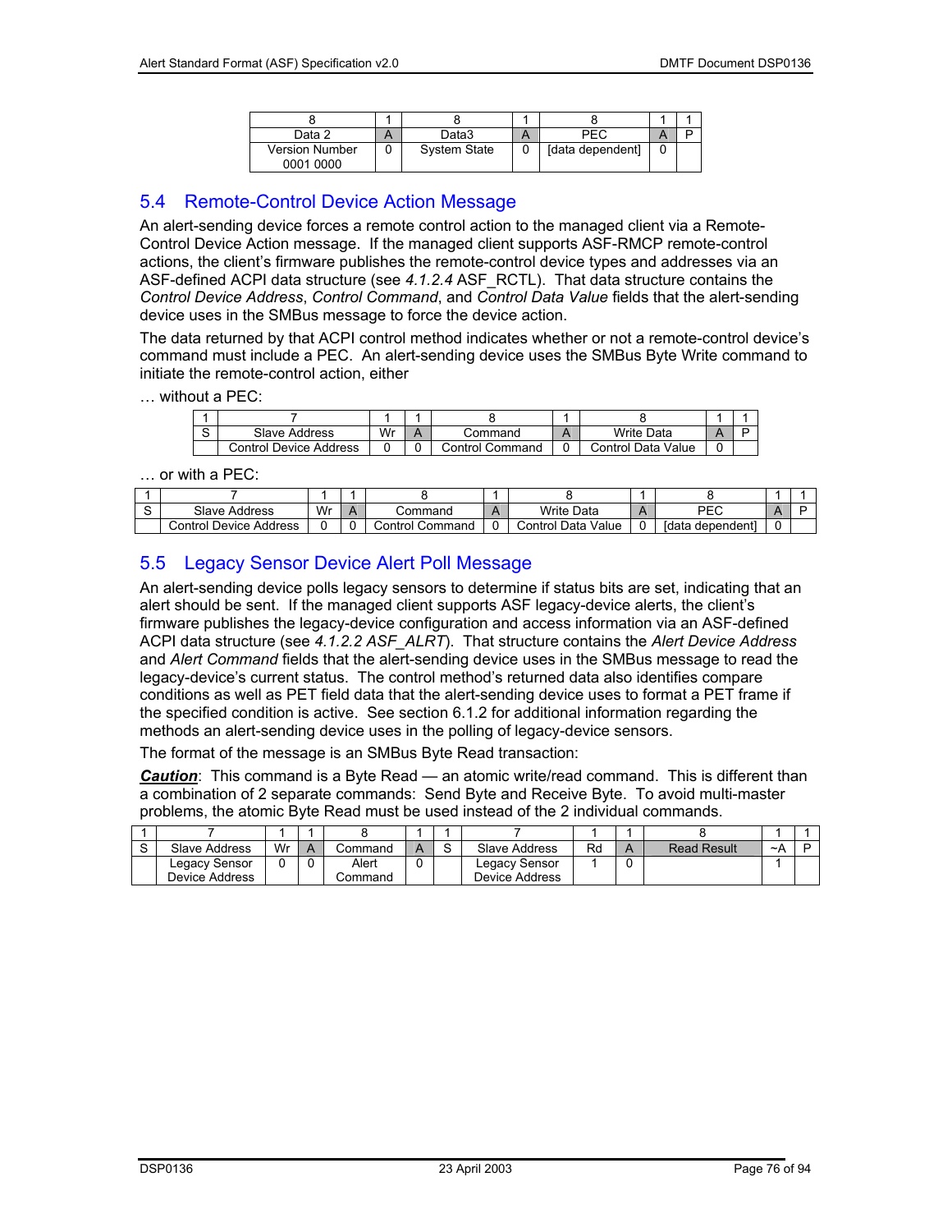| 8 | 1 | 8 | 1 | 8 | 1 | 1 |
|---|---|---|---|---|---|---|
| Data 2 | A | Data3 | A | PEC | A | P |
| Version Number 0001 0000 | 0 | System State | 0 | [data dependent] | 0 | |

## 5.4 Remote-Control Device Action Message

An alert-sending device forces a remote control action to the managed client via a Remote-Control Device Action message. If the managed client supports ASF-RMCP remote-control actions, the client's firmware publishes the remote-control device types and addresses via an ASF-defined ACPI data structure (see *4.1.2.4* ASF_RCTL). That data structure contains the *Control Device Address*, *Control Command*, and *Control Data Value* fields that the alert-sending device uses in the SMBus message to force the device action.

The data returned by that ACPI control method indicates whether or not a remote-control device's command must include a PEC. An alert-sending device uses the SMBus Byte Write command to initiate the remote-control action, either

… without a PEC:

| 1 | 7 | 1 | 1 | 8 | 1 | 8 | 1 | 1 |
|---|---|---|---|---|---|---|---|---|
| S | Slave Address | Wr | A | Command | A | Write Data | A | P |
| | Control Device Address | 0 | 0 | Control Command | 0 | Control Data Value | 0 | |

… or with a PEC:

| 1 | 7 | 1 | 1 | 8 | 1 | 8 | 1 | 8 | 1 | 1 |
|---|---|---|---|---|---|---|---|---|---|---|
| S | Slave Address | Wr | A | Command | A | Write Data | A | PEC | A | P |
| | Control Device Address | 0 | 0 | Control Command | 0 | Control Data Value | 0 | [data dependent] | 0 | |

## 5.5 Legacy Sensor Device Alert Poll Message

An alert-sending device polls legacy sensors to determine if status bits are set, indicating that an alert should be sent. If the managed client supports ASF legacy-device alerts, the client's firmware publishes the legacy-device configuration and access information via an ASF-defined ACPI data structure (see *4.1.2.2 ASF_ALRT*). That structure contains the *Alert Device Address* and *Alert Command* fields that the alert-sending device uses in the SMBus message to read the legacy-device's current status. The control method's returned data also identifies compare conditions as well as PET field data that the alert-sending device uses to format a PET frame if the specified condition is active. See section 6.1.2 for additional information regarding the methods an alert-sending device uses in the polling of legacy-device sensors.

The format of the message is an SMBus Byte Read transaction:

***Caution***: This command is a Byte Read — an atomic write/read command. This is different than a combination of 2 separate commands: Send Byte and Receive Byte. To avoid multi-master problems, the atomic Byte Read must be used instead of the 2 individual commands.

| 1 | 7 | 1 | 1 | 8 | 1 | 1 | 7 | 1 | 1 | 8 | 1 | 1 |
|---|---|---|---|---|---|---|---|---|---|---|---|---|
| S | Slave Address | Wr | A | Command | A | S | Slave Address | Rd | A | Read Result | ~A | P |
| | Legacy Sensor Device Address | 0 | 0 | Alert Command | 0 | | Legacy Sensor Device Address | 1 | 0 | | 1 | |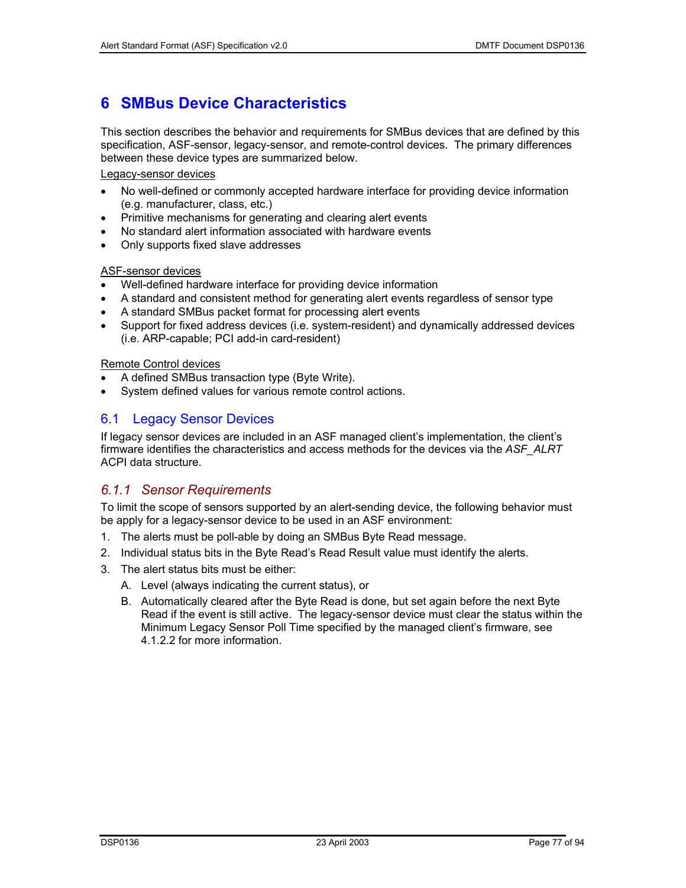# 6 SMBus Device Characteristics

This section describes the behavior and requirements for SMBus devices that are defined by this specification, ASF-sensor, legacy-sensor, and remote-control devices. The primary differences between these device types are summarized below.

<u>Legacy-sensor devices</u>

- No well-defined or commonly accepted hardware interface for providing device information (e.g. manufacturer, class, etc.)
- Primitive mechanisms for generating and clearing alert events
- No standard alert information associated with hardware events
- Only supports fixed slave addresses

<u>ASF-sensor devices</u>

- Well-defined hardware interface for providing device information
- A standard and consistent method for generating alert events regardless of sensor type
- A standard SMBus packet format for processing alert events
- Support for fixed address devices (i.e. system-resident) and dynamically addressed devices (i.e. ARP-capable; PCI add-in card-resident)

<u>Remote Control devices</u>

- A defined SMBus transaction type (Byte Write).
- System defined values for various remote control actions.

## 6.1 Legacy Sensor Devices

If legacy sensor devices are included in an ASF managed client's implementation, the client's firmware identifies the characteristics and access methods for the devices via the *ASF_ALRT* ACPI data structure.

### *6.1.1 Sensor Requirements*

To limit the scope of sensors supported by an alert-sending device, the following behavior must be apply for a legacy-sensor device to be used in an ASF environment:

1. The alerts must be poll-able by doing an SMBus Byte Read message.
2. Individual status bits in the Byte Read's Read Result value must identify the alerts.
3. The alert status bits must be either:
   A. Level (always indicating the current status), or
   B. Automatically cleared after the Byte Read is done, but set again before the next Byte Read if the event is still active. The legacy-sensor device must clear the status within the Minimum Legacy Sensor Poll Time specified by the managed client's firmware, see 4.1.2.2 for more information.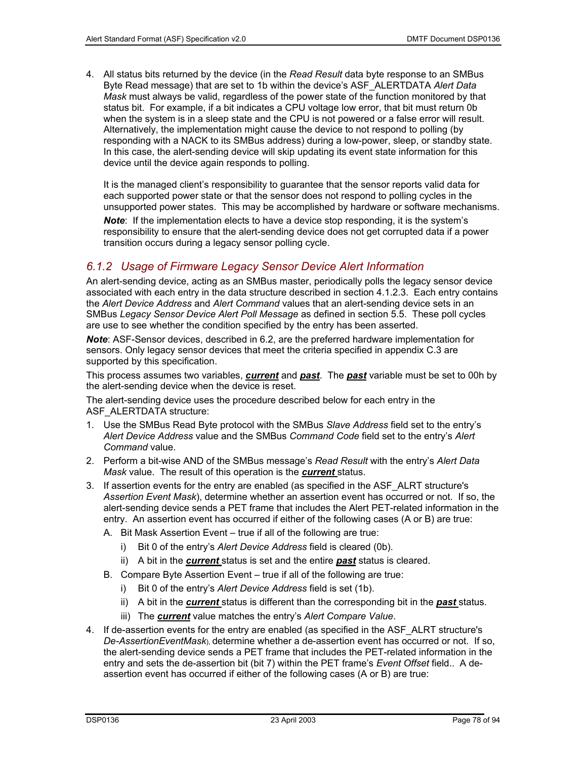4. All status bits returned by the device (in the *Read Result* data byte response to an SMBus Byte Read message) that are set to 1b within the device's ASF_ALERTDATA *Alert Data Mask* must always be valid, regardless of the power state of the function monitored by that status bit. For example, if a bit indicates a CPU voltage low error, that bit must return 0b when the system is in a sleep state and the CPU is not powered or a false error will result. Alternatively, the implementation might cause the device to not respond to polling (by responding with a NACK to its SMBus address) during a low-power, sleep, or standby state. In this case, the alert-sending device will skip updating its event state information for this device until the device again responds to polling.

   It is the managed client's responsibility to guarantee that the sensor reports valid data for each supported power state or that the sensor does not respond to polling cycles in the unsupported power states. This may be accomplished by hardware or software mechanisms.

   ***Note***: If the implementation elects to have a device stop responding, it is the system's responsibility to ensure that the alert-sending device does not get corrupted data if a power transition occurs during a legacy sensor polling cycle.

### 6.1.2 Usage of Firmware Legacy Sensor Device Alert Information

An alert-sending device, acting as an SMBus master, periodically polls the legacy sensor device associated with each entry in the data structure described in section 4.1.2.3. Each entry contains the *Alert Device Address* and *Alert Command* values that an alert-sending device sets in an SMBus *Legacy Sensor Device Alert Poll Message* as defined in section 5.5. These poll cycles are use to see whether the condition specified by the entry has been asserted.

***Note***: ASF-Sensor devices, described in 6.2, are the preferred hardware implementation for sensors. Only legacy sensor devices that meet the criteria specified in appendix C.3 are supported by this specification.

This process assumes two variables, ***current*** and ***past***. The ***past*** variable must be set to 00h by the alert-sending device when the device is reset.

The alert-sending device uses the procedure described below for each entry in the ASF_ALERTDATA structure:

1. Use the SMBus Read Byte protocol with the SMBus *Slave Address* field set to the entry's *Alert Device Address* value and the SMBus *Command Code* field set to the entry's *Alert Command* value.
2. Perform a bit-wise AND of the SMBus message's *Read Result* with the entry's *Alert Data Mask* value. The result of this operation is the ***current*** status.
3. If assertion events for the entry are enabled (as specified in the ASF_ALRT structure's *Assertion Event Mask*), determine whether an assertion event has occurred or not. If so, the alert-sending device sends a PET frame that includes the Alert PET-related information in the entry. An assertion event has occurred if either of the following cases (A or B) are true:
   A. Bit Mask Assertion Event – true if all of the following are true:
      i) Bit 0 of the entry's *Alert Device Address* field is cleared (0b).
      ii) A bit in the ***current*** status is set and the entire ***past*** status is cleared.
   B. Compare Byte Assertion Event – true if all of the following are true:
      i) Bit 0 of the entry's *Alert Device Address* field is set (1b).
      ii) A bit in the ***current*** status is different than the corresponding bit in the ***past*** status.
      iii) The ***current*** value matches the entry's *Alert Compare Value*.
4. If de-assertion events for the entry are enabled (as specified in the ASF_ALRT structure's *De-AssertionEventMask*), determine whether a de-assertion event has occurred or not. If so, the alert-sending device sends a PET frame that includes the PET-related information in the entry and sets the de-assertion bit (bit 7) within the PET frame's *Event Offset* field.. A de-assertion event has occurred if either of the following cases (A or B) are true: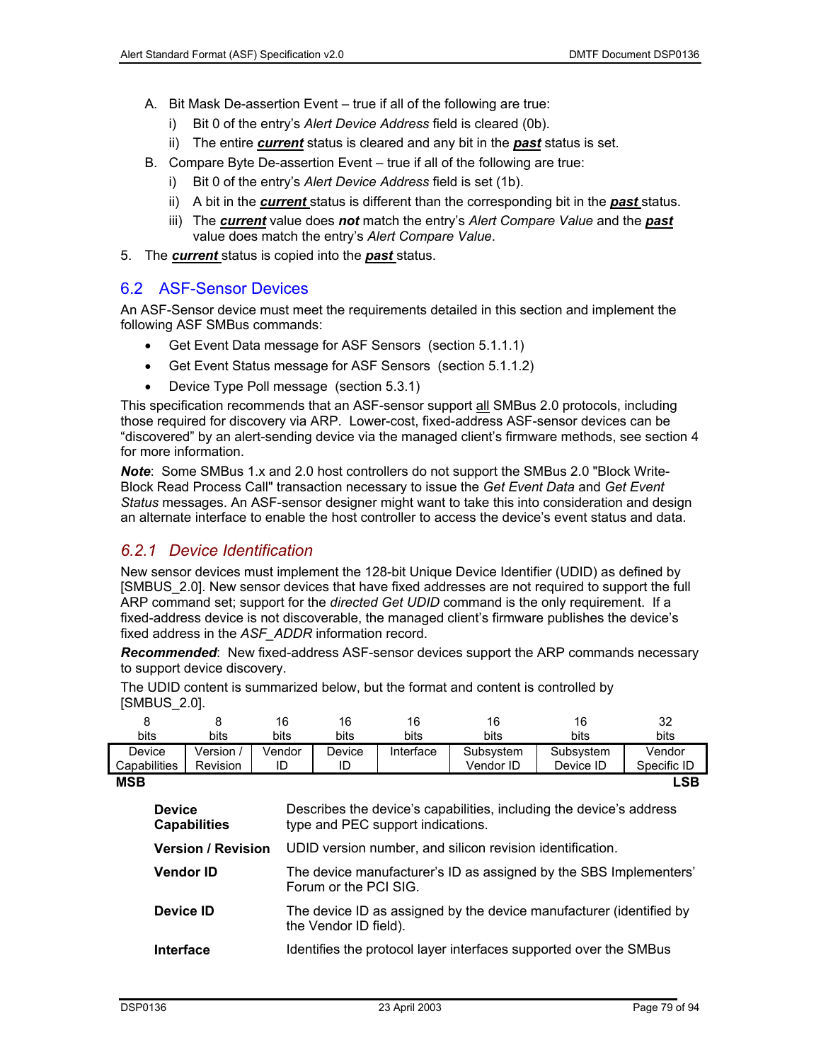A. Bit Mask De-assertion Event – true if all of the following are true:
   i) Bit 0 of the entry's *Alert Device Address* field is cleared (0b).
   ii) The entire ***current*** status is cleared and any bit in the ***past*** status is set.

B. Compare Byte De-assertion Event – true if all of the following are true:
   i) Bit 0 of the entry's *Alert Device Address* field is set (1b).
   ii) A bit in the ***current*** status is different than the corresponding bit in the ***past*** status.
   iii) The ***current*** value does ***not*** match the entry's *Alert Compare Value* and the ***past*** value does match the entry's *Alert Compare Value*.

5. The ***current*** status is copied into the ***past*** status.

## 6.2 ASF-Sensor Devices

An ASF-Sensor device must meet the requirements detailed in this section and implement the following ASF SMBus commands:

- Get Event Data message for ASF Sensors (section 5.1.1.1)
- Get Event Status message for ASF Sensors (section 5.1.1.2)
- Device Type Poll message (section 5.3.1)

This specification recommends that an ASF-sensor support all SMBus 2.0 protocols, including those required for discovery via ARP. Lower-cost, fixed-address ASF-sensor devices can be "discovered" by an alert-sending device via the managed client's firmware methods, see section 4 for more information.

***Note***: Some SMBus 1.x and 2.0 host controllers do not support the SMBus 2.0 "Block Write-Block Read Process Call" transaction necessary to issue the *Get Event Data* and *Get Event Status* messages. An ASF-sensor designer might want to take this into consideration and design an alternate interface to enable the host controller to access the device's event status and data.

### *6.2.1 Device Identification*

New sensor devices must implement the 128-bit Unique Device Identifier (UDID) as defined by [SMBUS_2.0]. New sensor devices that have fixed addresses are not required to support the full ARP command set; support for the *directed Get UDID* command is the only requirement. If a fixed-address device is not discoverable, the managed client's firmware publishes the device's fixed address in the *ASF_ADDR* information record.

***Recommended***: New fixed-address ASF-sensor devices support the ARP commands necessary to support device discovery.

The UDID content is summarized below, but the format and content is controlled by [SMBUS_2.0].

| 8 bits | 8 bits | 16 bits | 16 bits | 16 bits | 16 bits | 16 bits | 32 bits |
|---|---|---|---|---|---|---|---|
| Device Capabilities | Version / Revision | Vendor ID | Device ID | Interface | Subsystem Vendor ID | Subsystem Device ID | Vendor Specific ID |
| **MSB** | | | | | | | **LSB** |

| | |
|---|---|
| **Device Capabilities** | Describes the device's capabilities, including the device's address type and PEC support indications. |
| **Version / Revision** | UDID version number, and silicon revision identification. |
| **Vendor ID** | The device manufacturer's ID as assigned by the SBS Implementers' Forum or the PCI SIG. |
| **Device ID** | The device ID as assigned by the device manufacturer (identified by the Vendor ID field). |
| **Interface** | Identifies the protocol layer interfaces supported over the SMBus |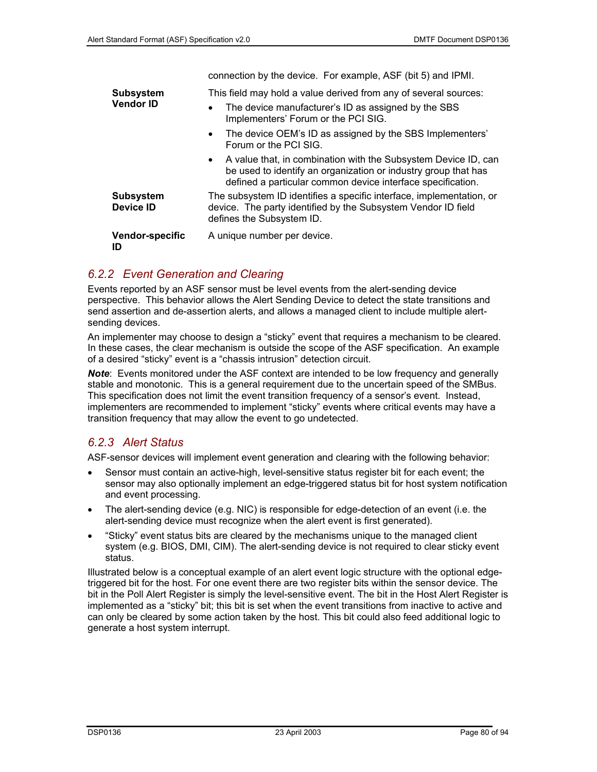| | |
|---|---|
| | connection by the device. For example, ASF (bit 5) and IPMI. |
| **Subsystem Vendor ID** | This field may hold a value derived from any of several sources:<br>• The device manufacturer's ID as assigned by the SBS Implementers' Forum or the PCI SIG.<br>• The device OEM's ID as assigned by the SBS Implementers' Forum or the PCI SIG.<br>• A value that, in combination with the Subsystem Device ID, can be used to identify an organization or industry group that has defined a particular common device interface specification. |
| **Subsystem Device ID** | The subsystem ID identifies a specific interface, implementation, or device. The party identified by the Subsystem Vendor ID field defines the Subsystem ID. |
| **Vendor-specific ID** | A unique number per device. |

### *6.2.2 Event Generation and Clearing*

Events reported by an ASF sensor must be level events from the alert-sending device perspective. This behavior allows the Alert Sending Device to detect the state transitions and send assertion and de-assertion alerts, and allows a managed client to include multiple alert-sending devices.

An implementer may choose to design a "sticky" event that requires a mechanism to be cleared. In these cases, the clear mechanism is outside the scope of the ASF specification. An example of a desired "sticky" event is a "chassis intrusion" detection circuit.

***Note***: Events monitored under the ASF context are intended to be low frequency and generally stable and monotonic. This is a general requirement due to the uncertain speed of the SMBus. This specification does not limit the event transition frequency of a sensor's event. Instead, implementers are recommended to implement "sticky" events where critical events may have a transition frequency that may allow the event to go undetected.

### *6.2.3 Alert Status*

ASF-sensor devices will implement event generation and clearing with the following behavior:

- Sensor must contain an active-high, level-sensitive status register bit for each event; the sensor may also optionally implement an edge-triggered status bit for host system notification and event processing.
- The alert-sending device (e.g. NIC) is responsible for edge-detection of an event (i.e. the alert-sending device must recognize when the alert event is first generated).
- "Sticky" event status bits are cleared by the mechanisms unique to the managed client system (e.g. BIOS, DMI, CIM). The alert-sending device is not required to clear sticky event status.

Illustrated below is a conceptual example of an alert event logic structure with the optional edge-triggered bit for the host. For one event there are two register bits within the sensor device. The bit in the Poll Alert Register is simply the level-sensitive event. The bit in the Host Alert Register is implemented as a "sticky" bit; this bit is set when the event transitions from inactive to active and can only be cleared by some action taken by the host. This bit could also feed additional logic to generate a host system interrupt.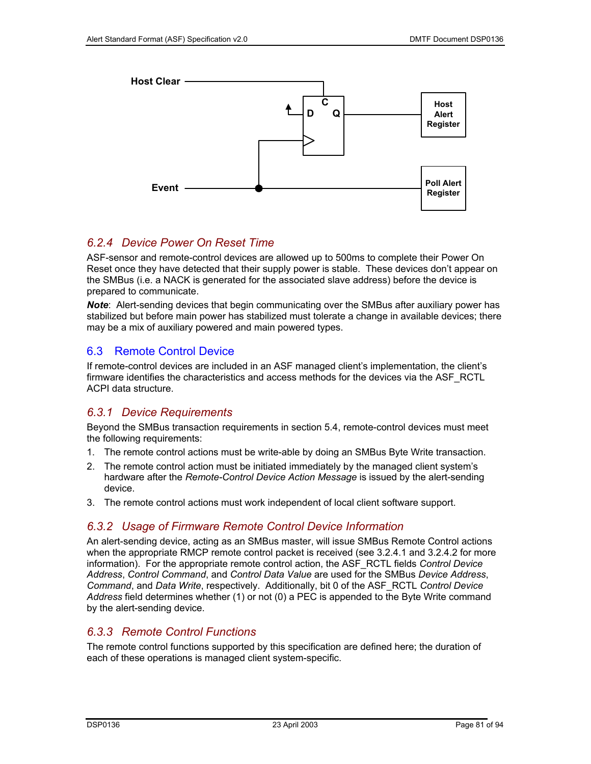Host Clear

Event

Host Alert Register

Poll Alert Register

### 6.2.4 Device Power On Reset Time

ASF-sensor and remote-control devices are allowed up to 500ms to complete their Power On Reset once they have detected that their supply power is stable. These devices don't appear on the SMBus (i.e. a NACK is generated for the associated slave address) before the device is prepared to communicate.

***Note***: Alert-sending devices that begin communicating over the SMBus after auxiliary power has stabilized but before main power has stabilized must tolerate a change in available devices; there may be a mix of auxiliary powered and main powered types.

## 6.3 Remote Control Device

If remote-control devices are included in an ASF managed client's implementation, the client's firmware identifies the characteristics and access methods for the devices via the ASF_RCTL ACPI data structure.

### 6.3.1 Device Requirements

Beyond the SMBus transaction requirements in section 5.4, remote-control devices must meet the following requirements:

1. The remote control actions must be write-able by doing an SMBus Byte Write transaction.
2. The remote control action must be initiated immediately by the managed client system's hardware after the *Remote-Control Device Action Message* is issued by the alert-sending device.
3. The remote control actions must work independent of local client software support.

### 6.3.2 Usage of Firmware Remote Control Device Information

An alert-sending device, acting as an SMBus master, will issue SMBus Remote Control actions when the appropriate RMCP remote control packet is received (see 3.2.4.1 and 3.2.4.2 for more information). For the appropriate remote control action, the ASF_RCTL fields *Control Device Address*, *Control Command*, and *Control Data Value* are used for the SMBus *Device Address*, *Command*, and *Data Write*, respectively. Additionally, bit 0 of the ASF_RCTL *Control Device Address* field determines whether (1) or not (0) a PEC is appended to the Byte Write command by the alert-sending device.

### 6.3.3 Remote Control Functions

The remote control functions supported by this specification are defined here; the duration of each of these operations is managed client system-specific.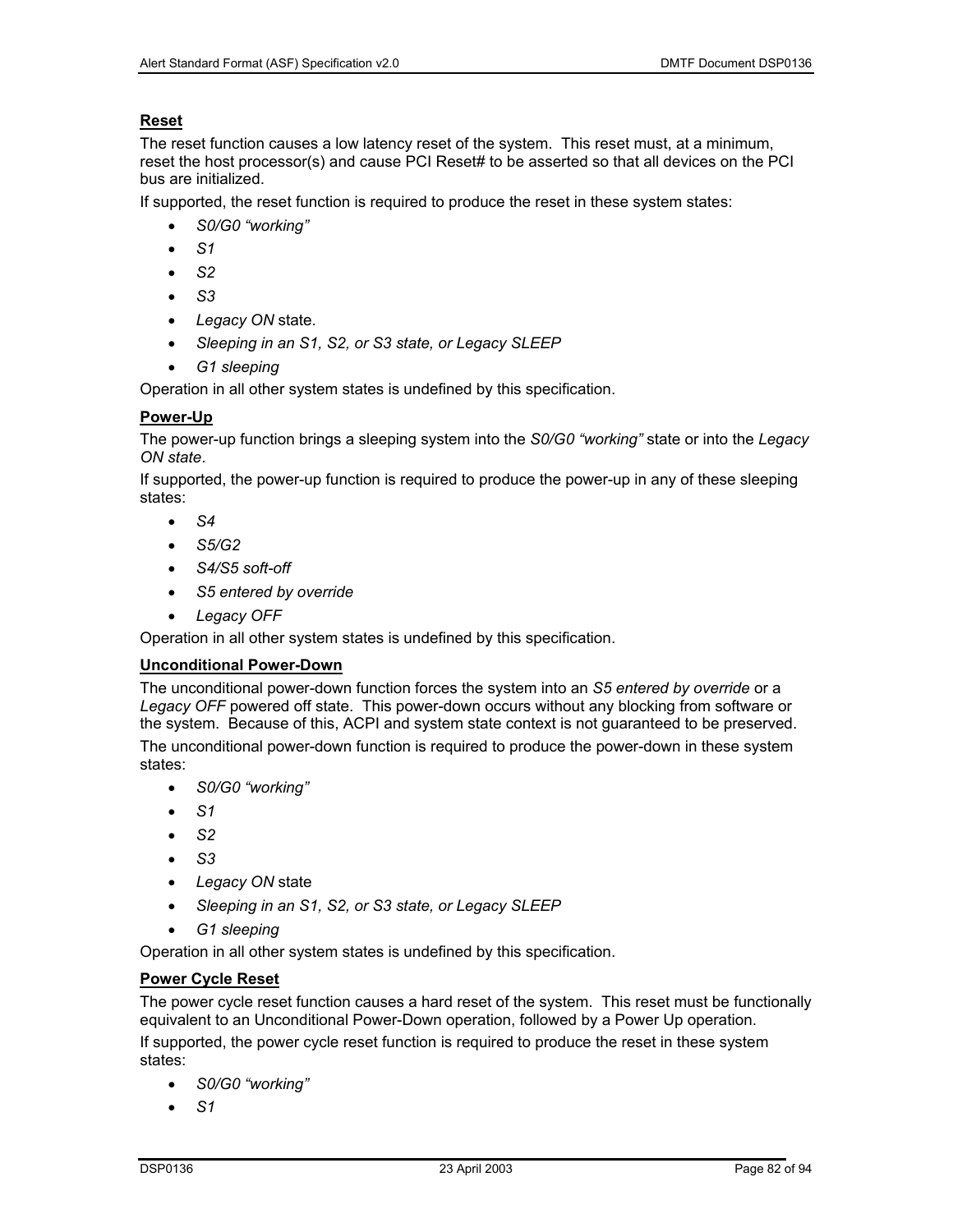**Reset**

The reset function causes a low latency reset of the system. This reset must, at a minimum, reset the host processor(s) and cause PCI Reset# to be asserted so that all devices on the PCI bus are initialized.

If supported, the reset function is required to produce the reset in these system states:

- *S0/G0 "working"*
- *S1*
- *S2*
- *S3*
- *Legacy ON* state.
- *Sleeping in an S1, S2, or S3 state, or Legacy SLEEP*
- *G1 sleeping*

Operation in all other system states is undefined by this specification.

**Power-Up**

The power-up function brings a sleeping system into the *S0/G0 "working"* state or into the *Legacy ON state*.

If supported, the power-up function is required to produce the power-up in any of these sleeping states:

- *S4*
- *S5/G2*
- *S4/S5 soft-off*
- *S5 entered by override*
- *Legacy OFF*

Operation in all other system states is undefined by this specification.

**Unconditional Power-Down**

The unconditional power-down function forces the system into an *S5 entered by override* or a *Legacy OFF* powered off state. This power-down occurs without any blocking from software or the system. Because of this, ACPI and system state context is not guaranteed to be preserved.

The unconditional power-down function is required to produce the power-down in these system states:

- *S0/G0 "working"*
- *S1*
- *S2*
- *S3*
- *Legacy ON* state
- *Sleeping in an S1, S2, or S3 state, or Legacy SLEEP*
- *G1 sleeping*

Operation in all other system states is undefined by this specification.

**Power Cycle Reset**

The power cycle reset function causes a hard reset of the system. This reset must be functionally equivalent to an Unconditional Power-Down operation, followed by a Power Up operation.

If supported, the power cycle reset function is required to produce the reset in these system states:

- *S0/G0 "working"*
- *S1*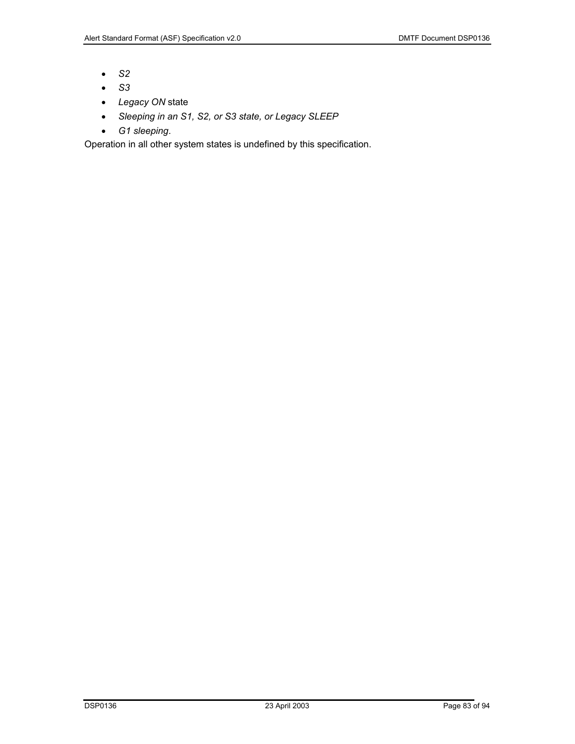- *S2*
- *S3*
- *Legacy ON* state
- *Sleeping in an S1, S2, or S3 state, or Legacy SLEEP*
- *G1 sleeping*.

Operation in all other system states is undefined by this specification.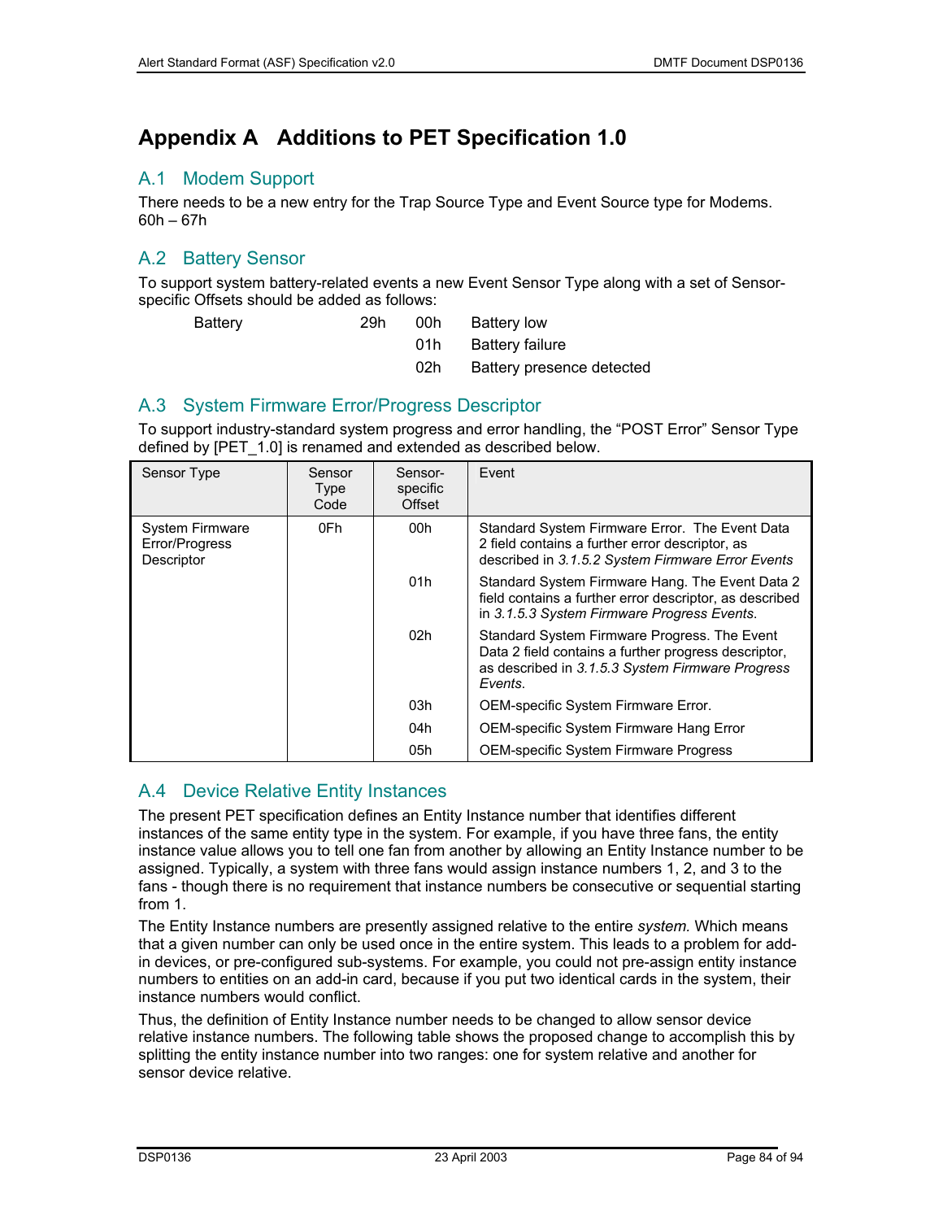# Appendix A Additions to PET Specification 1.0

## A.1 Modem Support

There needs to be a new entry for the Trap Source Type and Event Source type for Modems. 60h – 67h

## A.2 Battery Sensor

To support system battery-related events a new Event Sensor Type along with a set of Sensor-specific Offsets should be added as follows:

| | | | |
|---|---|---|---|
| Battery | 29h | 00h | Battery low |
| | | 01h | Battery failure |
| | | 02h | Battery presence detected |

## A.3 System Firmware Error/Progress Descriptor

To support industry-standard system progress and error handling, the "POST Error" Sensor Type defined by [PET_1.0] is renamed and extended as described below.

| Sensor Type | Sensor Type Code | Sensor-specific Offset | Event |
|---|---|---|---|
| System Firmware Error/Progress Descriptor | 0Fh | 00h | Standard System Firmware Error. The Event Data 2 field contains a further error descriptor, as described in *3.1.5.2 System Firmware Error Events* |
| | | 01h | Standard System Firmware Hang. The Event Data 2 field contains a further error descriptor, as described in *3.1.5.3 System Firmware Progress Events*. |
| | | 02h | Standard System Firmware Progress. The Event Data 2 field contains a further progress descriptor, as described in *3.1.5.3 System Firmware Progress Events*. |
| | | 03h | OEM-specific System Firmware Error. |
| | | 04h | OEM-specific System Firmware Hang Error |
| | | 05h | OEM-specific System Firmware Progress |

## A.4 Device Relative Entity Instances

The present PET specification defines an Entity Instance number that identifies different instances of the same entity type in the system. For example, if you have three fans, the entity instance value allows you to tell one fan from another by allowing an Entity Instance number to be assigned. Typically, a system with three fans would assign instance numbers 1, 2, and 3 to the fans - though there is no requirement that instance numbers be consecutive or sequential starting from 1.

The Entity Instance numbers are presently assigned relative to the entire *system.* Which means that a given number can only be used once in the entire system. This leads to a problem for add-in devices, or pre-configured sub-systems. For example, you could not pre-assign entity instance numbers to entities on an add-in card, because if you put two identical cards in the system, their instance numbers would conflict.

Thus, the definition of Entity Instance number needs to be changed to allow sensor device relative instance numbers. The following table shows the proposed change to accomplish this by splitting the entity instance number into two ranges: one for system relative and another for sensor device relative.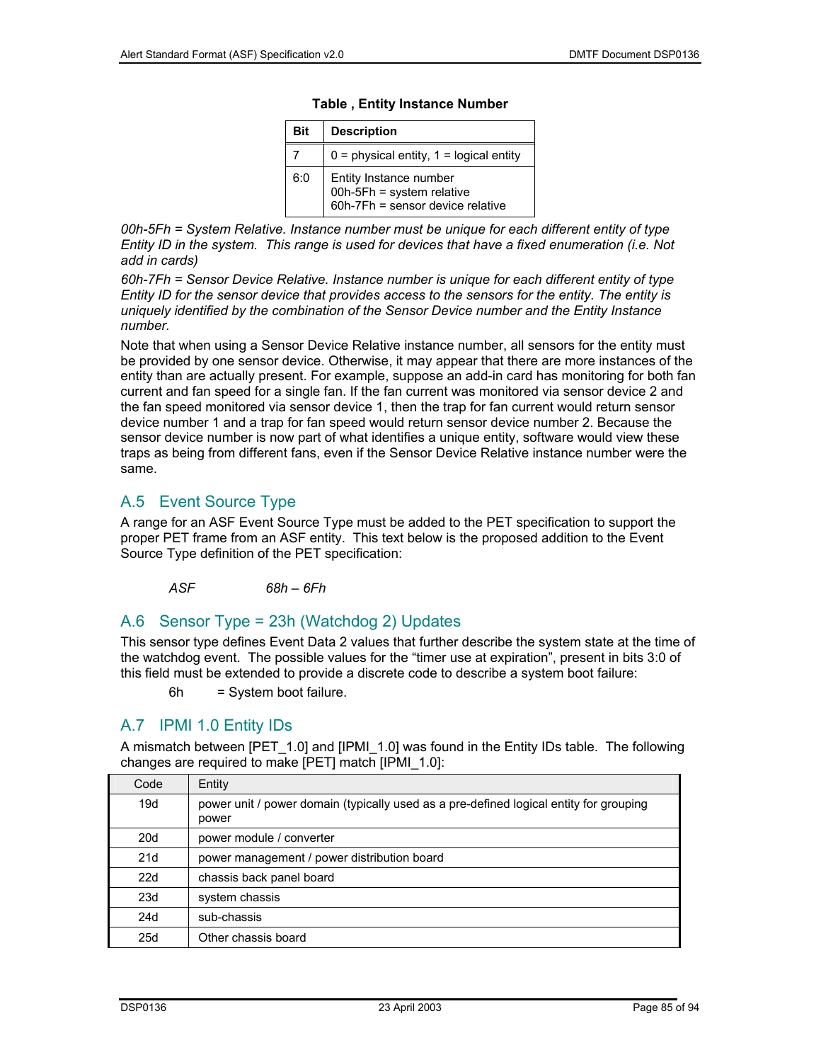**Table , Entity Instance Number**

| Bit | Description |
|---|---|
| 7 | 0 = physical entity, 1 = logical entity |
| 6:0 | Entity Instance number<br>00h-5Fh = system relative<br>60h-7Fh = sensor device relative |

*00h-5Fh = System Relative. Instance number must be unique for each different entity of type Entity ID in the system. This range is used for devices that have a fixed enumeration (i.e. Not add in cards)*

*60h-7Fh = Sensor Device Relative. Instance number is unique for each different entity of type Entity ID for the sensor device that provides access to the sensors for the entity. The entity is uniquely identified by the combination of the Sensor Device number and the Entity Instance number.*

Note that when using a Sensor Device Relative instance number, all sensors for the entity must be provided by one sensor device. Otherwise, it may appear that there are more instances of the entity than are actually present. For example, suppose an add-in card has monitoring for both fan current and fan speed for a single fan. If the fan current was monitored via sensor device 2 and the fan speed monitored via sensor device 1, then the trap for fan current would return sensor device number 1 and a trap for fan speed would return sensor device number 2. Because the sensor device number is now part of what identifies a unique entity, software would view these traps as being from different fans, even if the Sensor Device Relative instance number were the same.

## A.5 Event Source Type

A range for an ASF Event Source Type must be added to the PET specification to support the proper PET frame from an ASF entity. This text below is the proposed addition to the Event Source Type definition of the PET specification:

*ASF* *68h – 6Fh*

## A.6 Sensor Type = 23h (Watchdog 2) Updates

This sensor type defines Event Data 2 values that further describe the system state at the time of the watchdog event. The possible values for the "timer use at expiration", present in bits 3:0 of this field must be extended to provide a discrete code to describe a system boot failure:

6h = System boot failure.

## A.7 IPMI 1.0 Entity IDs

A mismatch between [PET_1.0] and [IPMI_1.0] was found in the Entity IDs table. The following changes are required to make [PET] match [IPMI_1.0]:

| Code | Entity |
|---|---|
| 19d | power unit / power domain (typically used as a pre-defined logical entity for grouping power |
| 20d | power module / converter |
| 21d | power management / power distribution board |
| 22d | chassis back panel board |
| 23d | system chassis |
| 24d | sub-chassis |
| 25d | Other chassis board |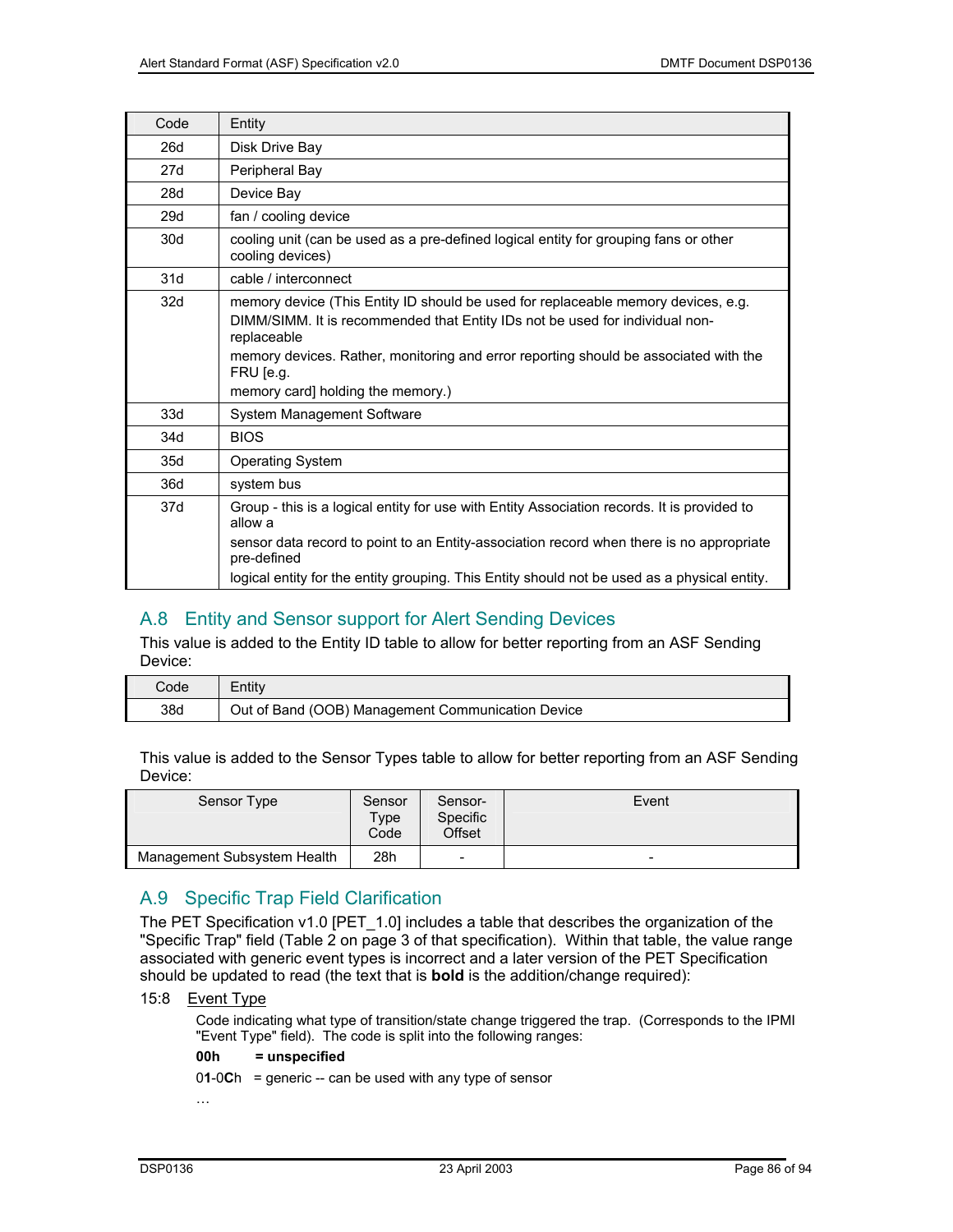| Code | Entity |
|---|---|
| 26d | Disk Drive Bay |
| 27d | Peripheral Bay |
| 28d | Device Bay |
| 29d | fan / cooling device |
| 30d | cooling unit (can be used as a pre-defined logical entity for grouping fans or other cooling devices) |
| 31d | cable / interconnect |
| 32d | memory device (This Entity ID should be used for replaceable memory devices, e.g. DIMM/SIMM. It is recommended that Entity IDs not be used for individual non-replaceable memory devices. Rather, monitoring and error reporting should be associated with the FRU [e.g. memory card] holding the memory.) |
| 33d | System Management Software |
| 34d | BIOS |
| 35d | Operating System |
| 36d | system bus |
| 37d | Group - this is a logical entity for use with Entity Association records. It is provided to allow a sensor data record to point to an Entity-association record when there is no appropriate pre-defined logical entity for the entity grouping. This Entity should not be used as a physical entity. |

## A.8 Entity and Sensor support for Alert Sending Devices

This value is added to the Entity ID table to allow for better reporting from an ASF Sending Device:

| Code | Entity |
|---|---|
| 38d | Out of Band (OOB) Management Communication Device |

This value is added to the Sensor Types table to allow for better reporting from an ASF Sending Device:

| Sensor Type | Sensor Type Code | Sensor-Specific Offset | Event |
|---|---|---|---|
| Management Subsystem Health | 28h | - | - |

## A.9 Specific Trap Field Clarification

The PET Specification v1.0 [PET_1.0] includes a table that describes the organization of the "Specific Trap" field (Table 2 on page 3 of that specification). Within that table, the value range associated with generic event types is incorrect and a later version of the PET Specification should be updated to read (the text that is **bold** is the addition/change required):

15:8 Event Type

Code indicating what type of transition/state change triggered the trap. (Corresponds to the IPMI "Event Type" field). The code is split into the following ranges:

**00h = unspecified**

0**1**-0**C**h = generic -- can be used with any type of sensor

…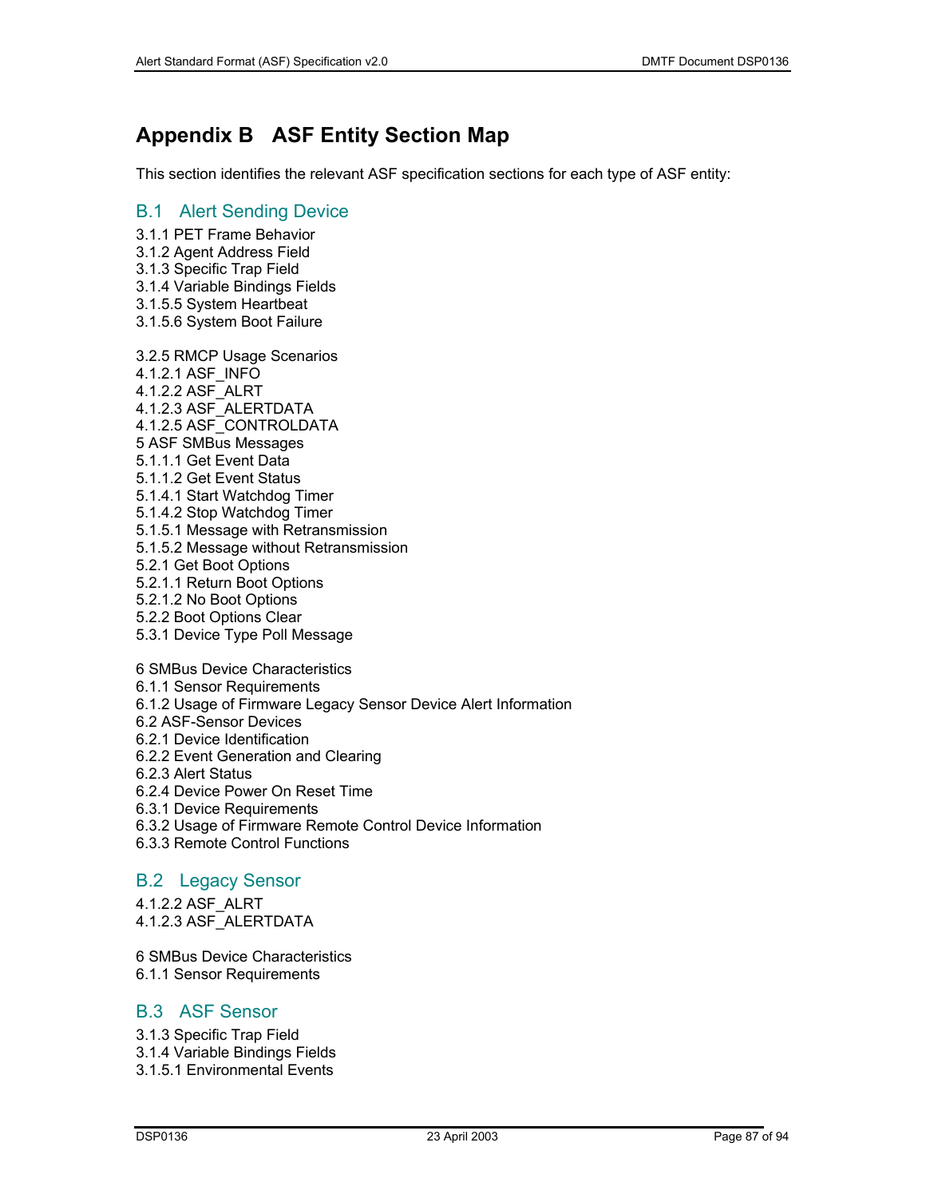# Appendix B ASF Entity Section Map

This section identifies the relevant ASF specification sections for each type of ASF entity:

## B.1 Alert Sending Device

3.1.1 PET Frame Behavior
3.1.2 Agent Address Field
3.1.3 Specific Trap Field
3.1.4 Variable Bindings Fields
3.1.5.5 System Heartbeat
3.1.5.6 System Boot Failure

3.2.5 RMCP Usage Scenarios
4.1.2.1 ASF_INFO
4.1.2.2 ASF_ALRT
4.1.2.3 ASF_ALERTDATA
4.1.2.5 ASF_CONTROLDATA
5 ASF SMBus Messages
5.1.1.1 Get Event Data
5.1.1.2 Get Event Status
5.1.4.1 Start Watchdog Timer
5.1.4.2 Stop Watchdog Timer
5.1.5.1 Message with Retransmission
5.1.5.2 Message without Retransmission
5.2.1 Get Boot Options
5.2.1.1 Return Boot Options
5.2.1.2 No Boot Options
5.2.2 Boot Options Clear
5.3.1 Device Type Poll Message

6 SMBus Device Characteristics
6.1.1 Sensor Requirements
6.1.2 Usage of Firmware Legacy Sensor Device Alert Information
6.2 ASF-Sensor Devices
6.2.1 Device Identification
6.2.2 Event Generation and Clearing
6.2.3 Alert Status
6.2.4 Device Power On Reset Time
6.3.1 Device Requirements
6.3.2 Usage of Firmware Remote Control Device Information
6.3.3 Remote Control Functions

## B.2 Legacy Sensor

4.1.2.2 ASF_ALRT
4.1.2.3 ASF_ALERTDATA

6 SMBus Device Characteristics
6.1.1 Sensor Requirements

## B.3 ASF Sensor

3.1.3 Specific Trap Field
3.1.4 Variable Bindings Fields
3.1.5.1 Environmental Events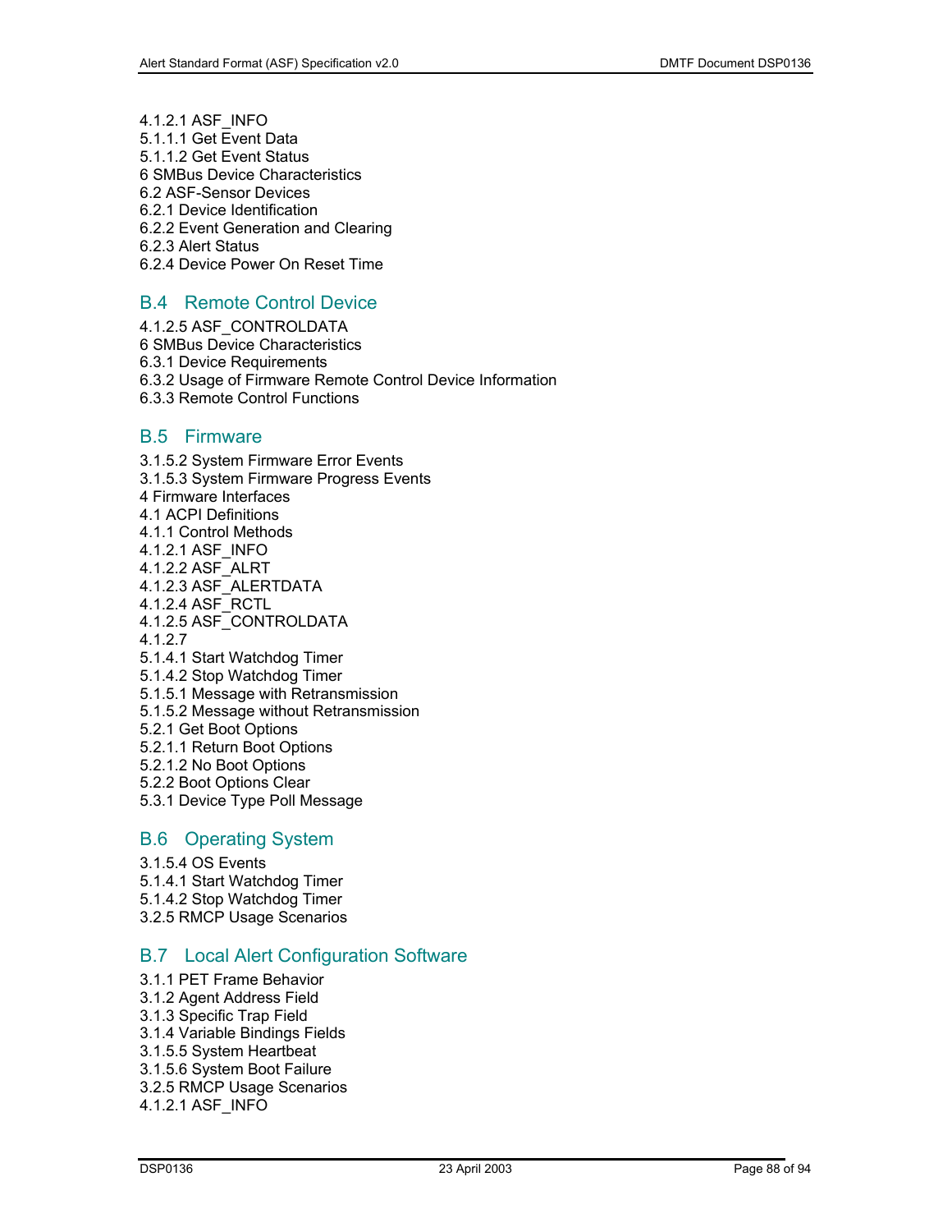4.1.2.1 ASF_INFO
5.1.1.1 Get Event Data
5.1.1.2 Get Event Status
6 SMBus Device Characteristics
6.2 ASF-Sensor Devices
6.2.1 Device Identification
6.2.2 Event Generation and Clearing
6.2.3 Alert Status
6.2.4 Device Power On Reset Time

## B.4 Remote Control Device

4.1.2.5 ASF_CONTROLDATA
6 SMBus Device Characteristics
6.3.1 Device Requirements
6.3.2 Usage of Firmware Remote Control Device Information
6.3.3 Remote Control Functions

## B.5 Firmware

3.1.5.2 System Firmware Error Events
3.1.5.3 System Firmware Progress Events
4 Firmware Interfaces
4.1 ACPI Definitions
4.1.1 Control Methods
4.1.2.1 ASF_INFO
4.1.2.2 ASF_ALRT
4.1.2.3 ASF_ALERTDATA
4.1.2.4 ASF_RCTL
4.1.2.5 ASF_CONTROLDATA
4.1.2.7
5.1.4.1 Start Watchdog Timer
5.1.4.2 Stop Watchdog Timer
5.1.5.1 Message with Retransmission
5.1.5.2 Message without Retransmission
5.2.1 Get Boot Options
5.2.1.1 Return Boot Options
5.2.1.2 No Boot Options
5.2.2 Boot Options Clear
5.3.1 Device Type Poll Message

## B.6 Operating System

3.1.5.4 OS Events
5.1.4.1 Start Watchdog Timer
5.1.4.2 Stop Watchdog Timer
3.2.5 RMCP Usage Scenarios

## B.7 Local Alert Configuration Software

3.1.1 PET Frame Behavior
3.1.2 Agent Address Field
3.1.3 Specific Trap Field
3.1.4 Variable Bindings Fields
3.1.5.5 System Heartbeat
3.1.5.6 System Boot Failure
3.2.5 RMCP Usage Scenarios
4.1.2.1 ASF_INFO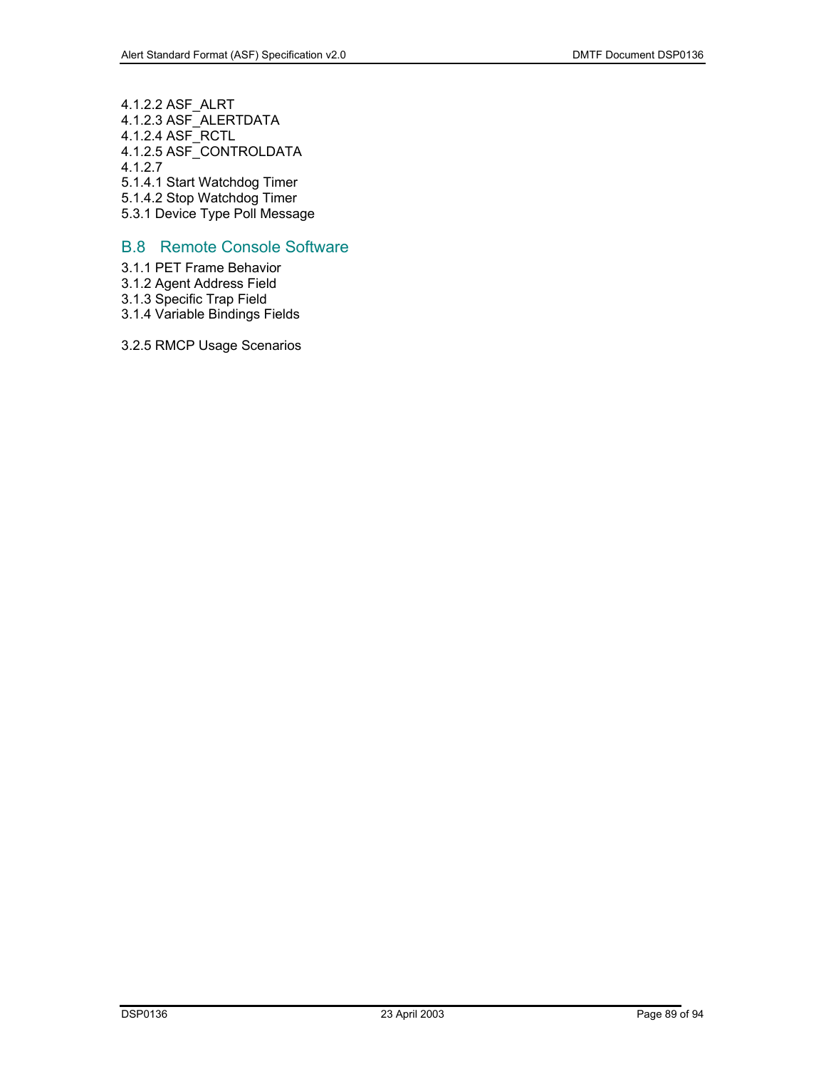4.1.2.2 ASF_ALRT
4.1.2.3 ASF_ALERTDATA
4.1.2.4 ASF_RCTL
4.1.2.5 ASF_CONTROLDATA
4.1.2.7
5.1.4.1 Start Watchdog Timer
5.1.4.2 Stop Watchdog Timer
5.3.1 Device Type Poll Message

## B.8 Remote Console Software

3.1.1 PET Frame Behavior
3.1.2 Agent Address Field
3.1.3 Specific Trap Field
3.1.4 Variable Bindings Fields

3.2.5 RMCP Usage Scenarios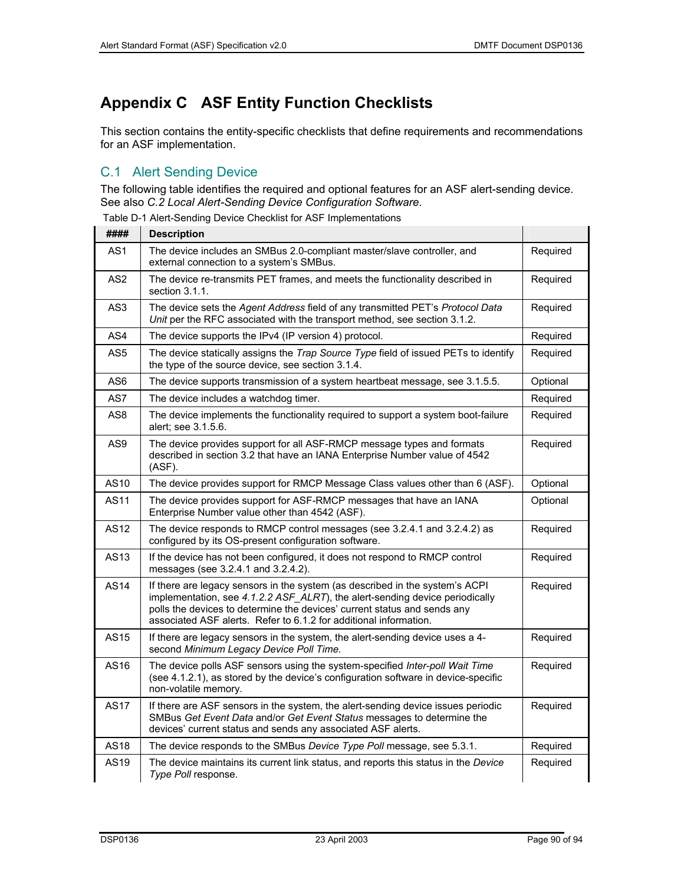# Appendix C ASF Entity Function Checklists

This section contains the entity-specific checklists that define requirements and recommendations for an ASF implementation.

## C.1 Alert Sending Device

The following table identifies the required and optional features for an ASF alert-sending device. See also *C.2 Local Alert-Sending Device Configuration Software*.

Table D-1 Alert-Sending Device Checklist for ASF Implementations

| #### | Description | |
|---|---|---|
| AS1 | The device includes an SMBus 2.0-compliant master/slave controller, and external connection to a system's SMBus. | Required |
| AS2 | The device re-transmits PET frames, and meets the functionality described in section 3.1.1. | Required |
| AS3 | The device sets the *Agent Address* field of any transmitted PET's *Protocol Data Unit* per the RFC associated with the transport method, see section 3.1.2. | Required |
| AS4 | The device supports the IPv4 (IP version 4) protocol. | Required |
| AS5 | The device statically assigns the *Trap Source Type* field of issued PETs to identify the type of the source device, see section 3.1.4. | Required |
| AS6 | The device supports transmission of a system heartbeat message, see 3.1.5.5. | Optional |
| AS7 | The device includes a watchdog timer. | Required |
| AS8 | The device implements the functionality required to support a system boot-failure alert; see 3.1.5.6. | Required |
| AS9 | The device provides support for all ASF-RMCP message types and formats described in section 3.2 that have an IANA Enterprise Number value of 4542 (ASF). | Required |
| AS10 | The device provides support for RMCP Message Class values other than 6 (ASF). | Optional |
| AS11 | The device provides support for ASF-RMCP messages that have an IANA Enterprise Number value other than 4542 (ASF). | Optional |
| AS12 | The device responds to RMCP control messages (see 3.2.4.1 and 3.2.4.2) as configured by its OS-present configuration software. | Required |
| AS13 | If the device has not been configured, it does not respond to RMCP control messages (see 3.2.4.1 and 3.2.4.2). | Required |
| AS14 | If there are legacy sensors in the system (as described in the system's ACPI implementation, see *4.1.2.2 ASF_ALRT*), the alert-sending device periodically polls the devices to determine the devices' current status and sends any associated ASF alerts. Refer to 6.1.2 for additional information. | Required |
| AS15 | If there are legacy sensors in the system, the alert-sending device uses a 4-second *Minimum Legacy Device Poll Time*. | Required |
| AS16 | The device polls ASF sensors using the system-specified *Inter-poll Wait Time* (see 4.1.2.1), as stored by the device's configuration software in device-specific non-volatile memory. | Required |
| AS17 | If there are ASF sensors in the system, the alert-sending device issues periodic SMBus *Get Event Data* and/or *Get Event Status* messages to determine the devices' current status and sends any associated ASF alerts. | Required |
| AS18 | The device responds to the SMBus *Device Type Poll* message, see 5.3.1. | Required |
| AS19 | The device maintains its current link status, and reports this status in the *Device Type Poll* response. | Required |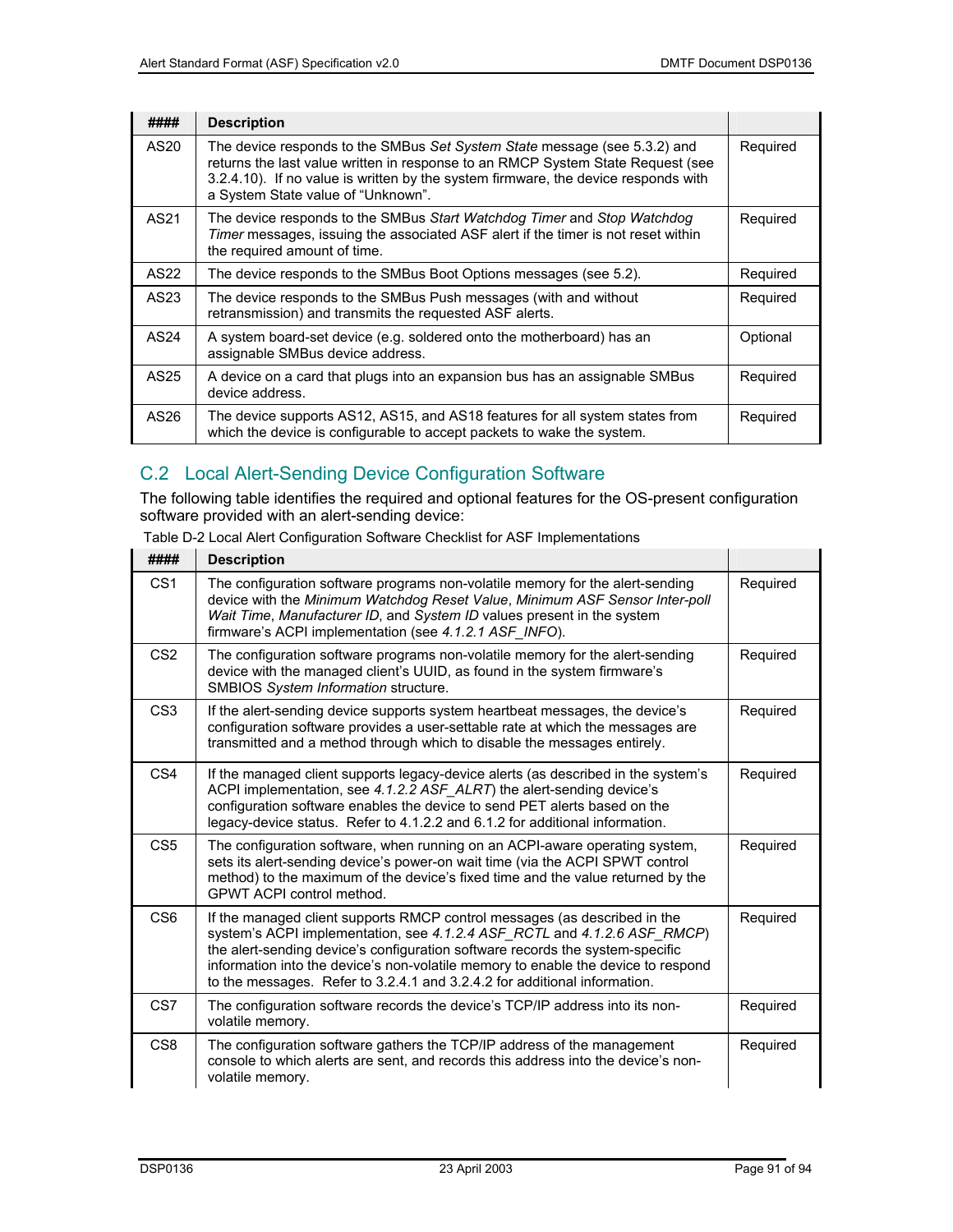| #### | Description | |
|---|---|---|
| AS20 | The device responds to the SMBus *Set System State* message (see 5.3.2) and returns the last value written in response to an RMCP System State Request (see 3.2.4.10). If no value is written by the system firmware, the device responds with a System State value of "Unknown". | Required |
| AS21 | The device responds to the SMBus *Start Watchdog Timer* and *Stop Watchdog Timer* messages, issuing the associated ASF alert if the timer is not reset within the required amount of time. | Required |
| AS22 | The device responds to the SMBus Boot Options messages (see 5.2). | Required |
| AS23 | The device responds to the SMBus Push messages (with and without retransmission) and transmits the requested ASF alerts. | Required |
| AS24 | A system board-set device (e.g. soldered onto the motherboard) has an assignable SMBus device address. | Optional |
| AS25 | A device on a card that plugs into an expansion bus has an assignable SMBus device address. | Required |
| AS26 | The device supports AS12, AS15, and AS18 features for all system states from which the device is configurable to accept packets to wake the system. | Required |

## C.2 Local Alert-Sending Device Configuration Software

The following table identifies the required and optional features for the OS-present configuration software provided with an alert-sending device:

Table D-2 Local Alert Configuration Software Checklist for ASF Implementations

| #### | Description | |
|---|---|---|
| CS1 | The configuration software programs non-volatile memory for the alert-sending device with the *Minimum Watchdog Reset Value*, *Minimum ASF Sensor Inter-poll Wait Time*, *Manufacturer ID*, and *System ID* values present in the system firmware's ACPI implementation (see *4.1.2.1 ASF_INFO*). | Required |
| CS2 | The configuration software programs non-volatile memory for the alert-sending device with the managed client's UUID, as found in the system firmware's SMBIOS *System Information* structure. | Required |
| CS3 | If the alert-sending device supports system heartbeat messages, the device's configuration software provides a user-settable rate at which the messages are transmitted and a method through which to disable the messages entirely. | Required |
| CS4 | If the managed client supports legacy-device alerts (as described in the system's ACPI implementation, see *4.1.2.2 ASF_ALRT*) the alert-sending device's configuration software enables the device to send PET alerts based on the legacy-device status. Refer to 4.1.2.2 and 6.1.2 for additional information. | Required |
| CS5 | The configuration software, when running on an ACPI-aware operating system, sets its alert-sending device's power-on wait time (via the ACPI SPWT control method) to the maximum of the device's fixed time and the value returned by the GPWT ACPI control method. | Required |
| CS6 | If the managed client supports RMCP control messages (as described in the system's ACPI implementation, see *4.1.2.4 ASF_RCTL* and *4.1.2.6 ASF_RMCP*) the alert-sending device's configuration software records the system-specific information into the device's non-volatile memory to enable the device to respond to the messages. Refer to 3.2.4.1 and 3.2.4.2 for additional information. | Required |
| CS7 | The configuration software records the device's TCP/IP address into its non-volatile memory. | Required |
| CS8 | The configuration software gathers the TCP/IP address of the management console to which alerts are sent, and records this address into the device's non-volatile memory. | Required |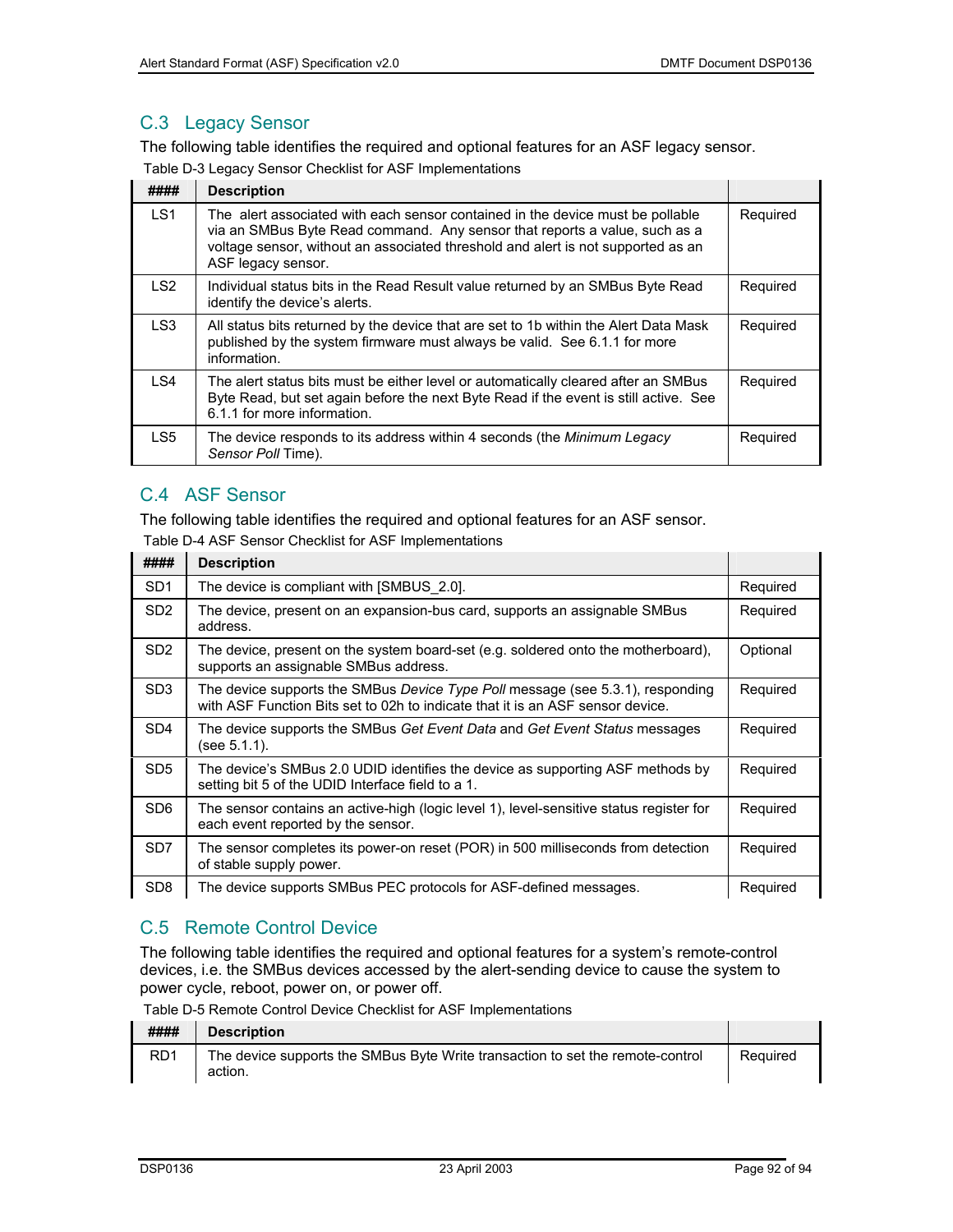## C.3 Legacy Sensor

The following table identifies the required and optional features for an ASF legacy sensor.

Table D-3 Legacy Sensor Checklist for ASF Implementations

| #### | Description | |
|---|---|---|
| LS1 | The alert associated with each sensor contained in the device must be pollable via an SMBus Byte Read command. Any sensor that reports a value, such as a voltage sensor, without an associated threshold and alert is not supported as an ASF legacy sensor. | Required |
| LS2 | Individual status bits in the Read Result value returned by an SMBus Byte Read identify the device's alerts. | Required |
| LS3 | All status bits returned by the device that are set to 1b within the Alert Data Mask published by the system firmware must always be valid. See 6.1.1 for more information. | Required |
| LS4 | The alert status bits must be either level or automatically cleared after an SMBus Byte Read, but set again before the next Byte Read if the event is still active. See 6.1.1 for more information. | Required |
| LS5 | The device responds to its address within 4 seconds (the *Minimum Legacy Sensor Poll* Time). | Required |

## C.4 ASF Sensor

The following table identifies the required and optional features for an ASF sensor.

Table D-4 ASF Sensor Checklist for ASF Implementations

| #### | Description | |
|---|---|---|
| SD1 | The device is compliant with [SMBUS_2.0]. | Required |
| SD2 | The device, present on an expansion-bus card, supports an assignable SMBus address. | Required |
| SD2 | The device, present on the system board-set (e.g. soldered onto the motherboard), supports an assignable SMBus address. | Optional |
| SD3 | The device supports the SMBus *Device Type Poll* message (see 5.3.1), responding with ASF Function Bits set to 02h to indicate that it is an ASF sensor device. | Required |
| SD4 | The device supports the SMBus *Get Event Data* and *Get Event Status* messages (see 5.1.1). | Required |
| SD5 | The device's SMBus 2.0 UDID identifies the device as supporting ASF methods by setting bit 5 of the UDID Interface field to a 1. | Required |
| SD6 | The sensor contains an active-high (logic level 1), level-sensitive status register for each event reported by the sensor. | Required |
| SD7 | The sensor completes its power-on reset (POR) in 500 milliseconds from detection of stable supply power. | Required |
| SD8 | The device supports SMBus PEC protocols for ASF-defined messages. | Required |

## C.5 Remote Control Device

The following table identifies the required and optional features for a system's remote-control devices, i.e. the SMBus devices accessed by the alert-sending device to cause the system to power cycle, reboot, power on, or power off.

Table D-5 Remote Control Device Checklist for ASF Implementations

| #### | Description | |
|---|---|---|
| RD1 | The device supports the SMBus Byte Write transaction to set the remote-control action. | Required |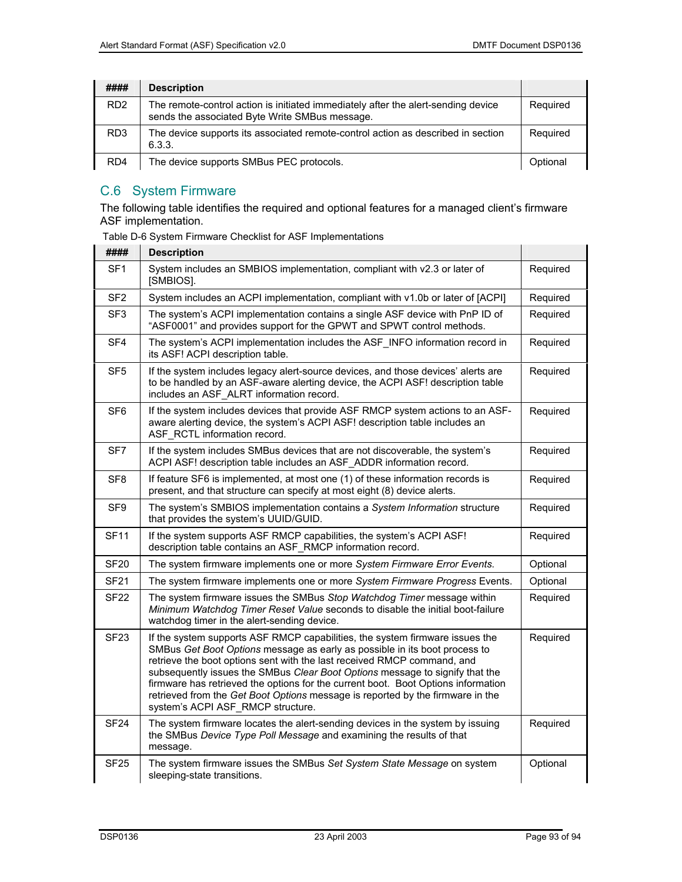| #### | Description | |
|---|---|---|
| RD2 | The remote-control action is initiated immediately after the alert-sending device sends the associated Byte Write SMBus message. | Required |
| RD3 | The device supports its associated remote-control action as described in section 6.3.3. | Required |
| RD4 | The device supports SMBus PEC protocols. | Optional |

## C.6 System Firmware

The following table identifies the required and optional features for a managed client's firmware ASF implementation.

Table D-6 System Firmware Checklist for ASF Implementations

| #### | Description | |
|---|---|---|
| SF1 | System includes an SMBIOS implementation, compliant with v2.3 or later of [SMBIOS]. | Required |
| SF2 | System includes an ACPI implementation, compliant with v1.0b or later of [ACPI] | Required |
| SF3 | The system's ACPI implementation contains a single ASF device with PnP ID of "ASF0001" and provides support for the GPWT and SPWT control methods. | Required |
| SF4 | The system's ACPI implementation includes the ASF_INFO information record in its ASF! ACPI description table. | Required |
| SF5 | If the system includes legacy alert-source devices, and those devices' alerts are to be handled by an ASF-aware alerting device, the ACPI ASF! description table includes an ASF_ALRT information record. | Required |
| SF6 | If the system includes devices that provide ASF RMCP system actions to an ASF-aware alerting device, the system's ACPI ASF! description table includes an ASF_RCTL information record. | Required |
| SF7 | If the system includes SMBus devices that are not discoverable, the system's ACPI ASF! description table includes an ASF_ADDR information record. | Required |
| SF8 | If feature SF6 is implemented, at most one (1) of these information records is present, and that structure can specify at most eight (8) device alerts. | Required |
| SF9 | The system's SMBIOS implementation contains a *System Information* structure that provides the system's UUID/GUID. | Required |
| SF11 | If the system supports ASF RMCP capabilities, the system's ACPI ASF! description table contains an ASF_RMCP information record. | Required |
| SF20 | The system firmware implements one or more *System Firmware Error Events.* | Optional |
| SF21 | The system firmware implements one or more *System Firmware Progress* Events. | Optional |
| SF22 | The system firmware issues the SMBus *Stop Watchdog Timer* message within *Minimum Watchdog Timer Reset Value* seconds to disable the initial boot-failure watchdog timer in the alert-sending device. | Required |
| SF23 | If the system supports ASF RMCP capabilities, the system firmware issues the SMBus *Get Boot Options* message as early as possible in its boot process to retrieve the boot options sent with the last received RMCP command, and subsequently issues the SMBus *Clear Boot Options* message to signify that the firmware has retrieved the options for the current boot. Boot Options information retrieved from the *Get Boot Options* message is reported by the firmware in the system's ACPI ASF_RMCP structure. | Required |
| SF24 | The system firmware locates the alert-sending devices in the system by issuing the SMBus *Device Type Poll Message* and examining the results of that message. | Required |
| SF25 | The system firmware issues the SMBus *Set System State Message* on system sleeping-state transitions. | Optional |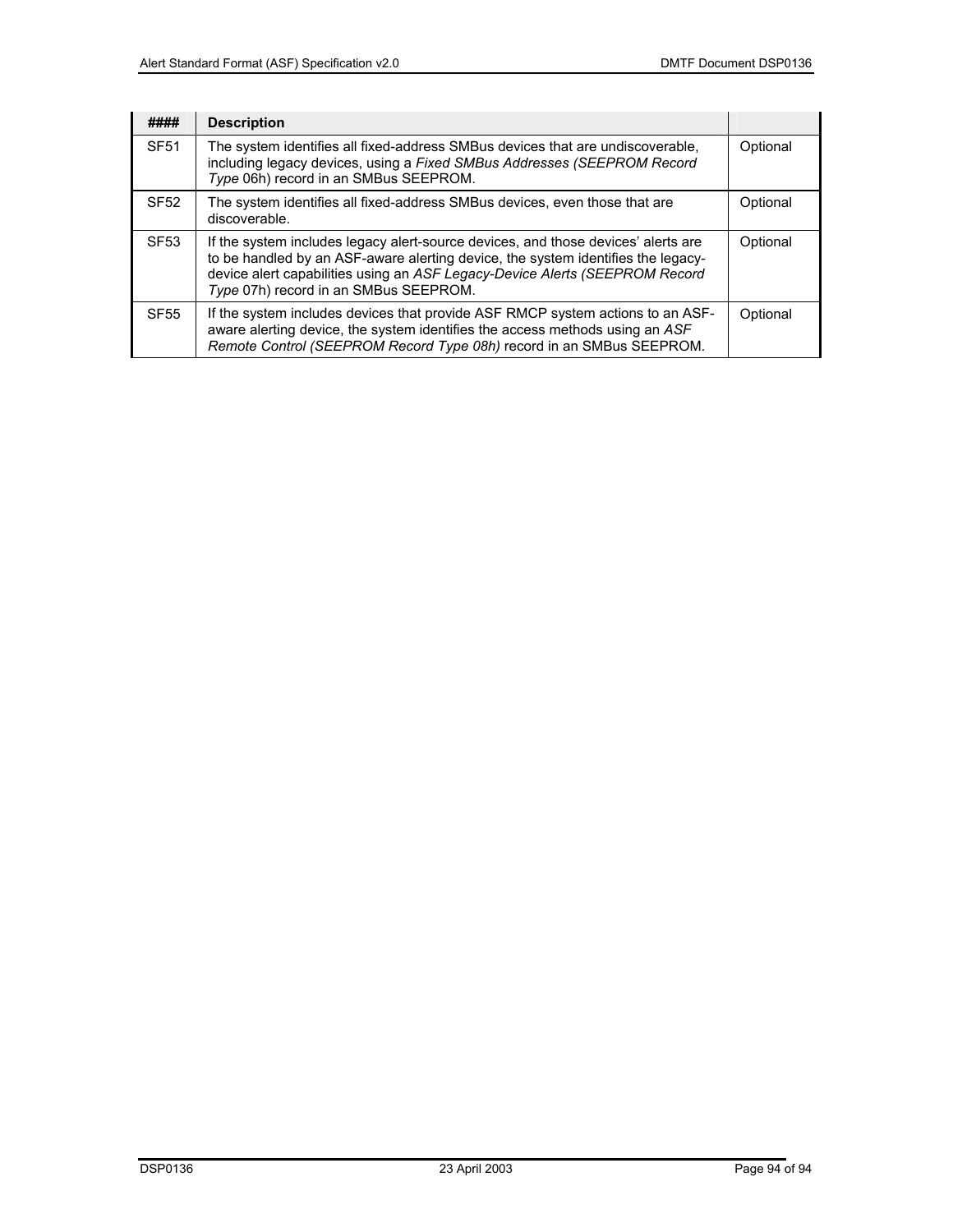| #### | Description | |
|---|---|---|
| SF51 | The system identifies all fixed-address SMBus devices that are undiscoverable, including legacy devices, using a *Fixed SMBus Addresses (SEEPROM Record Type* 06h) record in an SMBus SEEPROM. | Optional |
| SF52 | The system identifies all fixed-address SMBus devices, even those that are discoverable. | Optional |
| SF53 | If the system includes legacy alert-source devices, and those devices' alerts are to be handled by an ASF-aware alerting device, the system identifies the legacy-device alert capabilities using an *ASF Legacy-Device Alerts (SEEPROM Record Type* 07h) record in an SMBus SEEPROM. | Optional |
| SF55 | If the system includes devices that provide ASF RMCP system actions to an ASF-aware alerting device, the system identifies the access methods using an *ASF Remote Control (SEEPROM Record Type 08h)* record in an SMBus SEEPROM. | Optional |